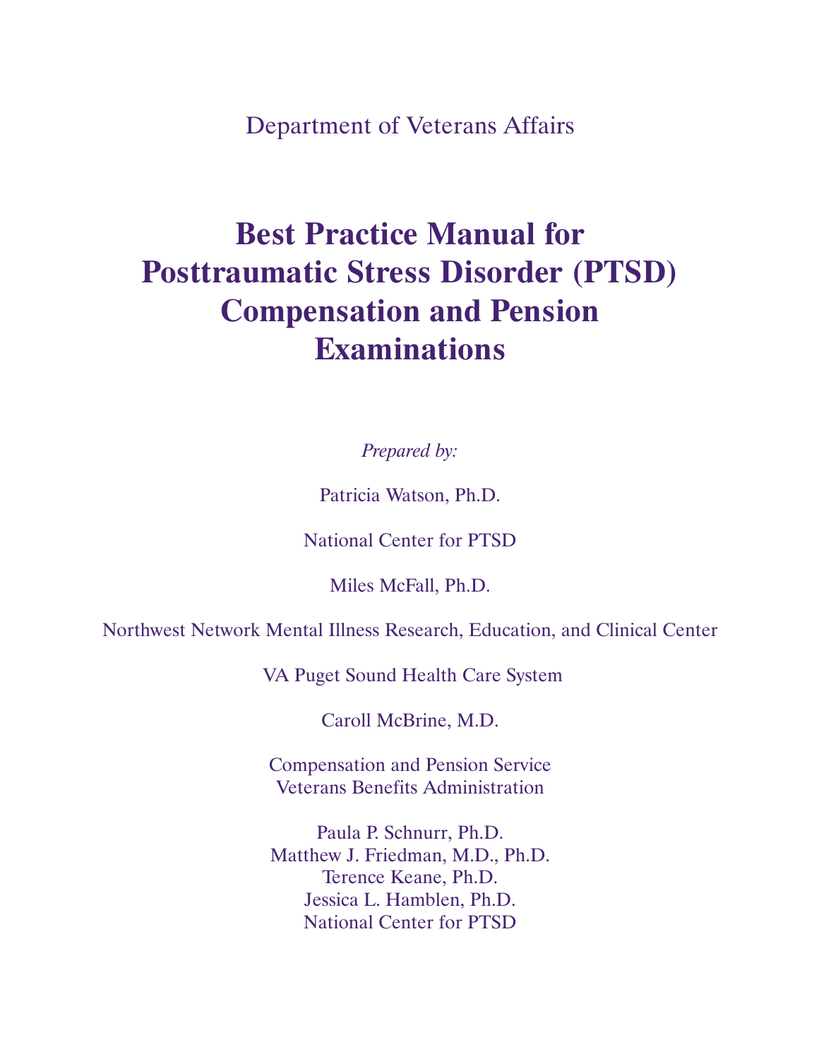Department of Veterans Affairs

# Best Practice Manual for Posttraumatic Stress Disorder (PTSD) Compensation and Pension Examinations

*Prepared by:*

Patricia Watson, Ph.D.

National Center for PTSD

Miles McFall, Ph.D.

Northwest Network Mental Illness Research, Education, and Clinical Center

VA Puget Sound Health Care System

Caroll McBrine, M.D.

Compensation and Pension Service
Veterans Benefits Administration

Paula P. Schnurr, Ph.D.
Matthew J. Friedman, M.D., Ph.D.
Terence Keane, Ph.D.
Jessica L. Hamblen, Ph.D.
National Center for PTSD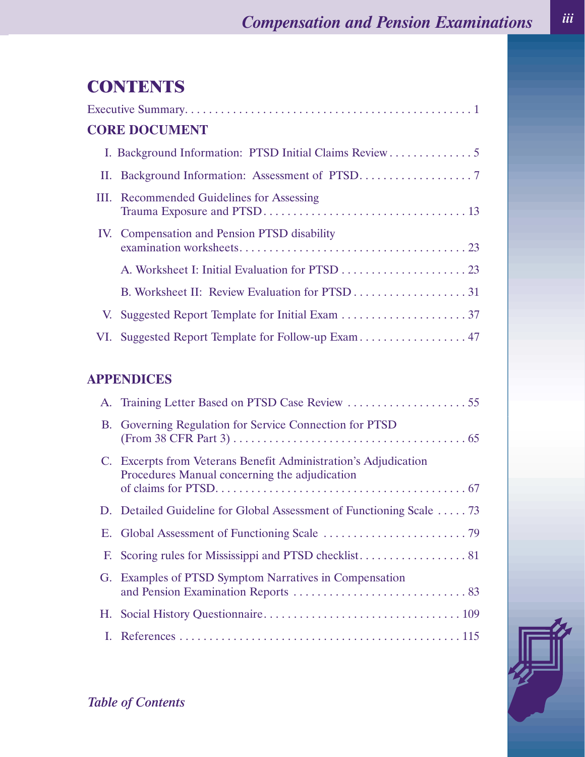# CONTENTS

Executive Summary . . . . . . . . . . . . . . . . . . . . . . . . . . . . . . . . . . . . . . . . . . . . . . . 1

## CORE DOCUMENT

I. Background Information: PTSD Initial Claims Review . . . . . . . . . . . . . . 5

II. Background Information: Assessment of PTSD . . . . . . . . . . . . . . . . . . . 7

III. Recommended Guidelines for Assessing Trauma Exposure and PTSD . . . . . . . . . . . . . . . . . . . . . . . . . . . . . . . . . . 13

IV. Compensation and Pension PTSD disability examination worksheets . . . . . . . . . . . . . . . . . . . . . . . . . . . . . . . . . . . . . 23

- A. Worksheet I: Initial Evaluation for PTSD . . . . . . . . . . . . . . . . . . . . . 23
- B. Worksheet II: Review Evaluation for PTSD . . . . . . . . . . . . . . . . . . . 31

V. Suggested Report Template for Initial Exam . . . . . . . . . . . . . . . . . . . . . 37

VI. Suggested Report Template for Follow-up Exam . . . . . . . . . . . . . . . . . . 47

## APPENDICES

A. Training Letter Based on PTSD Case Review . . . . . . . . . . . . . . . . . . . . 55

B. Governing Regulation for Service Connection for PTSD (From 38 CFR Part 3) . . . . . . . . . . . . . . . . . . . . . . . . . . . . . . . . . . . . . . 65

C. Excerpts from Veterans Benefit Administration's Adjudication Procedures Manual concerning the adjudication of claims for PTSD . . . . . . . . . . . . . . . . . . . . . . . . . . . . . . . . . . . . . . . . 67

D. Detailed Guideline for Global Assessment of Functioning Scale . . . . . 73

E. Global Assessment of Functioning Scale . . . . . . . . . . . . . . . . . . . . . . . . 79

F. Scoring rules for Mississippi and PTSD checklist . . . . . . . . . . . . . . . . . . 81

G. Examples of PTSD Symptom Narratives in Compensation and Pension Examination Reports . . . . . . . . . . . . . . . . . . . . . . . . . . . . . 83

H. Social History Questionnaire . . . . . . . . . . . . . . . . . . . . . . . . . . . . . . . . 109

I. References . . . . . . . . . . . . . . . . . . . . . . . . . . . . . . . . . . . . . . . . . . . . . . 115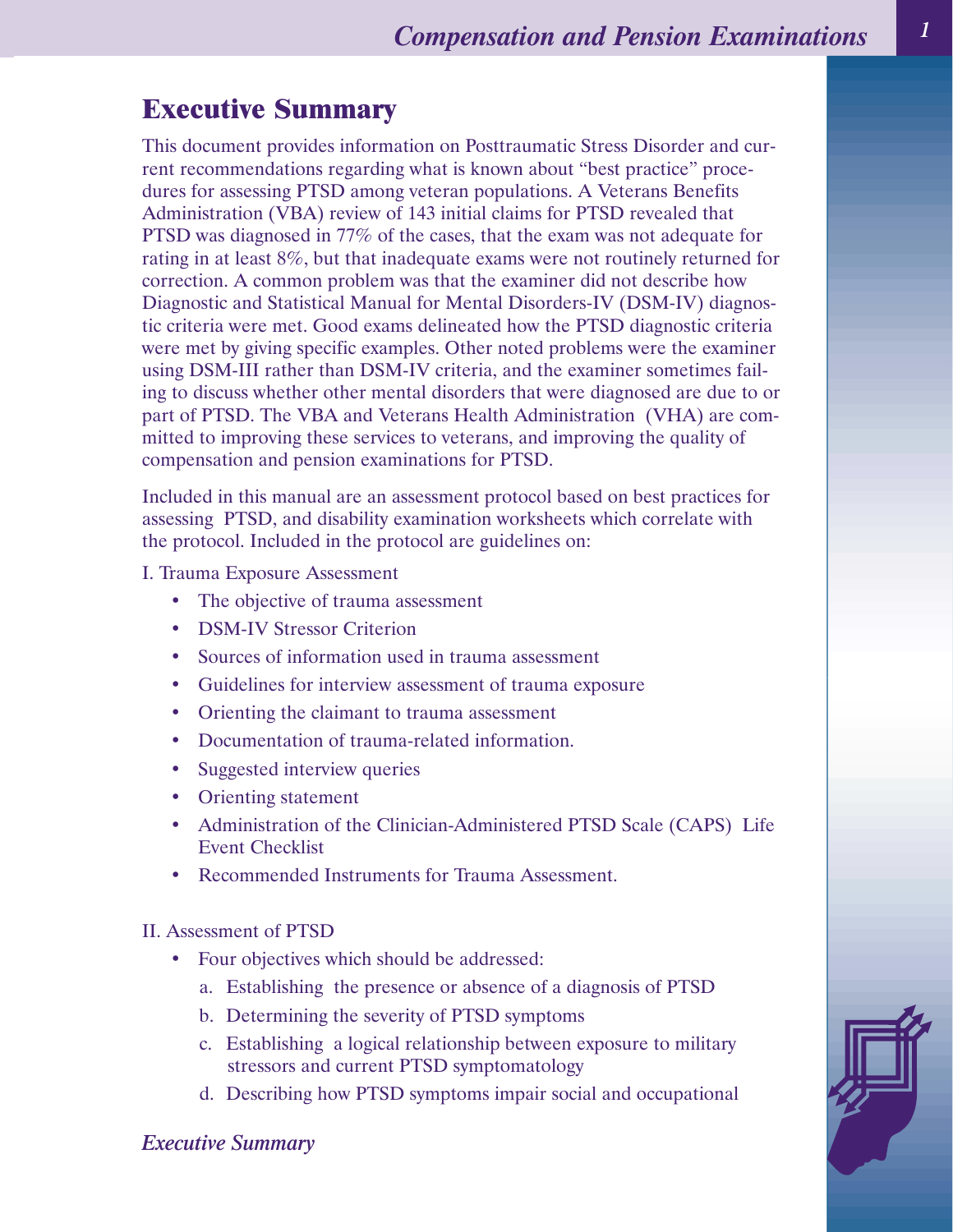## Executive Summary

This document provides information on Posttraumatic Stress Disorder and current recommendations regarding what is known about "best practice" procedures for assessing PTSD among veteran populations. A Veterans Benefits Administration (VBA) review of 143 initial claims for PTSD revealed that PTSD was diagnosed in 77% of the cases, that the exam was not adequate for rating in at least 8%, but that inadequate exams were not routinely returned for correction. A common problem was that the examiner did not describe how Diagnostic and Statistical Manual for Mental Disorders-IV (DSM-IV) diagnostic criteria were met. Good exams delineated how the PTSD diagnostic criteria were met by giving specific examples. Other noted problems were the examiner using DSM-III rather than DSM-IV criteria, and the examiner sometimes failing to discuss whether other mental disorders that were diagnosed are due to or part of PTSD. The VBA and Veterans Health Administration (VHA) are committed to improving these services to veterans, and improving the quality of compensation and pension examinations for PTSD.

Included in this manual are an assessment protocol based on best practices for assessing PTSD, and disability examination worksheets which correlate with the protocol. Included in the protocol are guidelines on:

I. Trauma Exposure Assessment

- The objective of trauma assessment
- DSM-IV Stressor Criterion
- Sources of information used in trauma assessment
- Guidelines for interview assessment of trauma exposure
- Orienting the claimant to trauma assessment
- Documentation of trauma-related information.
- Suggested interview queries
- Orienting statement
- Administration of the Clinician-Administered PTSD Scale (CAPS) Life Event Checklist
- Recommended Instruments for Trauma Assessment.

II. Assessment of PTSD

- Four objectives which should be addressed:
  - a. Establishing the presence or absence of a diagnosis of PTSD
  - b. Determining the severity of PTSD symptoms
  - c. Establishing a logical relationship between exposure to military stressors and current PTSD symptomatology
  - d. Describing how PTSD symptoms impair social and occupational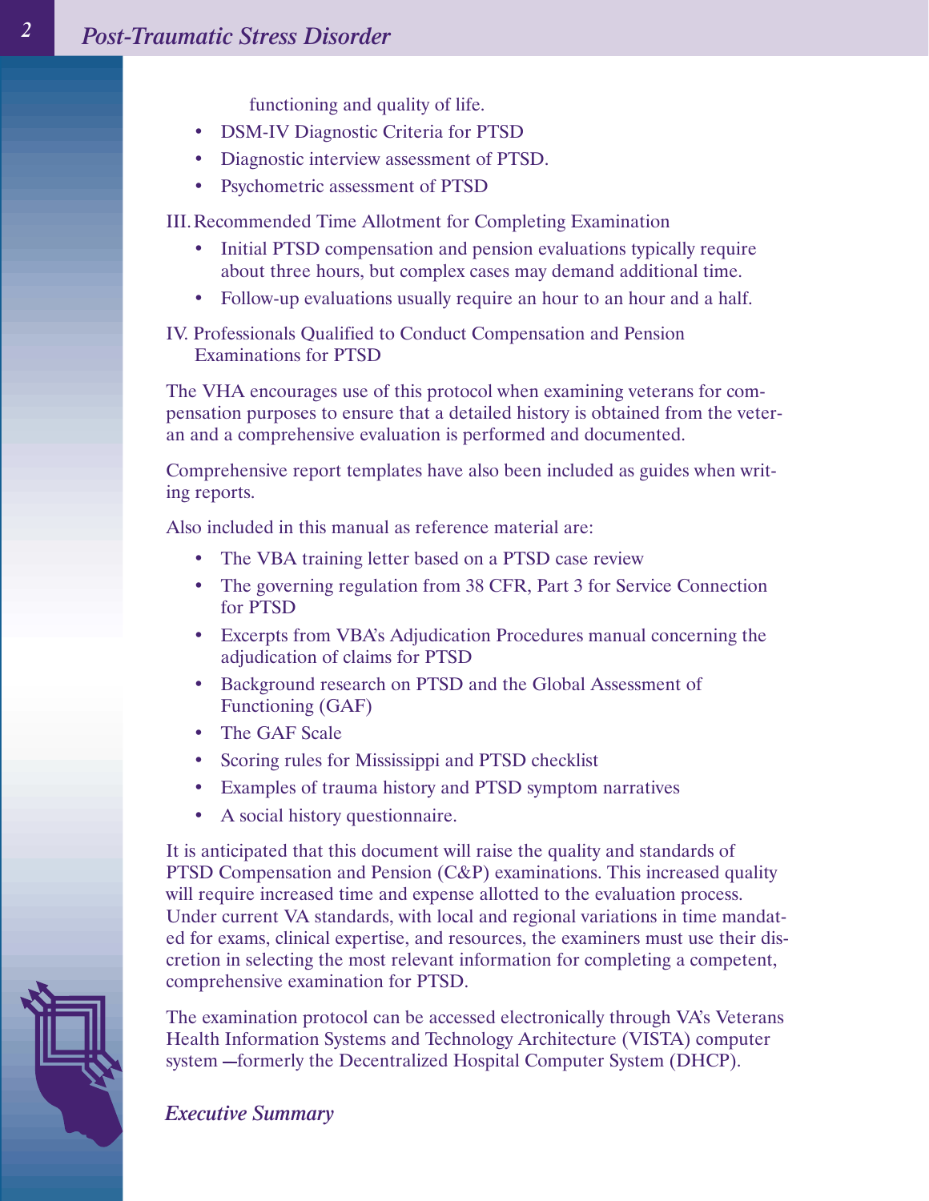functioning and quality of life.

- DSM-IV Diagnostic Criteria for PTSD
- Diagnostic interview assessment of PTSD.
- Psychometric assessment of PTSD

III. Recommended Time Allotment for Completing Examination

- Initial PTSD compensation and pension evaluations typically require about three hours, but complex cases may demand additional time.
- Follow-up evaluations usually require an hour to an hour and a half.

IV. Professionals Qualified to Conduct Compensation and Pension Examinations for PTSD

The VHA encourages use of this protocol when examining veterans for compensation purposes to ensure that a detailed history is obtained from the veteran and a comprehensive evaluation is performed and documented.

Comprehensive report templates have also been included as guides when writing reports.

Also included in this manual as reference material are:

- The VBA training letter based on a PTSD case review
- The governing regulation from 38 CFR, Part 3 for Service Connection for PTSD
- Excerpts from VBA's Adjudication Procedures manual concerning the adjudication of claims for PTSD
- Background research on PTSD and the Global Assessment of Functioning (GAF)
- The GAF Scale
- Scoring rules for Mississippi and PTSD checklist
- Examples of trauma history and PTSD symptom narratives
- A social history questionnaire.

It is anticipated that this document will raise the quality and standards of PTSD Compensation and Pension (C&P) examinations. This increased quality will require increased time and expense allotted to the evaluation process. Under current VA standards, with local and regional variations in time mandated for exams, clinical expertise, and resources, the examiners must use their discretion in selecting the most relevant information for completing a competent, comprehensive examination for PTSD.

The examination protocol can be accessed electronically through VA's Veterans Health Information Systems and Technology Architecture (VISTA) computer system —formerly the Decentralized Hospital Computer System (DHCP).

*Executive Summary*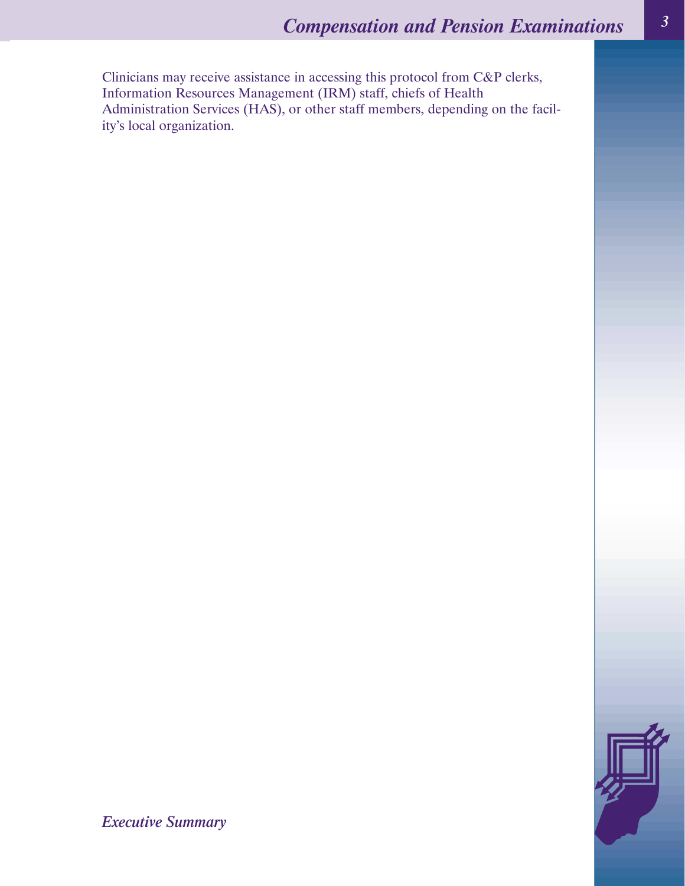Clinicians may receive assistance in accessing this protocol from C&P clerks, Information Resources Management (IRM) staff, chiefs of Health Administration Services (HAS), or other staff members, depending on the facility's local organization.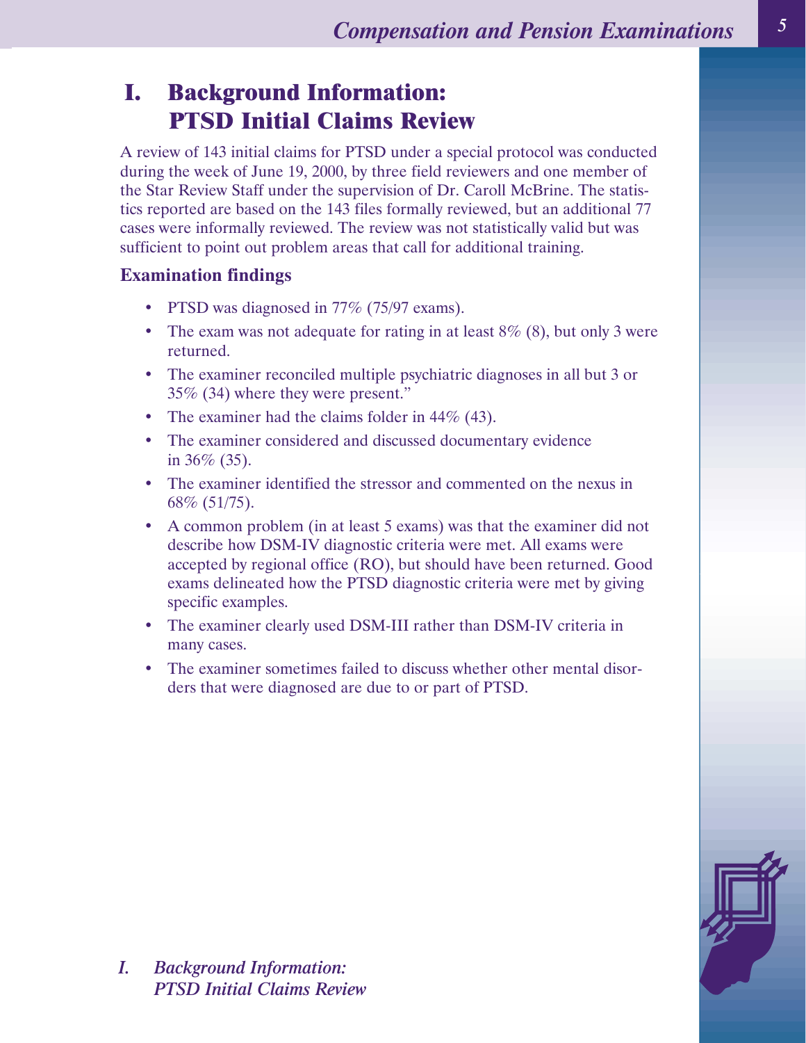# I. Background Information: PTSD Initial Claims Review

A review of 143 initial claims for PTSD under a special protocol was conducted during the week of June 19, 2000, by three field reviewers and one member of the Star Review Staff under the supervision of Dr. Caroll McBrine. The statistics reported are based on the 143 files formally reviewed, but an additional 77 cases were informally reviewed. The review was not statistically valid but was sufficient to point out problem areas that call for additional training.

### Examination findings

- PTSD was diagnosed in 77% (75/97 exams).
- The exam was not adequate for rating in at least 8% (8), but only 3 were returned.
- The examiner reconciled multiple psychiatric diagnoses in all but 3 or 35% (34) where they were present."
- The examiner had the claims folder in 44% (43).
- The examiner considered and discussed documentary evidence in 36% (35).
- The examiner identified the stressor and commented on the nexus in 68% (51/75).
- A common problem (in at least 5 exams) was that the examiner did not describe how DSM-IV diagnostic criteria were met. All exams were accepted by regional office (RO), but should have been returned. Good exams delineated how the PTSD diagnostic criteria were met by giving specific examples.
- The examiner clearly used DSM-III rather than DSM-IV criteria in many cases.
- The examiner sometimes failed to discuss whether other mental disorders that were diagnosed are due to or part of PTSD.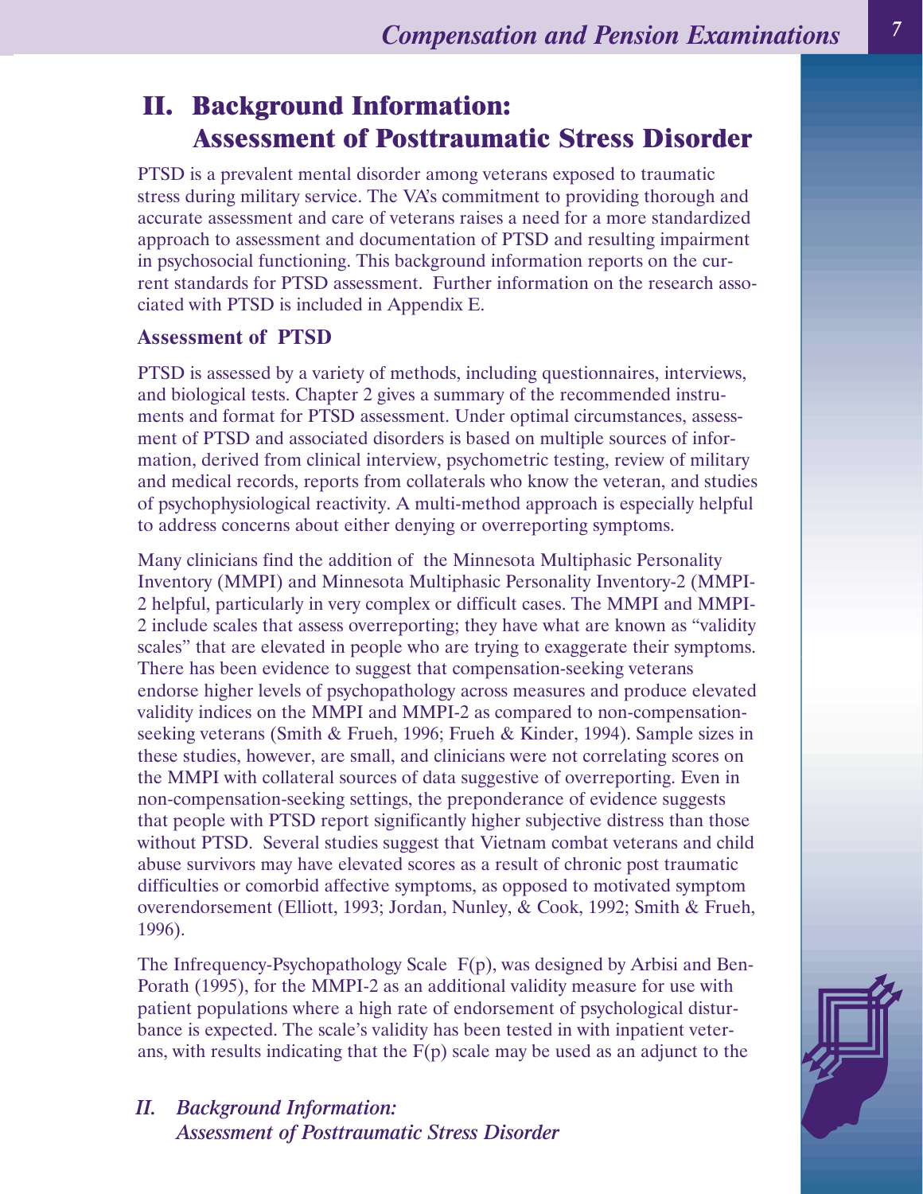# II. Background Information: Assessment of Posttraumatic Stress Disorder

PTSD is a prevalent mental disorder among veterans exposed to traumatic stress during military service. The VA's commitment to providing thorough and accurate assessment and care of veterans raises a need for a more standardized approach to assessment and documentation of PTSD and resulting impairment in psychosocial functioning. This background information reports on the current standards for PTSD assessment. Further information on the research associated with PTSD is included in Appendix E.

## Assessment of PTSD

PTSD is assessed by a variety of methods, including questionnaires, interviews, and biological tests. Chapter 2 gives a summary of the recommended instruments and format for PTSD assessment. Under optimal circumstances, assessment of PTSD and associated disorders is based on multiple sources of information, derived from clinical interview, psychometric testing, review of military and medical records, reports from collaterals who know the veteran, and studies of psychophysiological reactivity. A multi-method approach is especially helpful to address concerns about either denying or overreporting symptoms.

Many clinicians find the addition of the Minnesota Multiphasic Personality Inventory (MMPI) and Minnesota Multiphasic Personality Inventory-2 (MMPI-2 helpful, particularly in very complex or difficult cases. The MMPI and MMPI-2 include scales that assess overreporting; they have what are known as "validity scales" that are elevated in people who are trying to exaggerate their symptoms. There has been evidence to suggest that compensation-seeking veterans endorse higher levels of psychopathology across measures and produce elevated validity indices on the MMPI and MMPI-2 as compared to non-compensation-seeking veterans (Smith & Frueh, 1996; Frueh & Kinder, 1994). Sample sizes in these studies, however, are small, and clinicians were not correlating scores on the MMPI with collateral sources of data suggestive of overreporting. Even in non-compensation-seeking settings, the preponderance of evidence suggests that people with PTSD report significantly higher subjective distress than those without PTSD. Several studies suggest that Vietnam combat veterans and child abuse survivors may have elevated scores as a result of chronic post traumatic difficulties or comorbid affective symptoms, as opposed to motivated symptom overendorsement (Elliott, 1993; Jordan, Nunley, & Cook, 1992; Smith & Frueh, 1996).

The Infrequency-Psychopathology Scale F(p), was designed by Arbisi and Ben-Porath (1995), for the MMPI-2 as an additional validity measure for use with patient populations where a high rate of endorsement of psychological disturbance is expected. The scale's validity has been tested in with inpatient veterans, with results indicating that the F(p) scale may be used as an adjunct to the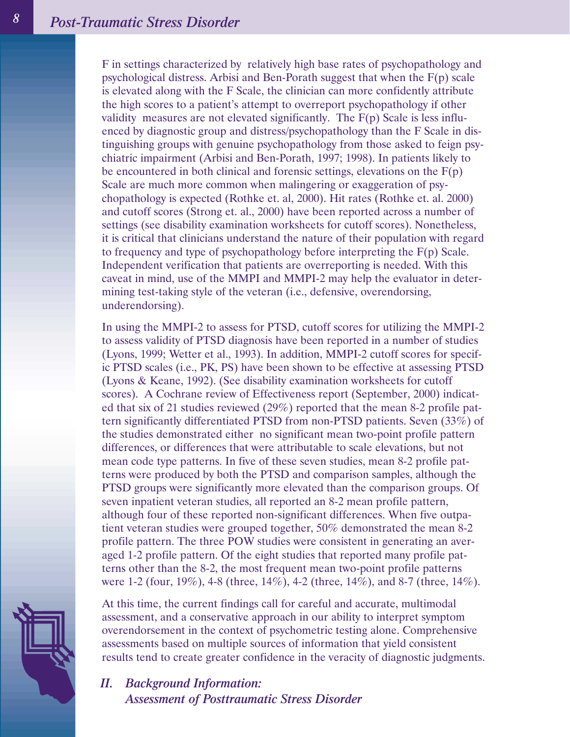F in settings characterized by relatively high base rates of psychopathology and psychological distress. Arbisi and Ben-Porath suggest that when the F(p) scale is elevated along with the F Scale, the clinician can more confidently attribute the high scores to a patient's attempt to overreport psychopathology if other validity measures are not elevated significantly. The F(p) Scale is less influenced by diagnostic group and distress/psychopathology than the F Scale in distinguishing groups with genuine psychopathology from those asked to feign psychiatric impairment (Arbisi and Ben-Porath, 1997; 1998). In patients likely to be encountered in both clinical and forensic settings, elevations on the F(p) Scale are much more common when malingering or exaggeration of psychopathology is expected (Rothke et. al, 2000). Hit rates (Rothke et. al. 2000) and cutoff scores (Strong et. al., 2000) have been reported across a number of settings (see disability examination worksheets for cutoff scores). Nonetheless, it is critical that clinicians understand the nature of their population with regard to frequency and type of psychopathology before interpreting the F(p) Scale. Independent verification that patients are overreporting is needed. With this caveat in mind, use of the MMPI and MMPI-2 may help the evaluator in determining test-taking style of the veteran (i.e., defensive, overendorsing, underendorsing).

In using the MMPI-2 to assess for PTSD, cutoff scores for utilizing the MMPI-2 to assess validity of PTSD diagnosis have been reported in a number of studies (Lyons, 1999; Wetter et al., 1993). In addition, MMPI-2 cutoff scores for specific PTSD scales (i.e., PK, PS) have been shown to be effective at assessing PTSD (Lyons & Keane, 1992). (See disability examination worksheets for cutoff scores). A Cochrane review of Effectiveness report (September, 2000) indicated that six of 21 studies reviewed (29%) reported that the mean 8-2 profile pattern significantly differentiated PTSD from non-PTSD patients. Seven (33%) of the studies demonstrated either no significant mean two-point profile pattern differences, or differences that were attributable to scale elevations, but not mean code type patterns. In five of these seven studies, mean 8-2 profile patterns were produced by both the PTSD and comparison samples, although the PTSD groups were significantly more elevated than the comparison groups. Of seven inpatient veteran studies, all reported an 8-2 mean profile pattern, although four of these reported non-significant differences. When five outpatient veteran studies were grouped together, 50% demonstrated the mean 8-2 profile pattern. The three POW studies were consistent in generating an averaged 1-2 profile pattern. Of the eight studies that reported many profile patterns other than the 8-2, the most frequent mean two-point profile patterns were 1-2 (four, 19%), 4-8 (three, 14%), 4-2 (three, 14%), and 8-7 (three, 14%).

At this time, the current findings call for careful and accurate, multimodal assessment, and a conservative approach in our ability to interpret symptom overendorsement in the context of psychometric testing alone. Comprehensive assessments based on multiple sources of information that yield consistent results tend to create greater confidence in the veracity of diagnostic judgments.

## *II. Background Information: Assessment of Posttraumatic Stress Disorder*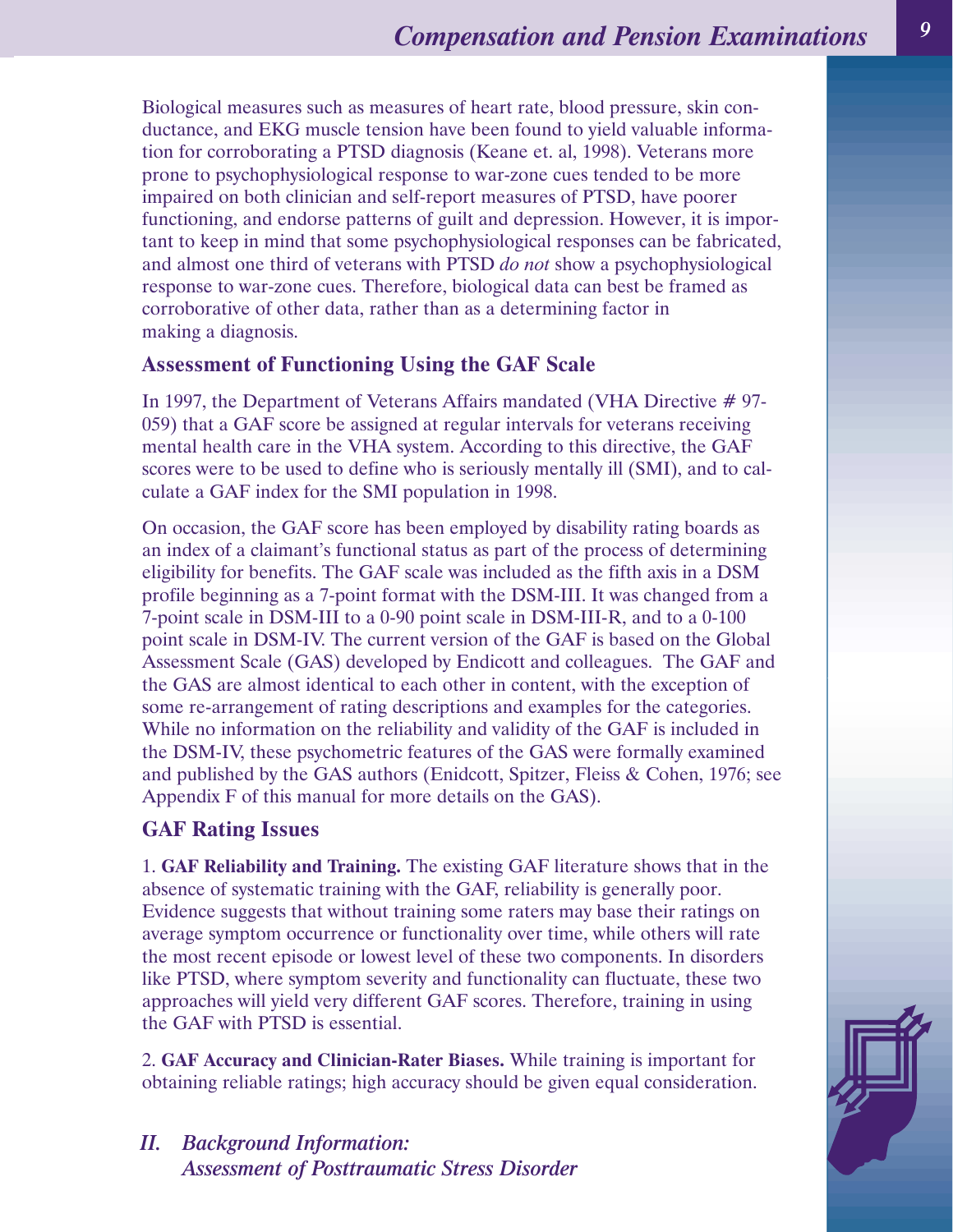Biological measures such as measures of heart rate, blood pressure, skin conductance, and EKG muscle tension have been found to yield valuable information for corroborating a PTSD diagnosis (Keane et. al, 1998). Veterans more prone to psychophysiological response to war-zone cues tended to be more impaired on both clinician and self-report measures of PTSD, have poorer functioning, and endorse patterns of guilt and depression. However, it is important to keep in mind that some psychophysiological responses can be fabricated, and almost one third of veterans with PTSD *do not* show a psychophysiological response to war-zone cues. Therefore, biological data can best be framed as corroborative of other data, rather than as a determining factor in making a diagnosis.

### Assessment of Functioning Using the GAF Scale

In 1997, the Department of Veterans Affairs mandated (VHA Directive # 97-059) that a GAF score be assigned at regular intervals for veterans receiving mental health care in the VHA system. According to this directive, the GAF scores were to be used to define who is seriously mentally ill (SMI), and to calculate a GAF index for the SMI population in 1998.

On occasion, the GAF score has been employed by disability rating boards as an index of a claimant's functional status as part of the process of determining eligibility for benefits. The GAF scale was included as the fifth axis in a DSM profile beginning as a 7-point format with the DSM-III. It was changed from a 7-point scale in DSM-III to a 0-90 point scale in DSM-III-R, and to a 0-100 point scale in DSM-IV. The current version of the GAF is based on the Global Assessment Scale (GAS) developed by Endicott and colleagues. The GAF and the GAS are almost identical to each other in content, with the exception of some re-arrangement of rating descriptions and examples for the categories. While no information on the reliability and validity of the GAF is included in the DSM-IV, these psychometric features of the GAS were formally examined and published by the GAS authors (Enidcott, Spitzer, Fleiss & Cohen, 1976; see Appendix F of this manual for more details on the GAS).

### GAF Rating Issues

1. **GAF Reliability and Training.** The existing GAF literature shows that in the absence of systematic training with the GAF, reliability is generally poor. Evidence suggests that without training some raters may base their ratings on average symptom occurrence or functionality over time, while others will rate the most recent episode or lowest level of these two components. In disorders like PTSD, where symptom severity and functionality can fluctuate, these two approaches will yield very different GAF scores. Therefore, training in using the GAF with PTSD is essential.

2. **GAF Accuracy and Clinician-Rater Biases.** While training is important for obtaining reliable ratings; high accuracy should be given equal consideration.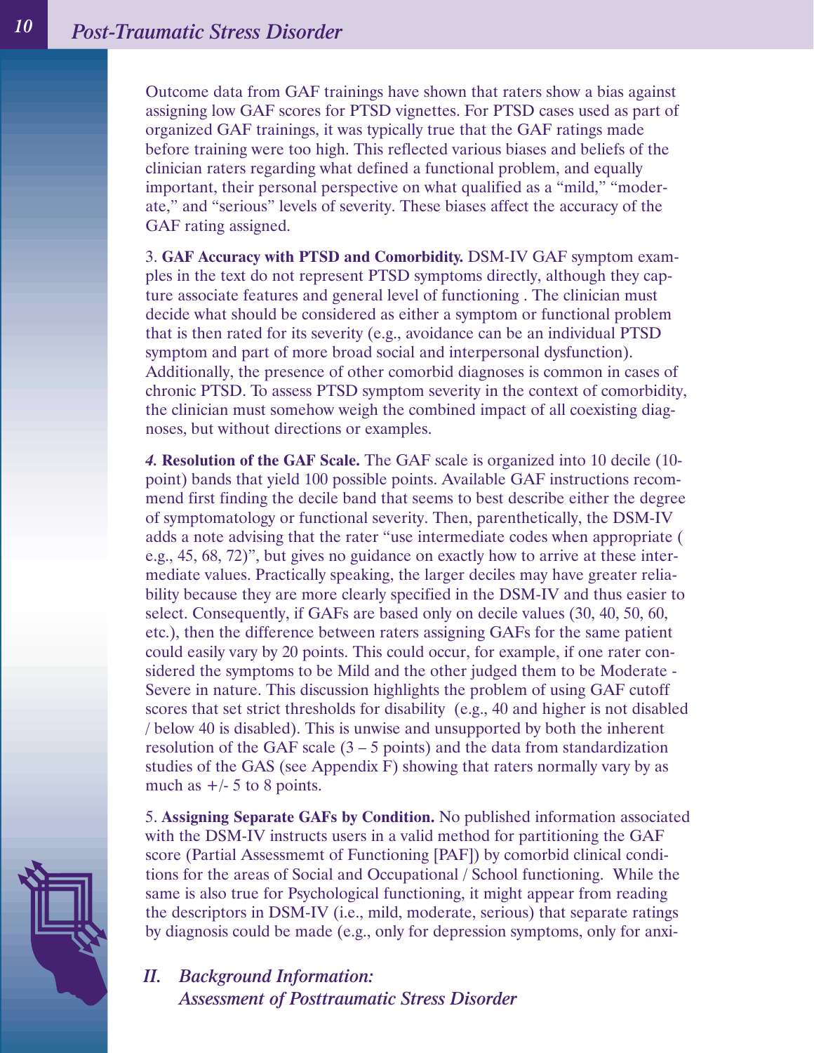Outcome data from GAF trainings have shown that raters show a bias against assigning low GAF scores for PTSD vignettes. For PTSD cases used as part of organized GAF trainings, it was typically true that the GAF ratings made before training were too high. This reflected various biases and beliefs of the clinician raters regarding what defined a functional problem, and equally important, their personal perspective on what qualified as a "mild," "moderate," and "serious" levels of severity. These biases affect the accuracy of the GAF rating assigned.

3. **GAF Accuracy with PTSD and Comorbidity.** DSM-IV GAF symptom examples in the text do not represent PTSD symptoms directly, although they capture associate features and general level of functioning . The clinician must decide what should be considered as either a symptom or functional problem that is then rated for its severity (e.g., avoidance can be an individual PTSD symptom and part of more broad social and interpersonal dysfunction). Additionally, the presence of other comorbid diagnoses is common in cases of chronic PTSD. To assess PTSD symptom severity in the context of comorbidity, the clinician must somehow weigh the combined impact of all coexisting diagnoses, but without directions or examples.

*4.* **Resolution of the GAF Scale.** The GAF scale is organized into 10 decile (10-point) bands that yield 100 possible points. Available GAF instructions recommend first finding the decile band that seems to best describe either the degree of symptomatology or functional severity. Then, parenthetically, the DSM-IV adds a note advising that the rater "use intermediate codes when appropriate ( e.g., 45, 68, 72)", but gives no guidance on exactly how to arrive at these intermediate values. Practically speaking, the larger deciles may have greater reliability because they are more clearly specified in the DSM-IV and thus easier to select. Consequently, if GAFs are based only on decile values (30, 40, 50, 60, etc.), then the difference between raters assigning GAFs for the same patient could easily vary by 20 points. This could occur, for example, if one rater considered the symptoms to be Mild and the other judged them to be Moderate - Severe in nature. This discussion highlights the problem of using GAF cutoff scores that set strict thresholds for disability (e.g., 40 and higher is not disabled / below 40 is disabled). This is unwise and unsupported by both the inherent resolution of the GAF scale (3 – 5 points) and the data from standardization studies of the GAS (see Appendix F) showing that raters normally vary by as much as +/- 5 to 8 points.

5. **Assigning Separate GAFs by Condition.** No published information associated with the DSM-IV instructs users in a valid method for partitioning the GAF score (Partial Assessmemt of Functioning [PAF]) by comorbid clinical conditions for the areas of Social and Occupational / School functioning. While the same is also true for Psychological functioning, it might appear from reading the descriptors in DSM-IV (i.e., mild, moderate, serious) that separate ratings by diagnosis could be made (e.g., only for depression symptoms, only for anxi-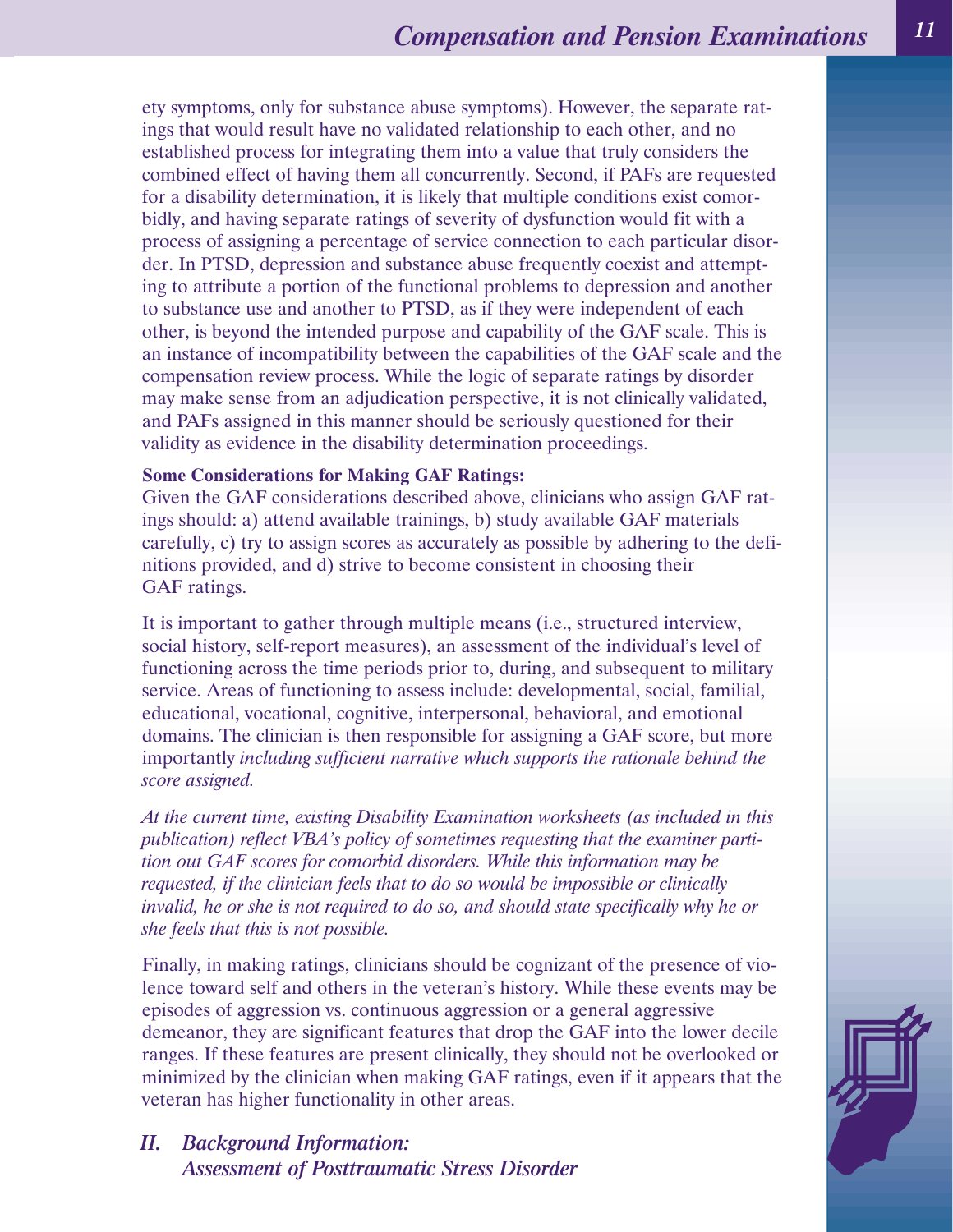ety symptoms, only for substance abuse symptoms). However, the separate ratings that would result have no validated relationship to each other, and no established process for integrating them into a value that truly considers the combined effect of having them all concurrently. Second, if PAFs are requested for a disability determination, it is likely that multiple conditions exist comorbidly, and having separate ratings of severity of dysfunction would fit with a process of assigning a percentage of service connection to each particular disorder. In PTSD, depression and substance abuse frequently coexist and attempting to attribute a portion of the functional problems to depression and another to substance use and another to PTSD, as if they were independent of each other, is beyond the intended purpose and capability of the GAF scale. This is an instance of incompatibility between the capabilities of the GAF scale and the compensation review process. While the logic of separate ratings by disorder may make sense from an adjudication perspective, it is not clinically validated, and PAFs assigned in this manner should be seriously questioned for their validity as evidence in the disability determination proceedings.

**Some Considerations for Making GAF Ratings:**
Given the GAF considerations described above, clinicians who assign GAF ratings should: a) attend available trainings, b) study available GAF materials carefully, c) try to assign scores as accurately as possible by adhering to the definitions provided, and d) strive to become consistent in choosing their GAF ratings.

It is important to gather through multiple means (i.e., structured interview, social history, self-report measures), an assessment of the individual's level of functioning across the time periods prior to, during, and subsequent to military service. Areas of functioning to assess include: developmental, social, familial, educational, vocational, cognitive, interpersonal, behavioral, and emotional domains. The clinician is then responsible for assigning a GAF score, but more importantly *including sufficient narrative which supports the rationale behind the score assigned.*

*At the current time, existing Disability Examination worksheets (as included in this publication) reflect VBA's policy of sometimes requesting that the examiner partition out GAF scores for comorbid disorders. While this information may be requested, if the clinician feels that to do so would be impossible or clinically invalid, he or she is not required to do so, and should state specifically why he or she feels that this is not possible.*

Finally, in making ratings, clinicians should be cognizant of the presence of violence toward self and others in the veteran's history. While these events may be episodes of aggression vs. continuous aggression or a general aggressive demeanor, they are significant features that drop the GAF into the lower decile ranges. If these features are present clinically, they should not be overlooked or minimized by the clinician when making GAF ratings, even if it appears that the veteran has higher functionality in other areas.

## *II. Background Information: Assessment of Posttraumatic Stress Disorder*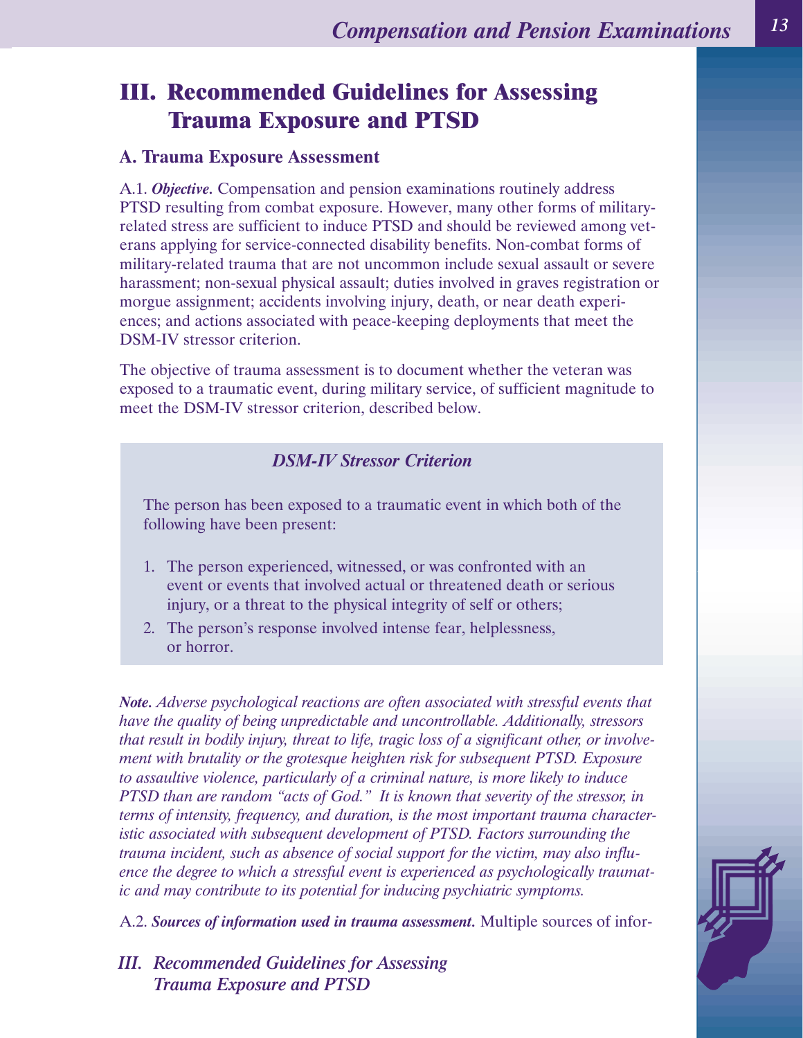# III. Recommended Guidelines for Assessing Trauma Exposure and PTSD

## A. Trauma Exposure Assessment

A.1. ***Objective.*** Compensation and pension examinations routinely address PTSD resulting from combat exposure. However, many other forms of military-related stress are sufficient to induce PTSD and should be reviewed among veterans applying for service-connected disability benefits. Non-combat forms of military-related trauma that are not uncommon include sexual assault or severe harassment; non-sexual physical assault; duties involved in graves registration or morgue assignment; accidents involving injury, death, or near death experiences; and actions associated with peace-keeping deployments that meet the DSM-IV stressor criterion.

The objective of trauma assessment is to document whether the veteran was exposed to a traumatic event, during military service, of sufficient magnitude to meet the DSM-IV stressor criterion, described below.

> ***DSM-IV Stressor Criterion***
>
> The person has been exposed to a traumatic event in which both of the following have been present:
>
> 1. The person experienced, witnessed, or was confronted with an event or events that involved actual or threatened death or serious injury, or a threat to the physical integrity of self or others;
> 2. The person's response involved intense fear, helplessness, or horror.

***Note.*** *Adverse psychological reactions are often associated with stressful events that have the quality of being unpredictable and uncontrollable. Additionally, stressors that result in bodily injury, threat to life, tragic loss of a significant other, or involvement with brutality or the grotesque heighten risk for subsequent PTSD. Exposure to assaultive violence, particularly of a criminal nature, is more likely to induce PTSD than are random "acts of God." It is known that severity of the stressor, in terms of intensity, frequency, and duration, is the most important trauma characteristic associated with subsequent development of PTSD. Factors surrounding the trauma incident, such as absence of social support for the victim, may also influence the degree to which a stressful event is experienced as psychologically traumatic and may contribute to its potential for inducing psychiatric symptoms.*

A.2. ***Sources of information used in trauma assessment.*** Multiple sources of infor-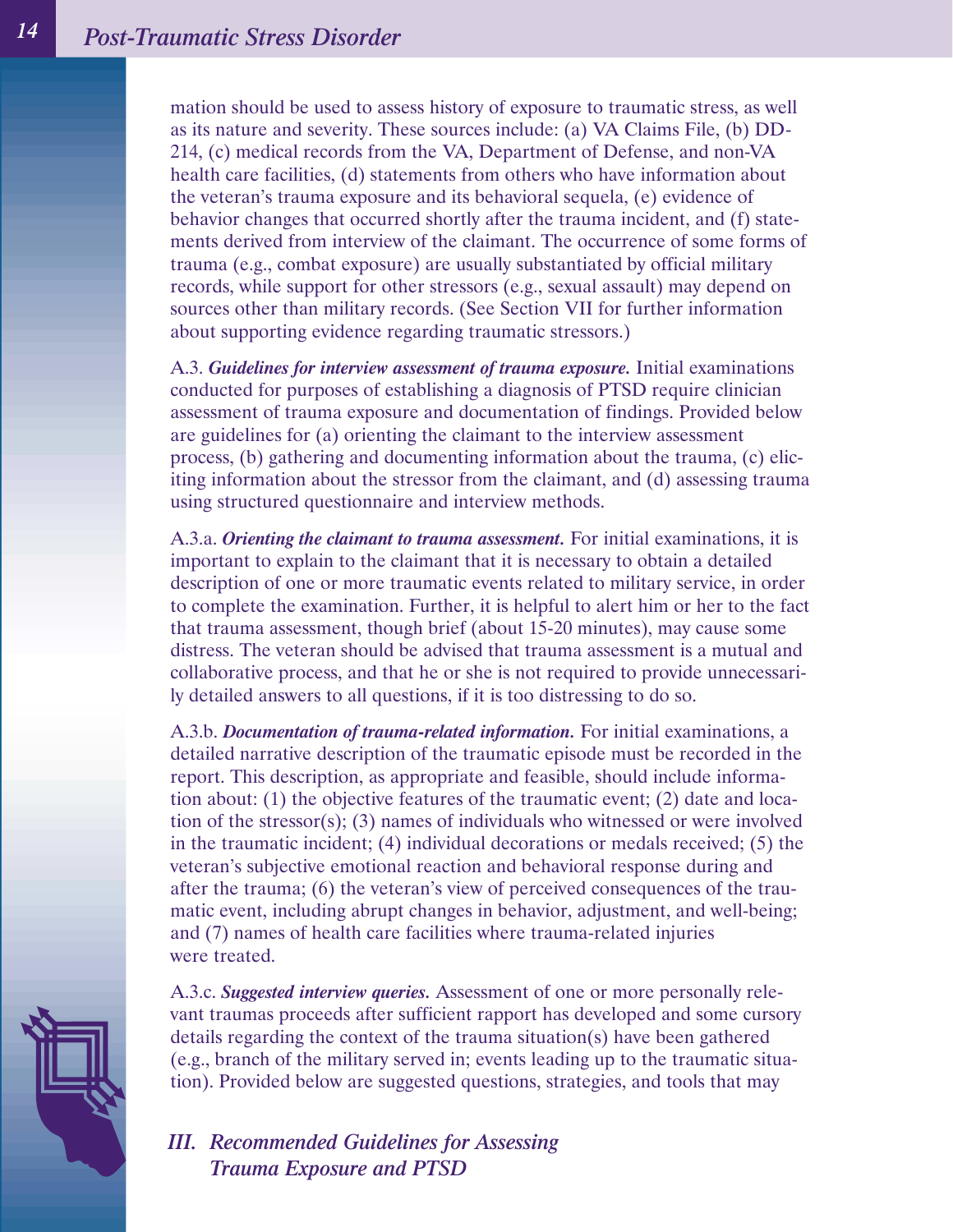mation should be used to assess history of exposure to traumatic stress, as well as its nature and severity. These sources include: (a) VA Claims File, (b) DD-214, (c) medical records from the VA, Department of Defense, and non-VA health care facilities, (d) statements from others who have information about the veteran's trauma exposure and its behavioral sequela, (e) evidence of behavior changes that occurred shortly after the trauma incident, and (f) statements derived from interview of the claimant. The occurrence of some forms of trauma (e.g., combat exposure) are usually substantiated by official military records, while support for other stressors (e.g., sexual assault) may depend on sources other than military records. (See Section VII for further information about supporting evidence regarding traumatic stressors.)

A.3. ***Guidelines for interview assessment of trauma exposure.*** Initial examinations conducted for purposes of establishing a diagnosis of PTSD require clinician assessment of trauma exposure and documentation of findings. Provided below are guidelines for (a) orienting the claimant to the interview assessment process, (b) gathering and documenting information about the trauma, (c) eliciting information about the stressor from the claimant, and (d) assessing trauma using structured questionnaire and interview methods.

A.3.a. ***Orienting the claimant to trauma assessment.*** For initial examinations, it is important to explain to the claimant that it is necessary to obtain a detailed description of one or more traumatic events related to military service, in order to complete the examination. Further, it is helpful to alert him or her to the fact that trauma assessment, though brief (about 15-20 minutes), may cause some distress. The veteran should be advised that trauma assessment is a mutual and collaborative process, and that he or she is not required to provide unnecessarily detailed answers to all questions, if it is too distressing to do so.

A.3.b. ***Documentation of trauma-related information.*** For initial examinations, a detailed narrative description of the traumatic episode must be recorded in the report. This description, as appropriate and feasible, should include information about: (1) the objective features of the traumatic event; (2) date and location of the stressor(s); (3) names of individuals who witnessed or were involved in the traumatic incident; (4) individual decorations or medals received; (5) the veteran's subjective emotional reaction and behavioral response during and after the trauma; (6) the veteran's view of perceived consequences of the traumatic event, including abrupt changes in behavior, adjustment, and well-being; and (7) names of health care facilities where trauma-related injuries were treated.

A.3.c. ***Suggested interview queries.*** Assessment of one or more personally relevant traumas proceeds after sufficient rapport has developed and some cursory details regarding the context of the trauma situation(s) have been gathered (e.g., branch of the military served in; events leading up to the traumatic situation). Provided below are suggested questions, strategies, and tools that may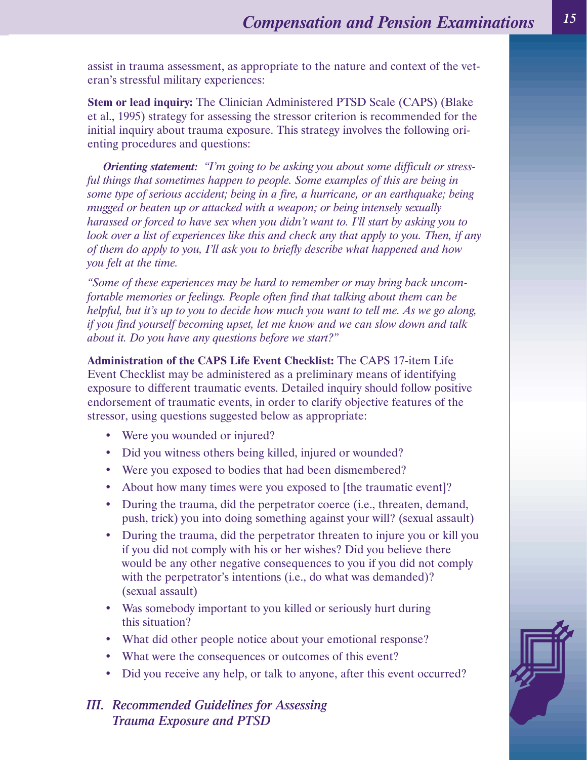assist in trauma assessment, as appropriate to the nature and context of the veteran's stressful military experiences:

**Stem or lead inquiry:** The Clinician Administered PTSD Scale (CAPS) (Blake et al., 1995) strategy for assessing the stressor criterion is recommended for the initial inquiry about trauma exposure. This strategy involves the following orienting procedures and questions:

***Orienting statement:*** *"I'm going to be asking you about some difficult or stressful things that sometimes happen to people. Some examples of this are being in some type of serious accident; being in a fire, a hurricane, or an earthquake; being mugged or beaten up or attacked with a weapon; or being intensely sexually harassed or forced to have sex when you didn't want to. I'll start by asking you to look over a list of experiences like this and check any that apply to you. Then, if any of them do apply to you, I'll ask you to briefly describe what happened and how you felt at the time.*

*"Some of these experiences may be hard to remember or may bring back uncomfortable memories or feelings. People often find that talking about them can be helpful, but it's up to you to decide how much you want to tell me. As we go along, if you find yourself becoming upset, let me know and we can slow down and talk about it. Do you have any questions before we start?"*

**Administration of the CAPS Life Event Checklist:** The CAPS 17-item Life Event Checklist may be administered as a preliminary means of identifying exposure to different traumatic events. Detailed inquiry should follow positive endorsement of traumatic events, in order to clarify objective features of the stressor, using questions suggested below as appropriate:

- Were you wounded or injured?
- Did you witness others being killed, injured or wounded?
- Were you exposed to bodies that had been dismembered?
- About how many times were you exposed to [the traumatic event]?
- During the trauma, did the perpetrator coerce (i.e., threaten, demand, push, trick) you into doing something against your will? (sexual assault)
- During the trauma, did the perpetrator threaten to injure you or kill you if you did not comply with his or her wishes? Did you believe there would be any other negative consequences to you if you did not comply with the perpetrator's intentions (i.e., do what was demanded)? (sexual assault)
- Was somebody important to you killed or seriously hurt during this situation?
- What did other people notice about your emotional response?
- What were the consequences or outcomes of this event?
- Did you receive any help, or talk to anyone, after this event occurred?

## *III. Recommended Guidelines for Assessing Trauma Exposure and PTSD*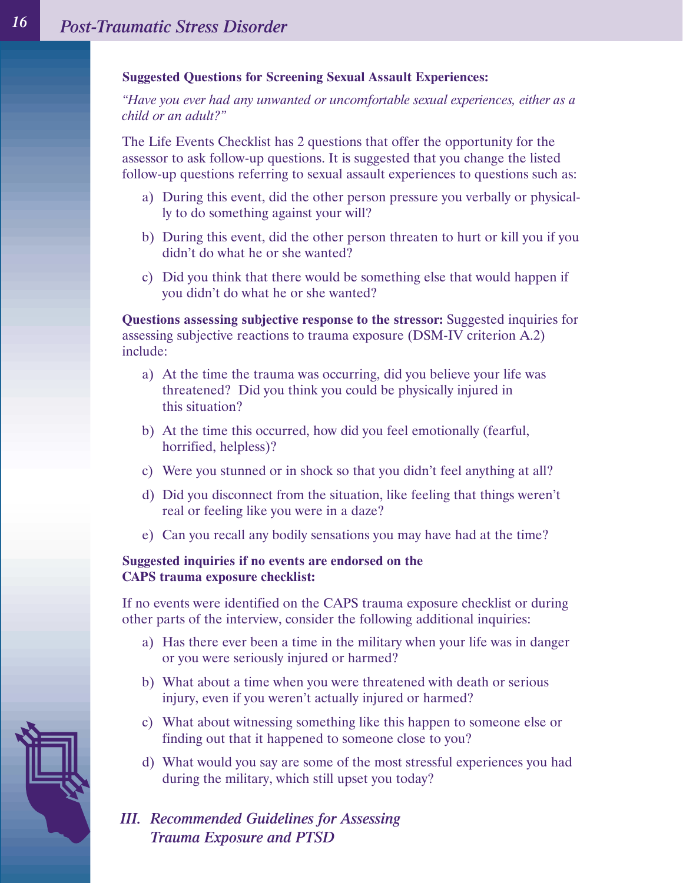**Suggested Questions for Screening Sexual Assault Experiences:**

*"Have you ever had any unwanted or uncomfortable sexual experiences, either as a child or an adult?"*

The Life Events Checklist has 2 questions that offer the opportunity for the assessor to ask follow-up questions. It is suggested that you change the listed follow-up questions referring to sexual assault experiences to questions such as:

a) During this event, did the other person pressure you verbally or physically to do something against your will?

b) During this event, did the other person threaten to hurt or kill you if you didn't do what he or she wanted?

c) Did you think that there would be something else that would happen if you didn't do what he or she wanted?

**Questions assessing subjective response to the stressor:** Suggested inquiries for assessing subjective reactions to trauma exposure (DSM-IV criterion A.2) include:

a) At the time the trauma was occurring, did you believe your life was threatened? Did you think you could be physically injured in this situation?

b) At the time this occurred, how did you feel emotionally (fearful, horrified, helpless)?

c) Were you stunned or in shock so that you didn't feel anything at all?

d) Did you disconnect from the situation, like feeling that things weren't real or feeling like you were in a daze?

e) Can you recall any bodily sensations you may have had at the time?

**Suggested inquiries if no events are endorsed on the CAPS trauma exposure checklist:**

If no events were identified on the CAPS trauma exposure checklist or during other parts of the interview, consider the following additional inquiries:

a) Has there ever been a time in the military when your life was in danger or you were seriously injured or harmed?

b) What about a time when you were threatened with death or serious injury, even if you weren't actually injured or harmed?

c) What about witnessing something like this happen to someone else or finding out that it happened to someone close to you?

d) What would you say are some of the most stressful experiences you had during the military, which still upset you today?

## *III. Recommended Guidelines for Assessing Trauma Exposure and PTSD*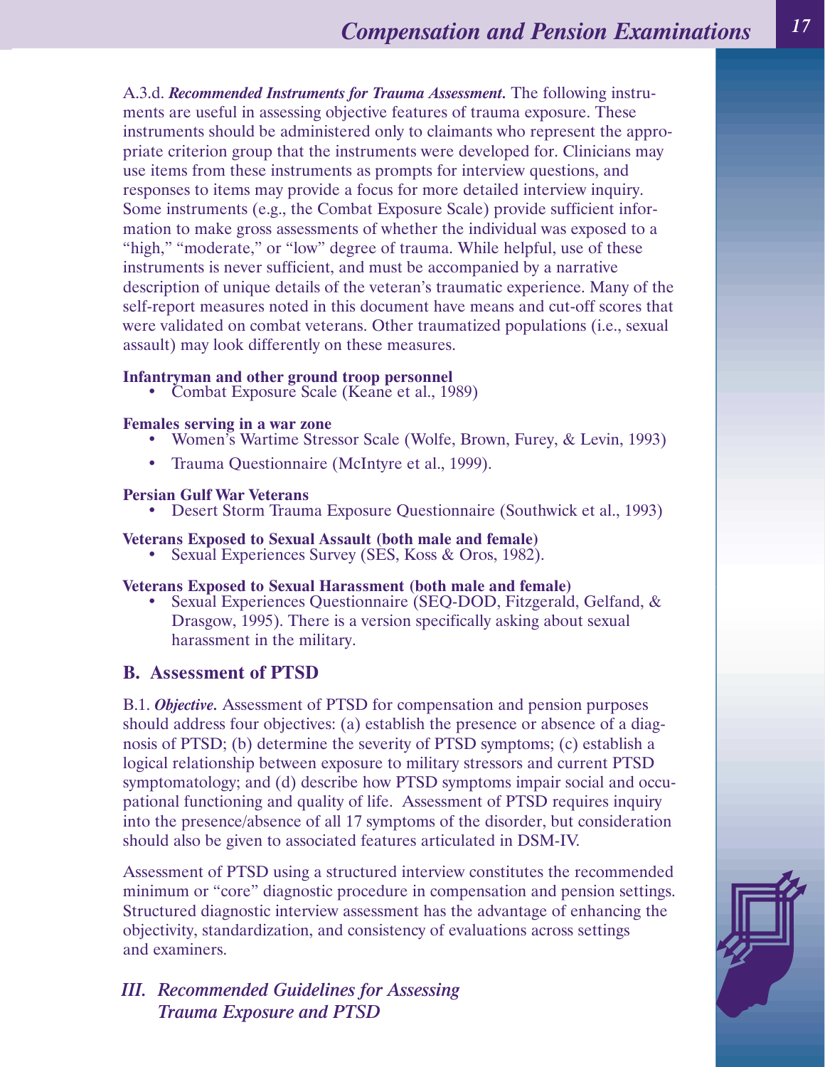A.3.d. ***Recommended Instruments for Trauma Assessment.*** The following instruments are useful in assessing objective features of trauma exposure. These instruments should be administered only to claimants who represent the appropriate criterion group that the instruments were developed for. Clinicians may use items from these instruments as prompts for interview questions, and responses to items may provide a focus for more detailed interview inquiry. Some instruments (e.g., the Combat Exposure Scale) provide sufficient information to make gross assessments of whether the individual was exposed to a "high," "moderate," or "low" degree of trauma. While helpful, use of these instruments is never sufficient, and must be accompanied by a narrative description of unique details of the veteran's traumatic experience. Many of the self-report measures noted in this document have means and cut-off scores that were validated on combat veterans. Other traumatized populations (i.e., sexual assault) may look differently on these measures.

**Infantryman and other ground troop personnel**

- Combat Exposure Scale (Keane et al., 1989)

**Females serving in a war zone**

- Women's Wartime Stressor Scale (Wolfe, Brown, Furey, & Levin, 1993)
- Trauma Questionnaire (McIntyre et al., 1999).

**Persian Gulf War Veterans**

- Desert Storm Trauma Exposure Questionnaire (Southwick et al., 1993)

**Veterans Exposed to Sexual Assault (both male and female)**

- Sexual Experiences Survey (SES, Koss & Oros, 1982).

**Veterans Exposed to Sexual Harassment (both male and female)**

- Sexual Experiences Questionnaire (SEQ-DOD, Fitzgerald, Gelfand, & Drasgow, 1995). There is a version specifically asking about sexual harassment in the military.

## B. Assessment of PTSD

B.1. ***Objective.*** Assessment of PTSD for compensation and pension purposes should address four objectives: (a) establish the presence or absence of a diagnosis of PTSD; (b) determine the severity of PTSD symptoms; (c) establish a logical relationship between exposure to military stressors and current PTSD symptomatology; and (d) describe how PTSD symptoms impair social and occupational functioning and quality of life. Assessment of PTSD requires inquiry into the presence/absence of all 17 symptoms of the disorder, but consideration should also be given to associated features articulated in DSM-IV.

Assessment of PTSD using a structured interview constitutes the recommended minimum or "core" diagnostic procedure in compensation and pension settings. Structured diagnostic interview assessment has the advantage of enhancing the objectivity, standardization, and consistency of evaluations across settings and examiners.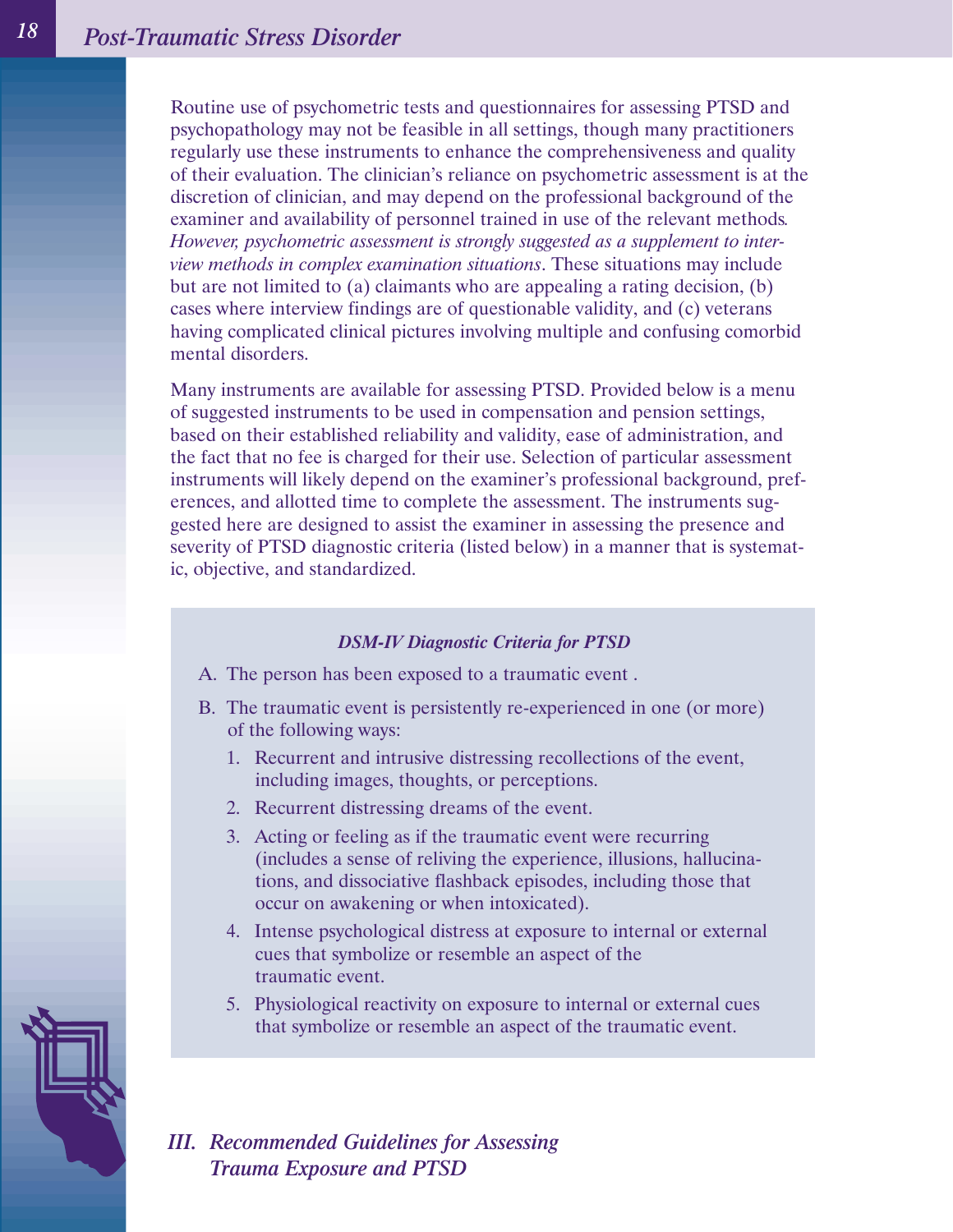Routine use of psychometric tests and questionnaires for assessing PTSD and psychopathology may not be feasible in all settings, though many practitioners regularly use these instruments to enhance the comprehensiveness and quality of their evaluation. The clinician's reliance on psychometric assessment is at the discretion of clinician, and may depend on the professional background of the examiner and availability of personnel trained in use of the relevant methods. *However, psychometric assessment is strongly suggested as a supplement to interview methods in complex examination situations*. These situations may include but are not limited to (a) claimants who are appealing a rating decision, (b) cases where interview findings are of questionable validity, and (c) veterans having complicated clinical pictures involving multiple and confusing comorbid mental disorders.

Many instruments are available for assessing PTSD. Provided below is a menu of suggested instruments to be used in compensation and pension settings, based on their established reliability and validity, ease of administration, and the fact that no fee is charged for their use. Selection of particular assessment instruments will likely depend on the examiner's professional background, preferences, and allotted time to complete the assessment. The instruments suggested here are designed to assist the examiner in assessing the presence and severity of PTSD diagnostic criteria (listed below) in a manner that is systematic, objective, and standardized.

***DSM-IV Diagnostic Criteria for PTSD***

A. The person has been exposed to a traumatic event .

B. The traumatic event is persistently re-experienced in one (or more) of the following ways:

1. Recurrent and intrusive distressing recollections of the event, including images, thoughts, or perceptions.
2. Recurrent distressing dreams of the event.
3. Acting or feeling as if the traumatic event were recurring (includes a sense of reliving the experience, illusions, hallucinations, and dissociative flashback episodes, including those that occur on awakening or when intoxicated).
4. Intense psychological distress at exposure to internal or external cues that symbolize or resemble an aspect of the traumatic event.
5. Physiological reactivity on exposure to internal or external cues that symbolize or resemble an aspect of the traumatic event.

*III. Recommended Guidelines for Assessing Trauma Exposure and PTSD*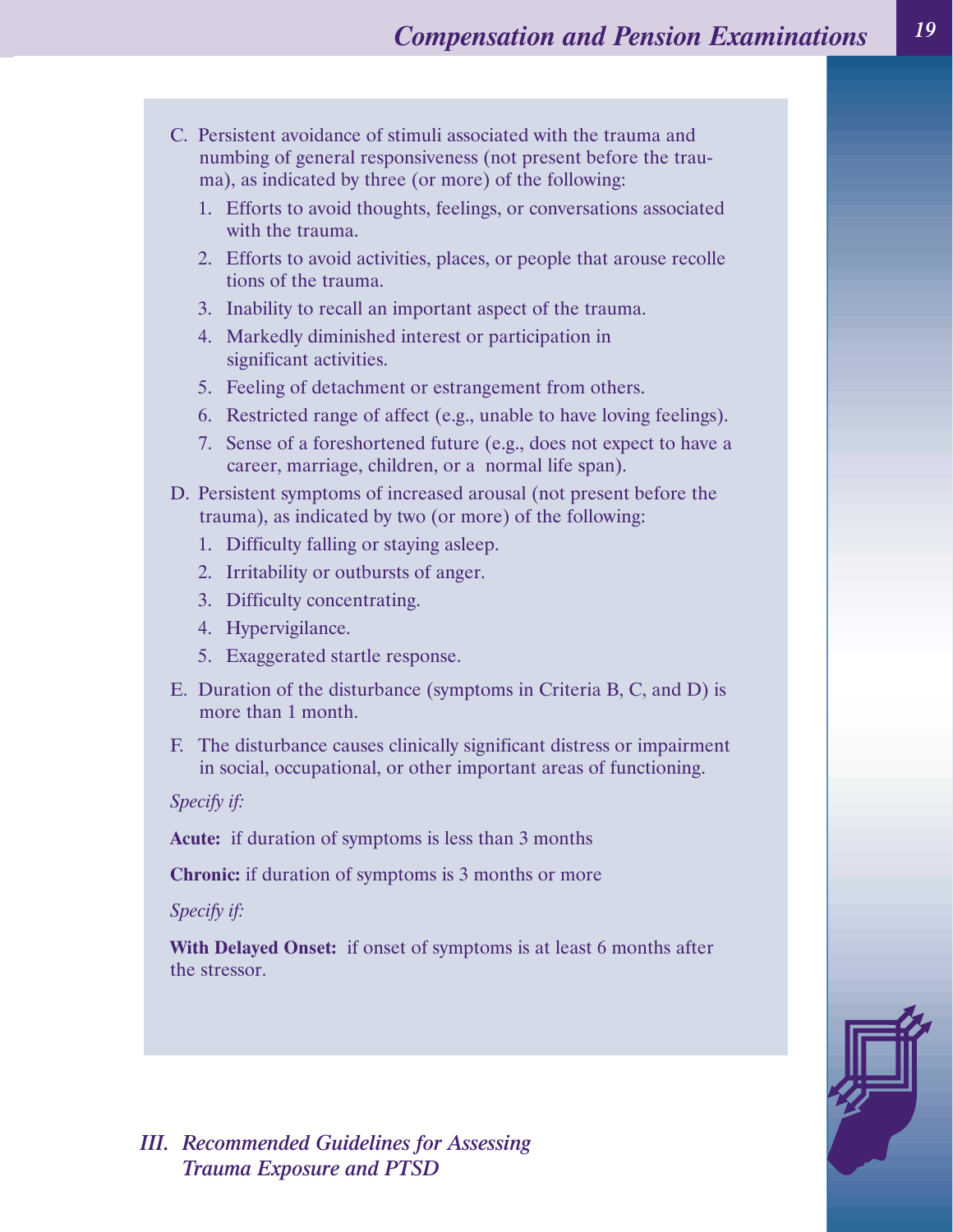C. Persistent avoidance of stimuli associated with the trauma and numbing of general responsiveness (not present before the trauma), as indicated by three (or more) of the following:

   1. Efforts to avoid thoughts, feelings, or conversations associated with the trauma.
   2. Efforts to avoid activities, places, or people that arouse recollections of the trauma.
   3. Inability to recall an important aspect of the trauma.
   4. Markedly diminished interest or participation in significant activities.
   5. Feeling of detachment or estrangement from others.
   6. Restricted range of affect (e.g., unable to have loving feelings).
   7. Sense of a foreshortened future (e.g., does not expect to have a career, marriage, children, or a normal life span).

D. Persistent symptoms of increased arousal (not present before the trauma), as indicated by two (or more) of the following:

   1. Difficulty falling or staying asleep.
   2. Irritability or outbursts of anger.
   3. Difficulty concentrating.
   4. Hypervigilance.
   5. Exaggerated startle response.

E. Duration of the disturbance (symptoms in Criteria B, C, and D) is more than 1 month.

F. The disturbance causes clinically significant distress or impairment in social, occupational, or other important areas of functioning.

*Specify if:*

**Acute:** if duration of symptoms is less than 3 months

**Chronic:** if duration of symptoms is 3 months or more

*Specify if:*

**With Delayed Onset:** if onset of symptoms is at least 6 months after the stressor.

## *III. Recommended Guidelines for Assessing Trauma Exposure and PTSD*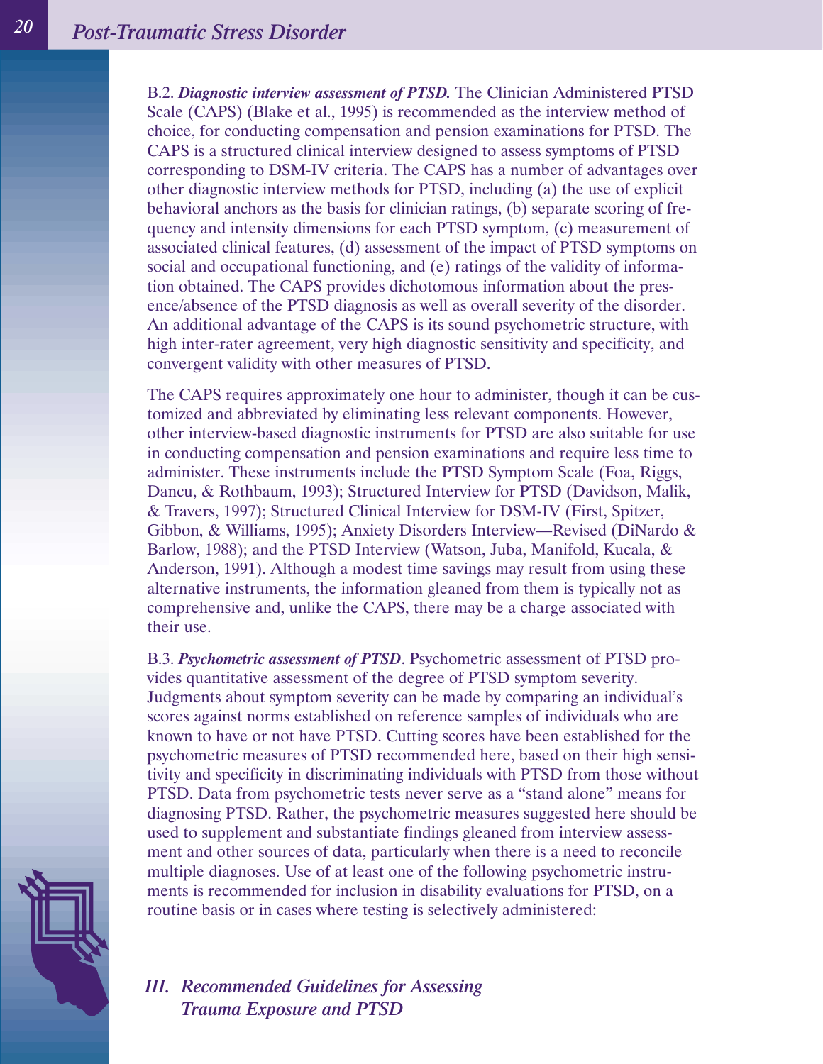B.2. ***Diagnostic interview assessment of PTSD.*** The Clinician Administered PTSD Scale (CAPS) (Blake et al., 1995) is recommended as the interview method of choice, for conducting compensation and pension examinations for PTSD. The CAPS is a structured clinical interview designed to assess symptoms of PTSD corresponding to DSM-IV criteria. The CAPS has a number of advantages over other diagnostic interview methods for PTSD, including (a) the use of explicit behavioral anchors as the basis for clinician ratings, (b) separate scoring of frequency and intensity dimensions for each PTSD symptom, (c) measurement of associated clinical features, (d) assessment of the impact of PTSD symptoms on social and occupational functioning, and (e) ratings of the validity of information obtained. The CAPS provides dichotomous information about the presence/absence of the PTSD diagnosis as well as overall severity of the disorder. An additional advantage of the CAPS is its sound psychometric structure, with high inter-rater agreement, very high diagnostic sensitivity and specificity, and convergent validity with other measures of PTSD.

The CAPS requires approximately one hour to administer, though it can be customized and abbreviated by eliminating less relevant components. However, other interview-based diagnostic instruments for PTSD are also suitable for use in conducting compensation and pension examinations and require less time to administer. These instruments include the PTSD Symptom Scale (Foa, Riggs, Dancu, & Rothbaum, 1993); Structured Interview for PTSD (Davidson, Malik, & Travers, 1997); Structured Clinical Interview for DSM-IV (First, Spitzer, Gibbon, & Williams, 1995); Anxiety Disorders Interview—Revised (DiNardo & Barlow, 1988); and the PTSD Interview (Watson, Juba, Manifold, Kucala, & Anderson, 1991). Although a modest time savings may result from using these alternative instruments, the information gleaned from them is typically not as comprehensive and, unlike the CAPS, there may be a charge associated with their use.

B.3. ***Psychometric assessment of PTSD***. Psychometric assessment of PTSD provides quantitative assessment of the degree of PTSD symptom severity. Judgments about symptom severity can be made by comparing an individual's scores against norms established on reference samples of individuals who are known to have or not have PTSD. Cutting scores have been established for the psychometric measures of PTSD recommended here, based on their high sensitivity and specificity in discriminating individuals with PTSD from those without PTSD. Data from psychometric tests never serve as a "stand alone" means for diagnosing PTSD. Rather, the psychometric measures suggested here should be used to supplement and substantiate findings gleaned from interview assessment and other sources of data, particularly when there is a need to reconcile multiple diagnoses. Use of at least one of the following psychometric instruments is recommended for inclusion in disability evaluations for PTSD, on a routine basis or in cases where testing is selectively administered:

*III. Recommended Guidelines for Assessing Trauma Exposure and PTSD*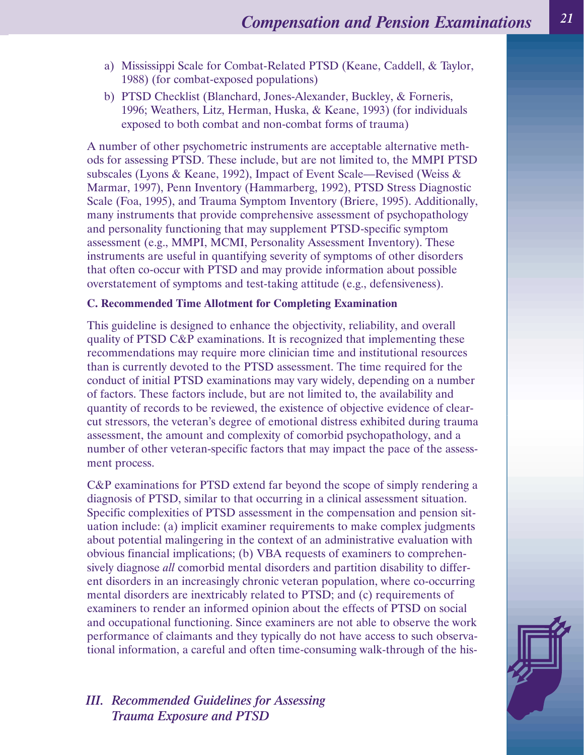a) Mississippi Scale for Combat-Related PTSD (Keane, Caddell, & Taylor, 1988) (for combat-exposed populations)

b) PTSD Checklist (Blanchard, Jones-Alexander, Buckley, & Forneris, 1996; Weathers, Litz, Herman, Huska, & Keane, 1993) (for individuals exposed to both combat and non-combat forms of trauma)

A number of other psychometric instruments are acceptable alternative methods for assessing PTSD. These include, but are not limited to, the MMPI PTSD subscales (Lyons & Keane, 1992), Impact of Event Scale—Revised (Weiss & Marmar, 1997), Penn Inventory (Hammarberg, 1992), PTSD Stress Diagnostic Scale (Foa, 1995), and Trauma Symptom Inventory (Briere, 1995). Additionally, many instruments that provide comprehensive assessment of psychopathology and personality functioning that may supplement PTSD-specific symptom assessment (e.g., MMPI, MCMI, Personality Assessment Inventory). These instruments are useful in quantifying severity of symptoms of other disorders that often co-occur with PTSD and may provide information about possible overstatement of symptoms and test-taking attitude (e.g., defensiveness).

**C. Recommended Time Allotment for Completing Examination**

This guideline is designed to enhance the objectivity, reliability, and overall quality of PTSD C&P examinations. It is recognized that implementing these recommendations may require more clinician time and institutional resources than is currently devoted to the PTSD assessment. The time required for the conduct of initial PTSD examinations may vary widely, depending on a number of factors. These factors include, but are not limited to, the availability and quantity of records to be reviewed, the existence of objective evidence of clear-cut stressors, the veteran's degree of emotional distress exhibited during trauma assessment, the amount and complexity of comorbid psychopathology, and a number of other veteran-specific factors that may impact the pace of the assessment process.

C&P examinations for PTSD extend far beyond the scope of simply rendering a diagnosis of PTSD, similar to that occurring in a clinical assessment situation. Specific complexities of PTSD assessment in the compensation and pension situation include: (a) implicit examiner requirements to make complex judgments about potential malingering in the context of an administrative evaluation with obvious financial implications; (b) VBA requests of examiners to comprehensively diagnose *all* comorbid mental disorders and partition disability to different disorders in an increasingly chronic veteran population, where co-occurring mental disorders are inextricably related to PTSD; and (c) requirements of examiners to render an informed opinion about the effects of PTSD on social and occupational functioning. Since examiners are not able to observe the work performance of claimants and they typically do not have access to such observational information, a careful and often time-consuming walk-through of the his-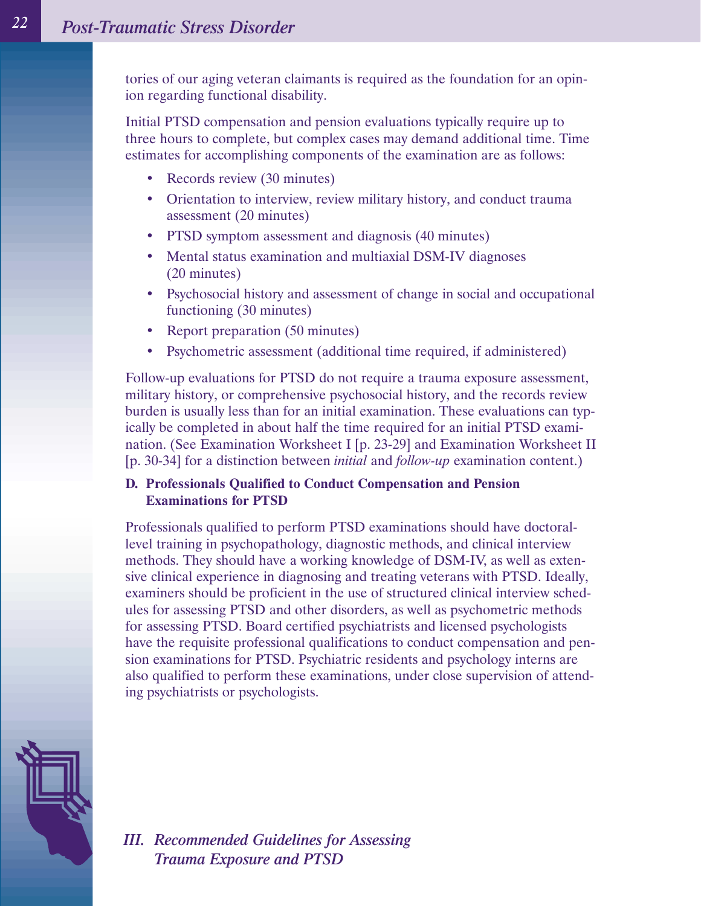tories of our aging veteran claimants is required as the foundation for an opinion regarding functional disability.

Initial PTSD compensation and pension evaluations typically require up to three hours to complete, but complex cases may demand additional time. Time estimates for accomplishing components of the examination are as follows:

- Records review (30 minutes)
- Orientation to interview, review military history, and conduct trauma assessment (20 minutes)
- PTSD symptom assessment and diagnosis (40 minutes)
- Mental status examination and multiaxial DSM-IV diagnoses (20 minutes)
- Psychosocial history and assessment of change in social and occupational functioning (30 minutes)
- Report preparation (50 minutes)
- Psychometric assessment (additional time required, if administered)

Follow-up evaluations for PTSD do not require a trauma exposure assessment, military history, or comprehensive psychosocial history, and the records review burden is usually less than for an initial examination. These evaluations can typically be completed in about half the time required for an initial PTSD examination. (See Examination Worksheet I [p. 23-29] and Examination Worksheet II [p. 30-34] for a distinction between *initial* and *follow-up* examination content.)

**D. Professionals Qualified to Conduct Compensation and Pension Examinations for PTSD**

Professionals qualified to perform PTSD examinations should have doctoral-level training in psychopathology, diagnostic methods, and clinical interview methods. They should have a working knowledge of DSM-IV, as well as extensive clinical experience in diagnosing and treating veterans with PTSD. Ideally, examiners should be proficient in the use of structured clinical interview schedules for assessing PTSD and other disorders, as well as psychometric methods for assessing PTSD. Board certified psychiatrists and licensed psychologists have the requisite professional qualifications to conduct compensation and pension examinations for PTSD. Psychiatric residents and psychology interns are also qualified to perform these examinations, under close supervision of attending psychiatrists or psychologists.

## *III. Recommended Guidelines for Assessing Trauma Exposure and PTSD*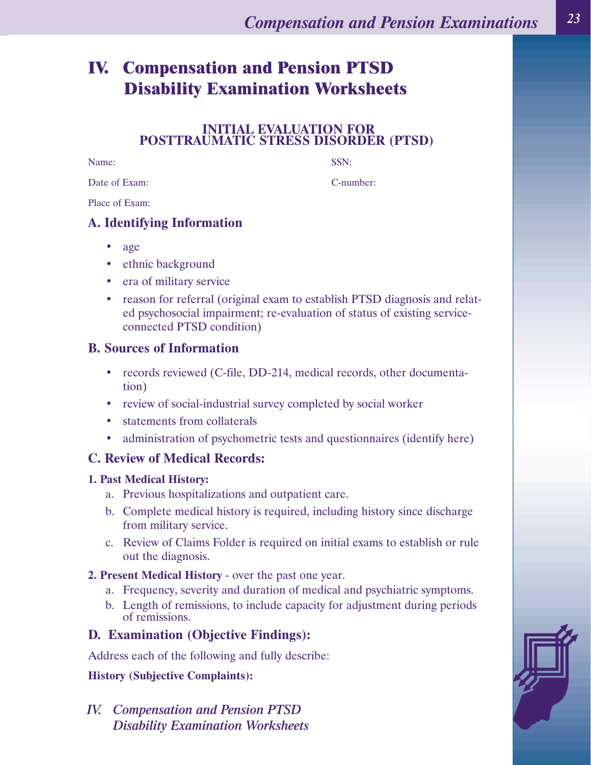# IV. Compensation and Pension PTSD Disability Examination Worksheets

## INITIAL EVALUATION FOR POSTTRAUMATIC STRESS DISORDER (PTSD)

Name: SSN:

Date of Exam: C-number:

Place of Exam:

### A. Identifying Information

- age
- ethnic background
- era of military service
- reason for referral (original exam to establish PTSD diagnosis and related psychosocial impairment; re-evaluation of status of existing service-connected PTSD condition)

### B. Sources of Information

- records reviewed (C-file, DD-214, medical records, other documentation)
- review of social-industrial survey completed by social worker
- statements from collaterals
- administration of psychometric tests and questionnaires (identify here)

### C. Review of Medical Records:

**1. Past Medical History:**

a. Previous hospitalizations and outpatient care.

b. Complete medical history is required, including history since discharge from military service.

c. Review of Claims Folder is required on initial exams to establish or rule out the diagnosis.

**2. Present Medical History** - over the past one year.

a. Frequency, severity and duration of medical and psychiatric symptoms.

b. Length of remissions, to include capacity for adjustment during periods of remissions.

### D. Examination (Objective Findings):

Address each of the following and fully describe:

**History (Subjective Complaints):**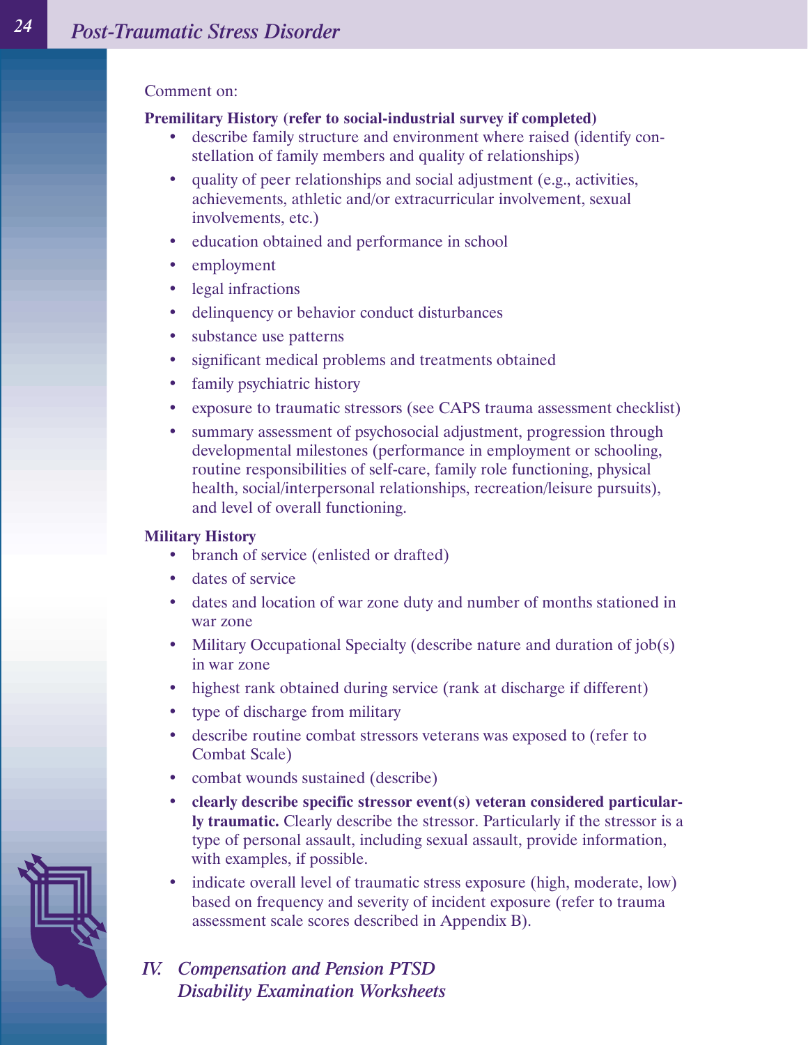Comment on:

**Premilitary History (refer to social-industrial survey if completed)**

- describe family structure and environment where raised (identify constellation of family members and quality of relationships)
- quality of peer relationships and social adjustment (e.g., activities, achievements, athletic and/or extracurricular involvement, sexual involvements, etc.)
- education obtained and performance in school
- employment
- legal infractions
- delinquency or behavior conduct disturbances
- substance use patterns
- significant medical problems and treatments obtained
- family psychiatric history
- exposure to traumatic stressors (see CAPS trauma assessment checklist)
- summary assessment of psychosocial adjustment, progression through developmental milestones (performance in employment or schooling, routine responsibilities of self-care, family role functioning, physical health, social/interpersonal relationships, recreation/leisure pursuits), and level of overall functioning.

**Military History**

- branch of service (enlisted or drafted)
- dates of service
- dates and location of war zone duty and number of months stationed in war zone
- Military Occupational Specialty (describe nature and duration of job(s) in war zone
- highest rank obtained during service (rank at discharge if different)
- type of discharge from military
- describe routine combat stressors veterans was exposed to (refer to Combat Scale)
- combat wounds sustained (describe)
- **clearly describe specific stressor event(s) veteran considered particularly traumatic.** Clearly describe the stressor. Particularly if the stressor is a type of personal assault, including sexual assault, provide information, with examples, if possible.
- indicate overall level of traumatic stress exposure (high, moderate, low) based on frequency and severity of incident exposure (refer to trauma assessment scale scores described in Appendix B).

## *IV. Compensation and Pension PTSD Disability Examination Worksheets*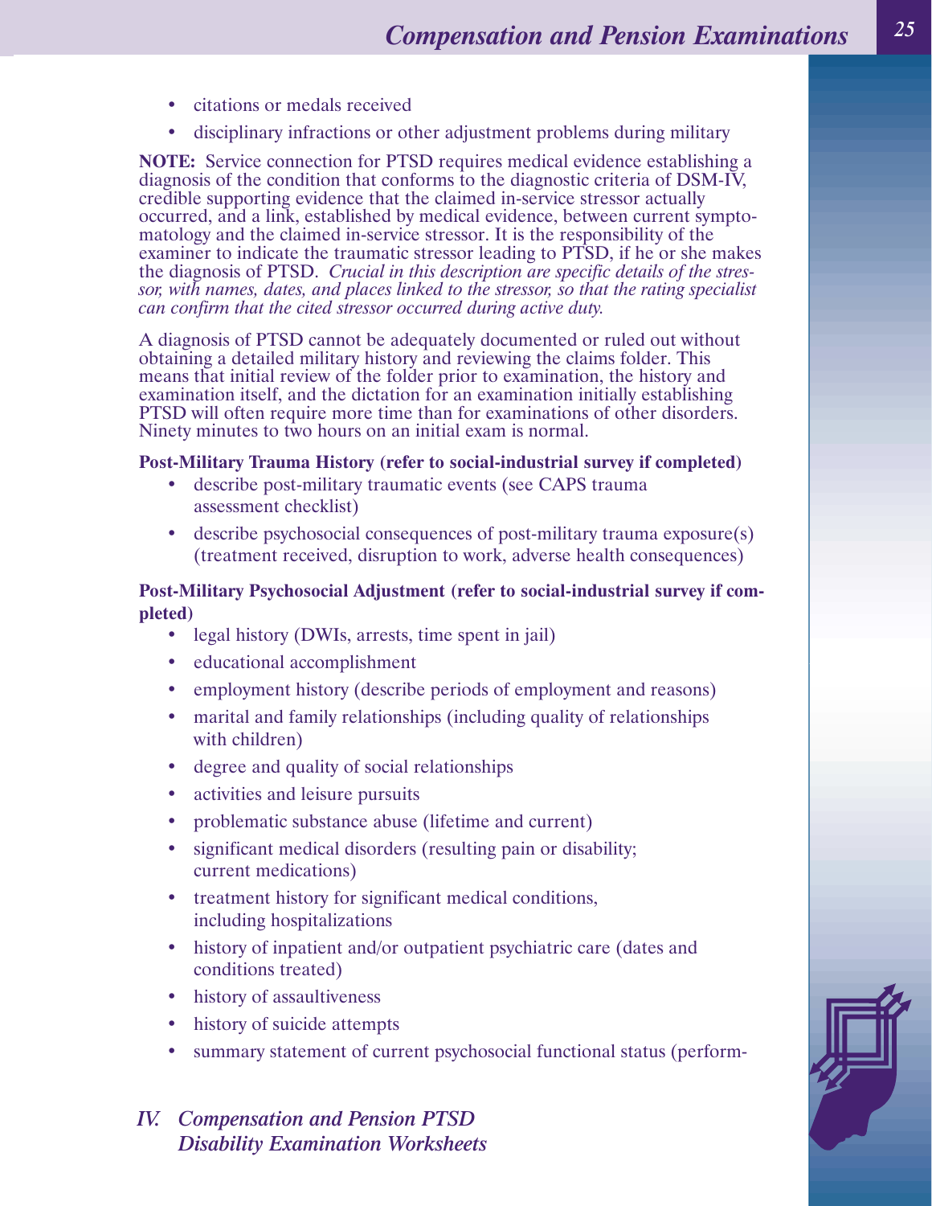- citations or medals received
- disciplinary infractions or other adjustment problems during military

**NOTE:** Service connection for PTSD requires medical evidence establishing a diagnosis of the condition that conforms to the diagnostic criteria of DSM-IV, credible supporting evidence that the claimed in-service stressor actually occurred, and a link, established by medical evidence, between current symptomatology and the claimed in-service stressor. It is the responsibility of the examiner to indicate the traumatic stressor leading to PTSD, if he or she makes the diagnosis of PTSD. *Crucial in this description are specific details of the stressor, with names, dates, and places linked to the stressor, so that the rating specialist can confirm that the cited stressor occurred during active duty.*

A diagnosis of PTSD cannot be adequately documented or ruled out without obtaining a detailed military history and reviewing the claims folder. This means that initial review of the folder prior to examination, the history and examination itself, and the dictation for an examination initially establishing PTSD will often require more time than for examinations of other disorders. Ninety minutes to two hours on an initial exam is normal.

**Post-Military Trauma History (refer to social-industrial survey if completed)**

- describe post-military traumatic events (see CAPS trauma assessment checklist)
- describe psychosocial consequences of post-military trauma exposure(s) (treatment received, disruption to work, adverse health consequences)

**Post-Military Psychosocial Adjustment (refer to social-industrial survey if completed)**

- legal history (DWIs, arrests, time spent in jail)
- educational accomplishment
- employment history (describe periods of employment and reasons)
- marital and family relationships (including quality of relationships with children)
- degree and quality of social relationships
- activities and leisure pursuits
- problematic substance abuse (lifetime and current)
- significant medical disorders (resulting pain or disability; current medications)
- treatment history for significant medical conditions, including hospitalizations
- history of inpatient and/or outpatient psychiatric care (dates and conditions treated)
- history of assaultiveness
- history of suicide attempts
- summary statement of current psychosocial functional status (perform-

## *IV. Compensation and Pension PTSD Disability Examination Worksheets*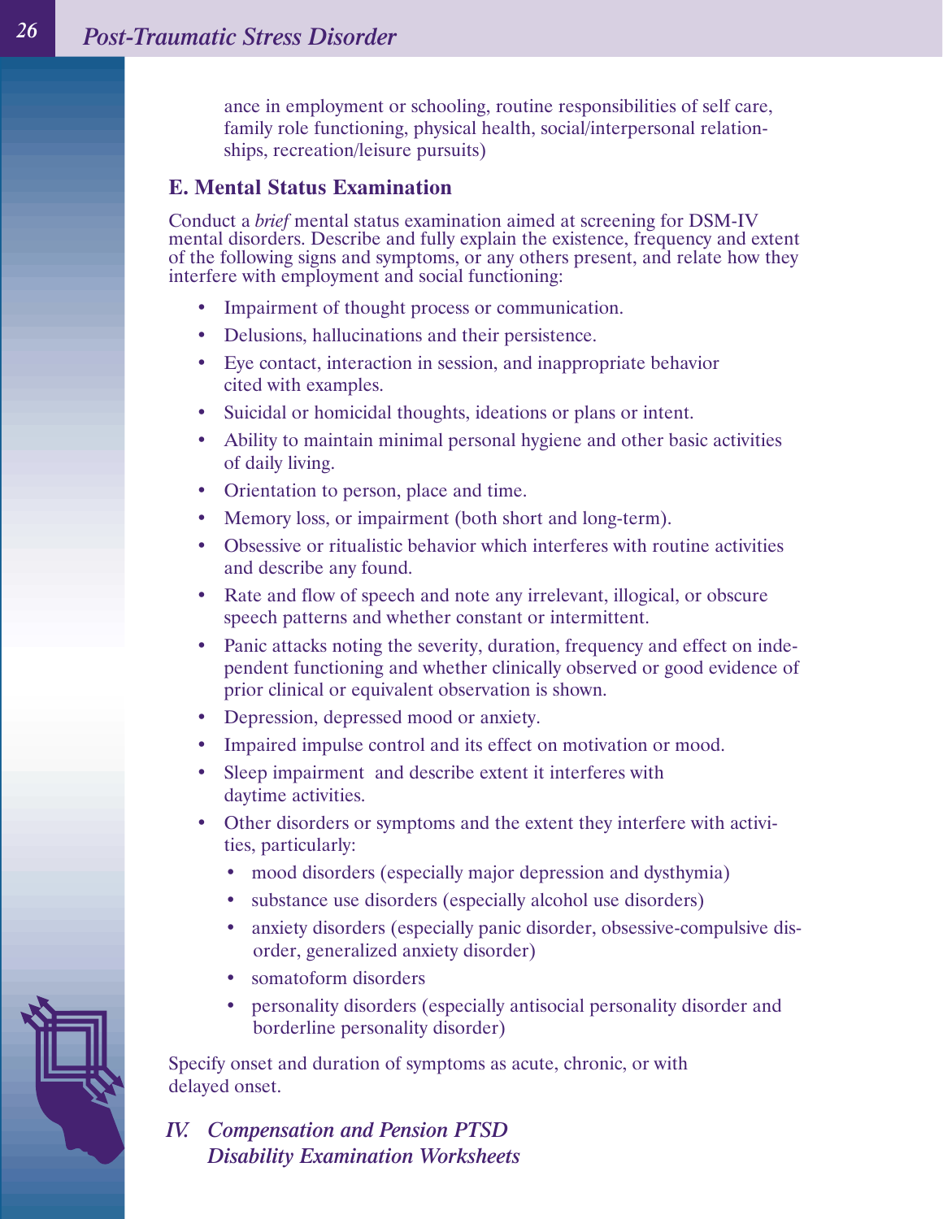ance in employment or schooling, routine responsibilities of self care, family role functioning, physical health, social/interpersonal relationships, recreation/leisure pursuits)

### E. Mental Status Examination

Conduct a *brief* mental status examination aimed at screening for DSM-IV mental disorders. Describe and fully explain the existence, frequency and extent of the following signs and symptoms, or any others present, and relate how they interfere with employment and social functioning:

- Impairment of thought process or communication.
- Delusions, hallucinations and their persistence.
- Eye contact, interaction in session, and inappropriate behavior cited with examples.
- Suicidal or homicidal thoughts, ideations or plans or intent.
- Ability to maintain minimal personal hygiene and other basic activities of daily living.
- Orientation to person, place and time.
- Memory loss, or impairment (both short and long-term).
- Obsessive or ritualistic behavior which interferes with routine activities and describe any found.
- Rate and flow of speech and note any irrelevant, illogical, or obscure speech patterns and whether constant or intermittent.
- Panic attacks noting the severity, duration, frequency and effect on independent functioning and whether clinically observed or good evidence of prior clinical or equivalent observation is shown.
- Depression, depressed mood or anxiety.
- Impaired impulse control and its effect on motivation or mood.
- Sleep impairment and describe extent it interferes with daytime activities.
- Other disorders or symptoms and the extent they interfere with activities, particularly:
  - mood disorders (especially major depression and dysthymia)
  - substance use disorders (especially alcohol use disorders)
  - anxiety disorders (especially panic disorder, obsessive-compulsive disorder, generalized anxiety disorder)
  - somatoform disorders
  - personality disorders (especially antisocial personality disorder and borderline personality disorder)

Specify onset and duration of symptoms as acute, chronic, or with delayed onset.

## *IV. Compensation and Pension PTSD Disability Examination Worksheets*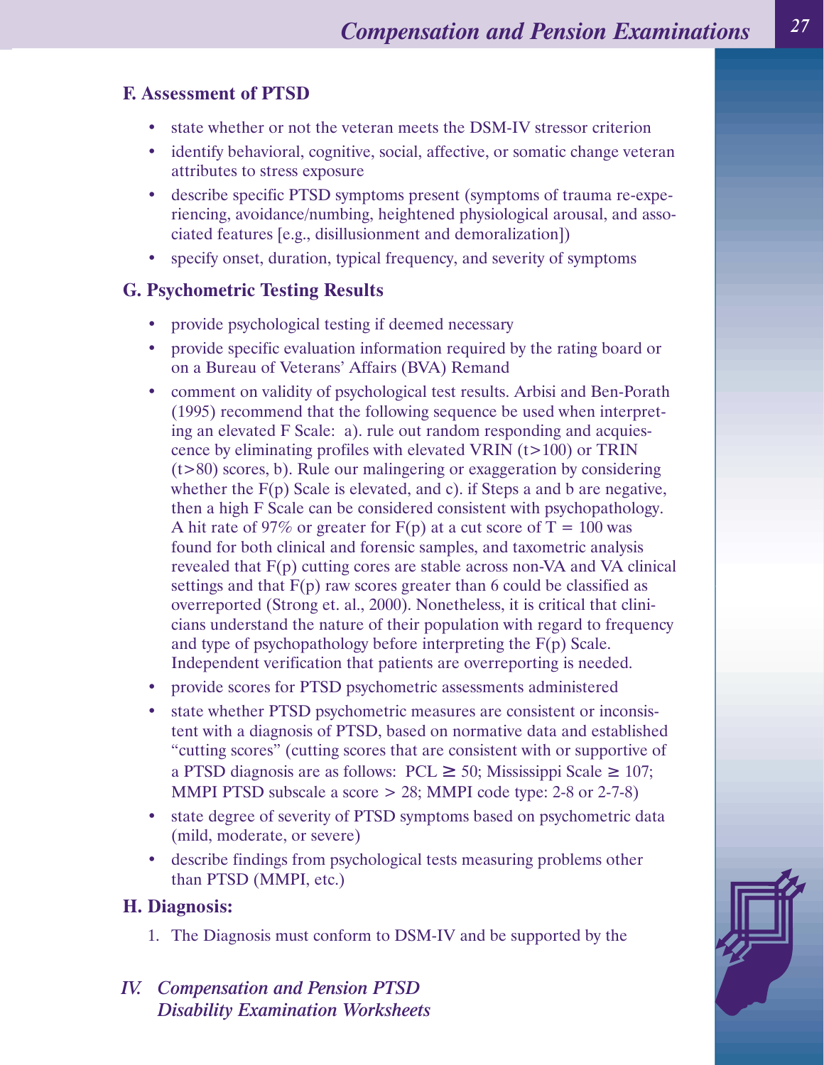### F. Assessment of PTSD

- state whether or not the veteran meets the DSM-IV stressor criterion
- identify behavioral, cognitive, social, affective, or somatic change veteran attributes to stress exposure
- describe specific PTSD symptoms present (symptoms of trauma re-experiencing, avoidance/numbing, heightened physiological arousal, and associated features [e.g., disillusionment and demoralization])
- specify onset, duration, typical frequency, and severity of symptoms

### G. Psychometric Testing Results

- provide psychological testing if deemed necessary
- provide specific evaluation information required by the rating board or on a Bureau of Veterans' Affairs (BVA) Remand
- comment on validity of psychological test results. Arbisi and Ben-Porath (1995) recommend that the following sequence be used when interpreting an elevated F Scale: a). rule out random responding and acquiescence by eliminating profiles with elevated VRIN (t>100) or TRIN (t>80) scores, b). Rule our malingering or exaggeration by considering whether the F(p) Scale is elevated, and c). if Steps a and b are negative, then a high F Scale can be considered consistent with psychopathology. A hit rate of 97% or greater for F(p) at a cut score of T = 100 was found for both clinical and forensic samples, and taxometric analysis revealed that F(p) cutting cores are stable across non-VA and VA clinical settings and that F(p) raw scores greater than 6 could be classified as overreported (Strong et. al., 2000). Nonetheless, it is critical that clinicians understand the nature of their population with regard to frequency and type of psychopathology before interpreting the F(p) Scale. Independent verification that patients are overreporting is needed.
- provide scores for PTSD psychometric assessments administered
- state whether PTSD psychometric measures are consistent or inconsistent with a diagnosis of PTSD, based on normative data and established "cutting scores" (cutting scores that are consistent with or supportive of a PTSD diagnosis are as follows: PCL $\geq$ 50; Mississippi Scale $\geq$ 107; MMPI PTSD subscale a score > 28; MMPI code type: 2-8 or 2-7-8)
- state degree of severity of PTSD symptoms based on psychometric data (mild, moderate, or severe)
- describe findings from psychological tests measuring problems other than PTSD (MMPI, etc.)

### H. Diagnosis:

1. The Diagnosis must conform to DSM-IV and be supported by the

*IV. Compensation and Pension PTSD Disability Examination Worksheets*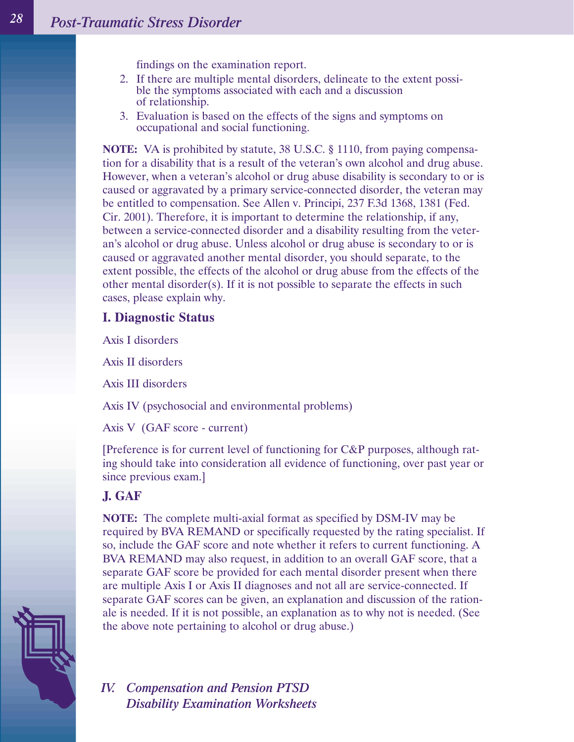findings on the examination report.

2. If there are multiple mental disorders, delineate to the extent possible the symptoms associated with each and a discussion of relationship.
3. Evaluation is based on the effects of the signs and symptoms on occupational and social functioning.

**NOTE:** VA is prohibited by statute, 38 U.S.C. § 1110, from paying compensation for a disability that is a result of the veteran's own alcohol and drug abuse. However, when a veteran's alcohol or drug abuse disability is secondary to or is caused or aggravated by a primary service-connected disorder, the veteran may be entitled to compensation. See Allen v. Principi, 237 F.3d 1368, 1381 (Fed. Cir. 2001). Therefore, it is important to determine the relationship, if any, between a service-connected disorder and a disability resulting from the veteran's alcohol or drug abuse. Unless alcohol or drug abuse is secondary to or is caused or aggravated another mental disorder, you should separate, to the extent possible, the effects of the alcohol or drug abuse from the effects of the other mental disorder(s). If it is not possible to separate the effects in such cases, please explain why.

### I. Diagnostic Status

Axis I disorders

Axis II disorders

Axis III disorders

Axis IV (psychosocial and environmental problems)

Axis V (GAF score - current)

[Preference is for current level of functioning for C&P purposes, although rating should take into consideration all evidence of functioning, over past year or since previous exam.]

### J. GAF

**NOTE:** The complete multi-axial format as specified by DSM-IV may be required by BVA REMAND or specifically requested by the rating specialist. If so, include the GAF score and note whether it refers to current functioning. A BVA REMAND may also request, in addition to an overall GAF score, that a separate GAF score be provided for each mental disorder present when there are multiple Axis I or Axis II diagnoses and not all are service-connected. If separate GAF scores can be given, an explanation and discussion of the rationale is needed. If it is not possible, an explanation as to why not is needed. (See the above note pertaining to alcohol or drug abuse.)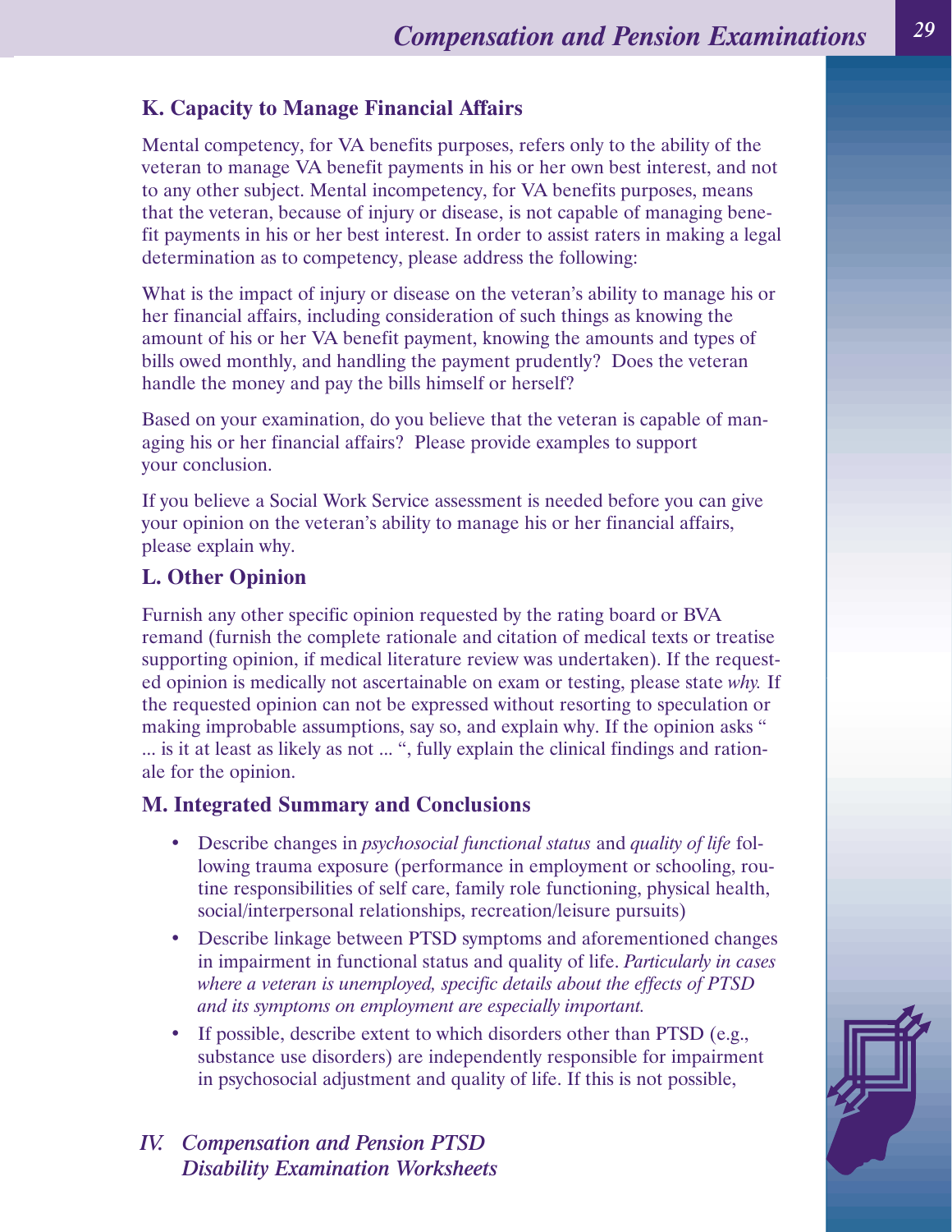### K. Capacity to Manage Financial Affairs

Mental competency, for VA benefits purposes, refers only to the ability of the veteran to manage VA benefit payments in his or her own best interest, and not to any other subject. Mental incompetency, for VA benefits purposes, means that the veteran, because of injury or disease, is not capable of managing benefit payments in his or her best interest. In order to assist raters in making a legal determination as to competency, please address the following:

What is the impact of injury or disease on the veteran's ability to manage his or her financial affairs, including consideration of such things as knowing the amount of his or her VA benefit payment, knowing the amounts and types of bills owed monthly, and handling the payment prudently? Does the veteran handle the money and pay the bills himself or herself?

Based on your examination, do you believe that the veteran is capable of managing his or her financial affairs? Please provide examples to support your conclusion.

If you believe a Social Work Service assessment is needed before you can give your opinion on the veteran's ability to manage his or her financial affairs, please explain why.

### L. Other Opinion

Furnish any other specific opinion requested by the rating board or BVA remand (furnish the complete rationale and citation of medical texts or treatise supporting opinion, if medical literature review was undertaken). If the requested opinion is medically not ascertainable on exam or testing, please state *why.* If the requested opinion can not be expressed without resorting to speculation or making improbable assumptions, say so, and explain why. If the opinion asks " ... is it at least as likely as not ... ", fully explain the clinical findings and rationale for the opinion.

### M. Integrated Summary and Conclusions

- Describe changes in *psychosocial functional status* and *quality of life* following trauma exposure (performance in employment or schooling, routine responsibilities of self care, family role functioning, physical health, social/interpersonal relationships, recreation/leisure pursuits)
- Describe linkage between PTSD symptoms and aforementioned changes in impairment in functional status and quality of life. *Particularly in cases where a veteran is unemployed, specific details about the effects of PTSD and its symptoms on employment are especially important.*
- If possible, describe extent to which disorders other than PTSD (e.g., substance use disorders) are independently responsible for impairment in psychosocial adjustment and quality of life. If this is not possible,

*IV. Compensation and Pension PTSD Disability Examination Worksheets*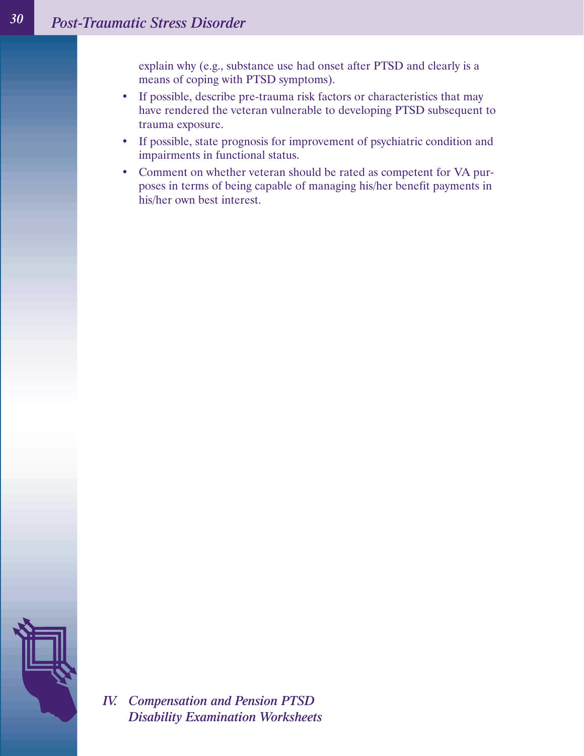explain why (e.g., substance use had onset after PTSD and clearly is a means of coping with PTSD symptoms).

- If possible, describe pre-trauma risk factors or characteristics that may have rendered the veteran vulnerable to developing PTSD subsequent to trauma exposure.
- If possible, state prognosis for improvement of psychiatric condition and impairments in functional status.
- Comment on whether veteran should be rated as competent for VA purposes in terms of being capable of managing his/her benefit payments in his/her own best interest.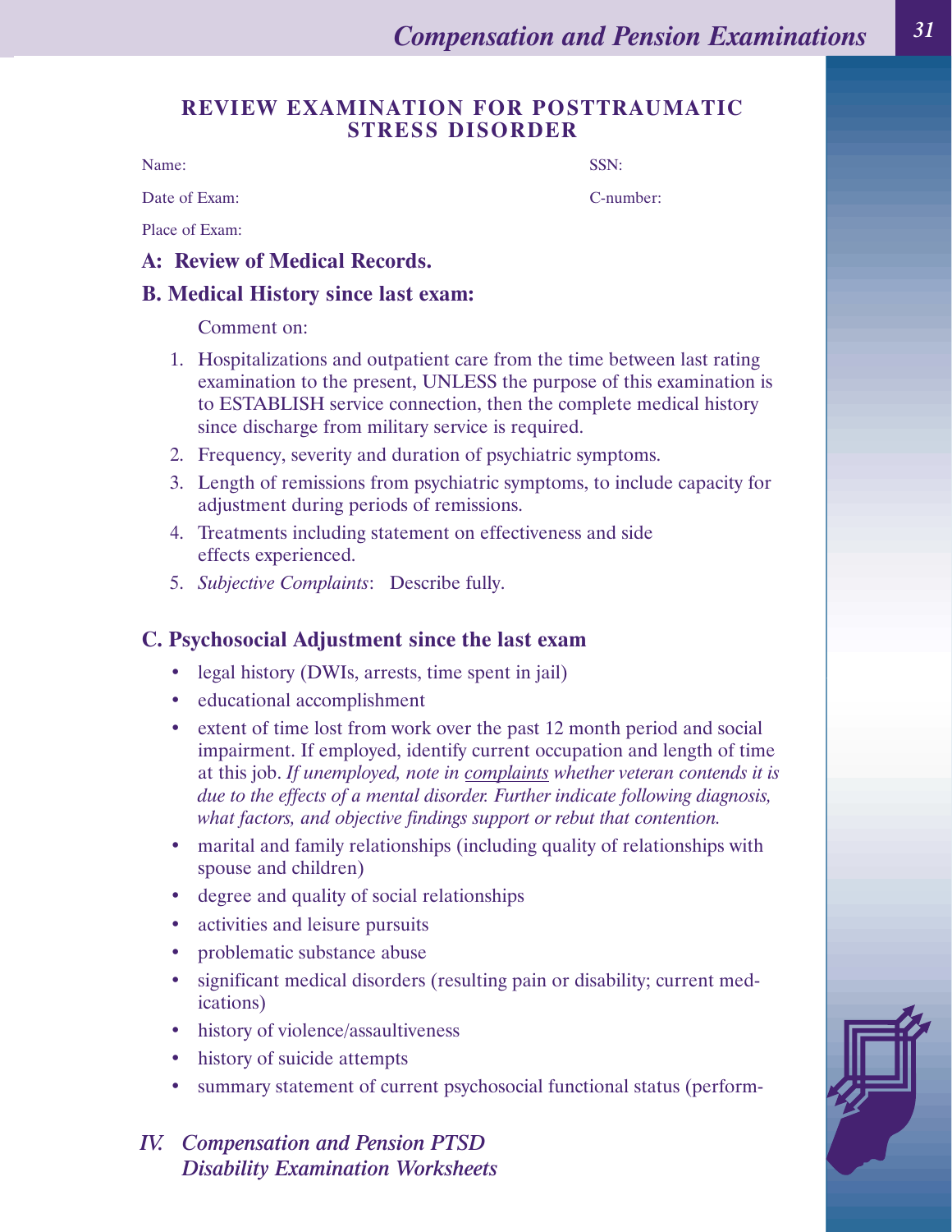## REVIEW EXAMINATION FOR POSTTRAUMATIC STRESS DISORDER

Name: SSN:

Date of Exam: C-number:

Place of Exam:

### A: Review of Medical Records.

### B. Medical History since last exam:

Comment on:

1. Hospitalizations and outpatient care from the time between last rating examination to the present, UNLESS the purpose of this examination is to ESTABLISH service connection, then the complete medical history since discharge from military service is required.
2. Frequency, severity and duration of psychiatric symptoms.
3. Length of remissions from psychiatric symptoms, to include capacity for adjustment during periods of remissions.
4. Treatments including statement on effectiveness and side effects experienced.
5. *Subjective Complaints*: Describe fully.

### C. Psychosocial Adjustment since the last exam

- legal history (DWIs, arrests, time spent in jail)
- educational accomplishment
- extent of time lost from work over the past 12 month period and social impairment. If employed, identify current occupation and length of time at this job. *If unemployed, note in complaints whether veteran contends it is due to the effects of a mental disorder. Further indicate following diagnosis, what factors, and objective findings support or rebut that contention.*
- marital and family relationships (including quality of relationships with spouse and children)
- degree and quality of social relationships
- activities and leisure pursuits
- problematic substance abuse
- significant medical disorders (resulting pain or disability; current medications)
- history of violence/assaultiveness
- history of suicide attempts
- summary statement of current psychosocial functional status (perform-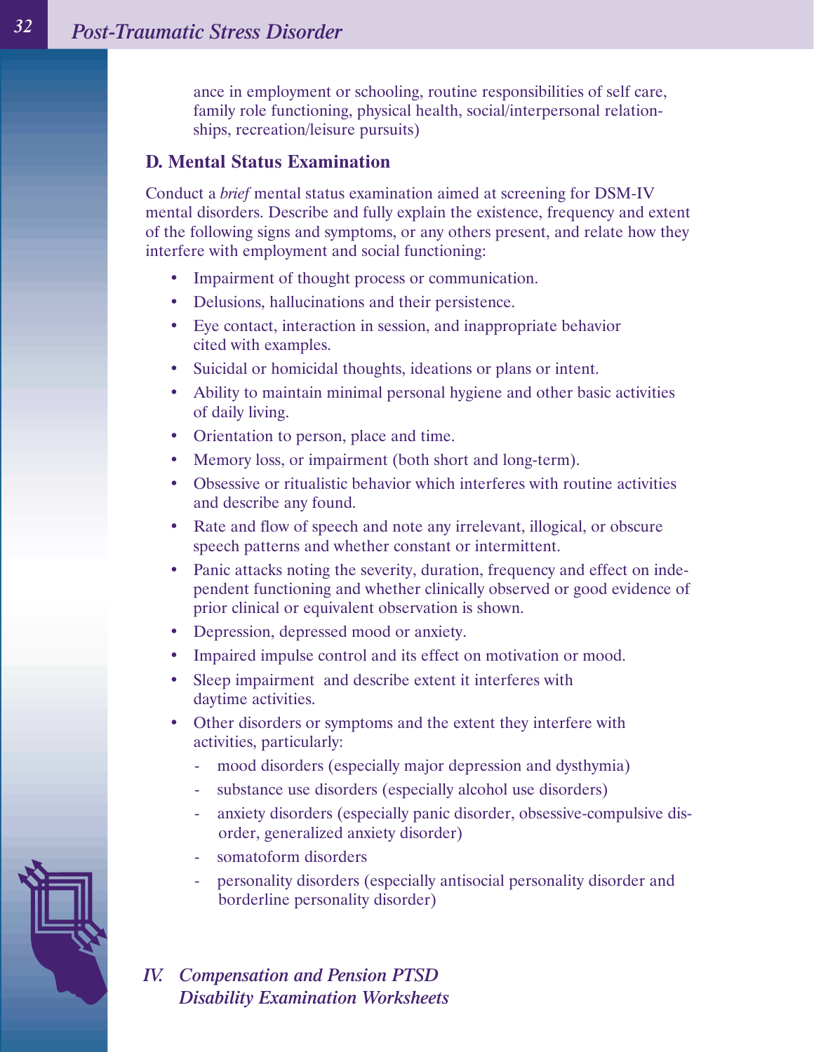ance in employment or schooling, routine responsibilities of self care, family role functioning, physical health, social/interpersonal relationships, recreation/leisure pursuits)

### D. Mental Status Examination

Conduct a *brief* mental status examination aimed at screening for DSM-IV mental disorders. Describe and fully explain the existence, frequency and extent of the following signs and symptoms, or any others present, and relate how they interfere with employment and social functioning:

- Impairment of thought process or communication.
- Delusions, hallucinations and their persistence.
- Eye contact, interaction in session, and inappropriate behavior cited with examples.
- Suicidal or homicidal thoughts, ideations or plans or intent.
- Ability to maintain minimal personal hygiene and other basic activities of daily living.
- Orientation to person, place and time.
- Memory loss, or impairment (both short and long-term).
- Obsessive or ritualistic behavior which interferes with routine activities and describe any found.
- Rate and flow of speech and note any irrelevant, illogical, or obscure speech patterns and whether constant or intermittent.
- Panic attacks noting the severity, duration, frequency and effect on independent functioning and whether clinically observed or good evidence of prior clinical or equivalent observation is shown.
- Depression, depressed mood or anxiety.
- Impaired impulse control and its effect on motivation or mood.
- Sleep impairment and describe extent it interferes with daytime activities.
- Other disorders or symptoms and the extent they interfere with activities, particularly:
  - mood disorders (especially major depression and dysthymia)
  - substance use disorders (especially alcohol use disorders)
  - anxiety disorders (especially panic disorder, obsessive-compulsive disorder, generalized anxiety disorder)
  - somatoform disorders
  - personality disorders (especially antisocial personality disorder and borderline personality disorder)

*IV. Compensation and Pension PTSD Disability Examination Worksheets*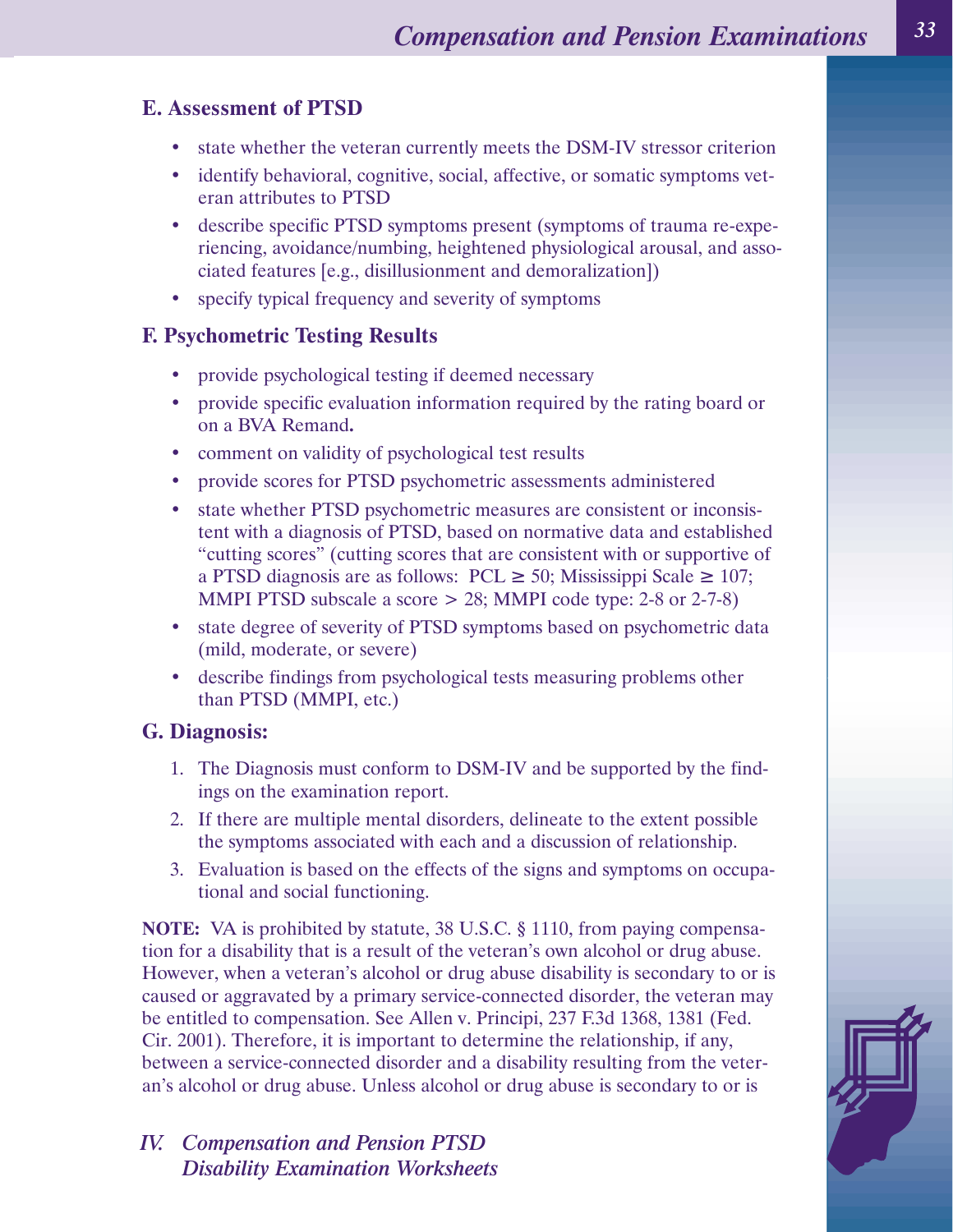### E. Assessment of PTSD

- state whether the veteran currently meets the DSM-IV stressor criterion
- identify behavioral, cognitive, social, affective, or somatic symptoms veteran attributes to PTSD
- describe specific PTSD symptoms present (symptoms of trauma re-experiencing, avoidance/numbing, heightened physiological arousal, and associated features [e.g., disillusionment and demoralization])
- specify typical frequency and severity of symptoms

### F. Psychometric Testing Results

- provide psychological testing if deemed necessary
- provide specific evaluation information required by the rating board or on a BVA Remand**.**
- comment on validity of psychological test results
- provide scores for PTSD psychometric assessments administered
- state whether PTSD psychometric measures are consistent or inconsistent with a diagnosis of PTSD, based on normative data and established "cutting scores" (cutting scores that are consistent with or supportive of a PTSD diagnosis are as follows: PCL ≥ 50; Mississippi Scale ≥ 107; MMPI PTSD subscale a score > 28; MMPI code type: 2-8 or 2-7-8)
- state degree of severity of PTSD symptoms based on psychometric data (mild, moderate, or severe)
- describe findings from psychological tests measuring problems other than PTSD (MMPI, etc.)

### G. Diagnosis:

1. The Diagnosis must conform to DSM-IV and be supported by the findings on the examination report.
2. If there are multiple mental disorders, delineate to the extent possible the symptoms associated with each and a discussion of relationship.
3. Evaluation is based on the effects of the signs and symptoms on occupational and social functioning.

**NOTE:** VA is prohibited by statute, 38 U.S.C. § 1110, from paying compensation for a disability that is a result of the veteran's own alcohol or drug abuse. However, when a veteran's alcohol or drug abuse disability is secondary to or is caused or aggravated by a primary service-connected disorder, the veteran may be entitled to compensation. See Allen v. Principi, 237 F.3d 1368, 1381 (Fed. Cir. 2001). Therefore, it is important to determine the relationship, if any, between a service-connected disorder and a disability resulting from the veteran's alcohol or drug abuse. Unless alcohol or drug abuse is secondary to or is

## *IV. Compensation and Pension PTSD Disability Examination Worksheets*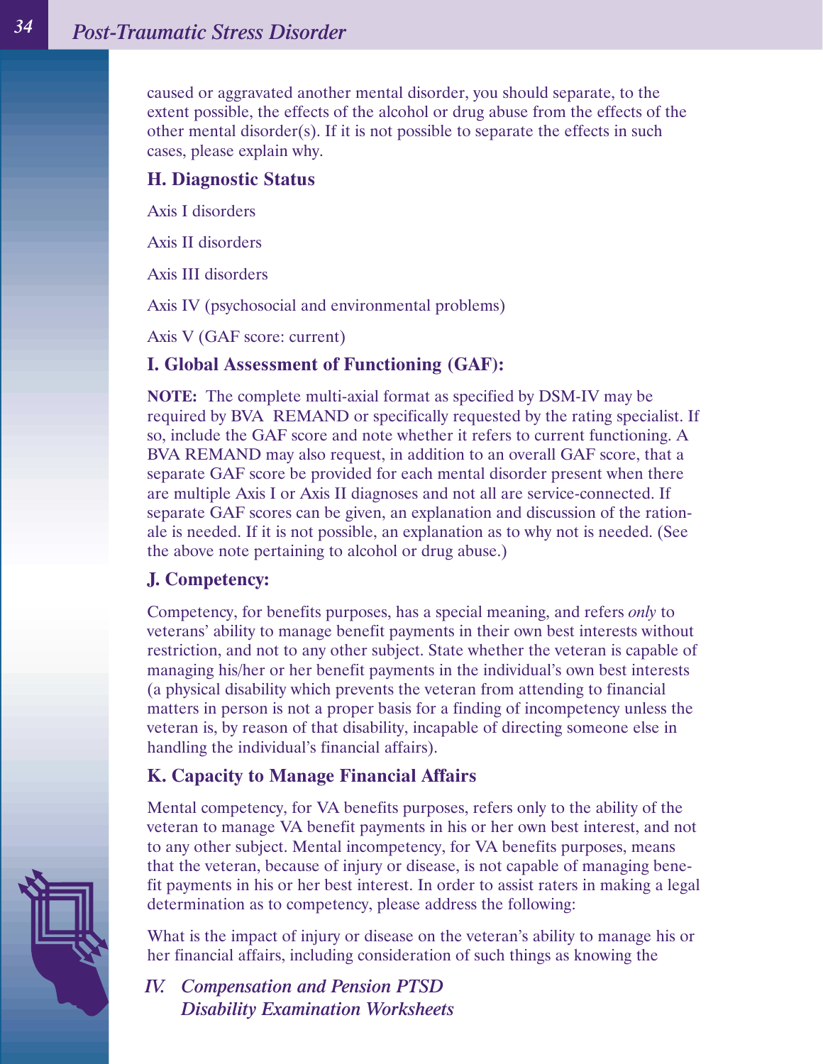caused or aggravated another mental disorder, you should separate, to the extent possible, the effects of the alcohol or drug abuse from the effects of the other mental disorder(s). If it is not possible to separate the effects in such cases, please explain why.

### H. Diagnostic Status

Axis I disorders

Axis II disorders

Axis III disorders

Axis IV (psychosocial and environmental problems)

Axis V (GAF score: current)

### I. Global Assessment of Functioning (GAF):

**NOTE:** The complete multi-axial format as specified by DSM-IV may be required by BVA REMAND or specifically requested by the rating specialist. If so, include the GAF score and note whether it refers to current functioning. A BVA REMAND may also request, in addition to an overall GAF score, that a separate GAF score be provided for each mental disorder present when there are multiple Axis I or Axis II diagnoses and not all are service-connected. If separate GAF scores can be given, an explanation and discussion of the rationale is needed. If it is not possible, an explanation as to why not is needed. (See the above note pertaining to alcohol or drug abuse.)

### J. Competency:

Competency, for benefits purposes, has a special meaning, and refers *only* to veterans' ability to manage benefit payments in their own best interests without restriction, and not to any other subject. State whether the veteran is capable of managing his/her or her benefit payments in the individual's own best interests (a physical disability which prevents the veteran from attending to financial matters in person is not a proper basis for a finding of incompetency unless the veteran is, by reason of that disability, incapable of directing someone else in handling the individual's financial affairs).

### K. Capacity to Manage Financial Affairs

Mental competency, for VA benefits purposes, refers only to the ability of the veteran to manage VA benefit payments in his or her own best interest, and not to any other subject. Mental incompetency, for VA benefits purposes, means that the veteran, because of injury or disease, is not capable of managing benefit payments in his or her best interest. In order to assist raters in making a legal determination as to competency, please address the following:

What is the impact of injury or disease on the veteran's ability to manage his or her financial affairs, including consideration of such things as knowing the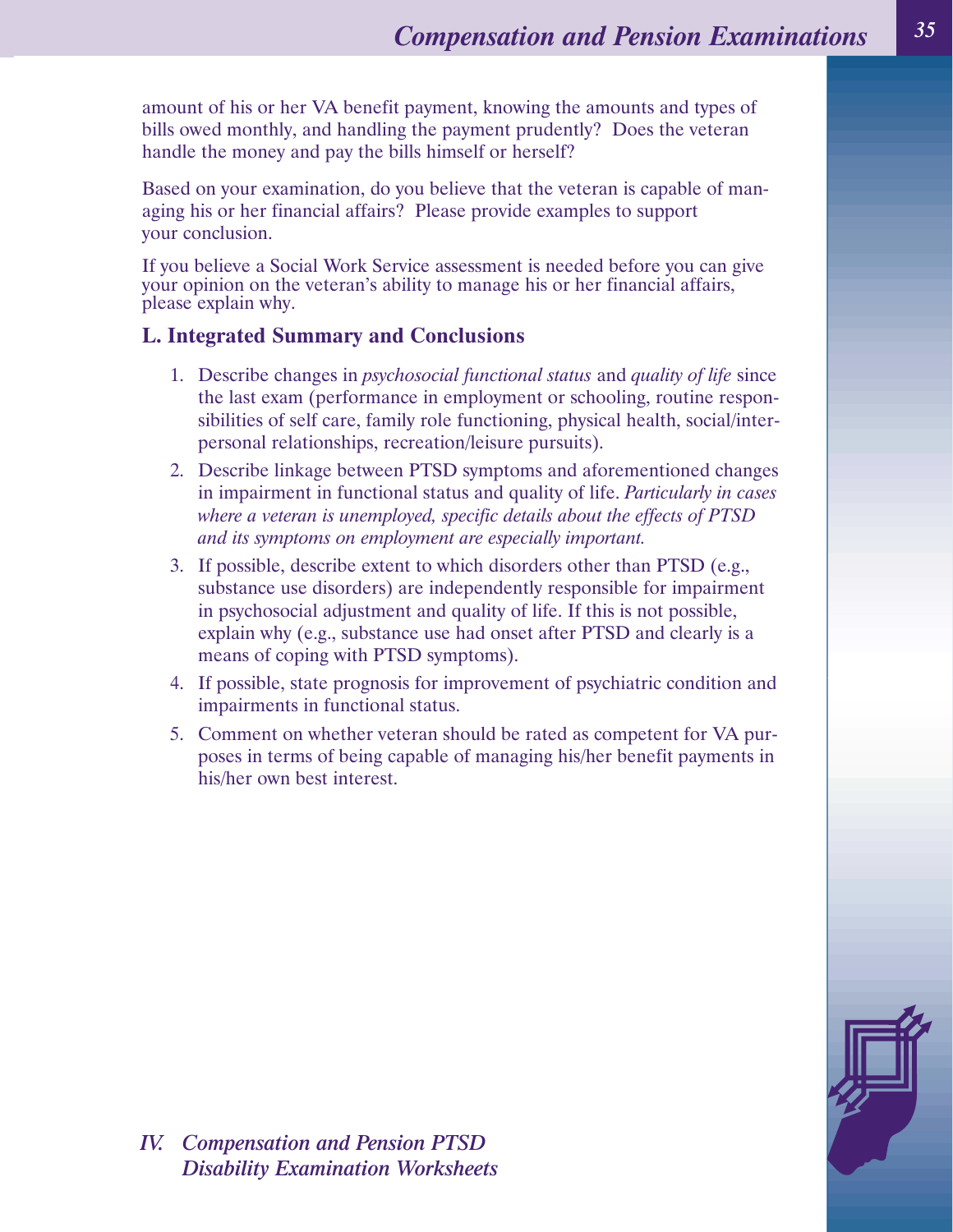amount of his or her VA benefit payment, knowing the amounts and types of bills owed monthly, and handling the payment prudently? Does the veteran handle the money and pay the bills himself or herself?

Based on your examination, do you believe that the veteran is capable of managing his or her financial affairs? Please provide examples to support your conclusion.

If you believe a Social Work Service assessment is needed before you can give your opinion on the veteran's ability to manage his or her financial affairs, please explain why.

### L. Integrated Summary and Conclusions

1. Describe changes in *psychosocial functional status* and *quality of life* since the last exam (performance in employment or schooling, routine responsibilities of self care, family role functioning, physical health, social/interpersonal relationships, recreation/leisure pursuits).
2. Describe linkage between PTSD symptoms and aforementioned changes in impairment in functional status and quality of life. *Particularly in cases where a veteran is unemployed, specific details about the effects of PTSD and its symptoms on employment are especially important.*
3. If possible, describe extent to which disorders other than PTSD (e.g., substance use disorders) are independently responsible for impairment in psychosocial adjustment and quality of life. If this is not possible, explain why (e.g., substance use had onset after PTSD and clearly is a means of coping with PTSD symptoms).
4. If possible, state prognosis for improvement of psychiatric condition and impairments in functional status.
5. Comment on whether veteran should be rated as competent for VA purposes in terms of being capable of managing his/her benefit payments in his/her own best interest.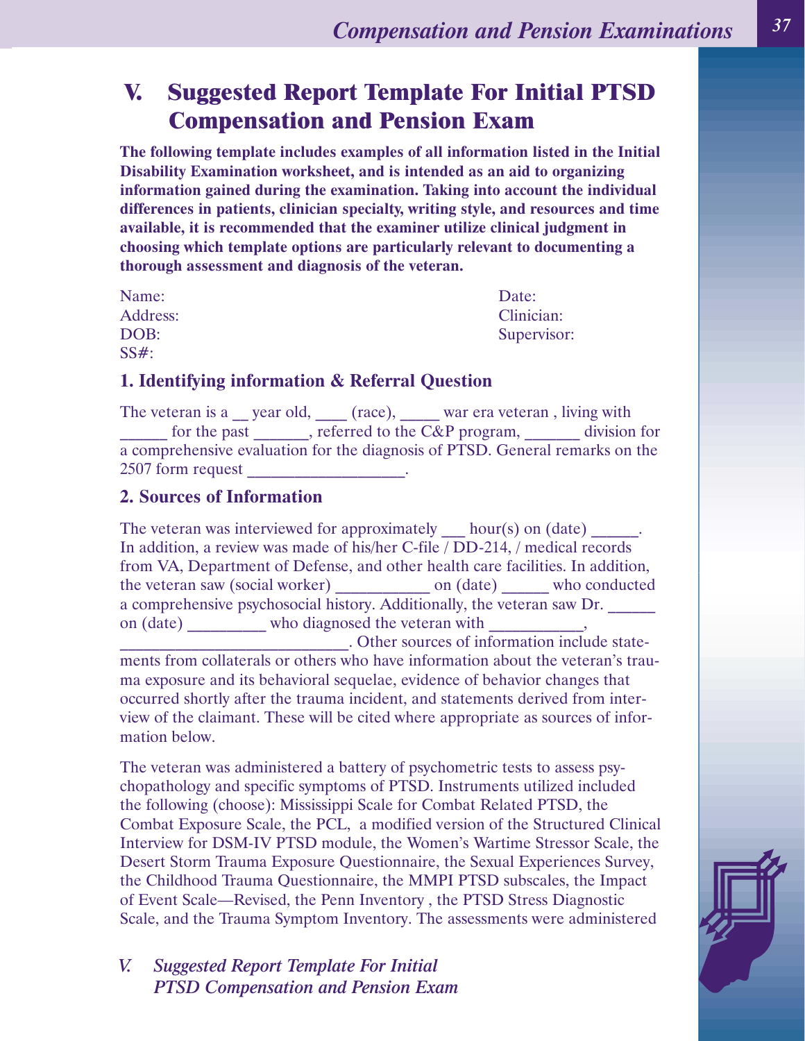# V. Suggested Report Template For Initial PTSD Compensation and Pension Exam

**The following template includes examples of all information listed in the Initial Disability Examination worksheet, and is intended as an aid to organizing information gained during the examination. Taking into account the individual differences in patients, clinician specialty, writing style, and resources and time available, it is recommended that the examiner utilize clinical judgment in choosing which template options are particularly relevant to documenting a thorough assessment and diagnosis of the veteran.**

| | |
|---|---|
| Name: | Date: |
| Address: | Clinician: |
| DOB: | Supervisor: |
| SS#: | |

### 1. Identifying information & Referral Question

The veteran is a __ year old, ____ (race), _____ war era veteran , living with ______ for the past _______, referred to the C&P program, _______ division for a comprehensive evaluation for the diagnosis of PTSD. General remarks on the 2507 form request ___________________.

### 2. Sources of Information

The veteran was interviewed for approximately ___ hour(s) on (date) ______. In addition, a review was made of his/her C-file / DD-214, / medical records from VA, Department of Defense, and other health care facilities. In addition, the veteran saw (social worker) ___________ on (date) ______ who conducted a comprehensive psychosocial history. Additionally, the veteran saw Dr. ______ on (date) _________ who diagnosed the veteran with ___________, ___________________________. Other sources of information include statements from collaterals or others who have information about the veteran's trauma exposure and its behavioral sequelae, evidence of behavior changes that occurred shortly after the trauma incident, and statements derived from interview of the claimant. These will be cited where appropriate as sources of information below.

The veteran was administered a battery of psychometric tests to assess psychopathology and specific symptoms of PTSD. Instruments utilized included the following (choose): Mississippi Scale for Combat Related PTSD, the Combat Exposure Scale, the PCL, a modified version of the Structured Clinical Interview for DSM-IV PTSD module, the Women's Wartime Stressor Scale, the Desert Storm Trauma Exposure Questionnaire, the Sexual Experiences Survey, the Childhood Trauma Questionnaire, the MMPI PTSD subscales, the Impact of Event Scale—Revised, the Penn Inventory , the PTSD Stress Diagnostic Scale, and the Trauma Symptom Inventory. The assessments were administered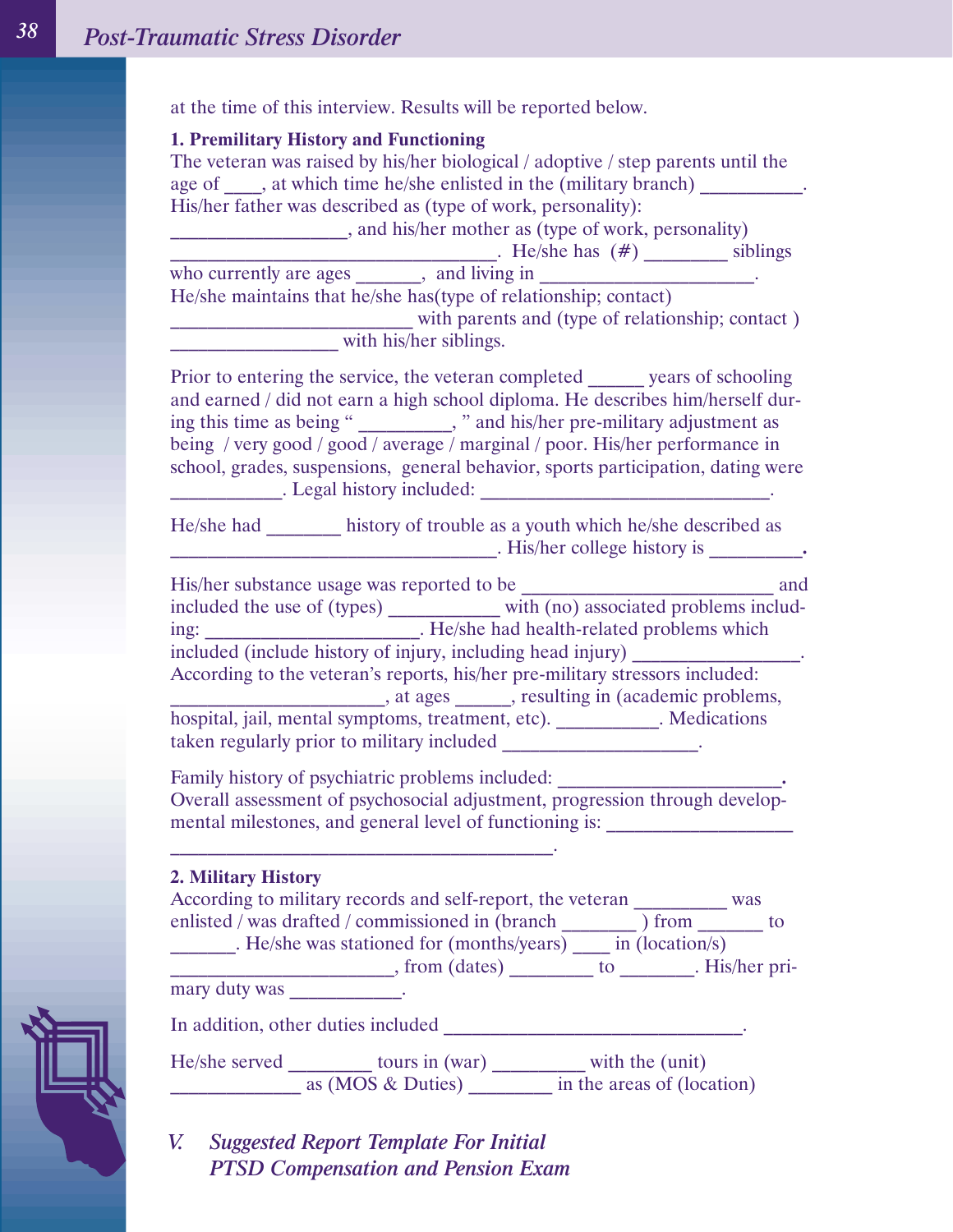at the time of this interview. Results will be reported below.

**1. Premilitary History and Functioning**

The veteran was raised by his/her biological / adoptive / step parents until the age of ____, at which time he/she enlisted in the (military branch) __________. His/her father was described as (type of work, personality): _________________, and his/her mother as (type of work, personality) _______________________________. He/she has (#) ________ siblings who currently are ages ______, and living in _____________________. He/she maintains that he/she has(type of relationship; contact) ________________________ with parents and (type of relationship; contact ) ________________ with his/her siblings.

Prior to entering the service, the veteran completed ______ years of schooling and earned / did not earn a high school diploma. He describes him/herself during this time as being " _________, " and his/her pre-military adjustment as being / very good / good / average / marginal / poor. His/her performance in school, grades, suspensions, general behavior, sports participation, dating were ___________. Legal history included: ____________________________.

He/she had _______ history of trouble as a youth which he/she described as ________________________________. His/her college history is _________.

His/her substance usage was reported to be ________________________ and included the use of (types) ___________ with (no) associated problems including: _____________________. He/she had health-related problems which included (include history of injury, including head injury) ________________. According to the veteran's reports, his/her pre-military stressors included: _____________________, at ages ______, resulting in (academic problems, hospital, jail, mental symptoms, treatment, etc). __________. Medications taken regularly prior to military included ___________________.

Family history of psychiatric problems included: ______________________. Overall assessment of psychosocial adjustment, progression through developmental milestones, and general level of functioning is: __________________ _____________________________________.

**2. Military History**

According to military records and self-report, the veteran _________ was enlisted / was drafted / commissioned in (branch _______ ) from ______ to ______. He/she was stationed for (months/years) ____ in (location/s) ______________________, from (dates) ________ to _______. His/her primary duty was ___________.

In addition, other duties included _____________________________.

He/she served ________ tours in (war) _________ with the (unit) _____________ as (MOS & Duties) ________ in the areas of (location)

*V. Suggested Report Template For Initial PTSD Compensation and Pension Exam*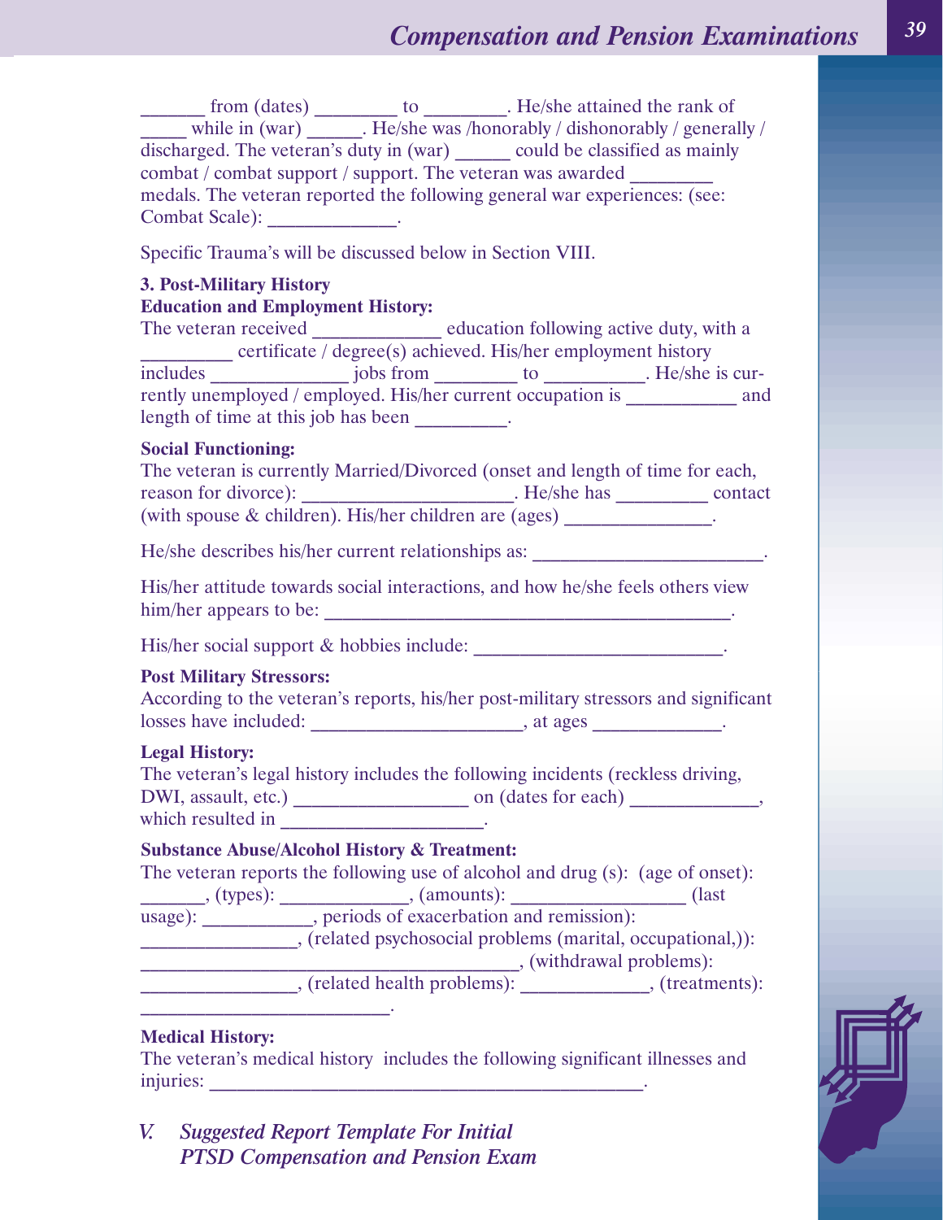______ from (dates) ________ to ________. He/she attained the rank of _____ while in (war) ______. He/she was /honorably / dishonorably / generally / discharged. The veteran's duty in (war) ______ could be classified as mainly combat / combat support / support. The veteran was awarded ________ medals. The veteran reported the following general war experiences: (see: Combat Scale): _____________.

Specific Trauma's will be discussed below in Section VIII.

**3. Post-Military History**

**Education and Employment History:**

The veteran received _____________ education following active duty, with a _________ certificate / degree(s) achieved. His/her employment history includes ______________ jobs from ________ to __________. He/she is currently unemployed / employed. His/her current occupation is ___________ and length of time at this job has been _________.

**Social Functioning:**

The veteran is currently Married/Divorced (onset and length of time for each, reason for divorce): _____________________. He/she has _________ contact (with spouse & children). His/her children are (ages) _______________.

He/she describes his/her current relationships as: _______________________.

His/her attitude towards social interactions, and how he/she feels others view him/her appears to be: ________________________________________.

His/her social support & hobbies include: _________________________.

**Post Military Stressors:**

According to the veteran's reports, his/her post-military stressors and significant losses have included: _____________________, at ages _____________.

**Legal History:**

The veteran's legal history includes the following incidents (reckless driving, DWI, assault, etc.) _________________ on (dates for each) _____________, which resulted in ____________________.

**Substance Abuse/Alcohol History & Treatment:**

The veteran reports the following use of alcohol and drug (s): (age of onset): _______, (types): _____________, (amounts): _________________ (last usage): ___________, periods of exacerbation and remission): ________________, (related psychosocial problems (marital, occupational,)): ______________________________________, (withdrawal problems): ________________, (related health problems): _____________, (treatments): _________________________.

**Medical History:**

The veteran's medical history includes the following significant illnesses and injuries: ____________________________________________.

## *V. Suggested Report Template For Initial PTSD Compensation and Pension Exam*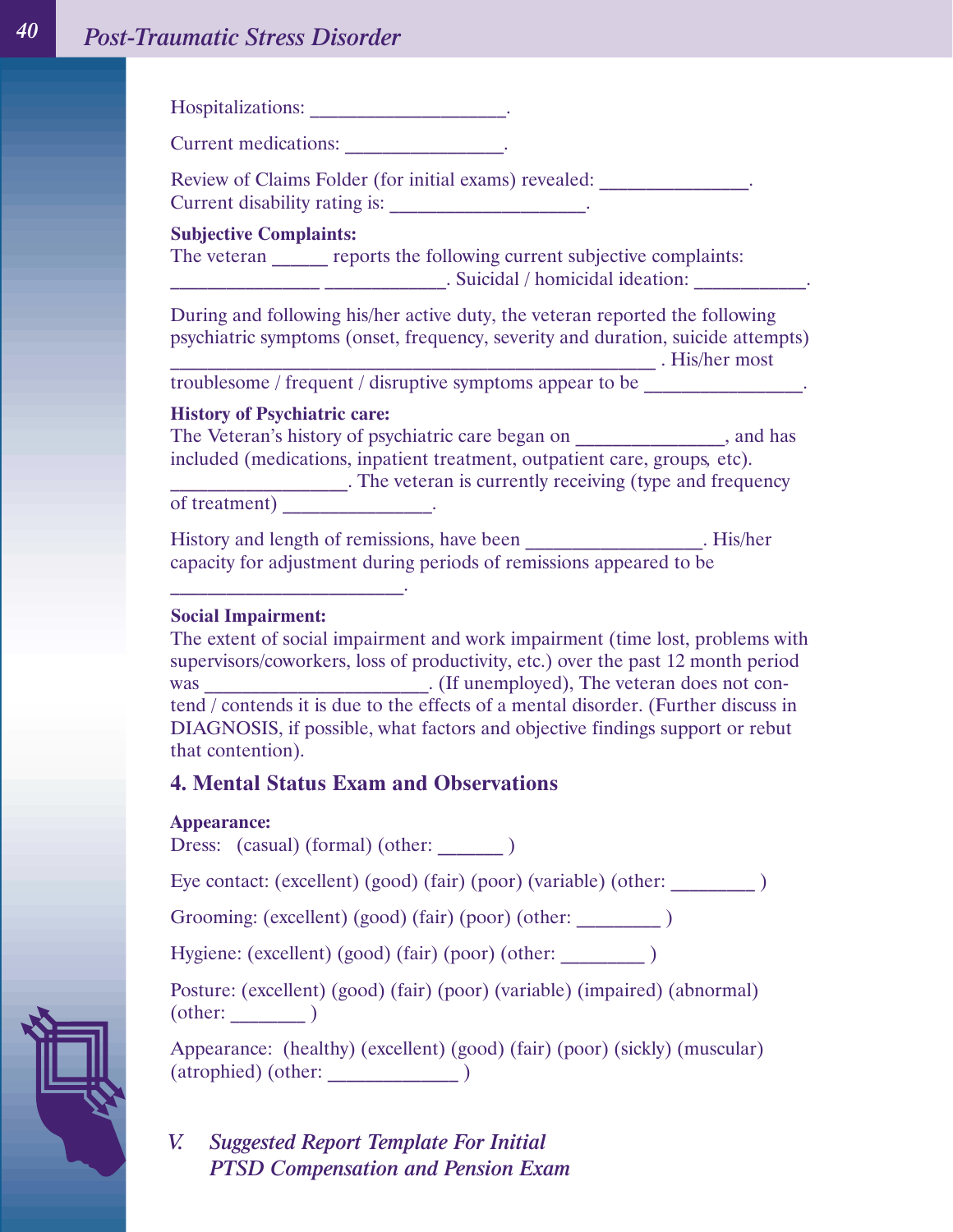Hospitalizations: ____________________.

Current medications: ________________.

Review of Claims Folder (for initial exams) revealed: _______________.
Current disability rating is: ____________________.

**Subjective Complaints:**
The veteran ______ reports the following current subjective complaints: _______________ _____________. Suicidal / homicidal ideation: ____________.

During and following his/her active duty, the veteran reported the following psychiatric symptoms (onset, frequency, severity and duration, suicide attempts) __________________________________________________ . His/her most troublesome / frequent / disruptive symptoms appear to be ________________.

**History of Psychiatric care:**
The Veteran's history of psychiatric care began on _______________, and has included (medications, inpatient treatment, outpatient care, groups, etc). __________________. The veteran is currently receiving (type and frequency of treatment) _______________.

History and length of remissions, have been __________________. His/her capacity for adjustment during periods of remissions appeared to be ________________________.

**Social Impairment:**
The extent of social impairment and work impairment (time lost, problems with supervisors/coworkers, loss of productivity, etc.) over the past 12 month period was ______________________. (If unemployed), The veteran does not contend / contends it is due to the effects of a mental disorder. (Further discuss in DIAGNOSIS, if possible, what factors and objective findings support or rebut that contention).

## 4. Mental Status Exam and Observations

**Appearance:**
Dress: (casual) (formal) (other: _______ )

Eye contact: (excellent) (good) (fair) (poor) (variable) (other: _________ )

Grooming: (excellent) (good) (fair) (poor) (other: _________ )

Hygiene: (excellent) (good) (fair) (poor) (other: _________ )

Posture: (excellent) (good) (fair) (poor) (variable) (impaired) (abnormal) (other: ________ )

Appearance: (healthy) (excellent) (good) (fair) (poor) (sickly) (muscular) (atrophied) (other: ______________ )

*V. Suggested Report Template For Initial PTSD Compensation and Pension Exam*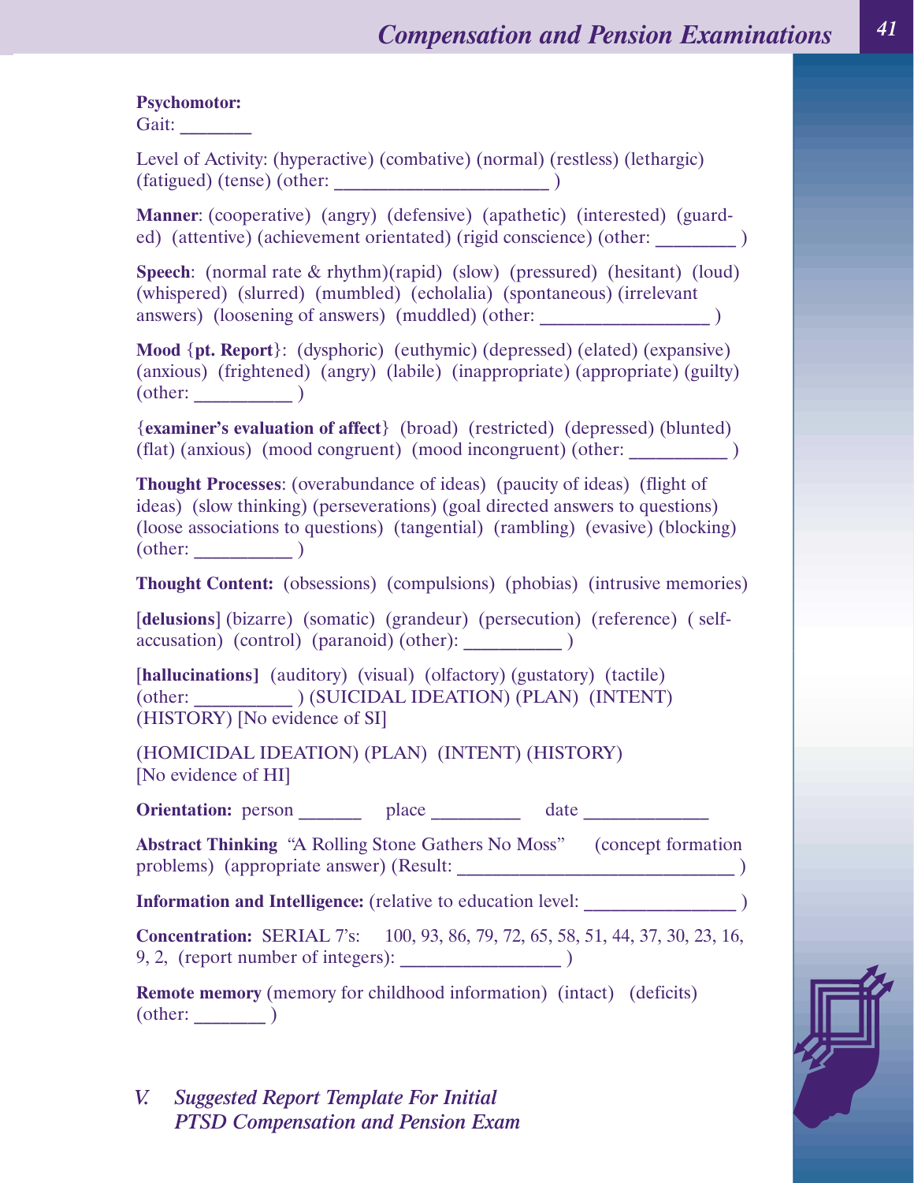**Psychomotor:**
Gait: _______

Level of Activity: (hyperactive) (combative) (normal) (restless) (lethargic) (fatigued) (tense) (other: ____________________ )

**Manner**: (cooperative) (angry) (defensive) (apathetic) (interested) (guarded) (attentive) (achievement orientated) (rigid conscience) (other: ________ )

**Speech**: (normal rate & rhythm)(rapid) (slow) (pressured) (hesitant) (loud) (whispered) (slurred) (mumbled) (echolalia) (spontaneous) (irrelevant answers) (loosening of answers) (muddled) (other: ________________ )

**Mood** {**pt. Report**}: (dysphoric) (euthymic) (depressed) (elated) (expansive) (anxious) (frightened) (angry) (labile) (inappropriate) (appropriate) (guilty) (other: __________ )

{**examiner's evaluation of affect**} (broad) (restricted) (depressed) (blunted) (flat) (anxious) (mood congruent) (mood incongruent) (other: __________ )

**Thought Processes**: (overabundance of ideas) (paucity of ideas) (flight of ideas) (slow thinking) (perseverations) (goal directed answers to questions) (loose associations to questions) (tangential) (rambling) (evasive) (blocking) (other: __________ )

**Thought Content:** (obsessions) (compulsions) (phobias) (intrusive memories)

[**delusions**] (bizarre) (somatic) (grandeur) (persecution) (reference) ( self-accusation) (control) (paranoid) (other): __________ )

[**hallucinations]** (auditory) (visual) (olfactory) (gustatory) (tactile) (other: __________ ) (SUICIDAL IDEATION) (PLAN) (INTENT) (HISTORY) [No evidence of SI]

(HOMICIDAL IDEATION) (PLAN) (INTENT) (HISTORY) [No evidence of HI]

**Orientation:** person ______ place _________ date ____________

**Abstract Thinking** "A Rolling Stone Gathers No Moss" (concept formation problems) (appropriate answer) (Result: ___________________________ )

**Information and Intelligence:** (relative to education level: ______________ )

**Concentration:** SERIAL 7's: 100, 93, 86, 79, 72, 65, 58, 51, 44, 37, 30, 23, 16, 9, 2, (report number of integers): ________________ )

**Remote memory** (memory for childhood information) (intact) (deficits) (other: _______ )

## *V. Suggested Report Template For Initial PTSD Compensation and Pension Exam*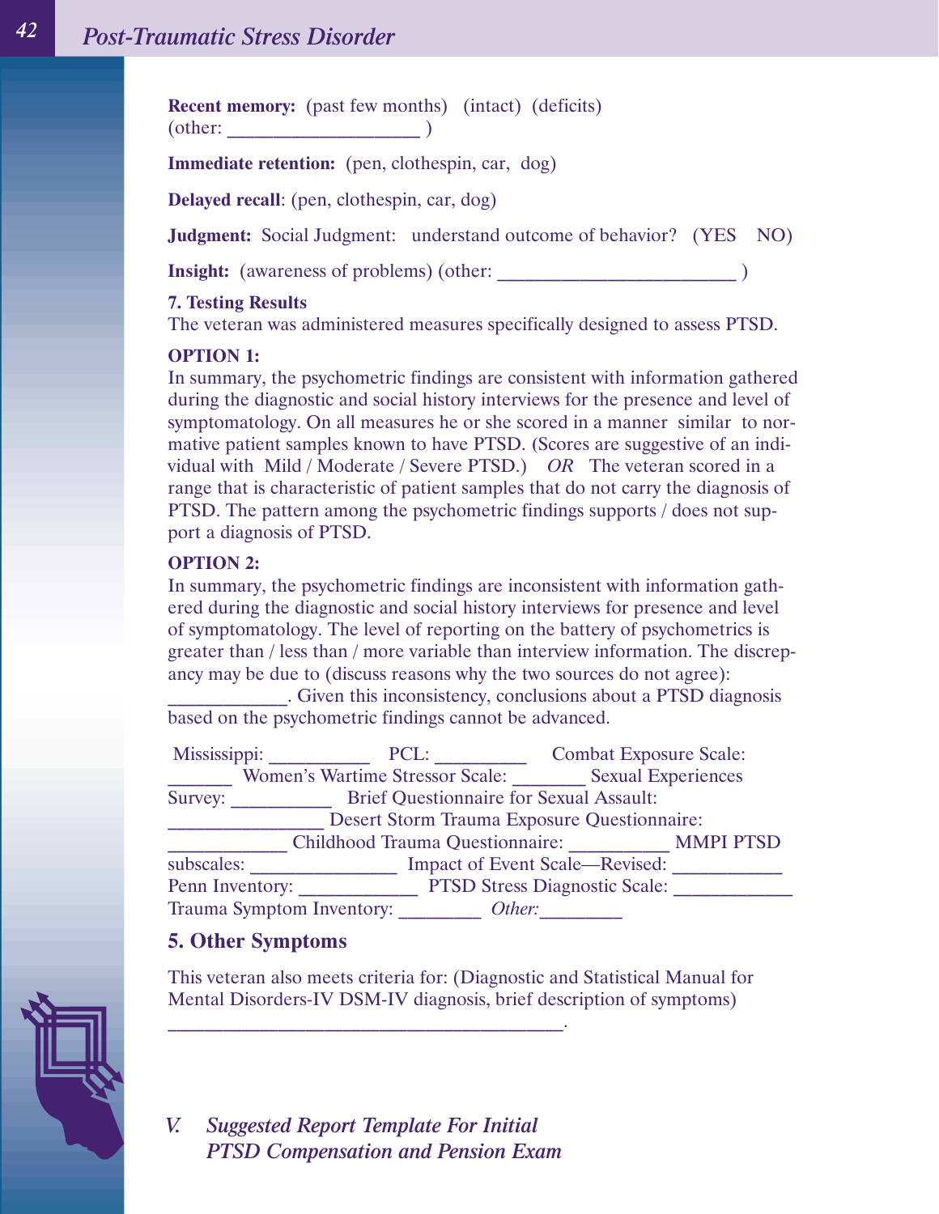**Recent memory:** (past few months) (intact) (deficits) (other: ____________________ )

**Immediate retention:** (pen, clothespin, car, dog)

**Delayed recall**: (pen, clothespin, car, dog)

**Judgment:** Social Judgment: understand outcome of behavior? (YES NO)

**Insight:** (awareness of problems) (other: _________________________ )

**7. Testing Results**

The veteran was administered measures specifically designed to assess PTSD.

**OPTION 1:**

In summary, the psychometric findings are consistent with information gathered during the diagnostic and social history interviews for the presence and level of symptomatology. On all measures he or she scored in a manner similar to normative patient samples known to have PTSD. (Scores are suggestive of an individual with Mild / Moderate / Severe PTSD.) *OR* The veteran scored in a range that is characteristic of patient samples that do not carry the diagnosis of PTSD. The pattern among the psychometric findings supports / does not support a diagnosis of PTSD.

**OPTION 2:**

In summary, the psychometric findings are inconsistent with information gathered during the diagnostic and social history interviews for presence and level of symptomatology. The level of reporting on the battery of psychometrics is greater than / less than / more variable than interview information. The discrepancy may be due to (discuss reasons why the two sources do not agree): ____________. Given this inconsistency, conclusions about a PTSD diagnosis based on the psychometric findings cannot be advanced.

Mississippi: __________ PCL: _________ Combat Exposure Scale: ______ Women's Wartime Stressor Scale: _______ Sexual Experiences Survey: __________ Brief Questionnaire for Sexual Assault: ________________ Desert Storm Trauma Exposure Questionnaire: ____________ Childhood Trauma Questionnaire: __________ MMPI PTSD subscales: _______________ Impact of Event Scale—Revised: ___________ Penn Inventory: ____________ PTSD Stress Diagnostic Scale: ____________ Trauma Symptom Inventory: ________ *Other:*________

## 5. Other Symptoms

This veteran also meets criteria for: (Diagnostic and Statistical Manual for Mental Disorders-IV DSM-IV diagnosis, brief description of symptoms) ________________________________________.

*V. Suggested Report Template For Initial PTSD Compensation and Pension Exam*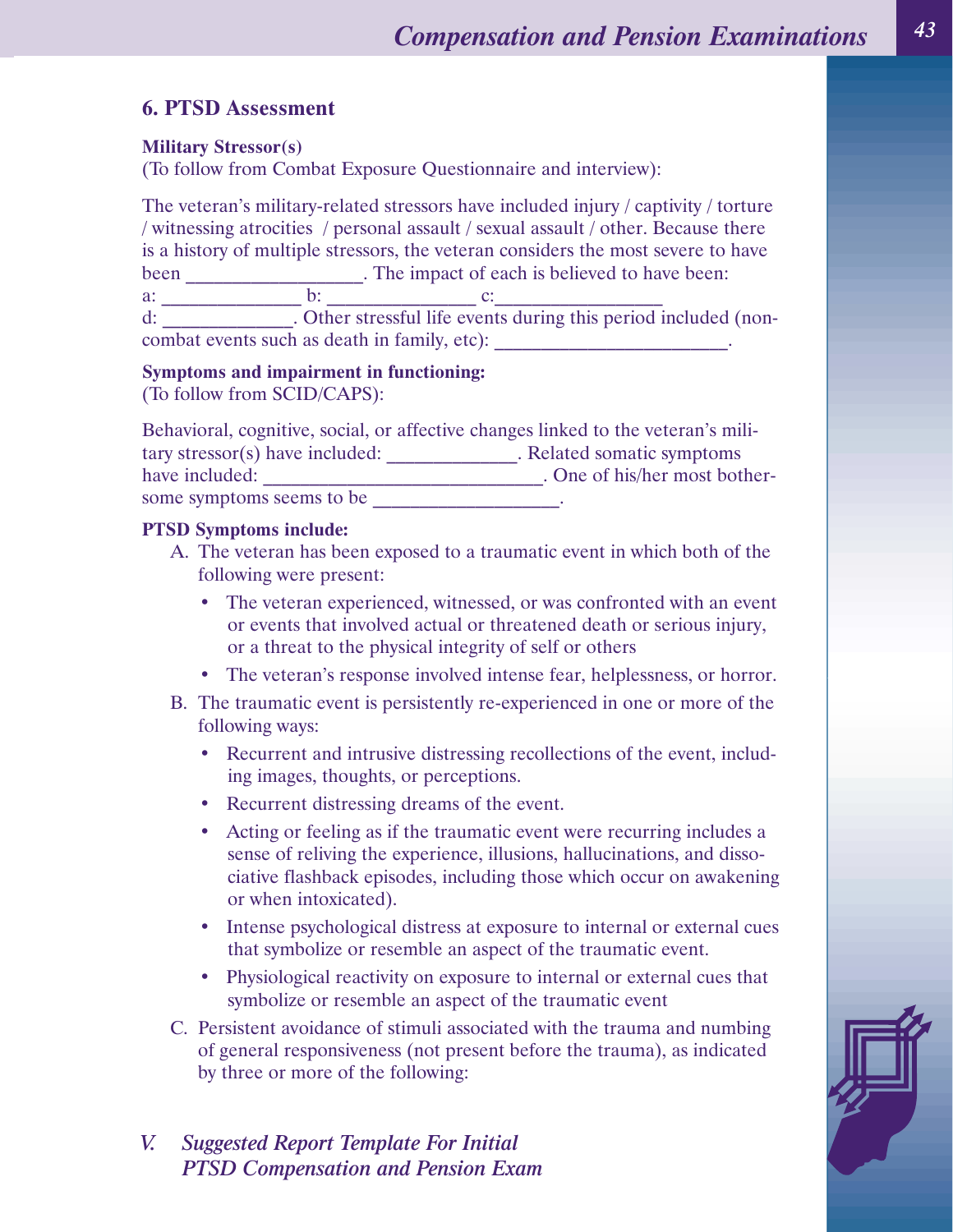### 6. PTSD Assessment

**Military Stressor(s)**
(To follow from Combat Exposure Questionnaire and interview):

The veteran's military-related stressors have included injury / captivity / torture / witnessing atrocities / personal assault / sexual assault / other. Because there is a history of multiple stressors, the veteran considers the most severe to have been _________________. The impact of each is believed to have been:
a: ______________ b: ______________ c:________________
d: _____________. Other stressful life events during this period included (non-combat events such as death in family, etc): _______________________.

**Symptoms and impairment in functioning:**
(To follow from SCID/CAPS):

Behavioral, cognitive, social, or affective changes linked to the veteran's military stressor(s) have included: _____________. Related somatic symptoms have included: ____________________________. One of his/her most bothersome symptoms seems to be __________________.

**PTSD Symptoms include:**

A. The veteran has been exposed to a traumatic event in which both of the following were present:
   - The veteran experienced, witnessed, or was confronted with an event or events that involved actual or threatened death or serious injury, or a threat to the physical integrity of self or others
   - The veteran's response involved intense fear, helplessness, or horror.

B. The traumatic event is persistently re-experienced in one or more of the following ways:
   - Recurrent and intrusive distressing recollections of the event, including images, thoughts, or perceptions.
   - Recurrent distressing dreams of the event.
   - Acting or feeling as if the traumatic event were recurring includes a sense of reliving the experience, illusions, hallucinations, and dissociative flashback episodes, including those which occur on awakening or when intoxicated).
   - Intense psychological distress at exposure to internal or external cues that symbolize or resemble an aspect of the traumatic event.
   - Physiological reactivity on exposure to internal or external cues that symbolize or resemble an aspect of the traumatic event

C. Persistent avoidance of stimuli associated with the trauma and numbing of general responsiveness (not present before the trauma), as indicated by three or more of the following:

*V. Suggested Report Template For Initial PTSD Compensation and Pension Exam*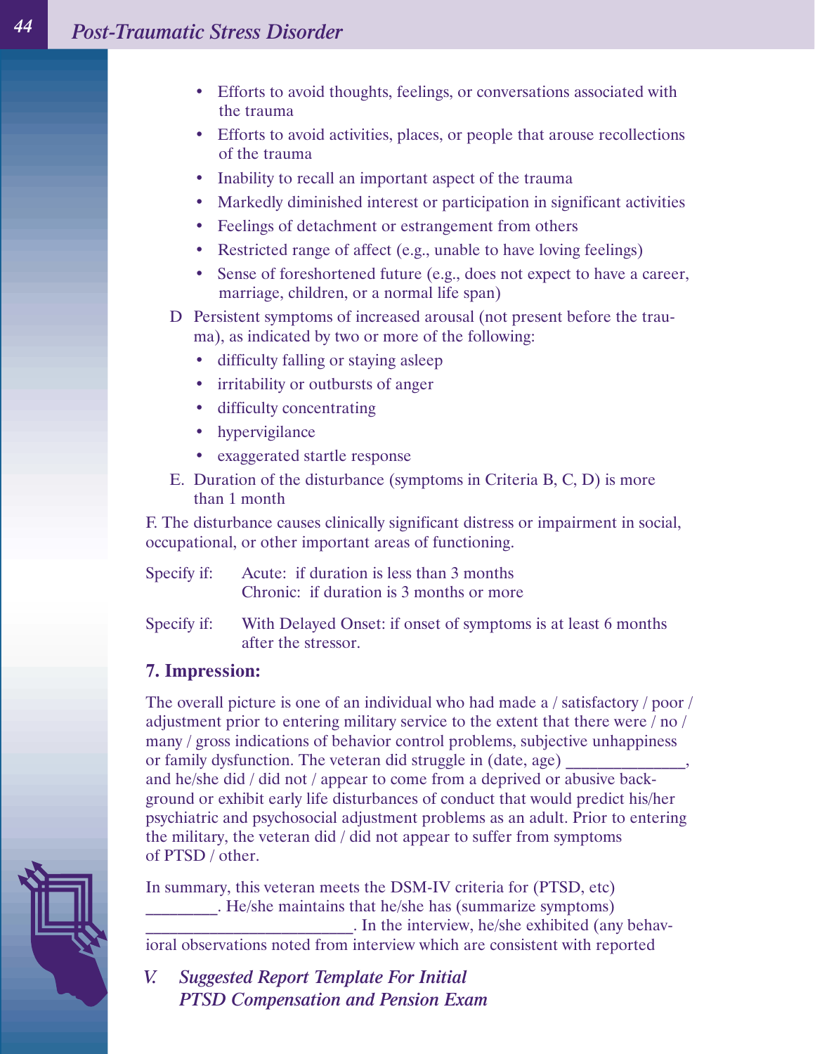- Efforts to avoid thoughts, feelings, or conversations associated with the trauma
- Efforts to avoid activities, places, or people that arouse recollections of the trauma
- Inability to recall an important aspect of the trauma
- Markedly diminished interest or participation in significant activities
- Feelings of detachment or estrangement from others
- Restricted range of affect (e.g., unable to have loving feelings)
- Sense of foreshortened future (e.g., does not expect to have a career, marriage, children, or a normal life span)

D Persistent symptoms of increased arousal (not present before the trauma), as indicated by two or more of the following:

- difficulty falling or staying asleep
- irritability or outbursts of anger
- difficulty concentrating
- hypervigilance
- exaggerated startle response

E. Duration of the disturbance (symptoms in Criteria B, C, D) is more than 1 month

F. The disturbance causes clinically significant distress or impairment in social, occupational, or other important areas of functioning.

Specify if: Acute: if duration is less than 3 months
Chronic: if duration is 3 months or more

Specify if: With Delayed Onset: if onset of symptoms is at least 6 months after the stressor.

**7. Impression:**

The overall picture is one of an individual who had made a / satisfactory / poor / adjustment prior to entering military service to the extent that there were / no / many / gross indications of behavior control problems, subjective unhappiness or family dysfunction. The veteran did struggle in (date, age) ______________, and he/she did / did not / appear to come from a deprived or abusive background or exhibit early life disturbances of conduct that would predict his/her psychiatric and psychosocial adjustment problems as an adult. Prior to entering the military, the veteran did / did not appear to suffer from symptoms of PTSD / other.

In summary, this veteran meets the DSM-IV criteria for (PTSD, etc) ________. He/she maintains that he/she has (summarize symptoms) ________________________. In the interview, he/she exhibited (any behavioral observations noted from interview which are consistent with reported

*V. Suggested Report Template For Initial PTSD Compensation and Pension Exam*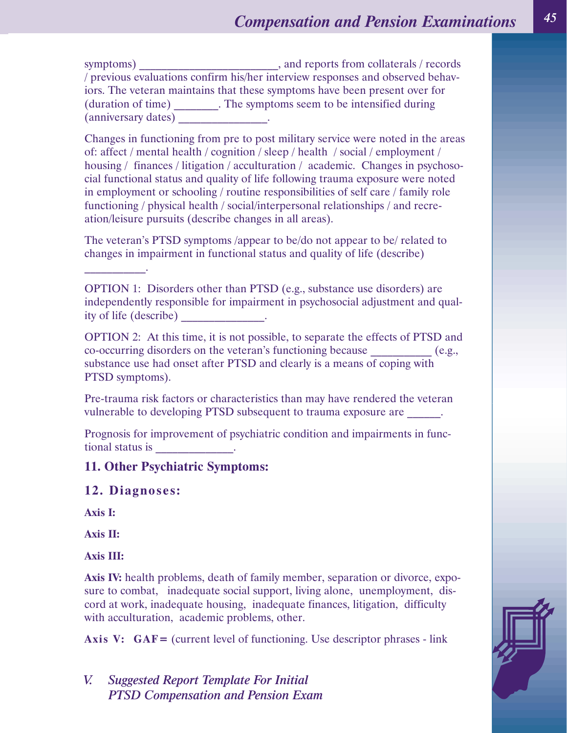symptoms) ________________________, and reports from collaterals / records / previous evaluations confirm his/her interview responses and observed behaviors. The veteran maintains that these symptoms have been present over for (duration of time) ________. The symptoms seem to be intensified during (anniversary dates) ________________.

Changes in functioning from pre to post military service were noted in the areas of: affect / mental health / cognition / sleep / health / social / employment / housing / finances / litigation / acculturation / academic. Changes in psychosocial functional status and quality of life following trauma exposure were noted in employment or schooling / routine responsibilities of self care / family role functioning / physical health / social/interpersonal relationships / and recreation/leisure pursuits (describe changes in all areas).

The veteran's PTSD symptoms /appear to be/do not appear to be/ related to changes in impairment in functional status and quality of life (describe) ___________.

OPTION 1: Disorders other than PTSD (e.g., substance use disorders) are independently responsible for impairment in psychosocial adjustment and quality of life (describe) _______________.

OPTION 2: At this time, it is not possible, to separate the effects of PTSD and co-occurring disorders on the veteran's functioning because ___________ (e.g., substance use had onset after PTSD and clearly is a means of coping with PTSD symptoms).

Pre-trauma risk factors or characteristics than may have rendered the veteran vulnerable to developing PTSD subsequent to trauma exposure are ______.

Prognosis for improvement of psychiatric condition and impairments in functional status is ______________.

### 11. Other Psychiatric Symptoms:

### 12. Diagnoses:

**Axis I:**

**Axis II:**

**Axis III:**

**Axis IV:** health problems, death of family member, separation or divorce, exposure to combat, inadequate social support, living alone, unemployment, discord at work, inadequate housing, inadequate finances, litigation, difficulty with acculturation, academic problems, other.

**Axis V: GAF=** (current level of functioning. Use descriptor phrases - link

## *V. Suggested Report Template For Initial PTSD Compensation and Pension Exam*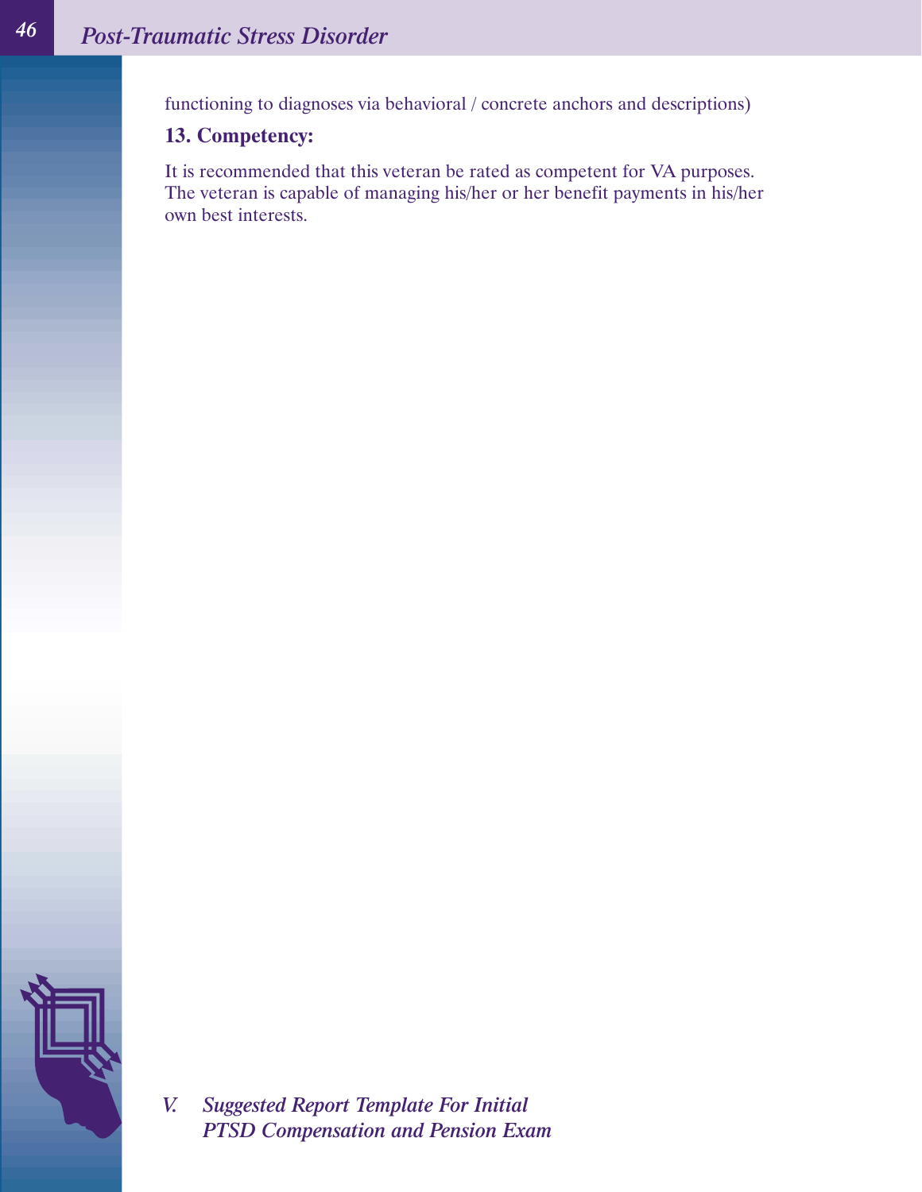functioning to diagnoses via behavioral / concrete anchors and descriptions)

**13. Competency:**

It is recommended that this veteran be rated as competent for VA purposes. The veteran is capable of managing his/her or her benefit payments in his/her own best interests.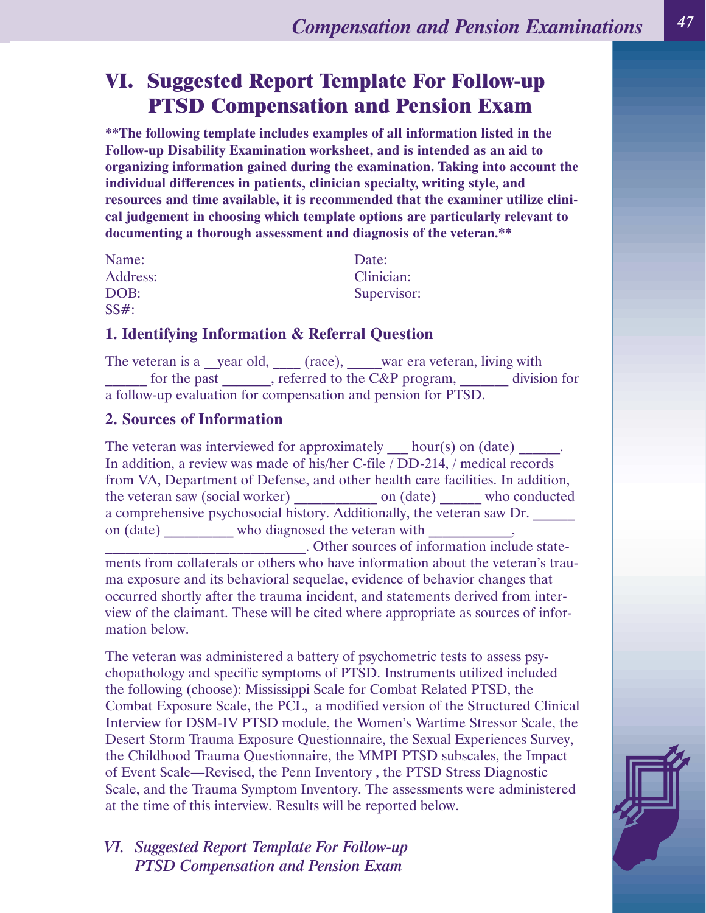# VI. Suggested Report Template For Follow-up PTSD Compensation and Pension Exam

**\*\*The following template includes examples of all information listed in the Follow-up Disability Examination worksheet, and is intended as an aid to organizing information gained during the examination. Taking into account the individual differences in patients, clinician specialty, writing style, and resources and time available, it is recommended that the examiner utilize clinical judgement in choosing which template options are particularly relevant to documenting a thorough assessment and diagnosis of the veteran.\*\***

Name:
Address:
DOB:
SS#:

Date:
Clinician:
Supervisor:

### 1. Identifying Information & Referral Question

The veteran is a __year old, ____ (race), _____war era veteran, living with ______ for the past _______, referred to the C&P program, _______ division for a follow-up evaluation for compensation and pension for PTSD.

### 2. Sources of Information

The veteran was interviewed for approximately ___ hour(s) on (date) ______. In addition, a review was made of his/her C-file / DD-214, / medical records from VA, Department of Defense, and other health care facilities. In addition, the veteran saw (social worker) ___________ on (date) ______ who conducted a comprehensive psychosocial history. Additionally, the veteran saw Dr. ______ on (date) _________ who diagnosed the veteran with ___________, ___________________________. Other sources of information include statements from collaterals or others who have information about the veteran's trauma exposure and its behavioral sequelae, evidence of behavior changes that occurred shortly after the trauma incident, and statements derived from interview of the claimant. These will be cited where appropriate as sources of information below.

The veteran was administered a battery of psychometric tests to assess psychopathology and specific symptoms of PTSD. Instruments utilized included the following (choose): Mississippi Scale for Combat Related PTSD, the Combat Exposure Scale, the PCL, a modified version of the Structured Clinical Interview for DSM-IV PTSD module, the Women's Wartime Stressor Scale, the Desert Storm Trauma Exposure Questionnaire, the Sexual Experiences Survey, the Childhood Trauma Questionnaire, the MMPI PTSD subscales, the Impact of Event Scale—Revised, the Penn Inventory , the PTSD Stress Diagnostic Scale, and the Trauma Symptom Inventory. The assessments were administered at the time of this interview. Results will be reported below.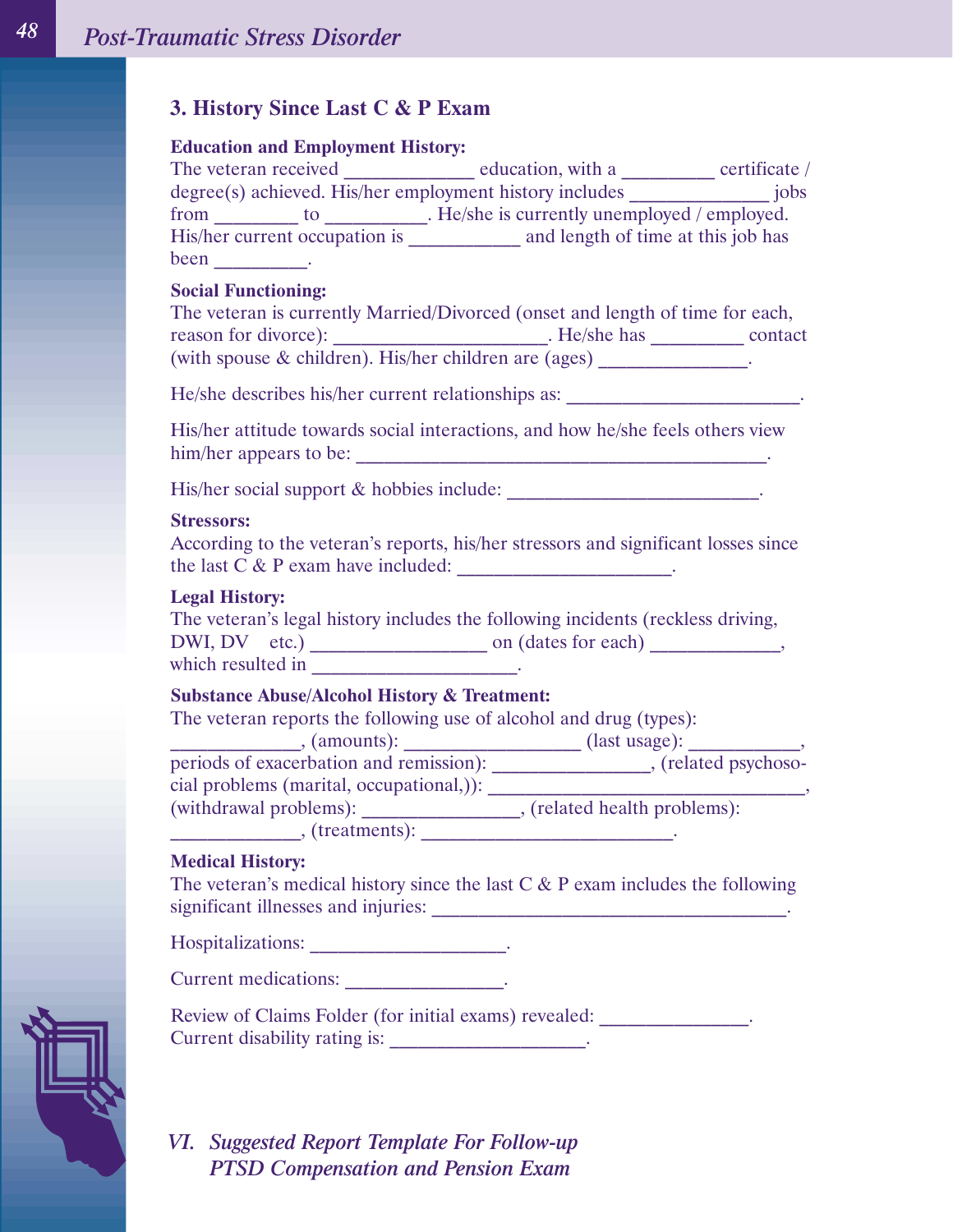### 3. History Since Last C & P Exam

**Education and Employment History:**
The veteran received _____________ education, with a _________ certificate / degree(s) achieved. His/her employment history includes ______________ jobs from ________ to __________. He/she is currently unemployed / employed. His/her current occupation is ___________ and length of time at this job has been _________.

**Social Functioning:**
The veteran is currently Married/Divorced (onset and length of time for each, reason for divorce): _____________________. He/she has _________ contact (with spouse & children). His/her children are (ages) _______________.

He/she describes his/her current relationships as: _______________________.

His/her attitude towards social interactions, and how he/she feels others view him/her appears to be: _________________________________________.

His/her social support & hobbies include: _________________________.

**Stressors:**
According to the veteran's reports, his/her stressors and significant losses since the last C & P exam have included: _____________________.

**Legal History:**
The veteran's legal history includes the following incidents (reckless driving, DWI, DV etc.) _________________ on (dates for each) _____________, which resulted in _____________________.

**Substance Abuse/Alcohol History & Treatment:**
The veteran reports the following use of alcohol and drug (types): _____________, (amounts): _________________ (last usage): ___________, periods of exacerbation and remission): ________________, (related psychosocial problems (marital, occupational,)): ________________________________, (withdrawal problems): ________________, (related health problems): _____________, (treatments): _________________________.

**Medical History:**
The veteran's medical history since the last C & P exam includes the following significant illnesses and injuries: ___________________________________.

Hospitalizations: ____________________.

Current medications: ________________.

Review of Claims Folder (for initial exams) revealed: _______________.
Current disability rating is: ____________________.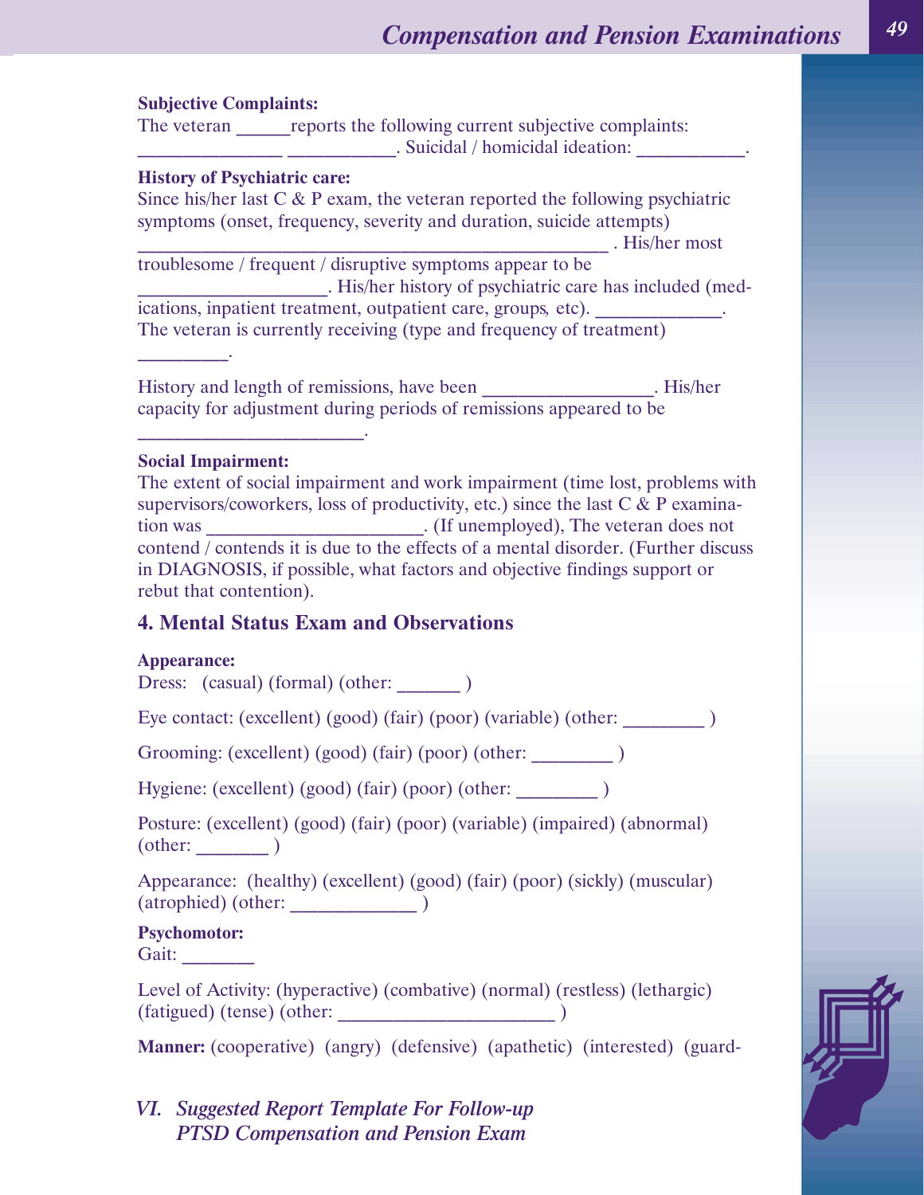**Subjective Complaints:**

The veteran ______reports the following current subjective complaints: _______________ ___________. Suicidal / homicidal ideation: ___________.

**History of Psychiatric care:**

Since his/her last C & P exam, the veteran reported the following psychiatric symptoms (onset, frequency, severity and duration, suicide attempts) _____________________________________________ . His/her most troublesome / frequent / disruptive symptoms appear to be ___________________. His/her history of psychiatric care has included (medications, inpatient treatment, outpatient care, groups, etc). _____________. The veteran is currently receiving (type and frequency of treatment) _________.

History and length of remissions, have been _________________. His/her capacity for adjustment during periods of remissions appeared to be _______________________.

**Social Impairment:**

The extent of social impairment and work impairment (time lost, problems with supervisors/coworkers, loss of productivity, etc.) since the last C & P examination was ______________________. (If unemployed), The veteran does not contend / contends it is due to the effects of a mental disorder. (Further discuss in DIAGNOSIS, if possible, what factors and objective findings support or rebut that contention).

## 4. Mental Status Exam and Observations

**Appearance:**

Dress: (casual) (formal) (other: _______ )

Eye contact: (excellent) (good) (fair) (poor) (variable) (other: ________ )

Grooming: (excellent) (good) (fair) (poor) (other: ________ )

Hygiene: (excellent) (good) (fair) (poor) (other: ________ )

Posture: (excellent) (good) (fair) (poor) (variable) (impaired) (abnormal) (other: _______ )

Appearance: (healthy) (excellent) (good) (fair) (poor) (sickly) (muscular) (atrophied) (other: _____________ )

**Psychomotor:**

Gait: _______

Level of Activity: (hyperactive) (combative) (normal) (restless) (lethargic) (fatigued) (tense) (other: ______________________ )

**Manner:** (cooperative) (angry) (defensive) (apathetic) (interested) (guard-

*VI. Suggested Report Template For Follow-up PTSD Compensation and Pension Exam*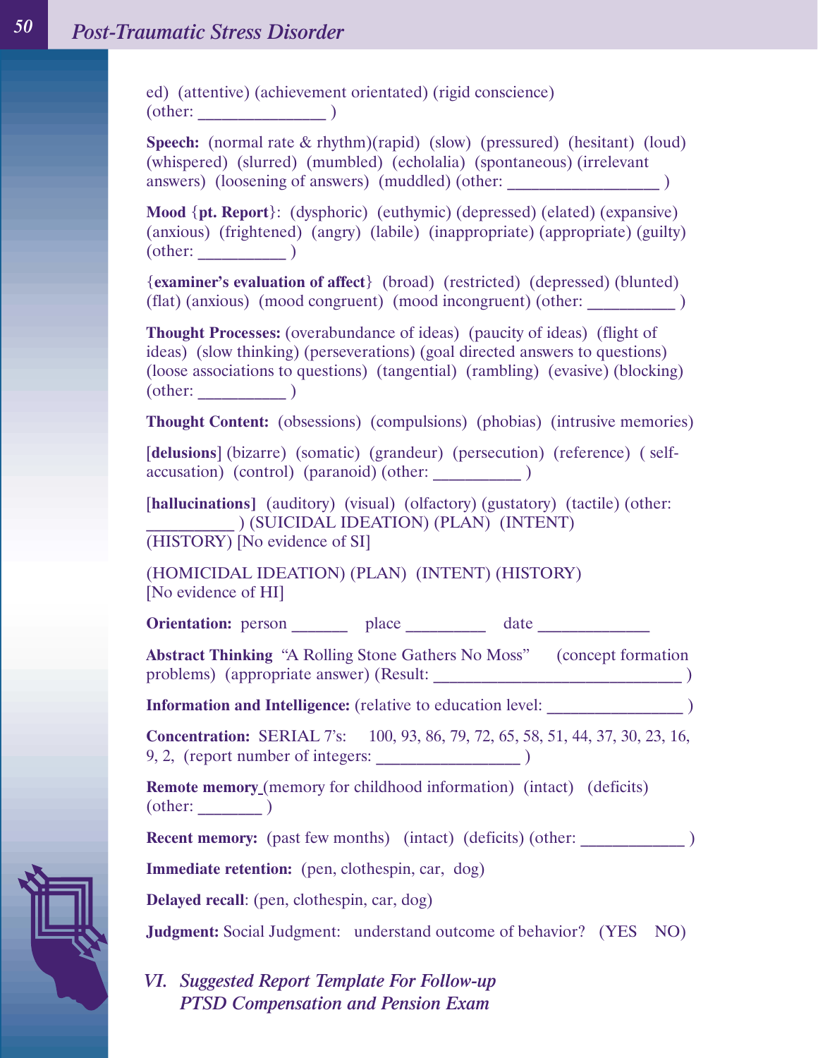ed) (attentive) (achievement orientated) (rigid conscience) (other: _______________ )

**Speech:** (normal rate & rhythm)(rapid) (slow) (pressured) (hesitant) (loud) (whispered) (slurred) (mumbled) (echolalia) (spontaneous) (irrelevant answers) (loosening of answers) (muddled) (other: __________________ )

**Mood** {**pt. Report**}: (dysphoric) (euthymic) (depressed) (elated) (expansive) (anxious) (frightened) (angry) (labile) (inappropriate) (appropriate) (guilty) (other: __________ )

{**examiner's evaluation of affect**} (broad) (restricted) (depressed) (blunted) (flat) (anxious) (mood congruent) (mood incongruent) (other: __________ )

**Thought Processes:** (overabundance of ideas) (paucity of ideas) (flight of ideas) (slow thinking) (perseverations) (goal directed answers to questions) (loose associations to questions) (tangential) (rambling) (evasive) (blocking) (other: __________ )

**Thought Content:** (obsessions) (compulsions) (phobias) (intrusive memories)

[**delusions**] (bizarre) (somatic) (grandeur) (persecution) (reference) ( self-accusation) (control) (paranoid) (other: __________ )

[**hallucinations**] (auditory) (visual) (olfactory) (gustatory) (tactile) (other: __________ ) (SUICIDAL IDEATION) (PLAN) (INTENT) (HISTORY) [No evidence of SI]

(HOMICIDAL IDEATION) (PLAN) (INTENT) (HISTORY) [No evidence of HI]

**Orientation:** person _______ place _________ date _____________

**Abstract Thinking** "A Rolling Stone Gathers No Moss" (concept formation problems) (appropriate answer) (Result: ______________________________ )

**Information and Intelligence:** (relative to education level: ________________ )

**Concentration:** SERIAL 7's: 100, 93, 86, 79, 72, 65, 58, 51, 44, 37, 30, 23, 16, 9, 2, (report number of integers: _________________ )

**Remote memory** (memory for childhood information) (intact) (deficits) (other: ________ )

**Recent memory:** (past few months) (intact) (deficits) (other: ____________ )

**Immediate retention:** (pen, clothespin, car, dog)

**Delayed recall**: (pen, clothespin, car, dog)

**Judgment:** Social Judgment: understand outcome of behavior? (YES NO)

## *VI. Suggested Report Template For Follow-up PTSD Compensation and Pension Exam*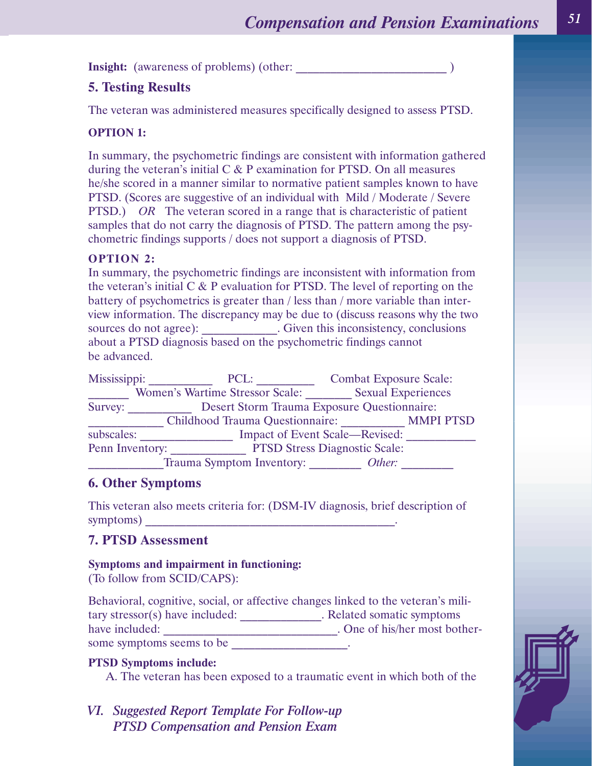**Insight:** (awareness of problems) (other: ________________________ )

## 5. Testing Results

The veteran was administered measures specifically designed to assess PTSD.

**OPTION 1:**

In summary, the psychometric findings are consistent with information gathered during the veteran's initial C & P examination for PTSD. On all measures he/she scored in a manner similar to normative patient samples known to have PTSD. (Scores are suggestive of an individual with Mild / Moderate / Severe PTSD.) *OR* The veteran scored in a range that is characteristic of patient samples that do not carry the diagnosis of PTSD. The pattern among the psychometric findings supports / does not support a diagnosis of PTSD.

**OPTION 2:**

In summary, the psychometric findings are inconsistent with information from the veteran's initial C & P evaluation for PTSD. The level of reporting on the battery of psychometrics is greater than / less than / more variable than interview information. The discrepancy may be due to (discuss reasons why the two sources do not agree): ____________. Given this inconsistency, conclusions about a PTSD diagnosis based on the psychometric findings cannot be advanced.

Mississippi: __________ PCL: _________ Combat Exposure Scale: _______ Women's Wartime Stressor Scale: _______ Sexual Experiences Survey: __________ Desert Storm Trauma Exposure Questionnaire: ____________ Childhood Trauma Questionnaire: __________ MMPI PTSD subscales: _______________ Impact of Event Scale—Revised: ___________ Penn Inventory: ____________ PTSD Stress Diagnostic Scale: ____________Trauma Symptom Inventory: ________ *Other:* ________

## 6. Other Symptoms

This veteran also meets criteria for: (DSM-IV diagnosis, brief description of symptoms) ________________________________________.

## 7. PTSD Assessment

**Symptoms and impairment in functioning:**
(To follow from SCID/CAPS):

Behavioral, cognitive, social, or affective changes linked to the veteran's military stressor(s) have included: _____________. Related somatic symptoms have included: ____________________________. One of his/her most bothersome symptoms seems to be __________________.

**PTSD Symptoms include:**

A. The veteran has been exposed to a traumatic event in which both of the

*VI. Suggested Report Template For Follow-up PTSD Compensation and Pension Exam*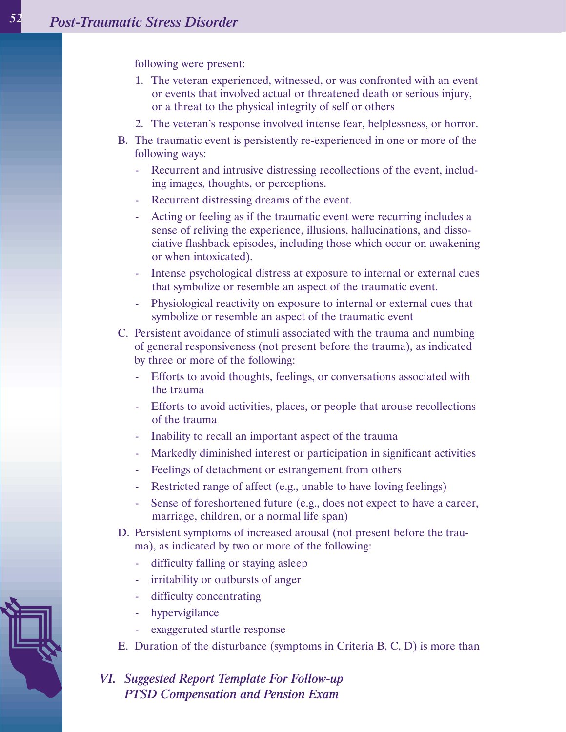following were present:

1. The veteran experienced, witnessed, or was confronted with an event or events that involved actual or threatened death or serious injury, or a threat to the physical integrity of self or others
2. The veteran's response involved intense fear, helplessness, or horror.

B. The traumatic event is persistently re-experienced in one or more of the following ways:
   - Recurrent and intrusive distressing recollections of the event, including images, thoughts, or perceptions.
   - Recurrent distressing dreams of the event.
   - Acting or feeling as if the traumatic event were recurring includes a sense of reliving the experience, illusions, hallucinations, and dissociative flashback episodes, including those which occur on awakening or when intoxicated).
   - Intense psychological distress at exposure to internal or external cues that symbolize or resemble an aspect of the traumatic event.
   - Physiological reactivity on exposure to internal or external cues that symbolize or resemble an aspect of the traumatic event

C. Persistent avoidance of stimuli associated with the trauma and numbing of general responsiveness (not present before the trauma), as indicated by three or more of the following:
   - Efforts to avoid thoughts, feelings, or conversations associated with the trauma
   - Efforts to avoid activities, places, or people that arouse recollections of the trauma
   - Inability to recall an important aspect of the trauma
   - Markedly diminished interest or participation in significant activities
   - Feelings of detachment or estrangement from others
   - Restricted range of affect (e.g., unable to have loving feelings)
   - Sense of foreshortened future (e.g., does not expect to have a career, marriage, children, or a normal life span)

D. Persistent symptoms of increased arousal (not present before the trauma), as indicated by two or more of the following:
   - difficulty falling or staying asleep
   - irritability or outbursts of anger
   - difficulty concentrating
   - hypervigilance
   - exaggerated startle response

E. Duration of the disturbance (symptoms in Criteria B, C, D) is more than

## *VI. Suggested Report Template For Follow-up PTSD Compensation and Pension Exam*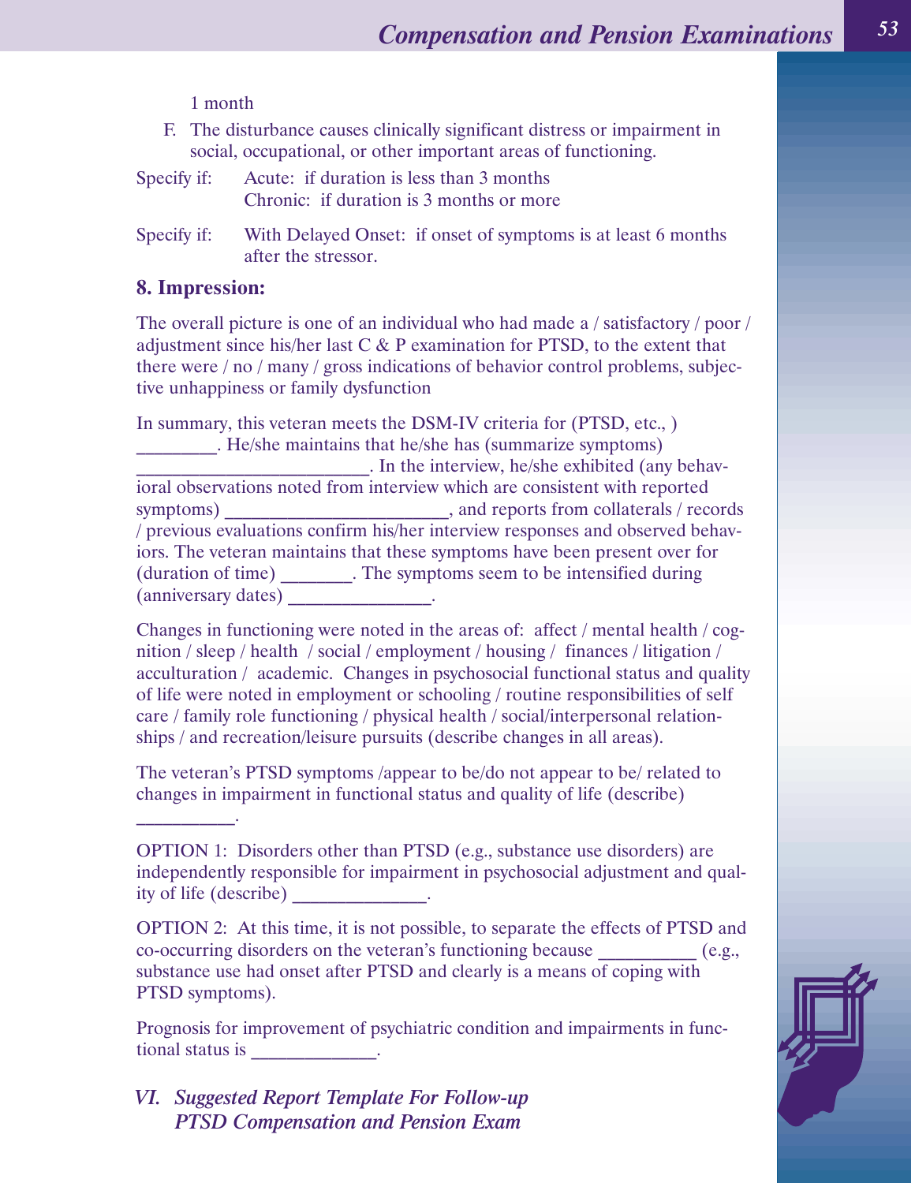1 month

F. The disturbance causes clinically significant distress or impairment in social, occupational, or other important areas of functioning.

Specify if: Acute: if duration is less than 3 months
Chronic: if duration is 3 months or more

Specify if: With Delayed Onset: if onset of symptoms is at least 6 months after the stressor.

### 8. Impression:

The overall picture is one of an individual who had made a / satisfactory / poor / adjustment since his/her last C & P examination for PTSD, to the extent that there were / no / many / gross indications of behavior control problems, subjective unhappiness or family dysfunction

In summary, this veteran meets the DSM-IV criteria for (PTSD, etc., ) ________. He/she maintains that he/she has (summarize symptoms) _______________________. In the interview, he/she exhibited (any behavioral observations noted from interview which are consistent with reported symptoms) ______________________, and reports from collaterals / records / previous evaluations confirm his/her interview responses and observed behaviors. The veteran maintains that these symptoms have been present over for (duration of time) _______. The symptoms seem to be intensified during (anniversary dates) ______________.

Changes in functioning were noted in the areas of: affect / mental health / cognition / sleep / health / social / employment / housing / finances / litigation / acculturation / academic. Changes in psychosocial functional status and quality of life were noted in employment or schooling / routine responsibilities of self care / family role functioning / physical health / social/interpersonal relationships / and recreation/leisure pursuits (describe changes in all areas).

The veteran's PTSD symptoms /appear to be/do not appear to be/ related to changes in impairment in functional status and quality of life (describe) __________.

OPTION 1: Disorders other than PTSD (e.g., substance use disorders) are independently responsible for impairment in psychosocial adjustment and quality of life (describe) ______________.

OPTION 2: At this time, it is not possible, to separate the effects of PTSD and co-occurring disorders on the veteran's functioning because __________ (e.g., substance use had onset after PTSD and clearly is a means of coping with PTSD symptoms).

Prognosis for improvement of psychiatric condition and impairments in functional status is _____________.

## *VI. Suggested Report Template For Follow-up PTSD Compensation and Pension Exam*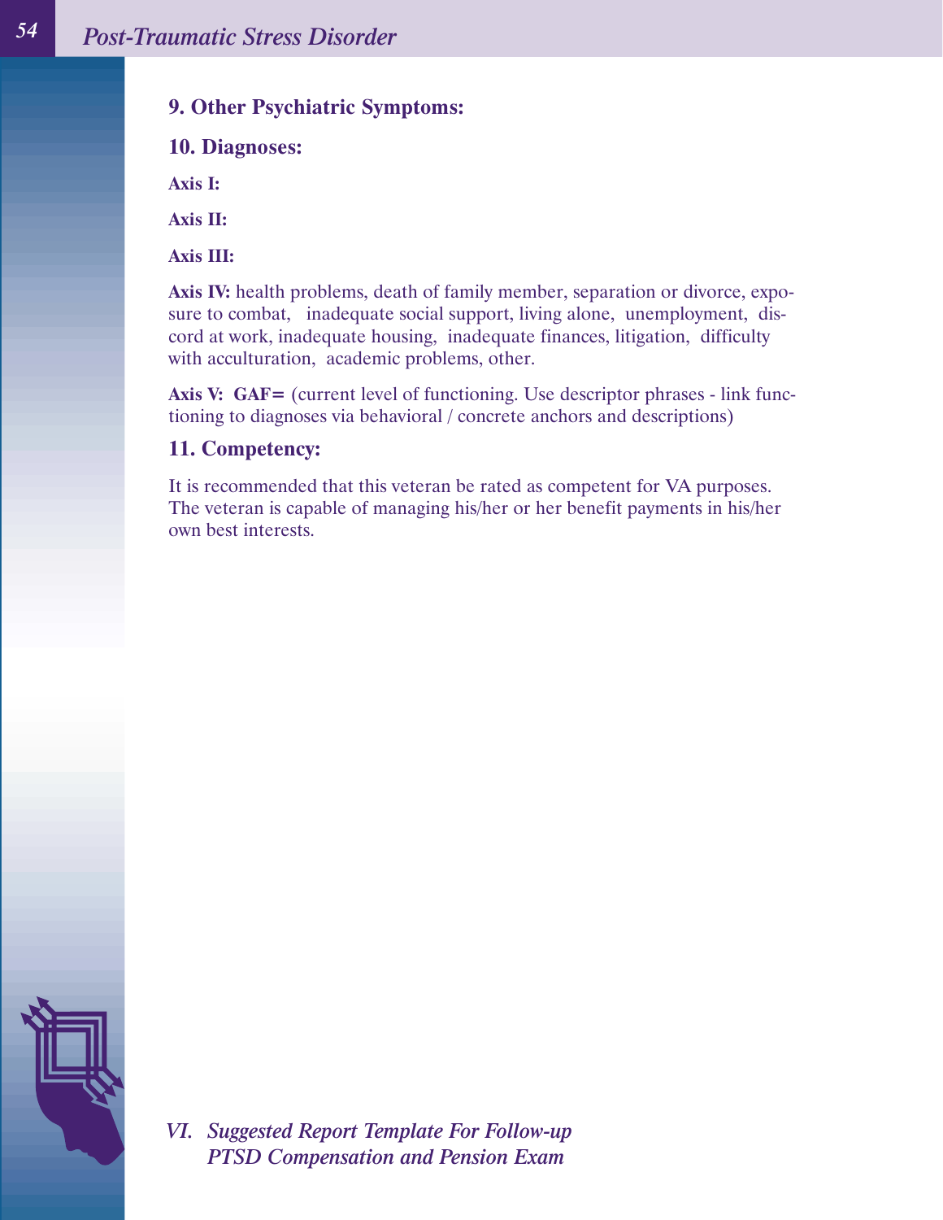**9. Other Psychiatric Symptoms:**

**10. Diagnoses:**

**Axis I:**

**Axis II:**

**Axis III:**

**Axis IV:** health problems, death of family member, separation or divorce, exposure to combat, inadequate social support, living alone, unemployment, discord at work, inadequate housing, inadequate finances, litigation, difficulty with acculturation, academic problems, other.

**Axis V: GAF=** (current level of functioning. Use descriptor phrases - link functioning to diagnoses via behavioral / concrete anchors and descriptions)

**11. Competency:**

It is recommended that this veteran be rated as competent for VA purposes. The veteran is capable of managing his/her or her benefit payments in his/her own best interests.

## *VI. Suggested Report Template For Follow-up PTSD Compensation and Pension Exam*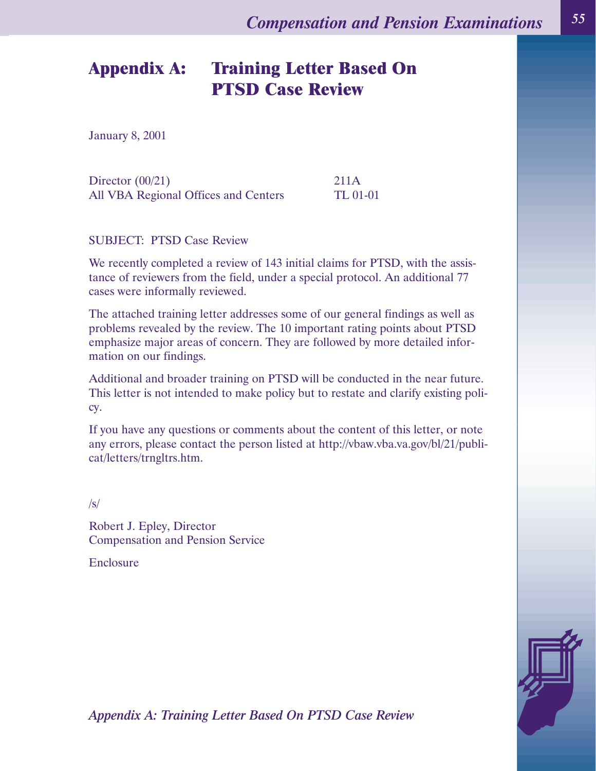# Appendix A: Training Letter Based On PTSD Case Review

January 8, 2001

Director (00/21) 211A
All VBA Regional Offices and Centers TL 01-01

SUBJECT: PTSD Case Review

We recently completed a review of 143 initial claims for PTSD, with the assistance of reviewers from the field, under a special protocol. An additional 77 cases were informally reviewed.

The attached training letter addresses some of our general findings as well as problems revealed by the review. The 10 important rating points about PTSD emphasize major areas of concern. They are followed by more detailed information on our findings.

Additional and broader training on PTSD will be conducted in the near future. This letter is not intended to make policy but to restate and clarify existing policy.

If you have any questions or comments about the content of this letter, or note any errors, please contact the person listed at http://vbaw.vba.va.gov/bl/21/publicat/letters/trngltrs.htm.

/s/

Robert J. Epley, Director
Compensation and Pension Service

Enclosure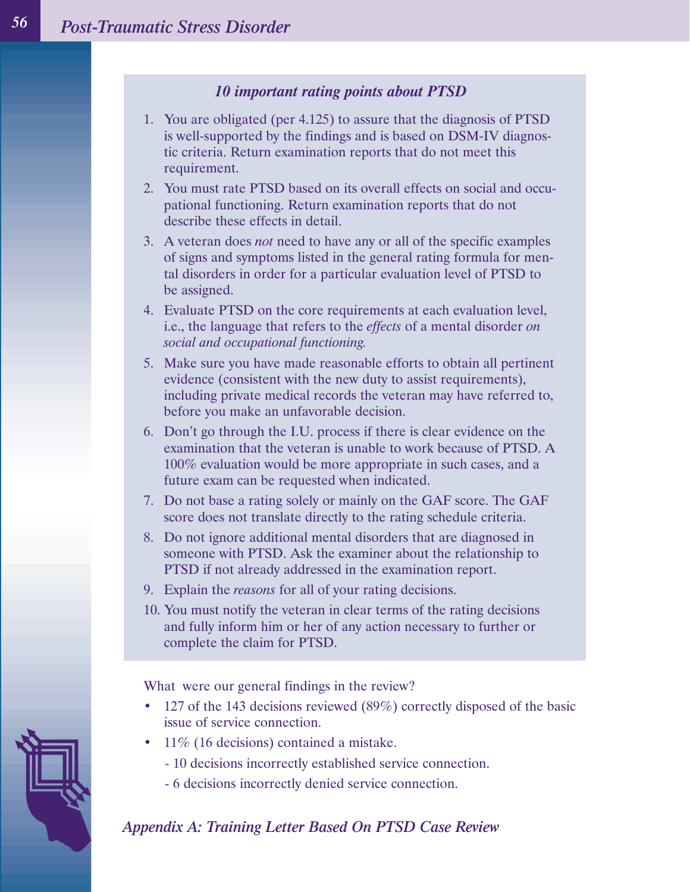### *10 important rating points about PTSD*

1. You are obligated (per 4.125) to assure that the diagnosis of PTSD is well-supported by the findings and is based on DSM-IV diagnostic criteria. Return examination reports that do not meet this requirement.
2. You must rate PTSD based on its overall effects on social and occupational functioning. Return examination reports that do not describe these effects in detail.
3. A veteran does *not* need to have any or all of the specific examples of signs and symptoms listed in the general rating formula for mental disorders in order for a particular evaluation level of PTSD to be assigned.
4. Evaluate PTSD on the core requirements at each evaluation level, i.e., the language that refers to the *effects* of a mental disorder *on social and occupational functioning.*
5. Make sure you have made reasonable efforts to obtain all pertinent evidence (consistent with the new duty to assist requirements), including private medical records the veteran may have referred to, before you make an unfavorable decision.
6. Don't go through the I.U. process if there is clear evidence on the examination that the veteran is unable to work because of PTSD. A 100% evaluation would be more appropriate in such cases, and a future exam can be requested when indicated.
7. Do not base a rating solely or mainly on the GAF score. The GAF score does not translate directly to the rating schedule criteria.
8. Do not ignore additional mental disorders that are diagnosed in someone with PTSD. Ask the examiner about the relationship to PTSD if not already addressed in the examination report.
9. Explain the *reasons* for all of your rating decisions.
10. You must notify the veteran in clear terms of the rating decisions and fully inform him or her of any action necessary to further or complete the claim for PTSD.

What were our general findings in the review?

- 127 of the 143 decisions reviewed (89%) correctly disposed of the basic issue of service connection.
- 11% (16 decisions) contained a mistake.
  - 10 decisions incorrectly established service connection.
  - 6 decisions incorrectly denied service connection.

*Appendix A: Training Letter Based On PTSD Case Review*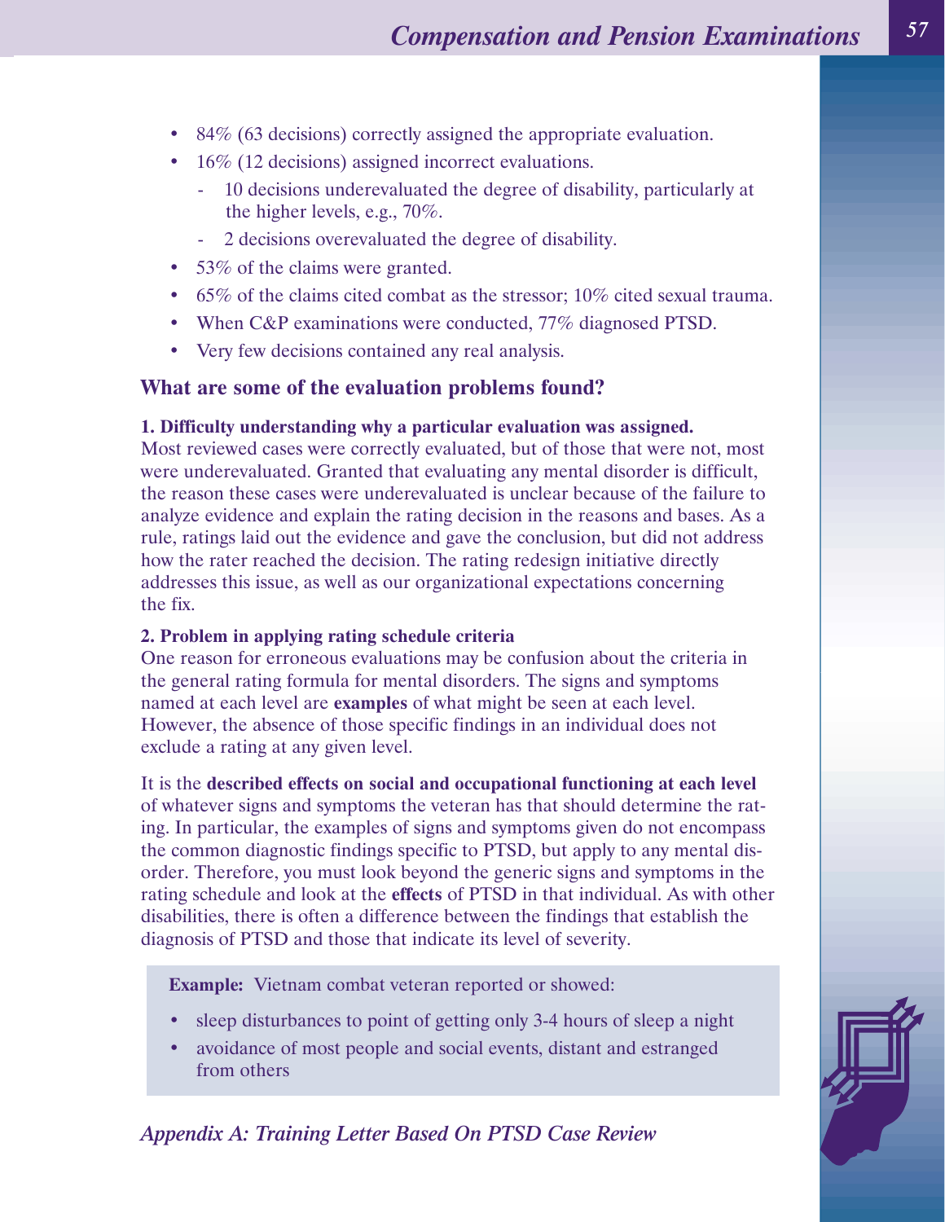- 84% (63 decisions) correctly assigned the appropriate evaluation.
- 16% (12 decisions) assigned incorrect evaluations.
  - 10 decisions underevaluated the degree of disability, particularly at the higher levels, e.g., 70%.
  - 2 decisions overevaluated the degree of disability.
- 53% of the claims were granted.
- 65% of the claims cited combat as the stressor; 10% cited sexual trauma.
- When C&P examinations were conducted, 77% diagnosed PTSD.
- Very few decisions contained any real analysis.

## What are some of the evaluation problems found?

**1. Difficulty understanding why a particular evaluation was assigned.**
Most reviewed cases were correctly evaluated, but of those that were not, most were underevaluated. Granted that evaluating any mental disorder is difficult, the reason these cases were underevaluated is unclear because of the failure to analyze evidence and explain the rating decision in the reasons and bases. As a rule, ratings laid out the evidence and gave the conclusion, but did not address how the rater reached the decision. The rating redesign initiative directly addresses this issue, as well as our organizational expectations concerning the fix.

**2. Problem in applying rating schedule criteria**
One reason for erroneous evaluations may be confusion about the criteria in the general rating formula for mental disorders. The signs and symptoms named at each level are **examples** of what might be seen at each level. However, the absence of those specific findings in an individual does not exclude a rating at any given level.

It is the **described effects on social and occupational functioning at each level** of whatever signs and symptoms the veteran has that should determine the rating. In particular, the examples of signs and symptoms given do not encompass the common diagnostic findings specific to PTSD, but apply to any mental disorder. Therefore, you must look beyond the generic signs and symptoms in the rating schedule and look at the **effects** of PTSD in that individual. As with other disabilities, there is often a difference between the findings that establish the diagnosis of PTSD and those that indicate its level of severity.

**Example:** Vietnam combat veteran reported or showed:

- sleep disturbances to point of getting only 3-4 hours of sleep a night
- avoidance of most people and social events, distant and estranged from others

*Appendix A: Training Letter Based On PTSD Case Review*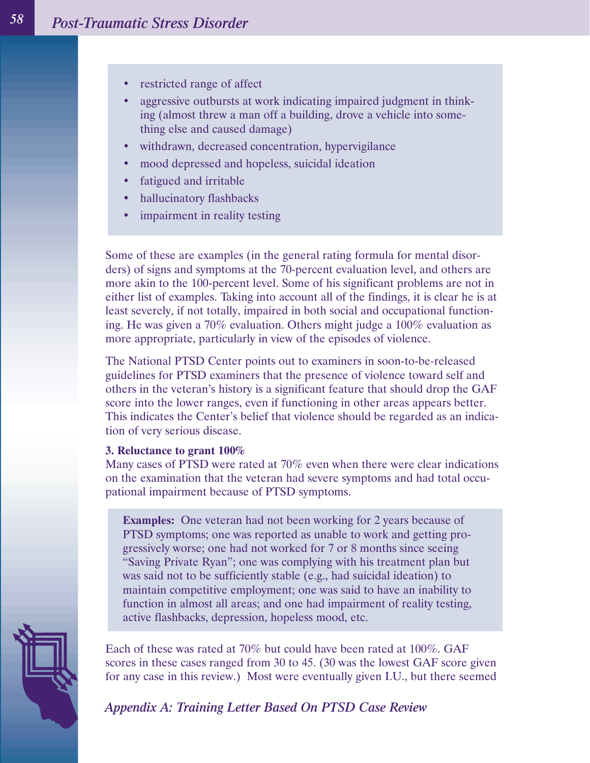- restricted range of affect
- aggressive outbursts at work indicating impaired judgment in thinking (almost threw a man off a building, drove a vehicle into something else and caused damage)
- withdrawn, decreased concentration, hypervigilance
- mood depressed and hopeless, suicidal ideation
- fatigued and irritable
- hallucinatory flashbacks
- impairment in reality testing

Some of these are examples (in the general rating formula for mental disorders) of signs and symptoms at the 70-percent evaluation level, and others are more akin to the 100-percent level. Some of his significant problems are not in either list of examples. Taking into account all of the findings, it is clear he is at least severely, if not totally, impaired in both social and occupational functioning. He was given a 70% evaluation. Others might judge a 100% evaluation as more appropriate, particularly in view of the episodes of violence.

The National PTSD Center points out to examiners in soon-to-be-released guidelines for PTSD examiners that the presence of violence toward self and others in the veteran's history is a significant feature that should drop the GAF score into the lower ranges, even if functioning in other areas appears better. This indicates the Center's belief that violence should be regarded as an indication of very serious disease.

**3. Reluctance to grant 100%**

Many cases of PTSD were rated at 70% even when there were clear indications on the examination that the veteran had severe symptoms and had total occupational impairment because of PTSD symptoms.

**Examples:** One veteran had not been working for 2 years because of PTSD symptoms; one was reported as unable to work and getting progressively worse; one had not worked for 7 or 8 months since seeing "Saving Private Ryan"; one was complying with his treatment plan but was said not to be sufficiently stable (e.g., had suicidal ideation) to maintain competitive employment; one was said to have an inability to function in almost all areas; and one had impairment of reality testing, active flashbacks, depression, hopeless mood, etc.

Each of these was rated at 70% but could have been rated at 100%. GAF scores in these cases ranged from 30 to 45. (30 was the lowest GAF score given for any case in this review.) Most were eventually given I.U., but there seemed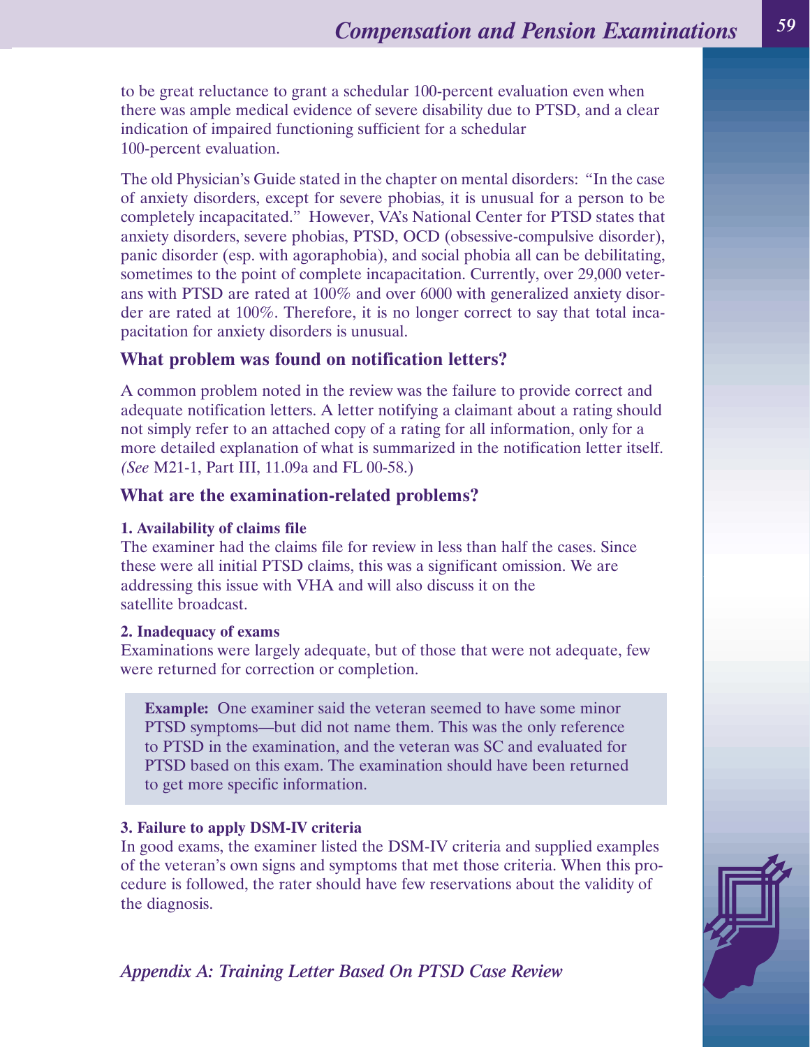to be great reluctance to grant a schedular 100-percent evaluation even when there was ample medical evidence of severe disability due to PTSD, and a clear indication of impaired functioning sufficient for a schedular 100-percent evaluation.

The old Physician's Guide stated in the chapter on mental disorders: "In the case of anxiety disorders, except for severe phobias, it is unusual for a person to be completely incapacitated." However, VA's National Center for PTSD states that anxiety disorders, severe phobias, PTSD, OCD (obsessive-compulsive disorder), panic disorder (esp. with agoraphobia), and social phobia all can be debilitating, sometimes to the point of complete incapacitation. Currently, over 29,000 veterans with PTSD are rated at 100% and over 6000 with generalized anxiety disorder are rated at 100%. Therefore, it is no longer correct to say that total incapacitation for anxiety disorders is unusual.

### What problem was found on notification letters?

A common problem noted in the review was the failure to provide correct and adequate notification letters. A letter notifying a claimant about a rating should not simply refer to an attached copy of a rating for all information, only for a more detailed explanation of what is summarized in the notification letter itself. *(See* M21-1, Part III, 11.09a and FL 00-58.)

### What are the examination-related problems?

**1. Availability of claims file**

The examiner had the claims file for review in less than half the cases. Since these were all initial PTSD claims, this was a significant omission. We are addressing this issue with VHA and will also discuss it on the satellite broadcast.

**2. Inadequacy of exams**

Examinations were largely adequate, but of those that were not adequate, few were returned for correction or completion.

> **Example:** One examiner said the veteran seemed to have some minor PTSD symptoms—but did not name them. This was the only reference to PTSD in the examination, and the veteran was SC and evaluated for PTSD based on this exam. The examination should have been returned to get more specific information.

**3. Failure to apply DSM-IV criteria**

In good exams, the examiner listed the DSM-IV criteria and supplied examples of the veteran's own signs and symptoms that met those criteria. When this procedure is followed, the rater should have few reservations about the validity of the diagnosis.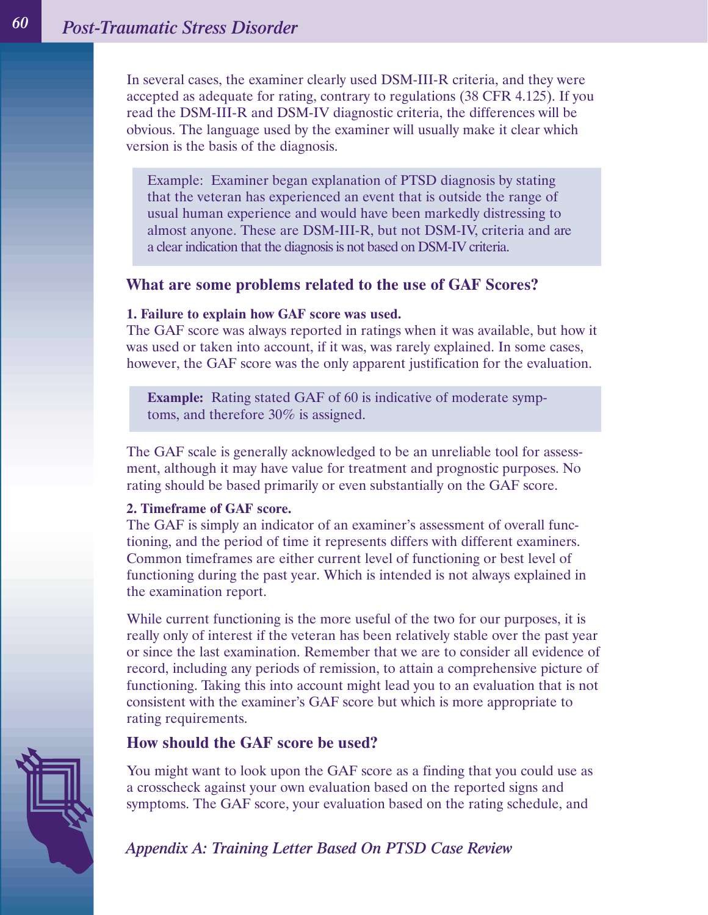In several cases, the examiner clearly used DSM-III-R criteria, and they were accepted as adequate for rating, contrary to regulations (38 CFR 4.125). If you read the DSM-III-R and DSM-IV diagnostic criteria, the differences will be obvious. The language used by the examiner will usually make it clear which version is the basis of the diagnosis.

> Example: Examiner began explanation of PTSD diagnosis by stating that the veteran has experienced an event that is outside the range of usual human experience and would have been markedly distressing to almost anyone. These are DSM-III-R, but not DSM-IV, criteria and are a clear indication that the diagnosis is not based on DSM-IV criteria.

### What are some problems related to the use of GAF Scores?

**1. Failure to explain how GAF score was used.**
The GAF score was always reported in ratings when it was available, but how it was used or taken into account, if it was, was rarely explained. In some cases, however, the GAF score was the only apparent justification for the evaluation.

> **Example:** Rating stated GAF of 60 is indicative of moderate symptoms, and therefore 30% is assigned.

The GAF scale is generally acknowledged to be an unreliable tool for assessment, although it may have value for treatment and prognostic purposes. No rating should be based primarily or even substantially on the GAF score.

**2. Timeframe of GAF score.**
The GAF is simply an indicator of an examiner's assessment of overall functioning, and the period of time it represents differs with different examiners. Common timeframes are either current level of functioning or best level of functioning during the past year. Which is intended is not always explained in the examination report.

While current functioning is the more useful of the two for our purposes, it is really only of interest if the veteran has been relatively stable over the past year or since the last examination. Remember that we are to consider all evidence of record, including any periods of remission, to attain a comprehensive picture of functioning. Taking this into account might lead you to an evaluation that is not consistent with the examiner's GAF score but which is more appropriate to rating requirements.

### How should the GAF score be used?

You might want to look upon the GAF score as a finding that you could use as a crosscheck against your own evaluation based on the reported signs and symptoms. The GAF score, your evaluation based on the rating schedule, and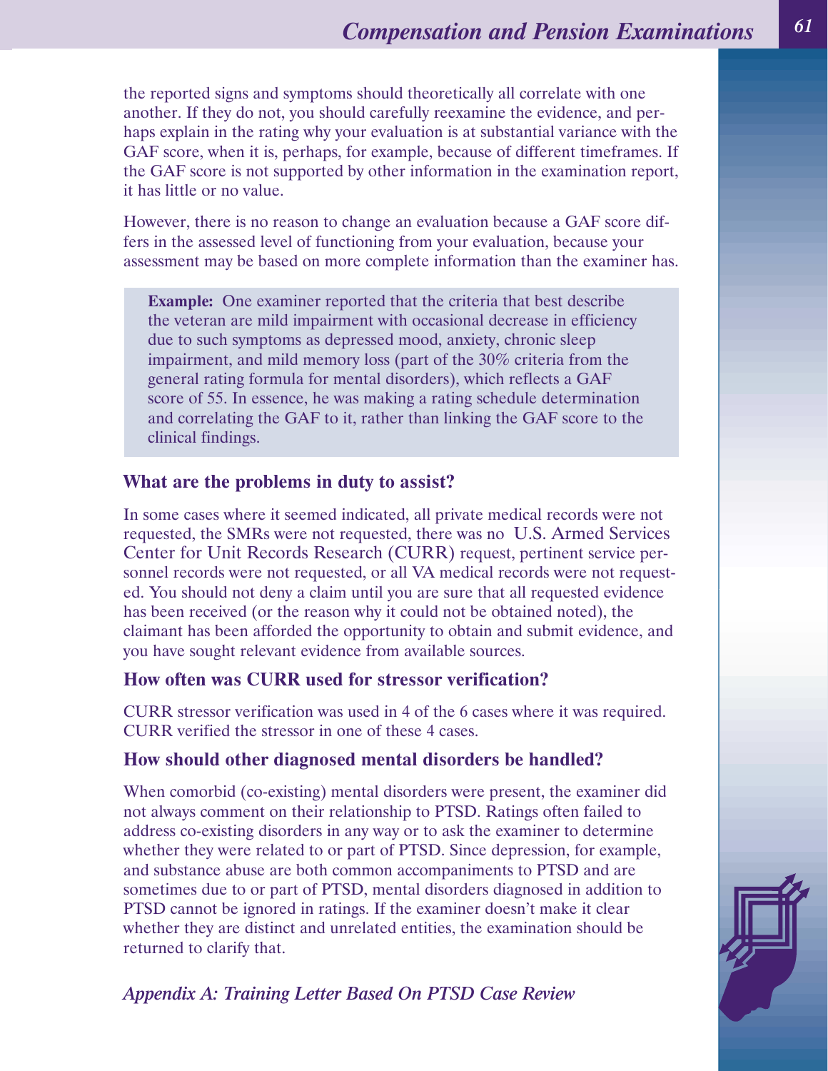the reported signs and symptoms should theoretically all correlate with one another. If they do not, you should carefully reexamine the evidence, and perhaps explain in the rating why your evaluation is at substantial variance with the GAF score, when it is, perhaps, for example, because of different timeframes. If the GAF score is not supported by other information in the examination report, it has little or no value.

However, there is no reason to change an evaluation because a GAF score differs in the assessed level of functioning from your evaluation, because your assessment may be based on more complete information than the examiner has.

> **Example:** One examiner reported that the criteria that best describe the veteran are mild impairment with occasional decrease in efficiency due to such symptoms as depressed mood, anxiety, chronic sleep impairment, and mild memory loss (part of the 30% criteria from the general rating formula for mental disorders), which reflects a GAF score of 55. In essence, he was making a rating schedule determination and correlating the GAF to it, rather than linking the GAF score to the clinical findings.

### What are the problems in duty to assist?

In some cases where it seemed indicated, all private medical records were not requested, the SMRs were not requested, there was no U.S. Armed Services Center for Unit Records Research (CURR) request, pertinent service personnel records were not requested, or all VA medical records were not requested. You should not deny a claim until you are sure that all requested evidence has been received (or the reason why it could not be obtained noted), the claimant has been afforded the opportunity to obtain and submit evidence, and you have sought relevant evidence from available sources.

### How often was CURR used for stressor verification?

CURR stressor verification was used in 4 of the 6 cases where it was required. CURR verified the stressor in one of these 4 cases.

### How should other diagnosed mental disorders be handled?

When comorbid (co-existing) mental disorders were present, the examiner did not always comment on their relationship to PTSD. Ratings often failed to address co-existing disorders in any way or to ask the examiner to determine whether they were related to or part of PTSD. Since depression, for example, and substance abuse are both common accompaniments to PTSD and are sometimes due to or part of PTSD, mental disorders diagnosed in addition to PTSD cannot be ignored in ratings. If the examiner doesn't make it clear whether they are distinct and unrelated entities, the examination should be returned to clarify that.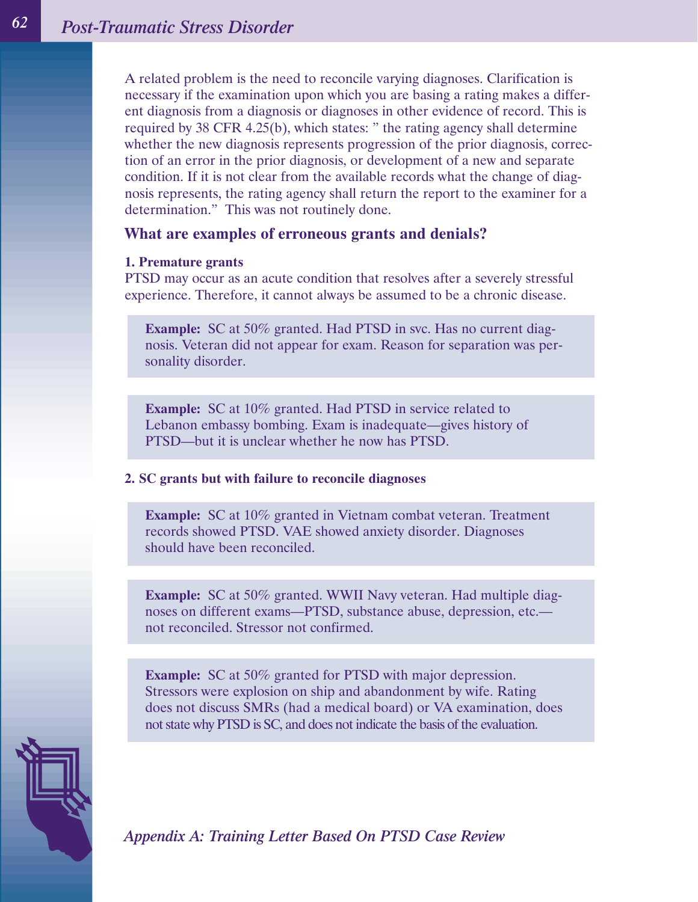A related problem is the need to reconcile varying diagnoses. Clarification is necessary if the examination upon which you are basing a rating makes a different diagnosis from a diagnosis or diagnoses in other evidence of record. This is required by 38 CFR 4.25(b), which states: " the rating agency shall determine whether the new diagnosis represents progression of the prior diagnosis, correction of an error in the prior diagnosis, or development of a new and separate condition. If it is not clear from the available records what the change of diagnosis represents, the rating agency shall return the report to the examiner for a determination." This was not routinely done.

### What are examples of erroneous grants and denials?

#### 1. Premature grants

PTSD may occur as an acute condition that resolves after a severely stressful experience. Therefore, it cannot always be assumed to be a chronic disease.

> **Example:** SC at 50% granted. Had PTSD in svc. Has no current diagnosis. Veteran did not appear for exam. Reason for separation was personality disorder.

> **Example:** SC at 10% granted. Had PTSD in service related to Lebanon embassy bombing. Exam is inadequate—gives history of PTSD—but it is unclear whether he now has PTSD.

#### 2. SC grants but with failure to reconcile diagnoses

> **Example:** SC at 10% granted in Vietnam combat veteran. Treatment records showed PTSD. VAE showed anxiety disorder. Diagnoses should have been reconciled.

> **Example:** SC at 50% granted. WWII Navy veteran. Had multiple diagnoses on different exams—PTSD, substance abuse, depression, etc.—not reconciled. Stressor not confirmed.

> **Example:** SC at 50% granted for PTSD with major depression. Stressors were explosion on ship and abandonment by wife. Rating does not discuss SMRs (had a medical board) or VA examination, does not state why PTSD is SC, and does not indicate the basis of the evaluation.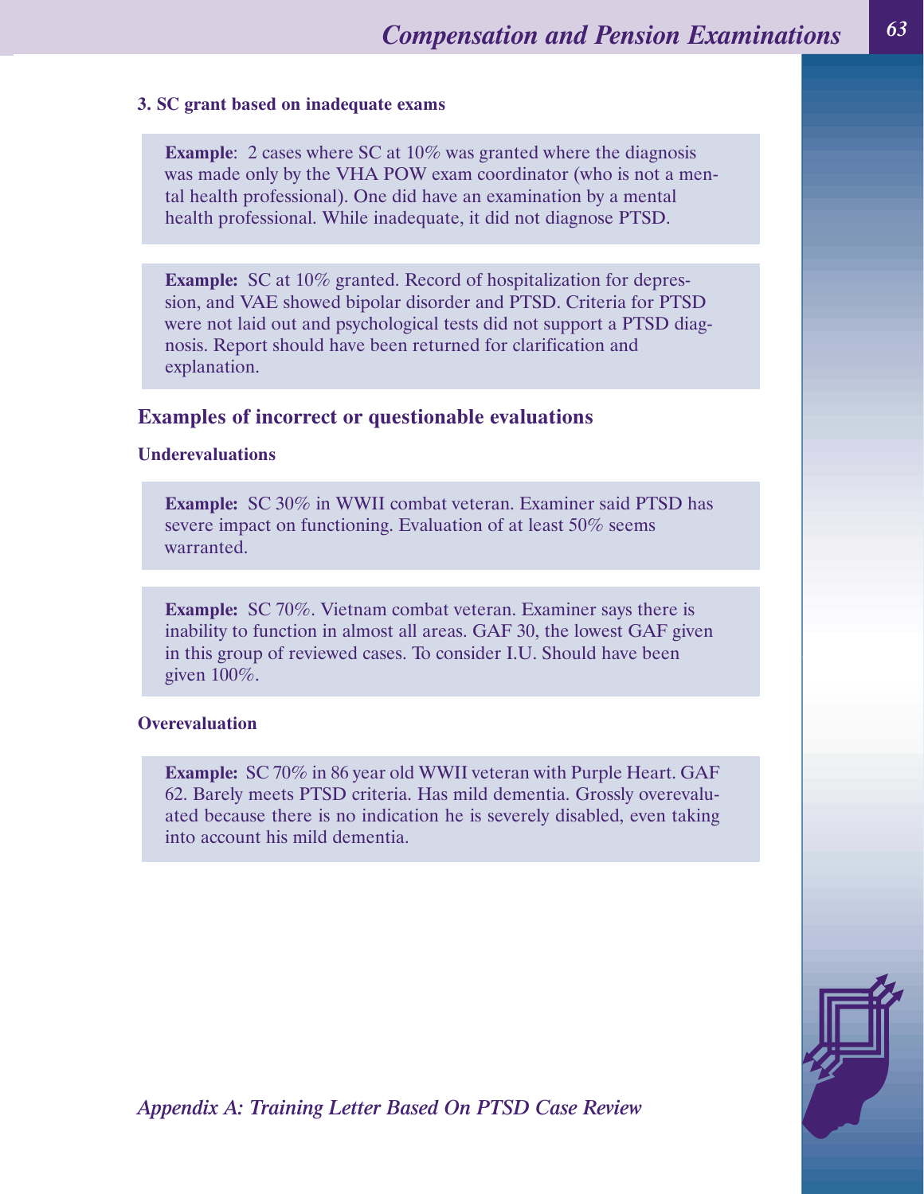**3. SC grant based on inadequate exams**

**Example**: 2 cases where SC at 10% was granted where the diagnosis was made only by the VHA POW exam coordinator (who is not a mental health professional). One did have an examination by a mental health professional. While inadequate, it did not diagnose PTSD.

**Example:** SC at 10% granted. Record of hospitalization for depression, and VAE showed bipolar disorder and PTSD. Criteria for PTSD were not laid out and psychological tests did not support a PTSD diagnosis. Report should have been returned for clarification and explanation.

## Examples of incorrect or questionable evaluations

**Underevaluations**

**Example:** SC 30% in WWII combat veteran. Examiner said PTSD has severe impact on functioning. Evaluation of at least 50% seems warranted.

**Example:** SC 70%. Vietnam combat veteran. Examiner says there is inability to function in almost all areas. GAF 30, the lowest GAF given in this group of reviewed cases. To consider I.U. Should have been given 100%.

**Overevaluation**

**Example:** SC 70% in 86 year old WWII veteran with Purple Heart. GAF 62. Barely meets PTSD criteria. Has mild dementia. Grossly overevaluated because there is no indication he is severely disabled, even taking into account his mild dementia.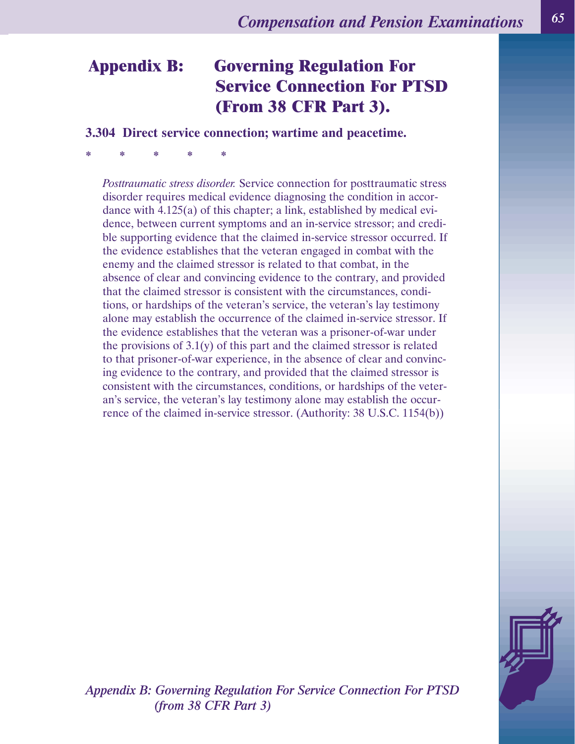# Appendix B: Governing Regulation For Service Connection For PTSD (From 38 CFR Part 3).

### 3.304 Direct service connection; wartime and peacetime.

\* \* \* \* \*

*Posttraumatic stress disorder.* Service connection for posttraumatic stress disorder requires medical evidence diagnosing the condition in accordance with 4.125(a) of this chapter; a link, established by medical evidence, between current symptoms and an in-service stressor; and credible supporting evidence that the claimed in-service stressor occurred. If the evidence establishes that the veteran engaged in combat with the enemy and the claimed stressor is related to that combat, in the absence of clear and convincing evidence to the contrary, and provided that the claimed stressor is consistent with the circumstances, conditions, or hardships of the veteran's service, the veteran's lay testimony alone may establish the occurrence of the claimed in-service stressor. If the evidence establishes that the veteran was a prisoner-of-war under the provisions of 3.1(y) of this part and the claimed stressor is related to that prisoner-of-war experience, in the absence of clear and convincing evidence to the contrary, and provided that the claimed stressor is consistent with the circumstances, conditions, or hardships of the veteran's service, the veteran's lay testimony alone may establish the occurrence of the claimed in-service stressor. (Authority: 38 U.S.C. 1154(b))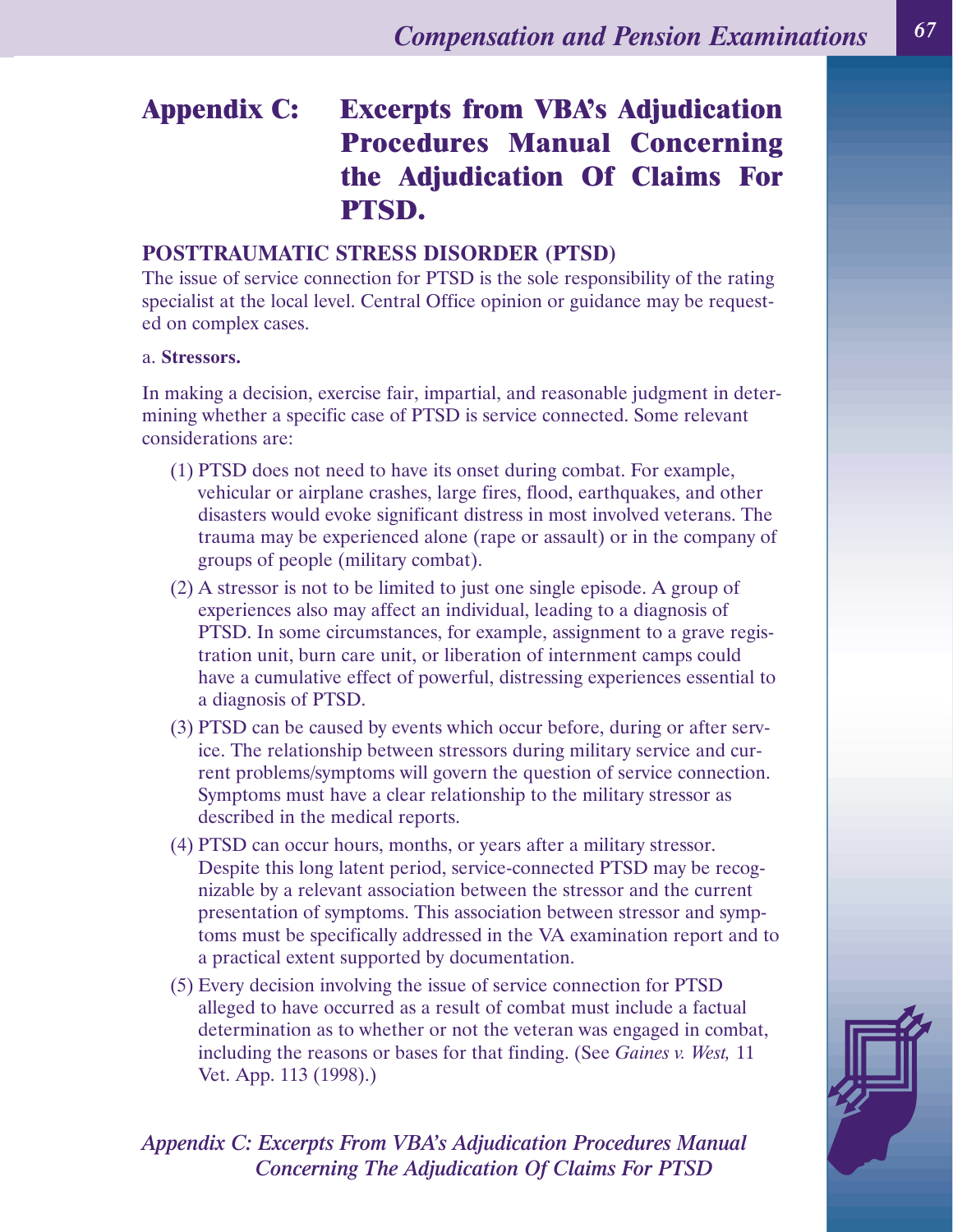# Appendix C: Excerpts from VBA's Adjudication Procedures Manual Concerning the Adjudication Of Claims For PTSD.

## POSTTRAUMATIC STRESS DISORDER (PTSD)

The issue of service connection for PTSD is the sole responsibility of the rating specialist at the local level. Central Office opinion or guidance may be requested on complex cases.

a. **Stressors.**

In making a decision, exercise fair, impartial, and reasonable judgment in determining whether a specific case of PTSD is service connected. Some relevant considerations are:

(1) PTSD does not need to have its onset during combat. For example, vehicular or airplane crashes, large fires, flood, earthquakes, and other disasters would evoke significant distress in most involved veterans. The trauma may be experienced alone (rape or assault) or in the company of groups of people (military combat).

(2) A stressor is not to be limited to just one single episode. A group of experiences also may affect an individual, leading to a diagnosis of PTSD. In some circumstances, for example, assignment to a grave registration unit, burn care unit, or liberation of internment camps could have a cumulative effect of powerful, distressing experiences essential to a diagnosis of PTSD.

(3) PTSD can be caused by events which occur before, during or after service. The relationship between stressors during military service and current problems/symptoms will govern the question of service connection. Symptoms must have a clear relationship to the military stressor as described in the medical reports.

(4) PTSD can occur hours, months, or years after a military stressor. Despite this long latent period, service-connected PTSD may be recognizable by a relevant association between the stressor and the current presentation of symptoms. This association between stressor and symptoms must be specifically addressed in the VA examination report and to a practical extent supported by documentation.

(5) Every decision involving the issue of service connection for PTSD alleged to have occurred as a result of combat must include a factual determination as to whether or not the veteran was engaged in combat, including the reasons or bases for that finding. (See *Gaines v. West,* 11 Vet. App. 113 (1998).)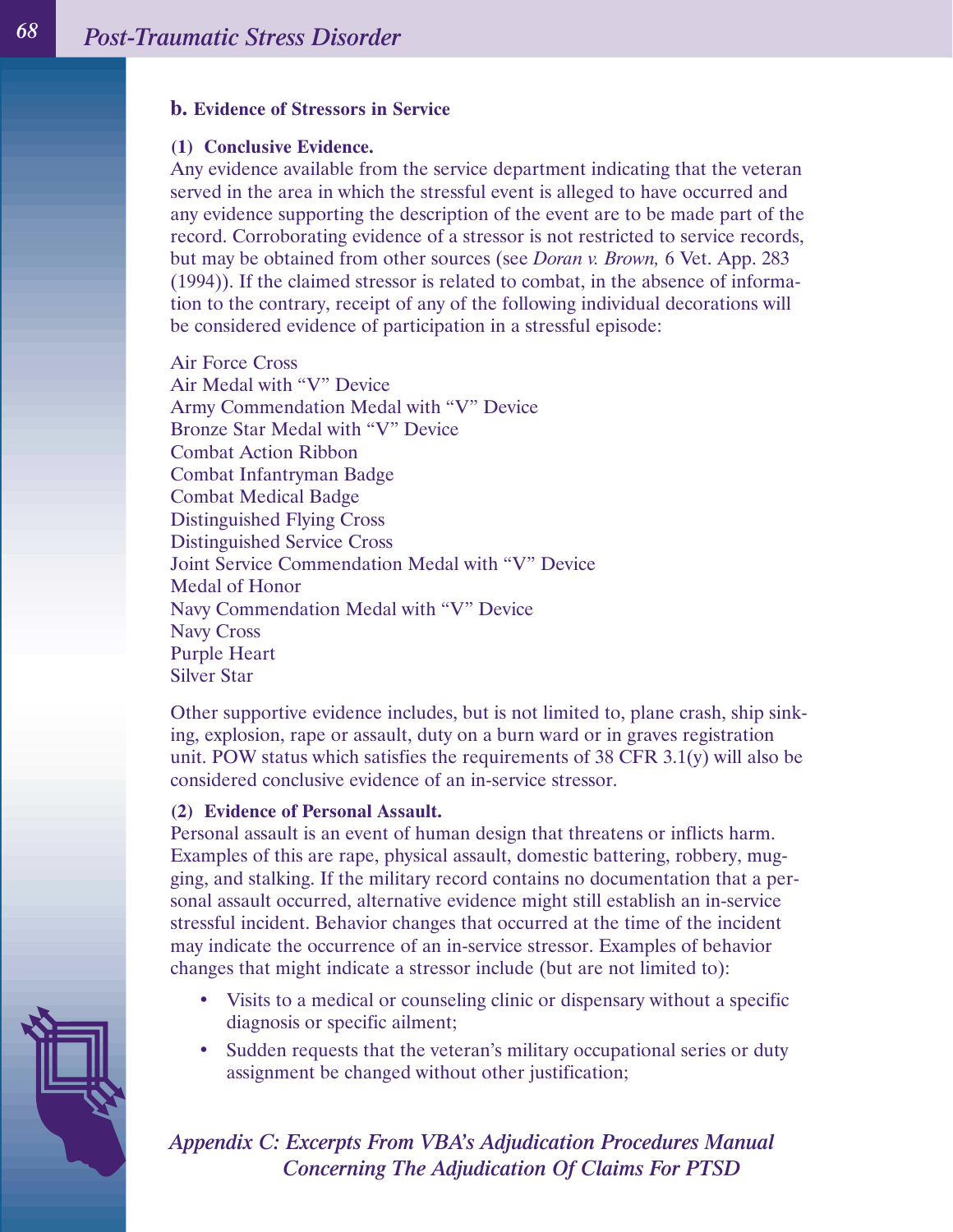**b. Evidence of Stressors in Service**

**(1) Conclusive Evidence.**

Any evidence available from the service department indicating that the veteran served in the area in which the stressful event is alleged to have occurred and any evidence supporting the description of the event are to be made part of the record. Corroborating evidence of a stressor is not restricted to service records, but may be obtained from other sources (see *Doran v. Brown,* 6 Vet. App. 283 (1994)). If the claimed stressor is related to combat, in the absence of information to the contrary, receipt of any of the following individual decorations will be considered evidence of participation in a stressful episode:

Air Force Cross
Air Medal with "V" Device
Army Commendation Medal with "V" Device
Bronze Star Medal with "V" Device
Combat Action Ribbon
Combat Infantryman Badge
Combat Medical Badge
Distinguished Flying Cross
Distinguished Service Cross
Joint Service Commendation Medal with "V" Device
Medal of Honor
Navy Commendation Medal with "V" Device
Navy Cross
Purple Heart
Silver Star

Other supportive evidence includes, but is not limited to, plane crash, ship sinking, explosion, rape or assault, duty on a burn ward or in graves registration unit. POW status which satisfies the requirements of 38 CFR 3.1(y) will also be considered conclusive evidence of an in-service stressor.

**(2) Evidence of Personal Assault.**

Personal assault is an event of human design that threatens or inflicts harm. Examples of this are rape, physical assault, domestic battering, robbery, mugging, and stalking. If the military record contains no documentation that a personal assault occurred, alternative evidence might still establish an in-service stressful incident. Behavior changes that occurred at the time of the incident may indicate the occurrence of an in-service stressor. Examples of behavior changes that might indicate a stressor include (but are not limited to):

- Visits to a medical or counseling clinic or dispensary without a specific diagnosis or specific ailment;
- Sudden requests that the veteran's military occupational series or duty assignment be changed without other justification;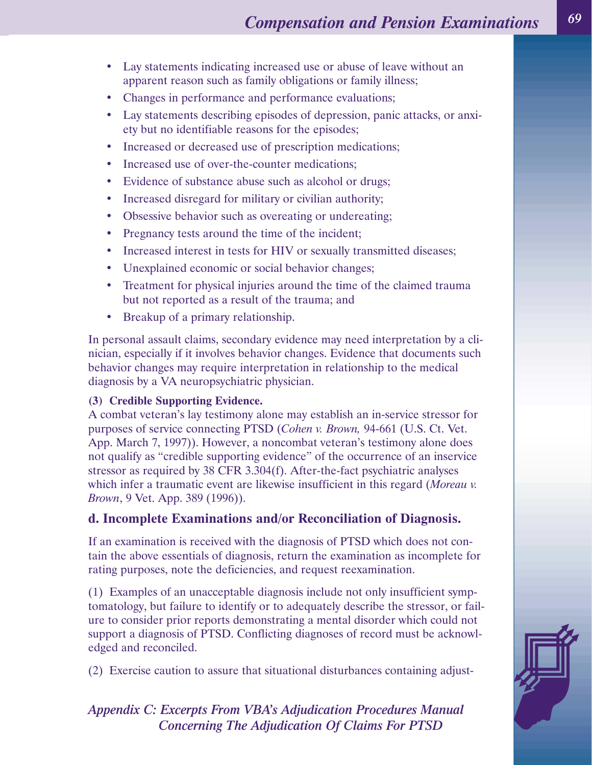- Lay statements indicating increased use or abuse of leave without an apparent reason such as family obligations or family illness;
- Changes in performance and performance evaluations;
- Lay statements describing episodes of depression, panic attacks, or anxiety but no identifiable reasons for the episodes;
- Increased or decreased use of prescription medications;
- Increased use of over-the-counter medications;
- Evidence of substance abuse such as alcohol or drugs;
- Increased disregard for military or civilian authority;
- Obsessive behavior such as overeating or undereating;
- Pregnancy tests around the time of the incident;
- Increased interest in tests for HIV or sexually transmitted diseases;
- Unexplained economic or social behavior changes;
- Treatment for physical injuries around the time of the claimed trauma but not reported as a result of the trauma; and
- Breakup of a primary relationship.

In personal assault claims, secondary evidence may need interpretation by a clinician, especially if it involves behavior changes. Evidence that documents such behavior changes may require interpretation in relationship to the medical diagnosis by a VA neuropsychiatric physician.

**(3) Credible Supporting Evidence.**
A combat veteran's lay testimony alone may establish an in-service stressor for purposes of service connecting PTSD (*Cohen v. Brown,* 94-661 (U.S. Ct. Vet. App. March 7, 1997)). However, a noncombat veteran's testimony alone does not qualify as "credible supporting evidence" of the occurrence of an inservice stressor as required by 38 CFR 3.304(f). After-the-fact psychiatric analyses which infer a traumatic event are likewise insufficient in this regard (*Moreau v. Brown*, 9 Vet. App. 389 (1996)).

### d. Incomplete Examinations and/or Reconciliation of Diagnosis.

If an examination is received with the diagnosis of PTSD which does not contain the above essentials of diagnosis, return the examination as incomplete for rating purposes, note the deficiencies, and request reexamination.

(1) Examples of an unacceptable diagnosis include not only insufficient symptomatology, but failure to identify or to adequately describe the stressor, or failure to consider prior reports demonstrating a mental disorder which could not support a diagnosis of PTSD. Conflicting diagnoses of record must be acknowledged and reconciled.

(2) Exercise caution to assure that situational disturbances containing adjust-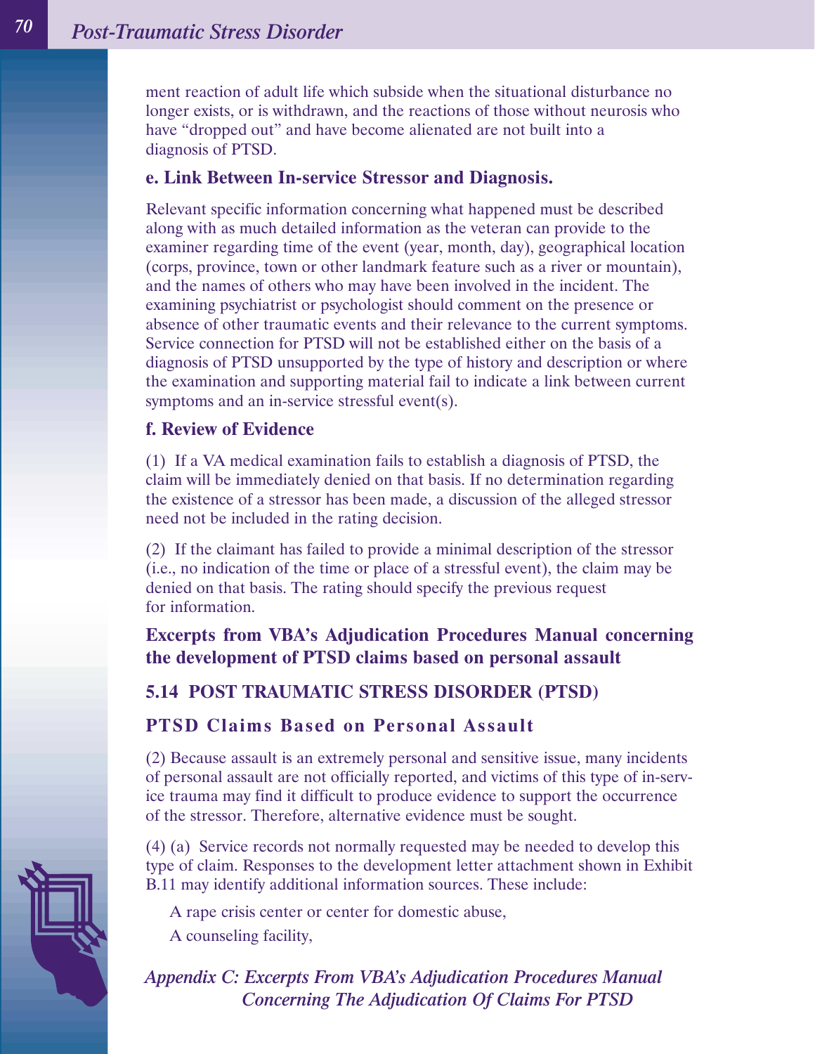ment reaction of adult life which subside when the situational disturbance no longer exists, or is withdrawn, and the reactions of those without neurosis who have “dropped out” and have become alienated are not built into a diagnosis of PTSD.

### e. Link Between In-service Stressor and Diagnosis.

Relevant specific information concerning what happened must be described along with as much detailed information as the veteran can provide to the examiner regarding time of the event (year, month, day), geographical location (corps, province, town or other landmark feature such as a river or mountain), and the names of others who may have been involved in the incident. The examining psychiatrist or psychologist should comment on the presence or absence of other traumatic events and their relevance to the current symptoms. Service connection for PTSD will not be established either on the basis of a diagnosis of PTSD unsupported by the type of history and description or where the examination and supporting material fail to indicate a link between current symptoms and an in-service stressful event(s).

### f. Review of Evidence

(1) If a VA medical examination fails to establish a diagnosis of PTSD, the claim will be immediately denied on that basis. If no determination regarding the existence of a stressor has been made, a discussion of the alleged stressor need not be included in the rating decision.

(2) If the claimant has failed to provide a minimal description of the stressor (i.e., no indication of the time or place of a stressful event), the claim may be denied on that basis. The rating should specify the previous request for information.

## Excerpts from VBA’s Adjudication Procedures Manual concerning the development of PTSD claims based on personal assault

### 5.14 POST TRAUMATIC STRESS DISORDER (PTSD)

### PTSD Claims Based on Personal Assault

(2) Because assault is an extremely personal and sensitive issue, many incidents of personal assault are not officially reported, and victims of this type of in-service trauma may find it difficult to produce evidence to support the occurrence of the stressor. Therefore, alternative evidence must be sought.

(4) (a) Service records not normally requested may be needed to develop this type of claim. Responses to the development letter attachment shown in Exhibit B.11 may identify additional information sources. These include:

A rape crisis center or center for domestic abuse,

A counseling facility,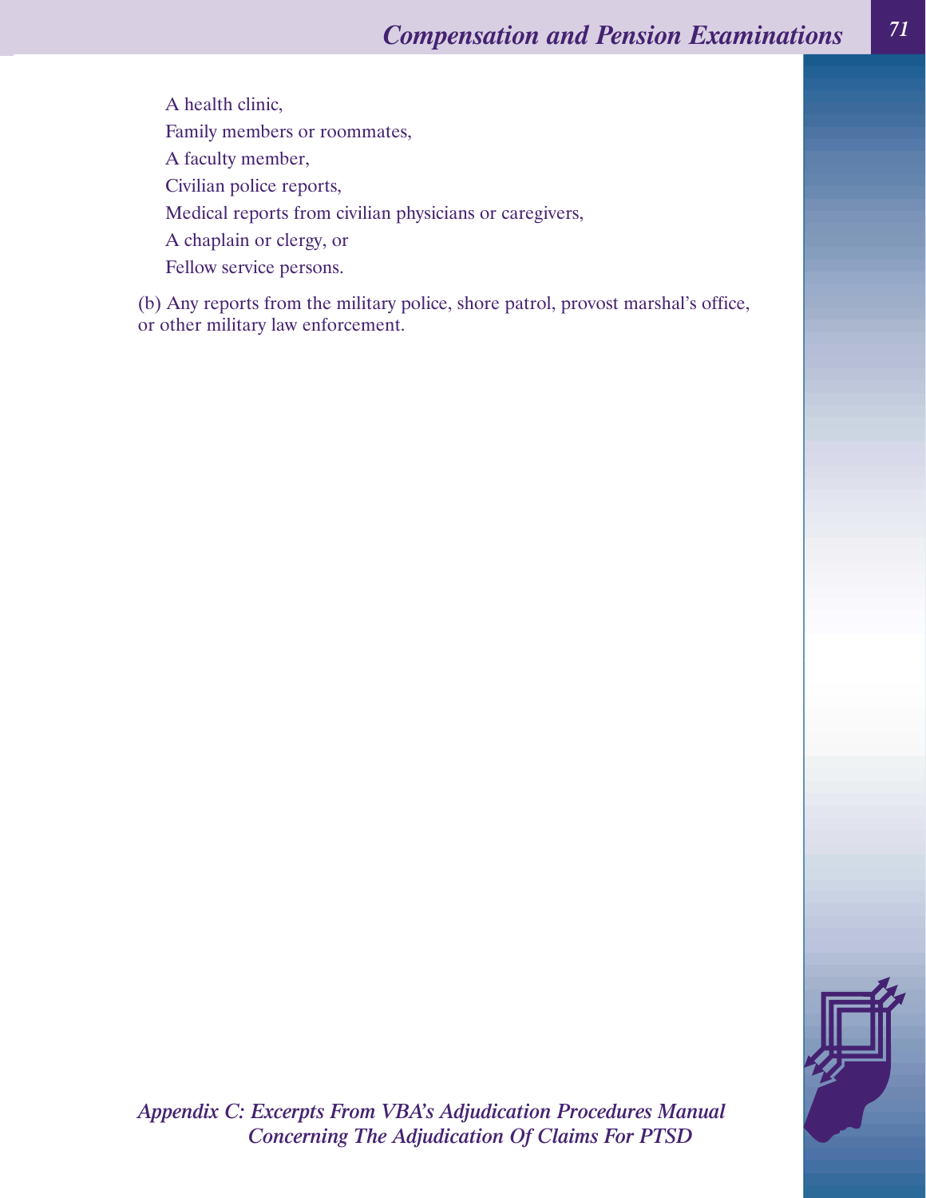A health clinic,

Family members or roommates,

A faculty member,

Civilian police reports,

Medical reports from civilian physicians or caregivers,

A chaplain or clergy, or

Fellow service persons.

(b) Any reports from the military police, shore patrol, provost marshal's office, or other military law enforcement.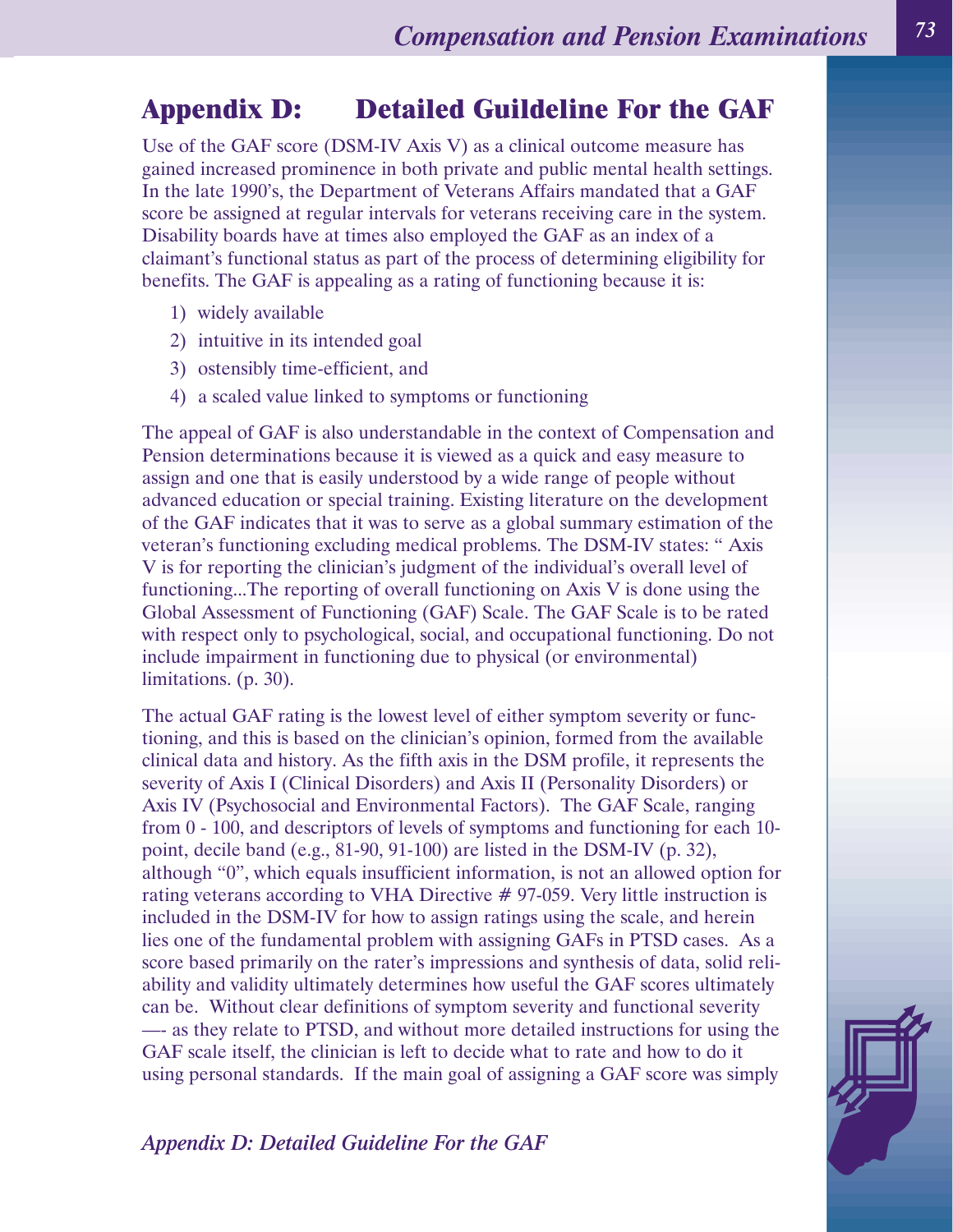## Appendix D: Detailed Guildeline For the GAF

Use of the GAF score (DSM-IV Axis V) as a clinical outcome measure has gained increased prominence in both private and public mental health settings. In the late 1990's, the Department of Veterans Affairs mandated that a GAF score be assigned at regular intervals for veterans receiving care in the system. Disability boards have at times also employed the GAF as an index of a claimant's functional status as part of the process of determining eligibility for benefits. The GAF is appealing as a rating of functioning because it is:

1) widely available
2) intuitive in its intended goal
3) ostensibly time-efficient, and
4) a scaled value linked to symptoms or functioning

The appeal of GAF is also understandable in the context of Compensation and Pension determinations because it is viewed as a quick and easy measure to assign and one that is easily understood by a wide range of people without advanced education or special training. Existing literature on the development of the GAF indicates that it was to serve as a global summary estimation of the veteran's functioning excluding medical problems. The DSM-IV states: " Axis V is for reporting the clinician's judgment of the individual's overall level of functioning...The reporting of overall functioning on Axis V is done using the Global Assessment of Functioning (GAF) Scale. The GAF Scale is to be rated with respect only to psychological, social, and occupational functioning. Do not include impairment in functioning due to physical (or environmental) limitations. (p. 30).

The actual GAF rating is the lowest level of either symptom severity or functioning, and this is based on the clinician's opinion, formed from the available clinical data and history. As the fifth axis in the DSM profile, it represents the severity of Axis I (Clinical Disorders) and Axis II (Personality Disorders) or Axis IV (Psychosocial and Environmental Factors). The GAF Scale, ranging from 0 - 100, and descriptors of levels of symptoms and functioning for each 10-point, decile band (e.g., 81-90, 91-100) are listed in the DSM-IV (p. 32), although "0", which equals insufficient information, is not an allowed option for rating veterans according to VHA Directive # 97-059. Very little instruction is included in the DSM-IV for how to assign ratings using the scale, and herein lies one of the fundamental problem with assigning GAFs in PTSD cases. As a score based primarily on the rater's impressions and synthesis of data, solid reliability and validity ultimately determines how useful the GAF scores ultimately can be. Without clear definitions of symptom severity and functional severity —- as they relate to PTSD, and without more detailed instructions for using the GAF scale itself, the clinician is left to decide what to rate and how to do it using personal standards. If the main goal of assigning a GAF score was simply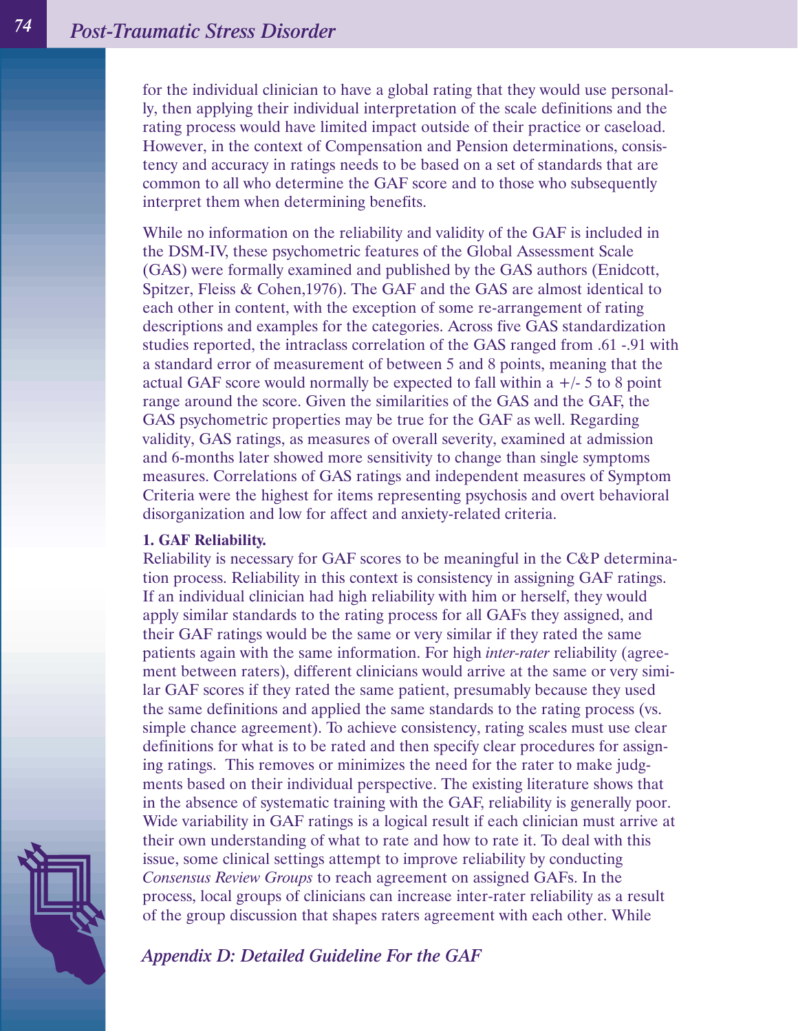for the individual clinician to have a global rating that they would use personally, then applying their individual interpretation of the scale definitions and the rating process would have limited impact outside of their practice or caseload. However, in the context of Compensation and Pension determinations, consistency and accuracy in ratings needs to be based on a set of standards that are common to all who determine the GAF score and to those who subsequently interpret them when determining benefits.

While no information on the reliability and validity of the GAF is included in the DSM-IV, these psychometric features of the Global Assessment Scale (GAS) were formally examined and published by the GAS authors (Enidcott, Spitzer, Fleiss & Cohen,1976). The GAF and the GAS are almost identical to each other in content, with the exception of some re-arrangement of rating descriptions and examples for the categories. Across five GAS standardization studies reported, the intraclass correlation of the GAS ranged from .61 -.91 with a standard error of measurement of between 5 and 8 points, meaning that the actual GAF score would normally be expected to fall within a +/- 5 to 8 point range around the score. Given the similarities of the GAS and the GAF, the GAS psychometric properties may be true for the GAF as well. Regarding validity, GAS ratings, as measures of overall severity, examined at admission and 6-months later showed more sensitivity to change than single symptoms measures. Correlations of GAS ratings and independent measures of Symptom Criteria were the highest for items representing psychosis and overt behavioral disorganization and low for affect and anxiety-related criteria.

**1. GAF Reliability.**

Reliability is necessary for GAF scores to be meaningful in the C&P determination process. Reliability in this context is consistency in assigning GAF ratings. If an individual clinician had high reliability with him or herself, they would apply similar standards to the rating process for all GAFs they assigned, and their GAF ratings would be the same or very similar if they rated the same patients again with the same information. For high *inter-rater* reliability (agreement between raters), different clinicians would arrive at the same or very similar GAF scores if they rated the same patient, presumably because they used the same definitions and applied the same standards to the rating process (vs. simple chance agreement). To achieve consistency, rating scales must use clear definitions for what is to be rated and then specify clear procedures for assigning ratings. This removes or minimizes the need for the rater to make judgments based on their individual perspective. The existing literature shows that in the absence of systematic training with the GAF, reliability is generally poor. Wide variability in GAF ratings is a logical result if each clinician must arrive at their own understanding of what to rate and how to rate it. To deal with this issue, some clinical settings attempt to improve reliability by conducting *Consensus Review Groups* to reach agreement on assigned GAFs. In the process, local groups of clinicians can increase inter-rater reliability as a result of the group discussion that shapes raters agreement with each other. While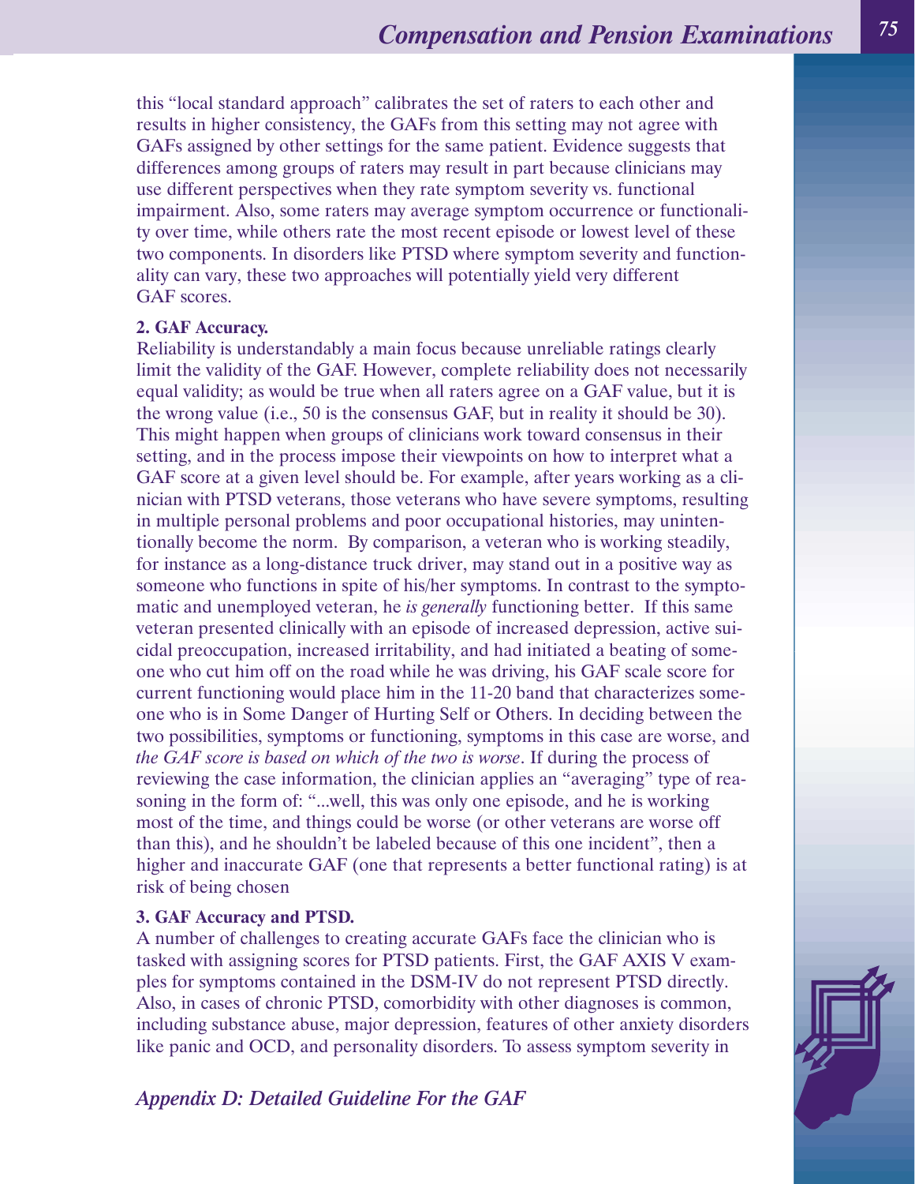this "local standard approach" calibrates the set of raters to each other and results in higher consistency, the GAFs from this setting may not agree with GAFs assigned by other settings for the same patient. Evidence suggests that differences among groups of raters may result in part because clinicians may use different perspectives when they rate symptom severity vs. functional impairment. Also, some raters may average symptom occurrence or functionality over time, while others rate the most recent episode or lowest level of these two components. In disorders like PTSD where symptom severity and functionality can vary, these two approaches will potentially yield very different GAF scores.

**2. GAF Accuracy.**

Reliability is understandably a main focus because unreliable ratings clearly limit the validity of the GAF. However, complete reliability does not necessarily equal validity; as would be true when all raters agree on a GAF value, but it is the wrong value (i.e., 50 is the consensus GAF, but in reality it should be 30). This might happen when groups of clinicians work toward consensus in their setting, and in the process impose their viewpoints on how to interpret what a GAF score at a given level should be. For example, after years working as a clinician with PTSD veterans, those veterans who have severe symptoms, resulting in multiple personal problems and poor occupational histories, may unintentionally become the norm. By comparison, a veteran who is working steadily, for instance as a long-distance truck driver, may stand out in a positive way as someone who functions in spite of his/her symptoms. In contrast to the symptomatic and unemployed veteran, he *is generally* functioning better. If this same veteran presented clinically with an episode of increased depression, active suicidal preoccupation, increased irritability, and had initiated a beating of someone who cut him off on the road while he was driving, his GAF scale score for current functioning would place him in the 11-20 band that characterizes someone who is in Some Danger of Hurting Self or Others. In deciding between the two possibilities, symptoms or functioning, symptoms in this case are worse, and *the GAF score is based on which of the two is worse*. If during the process of reviewing the case information, the clinician applies an "averaging" type of reasoning in the form of: "...well, this was only one episode, and he is working most of the time, and things could be worse (or other veterans are worse off than this), and he shouldn't be labeled because of this one incident", then a higher and inaccurate GAF (one that represents a better functional rating) is at risk of being chosen

**3. GAF Accuracy and PTSD.**

A number of challenges to creating accurate GAFs face the clinician who is tasked with assigning scores for PTSD patients. First, the GAF AXIS V examples for symptoms contained in the DSM-IV do not represent PTSD directly. Also, in cases of chronic PTSD, comorbidity with other diagnoses is common, including substance abuse, major depression, features of other anxiety disorders like panic and OCD, and personality disorders. To assess symptom severity in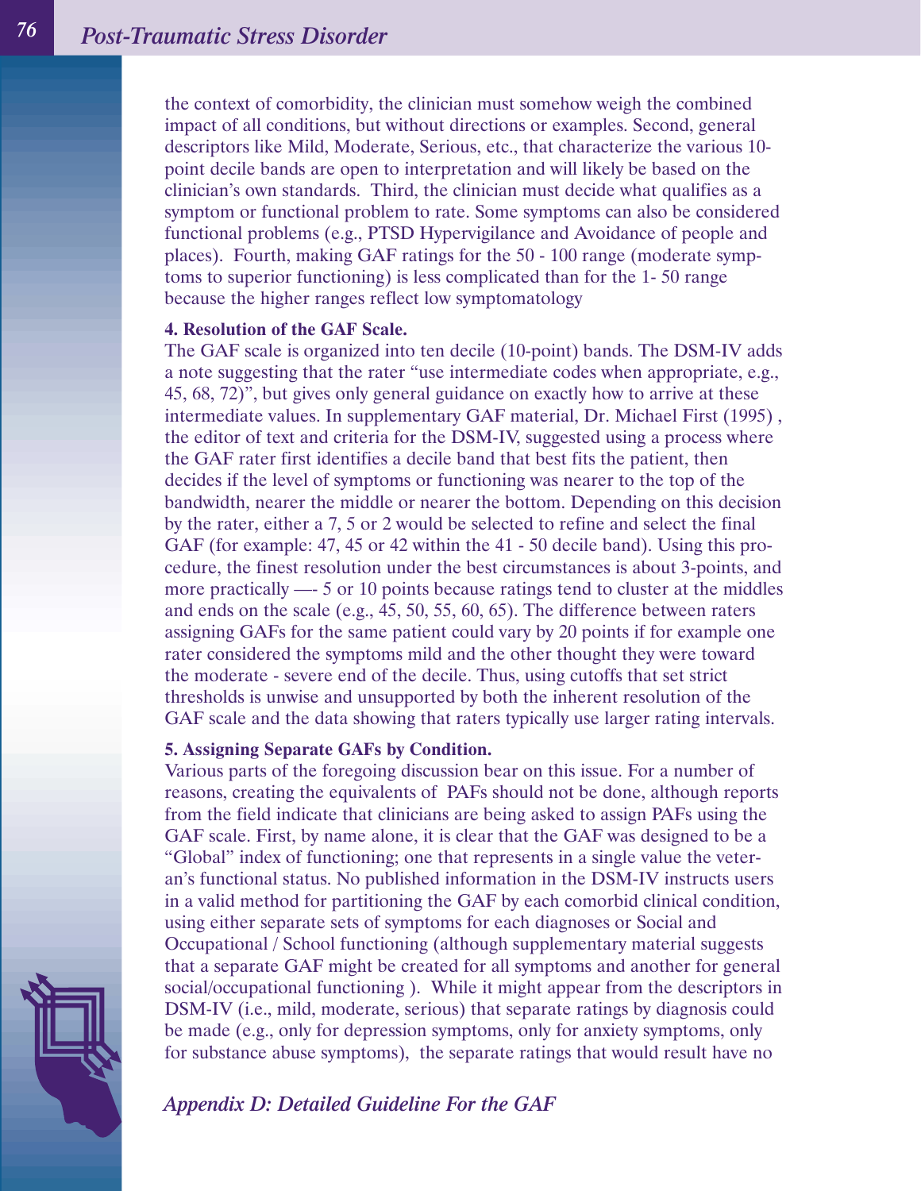the context of comorbidity, the clinician must somehow weigh the combined impact of all conditions, but without directions or examples. Second, general descriptors like Mild, Moderate, Serious, etc., that characterize the various 10-point decile bands are open to interpretation and will likely be based on the clinician's own standards. Third, the clinician must decide what qualifies as a symptom or functional problem to rate. Some symptoms can also be considered functional problems (e.g., PTSD Hypervigilance and Avoidance of people and places). Fourth, making GAF ratings for the 50 - 100 range (moderate symptoms to superior functioning) is less complicated than for the 1- 50 range because the higher ranges reflect low symptomatology

**4. Resolution of the GAF Scale.**

The GAF scale is organized into ten decile (10-point) bands. The DSM-IV adds a note suggesting that the rater "use intermediate codes when appropriate, e.g., 45, 68, 72)", but gives only general guidance on exactly how to arrive at these intermediate values. In supplementary GAF material, Dr. Michael First (1995) , the editor of text and criteria for the DSM-IV, suggested using a process where the GAF rater first identifies a decile band that best fits the patient, then decides if the level of symptoms or functioning was nearer to the top of the bandwidth, nearer the middle or nearer the bottom. Depending on this decision by the rater, either a 7, 5 or 2 would be selected to refine and select the final GAF (for example: 47, 45 or 42 within the 41 - 50 decile band). Using this procedure, the finest resolution under the best circumstances is about 3-points, and more practically —- 5 or 10 points because ratings tend to cluster at the middles and ends on the scale (e.g., 45, 50, 55, 60, 65). The difference between raters assigning GAFs for the same patient could vary by 20 points if for example one rater considered the symptoms mild and the other thought they were toward the moderate - severe end of the decile. Thus, using cutoffs that set strict thresholds is unwise and unsupported by both the inherent resolution of the GAF scale and the data showing that raters typically use larger rating intervals.

**5. Assigning Separate GAFs by Condition.**

Various parts of the foregoing discussion bear on this issue. For a number of reasons, creating the equivalents of PAFs should not be done, although reports from the field indicate that clinicians are being asked to assign PAFs using the GAF scale. First, by name alone, it is clear that the GAF was designed to be a "Global" index of functioning; one that represents in a single value the veteran's functional status. No published information in the DSM-IV instructs users in a valid method for partitioning the GAF by each comorbid clinical condition, using either separate sets of symptoms for each diagnoses or Social and Occupational / School functioning (although supplementary material suggests that a separate GAF might be created for all symptoms and another for general social/occupational functioning ). While it might appear from the descriptors in DSM-IV (i.e., mild, moderate, serious) that separate ratings by diagnosis could be made (e.g., only for depression symptoms, only for anxiety symptoms, only for substance abuse symptoms), the separate ratings that would result have no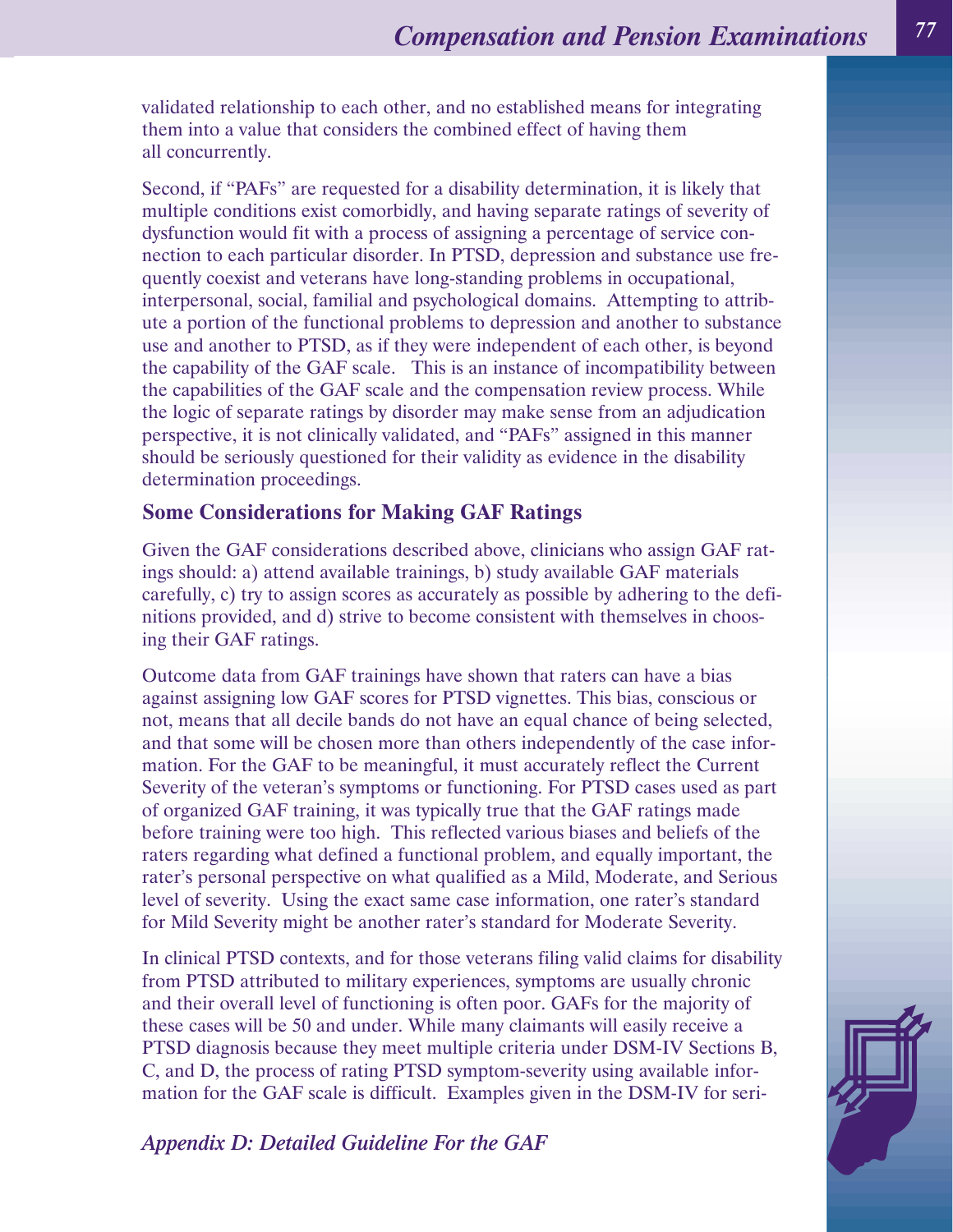validated relationship to each other, and no established means for integrating them into a value that considers the combined effect of having them all concurrently.

Second, if "PAFs" are requested for a disability determination, it is likely that multiple conditions exist comorbidly, and having separate ratings of severity of dysfunction would fit with a process of assigning a percentage of service connection to each particular disorder. In PTSD, depression and substance use frequently coexist and veterans have long-standing problems in occupational, interpersonal, social, familial and psychological domains. Attempting to attribute a portion of the functional problems to depression and another to substance use and another to PTSD, as if they were independent of each other, is beyond the capability of the GAF scale. This is an instance of incompatibility between the capabilities of the GAF scale and the compensation review process. While the logic of separate ratings by disorder may make sense from an adjudication perspective, it is not clinically validated, and "PAFs" assigned in this manner should be seriously questioned for their validity as evidence in the disability determination proceedings.

### Some Considerations for Making GAF Ratings

Given the GAF considerations described above, clinicians who assign GAF ratings should: a) attend available trainings, b) study available GAF materials carefully, c) try to assign scores as accurately as possible by adhering to the definitions provided, and d) strive to become consistent with themselves in choosing their GAF ratings.

Outcome data from GAF trainings have shown that raters can have a bias against assigning low GAF scores for PTSD vignettes. This bias, conscious or not, means that all decile bands do not have an equal chance of being selected, and that some will be chosen more than others independently of the case information. For the GAF to be meaningful, it must accurately reflect the Current Severity of the veteran's symptoms or functioning. For PTSD cases used as part of organized GAF training, it was typically true that the GAF ratings made before training were too high. This reflected various biases and beliefs of the raters regarding what defined a functional problem, and equally important, the rater's personal perspective on what qualified as a Mild, Moderate, and Serious level of severity. Using the exact same case information, one rater's standard for Mild Severity might be another rater's standard for Moderate Severity.

In clinical PTSD contexts, and for those veterans filing valid claims for disability from PTSD attributed to military experiences, symptoms are usually chronic and their overall level of functioning is often poor. GAFs for the majority of these cases will be 50 and under. While many claimants will easily receive a PTSD diagnosis because they meet multiple criteria under DSM-IV Sections B, C, and D, the process of rating PTSD symptom-severity using available information for the GAF scale is difficult. Examples given in the DSM-IV for seri-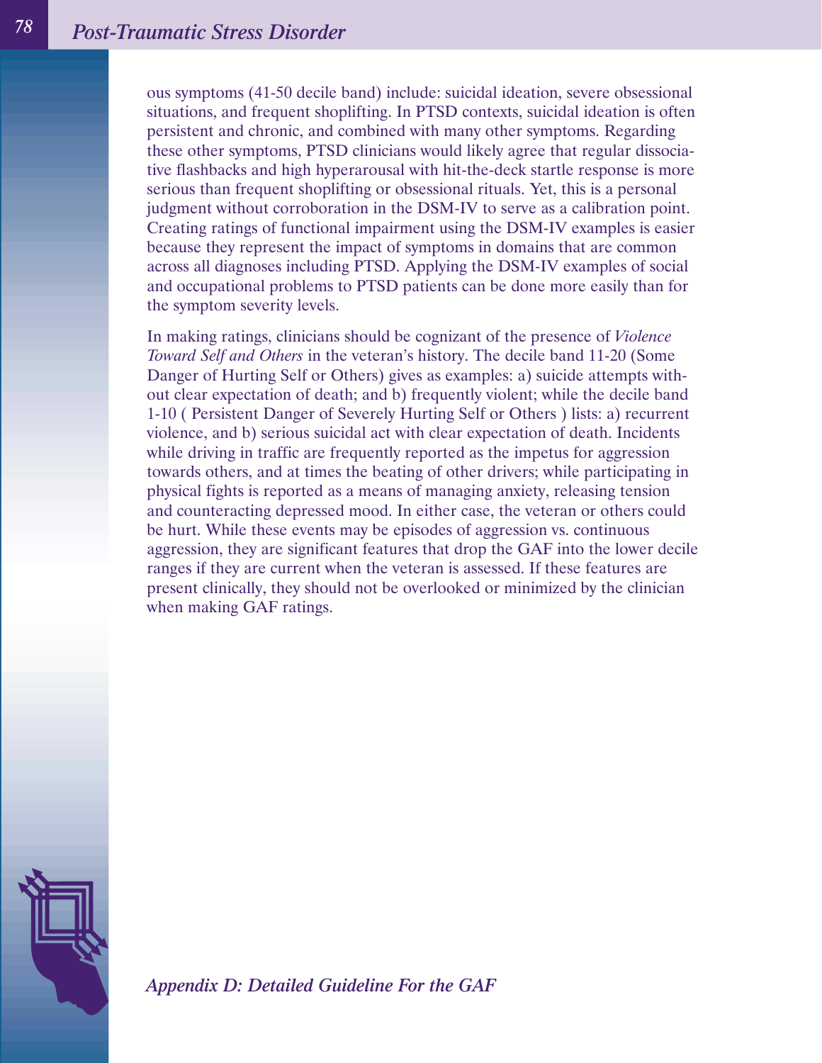ous symptoms (41-50 decile band) include: suicidal ideation, severe obsessional situations, and frequent shoplifting. In PTSD contexts, suicidal ideation is often persistent and chronic, and combined with many other symptoms. Regarding these other symptoms, PTSD clinicians would likely agree that regular dissociative flashbacks and high hyperarousal with hit-the-deck startle response is more serious than frequent shoplifting or obsessional rituals. Yet, this is a personal judgment without corroboration in the DSM-IV to serve as a calibration point. Creating ratings of functional impairment using the DSM-IV examples is easier because they represent the impact of symptoms in domains that are common across all diagnoses including PTSD. Applying the DSM-IV examples of social and occupational problems to PTSD patients can be done more easily than for the symptom severity levels.

In making ratings, clinicians should be cognizant of the presence of *Violence Toward Self and Others* in the veteran's history. The decile band 11-20 (Some Danger of Hurting Self or Others) gives as examples: a) suicide attempts without clear expectation of death; and b) frequently violent; while the decile band 1-10 ( Persistent Danger of Severely Hurting Self or Others ) lists: a) recurrent violence, and b) serious suicidal act with clear expectation of death. Incidents while driving in traffic are frequently reported as the impetus for aggression towards others, and at times the beating of other drivers; while participating in physical fights is reported as a means of managing anxiety, releasing tension and counteracting depressed mood. In either case, the veteran or others could be hurt. While these events may be episodes of aggression vs. continuous aggression, they are significant features that drop the GAF into the lower decile ranges if they are current when the veteran is assessed. If these features are present clinically, they should not be overlooked or minimized by the clinician when making GAF ratings.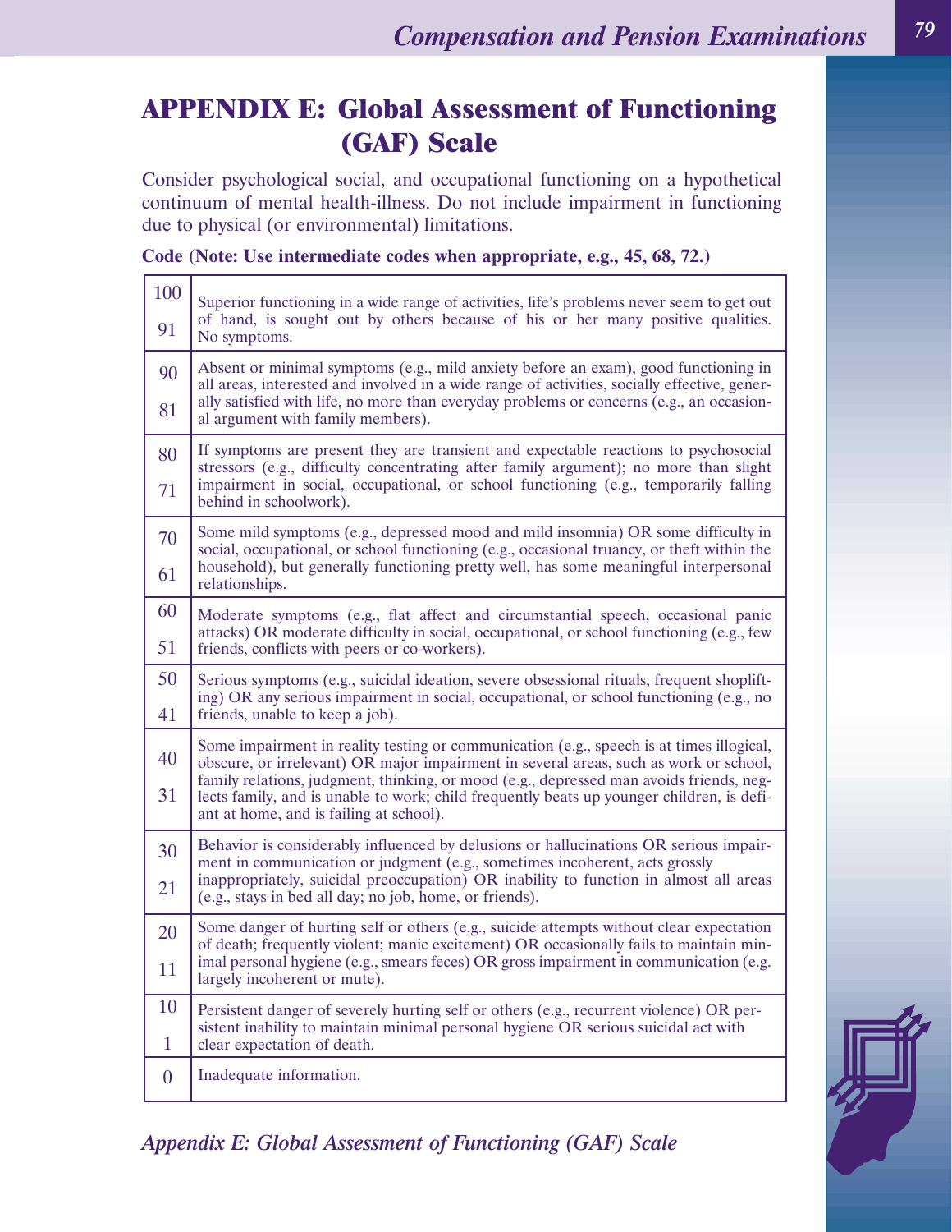# APPENDIX E: Global Assessment of Functioning (GAF) Scale

Consider psychological social, and occupational functioning on a hypothetical continuum of mental health-illness. Do not include impairment in functioning due to physical (or environmental) limitations.

**Code (Note: Use intermediate codes when appropriate, e.g., 45, 68, 72.)**

| | |
|---|---|
| 100<br>91 | Superior functioning in a wide range of activities, life's problems never seem to get out of hand, is sought out by others because of his or her many positive qualities. No symptoms. |
| 90<br>81 | Absent or minimal symptoms (e.g., mild anxiety before an exam), good functioning in all areas, interested and involved in a wide range of activities, socially effective, generally satisfied with life, no more than everyday problems or concerns (e.g., an occasional argument with family members). |
| 80<br>71 | If symptoms are present they are transient and expectable reactions to psychosocial stressors (e.g., difficulty concentrating after family argument); no more than slight impairment in social, occupational, or school functioning (e.g., temporarily falling behind in schoolwork). |
| 70<br>61 | Some mild symptoms (e.g., depressed mood and mild insomnia) OR some difficulty in social, occupational, or school functioning (e.g., occasional truancy, or theft within the household), but generally functioning pretty well, has some meaningful interpersonal relationships. |
| 60<br>51 | Moderate symptoms (e.g., flat affect and circumstantial speech, occasional panic attacks) OR moderate difficulty in social, occupational, or school functioning (e.g., few friends, conflicts with peers or co-workers). |
| 50<br>41 | Serious symptoms (e.g., suicidal ideation, severe obsessional rituals, frequent shoplifting) OR any serious impairment in social, occupational, or school functioning (e.g., no friends, unable to keep a job). |
| 40<br>31 | Some impairment in reality testing or communication (e.g., speech is at times illogical, obscure, or irrelevant) OR major impairment in several areas, such as work or school, family relations, judgment, thinking, or mood (e.g., depressed man avoids friends, neglects family, and is unable to work; child frequently beats up younger children, is defiant at home, and is failing at school). |
| 30<br>21 | Behavior is considerably influenced by delusions or hallucinations OR serious impairment in communication or judgment (e.g., sometimes incoherent, acts grossly inappropriately, suicidal preoccupation) OR inability to function in almost all areas (e.g., stays in bed all day; no job, home, or friends). |
| 20<br>11 | Some danger of hurting self or others (e.g., suicide attempts without clear expectation of death; frequently violent; manic excitement) OR occasionally fails to maintain minimal personal hygiene (e.g., smears feces) OR gross impairment in communication (e.g. largely incoherent or mute). |
| 10<br>1 | Persistent danger of severely hurting self or others (e.g., recurrent violence) OR persistent inability to maintain minimal personal hygiene OR serious suicidal act with clear expectation of death. |
| 0 | Inadequate information. |

*Appendix E: Global Assessment of Functioning (GAF) Scale*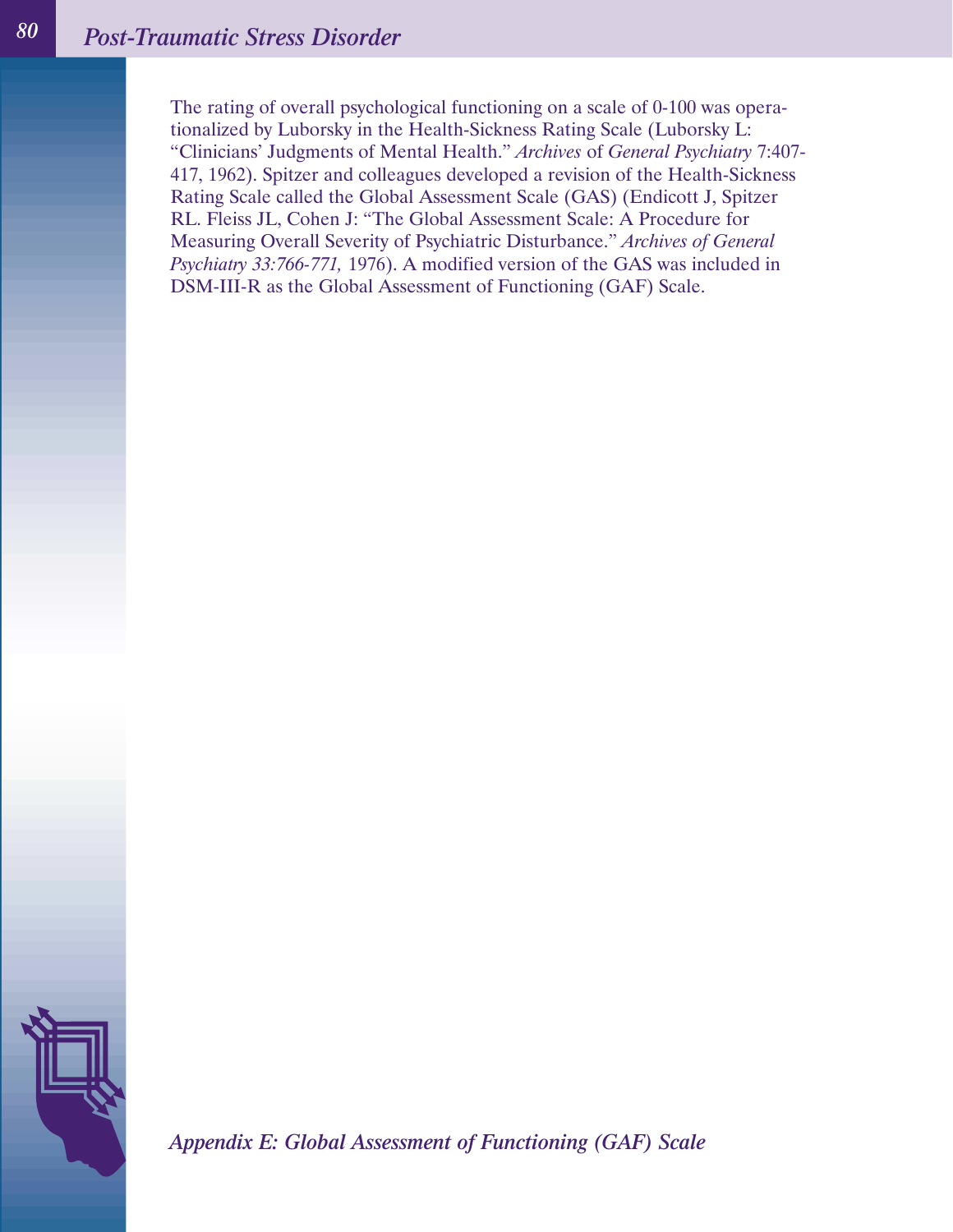The rating of overall psychological functioning on a scale of 0-100 was operationalized by Luborsky in the Health-Sickness Rating Scale (Luborsky L: "Clinicians' Judgments of Mental Health." *Archives* of *General Psychiatry* 7:407-417, 1962). Spitzer and colleagues developed a revision of the Health-Sickness Rating Scale called the Global Assessment Scale (GAS) (Endicott J, Spitzer RL. Fleiss JL, Cohen J: "The Global Assessment Scale: A Procedure for Measuring Overall Severity of Psychiatric Disturbance." *Archives of General Psychiatry 33:766-771,* 1976). A modified version of the GAS was included in DSM-III-R as the Global Assessment of Functioning (GAF) Scale.

*Appendix E: Global Assessment of Functioning (GAF) Scale*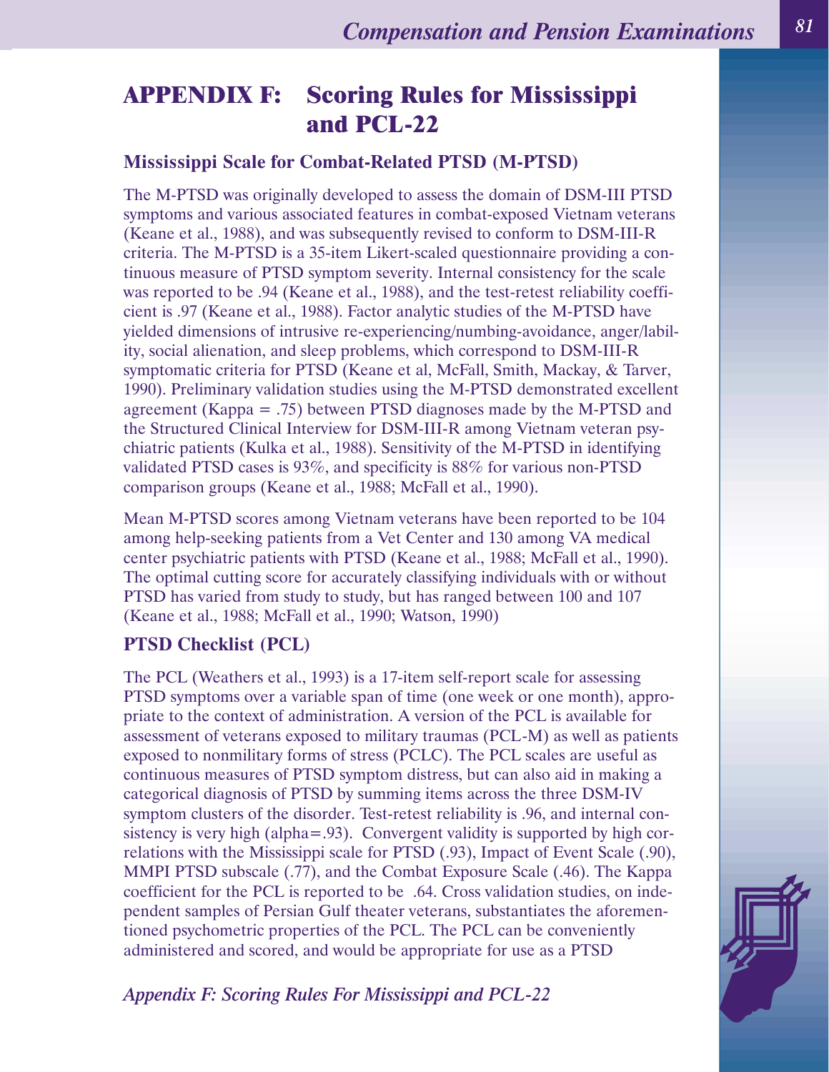# APPENDIX F: Scoring Rules for Mississippi and PCL-22

## Mississippi Scale for Combat-Related PTSD (M-PTSD)

The M-PTSD was originally developed to assess the domain of DSM-III PTSD symptoms and various associated features in combat-exposed Vietnam veterans (Keane et al., 1988), and was subsequently revised to conform to DSM-III-R criteria. The M-PTSD is a 35-item Likert-scaled questionnaire providing a continuous measure of PTSD symptom severity. Internal consistency for the scale was reported to be .94 (Keane et al., 1988), and the test-retest reliability coefficient is .97 (Keane et al., 1988). Factor analytic studies of the M-PTSD have yielded dimensions of intrusive re-experiencing/numbing-avoidance, anger/lability, social alienation, and sleep problems, which correspond to DSM-III-R symptomatic criteria for PTSD (Keane et al, McFall, Smith, Mackay, & Tarver, 1990). Preliminary validation studies using the M-PTSD demonstrated excellent agreement (Kappa = .75) between PTSD diagnoses made by the M-PTSD and the Structured Clinical Interview for DSM-III-R among Vietnam veteran psychiatric patients (Kulka et al., 1988). Sensitivity of the M-PTSD in identifying validated PTSD cases is 93%, and specificity is 88% for various non-PTSD comparison groups (Keane et al., 1988; McFall et al., 1990).

Mean M-PTSD scores among Vietnam veterans have been reported to be 104 among help-seeking patients from a Vet Center and 130 among VA medical center psychiatric patients with PTSD (Keane et al., 1988; McFall et al., 1990). The optimal cutting score for accurately classifying individuals with or without PTSD has varied from study to study, but has ranged between 100 and 107 (Keane et al., 1988; McFall et al., 1990; Watson, 1990)

## PTSD Checklist (PCL)

The PCL (Weathers et al., 1993) is a 17-item self-report scale for assessing PTSD symptoms over a variable span of time (one week or one month), appropriate to the context of administration. A version of the PCL is available for assessment of veterans exposed to military traumas (PCL-M) as well as patients exposed to nonmilitary forms of stress (PCLC). The PCL scales are useful as continuous measures of PTSD symptom distress, but can also aid in making a categorical diagnosis of PTSD by summing items across the three DSM-IV symptom clusters of the disorder. Test-retest reliability is .96, and internal consistency is very high (alpha=.93). Convergent validity is supported by high correlations with the Mississippi scale for PTSD (.93), Impact of Event Scale (.90), MMPI PTSD subscale (.77), and the Combat Exposure Scale (.46). The Kappa coefficient for the PCL is reported to be .64. Cross validation studies, on independent samples of Persian Gulf theater veterans, substantiates the aforementioned psychometric properties of the PCL. The PCL can be conveniently administered and scored, and would be appropriate for use as a PTSD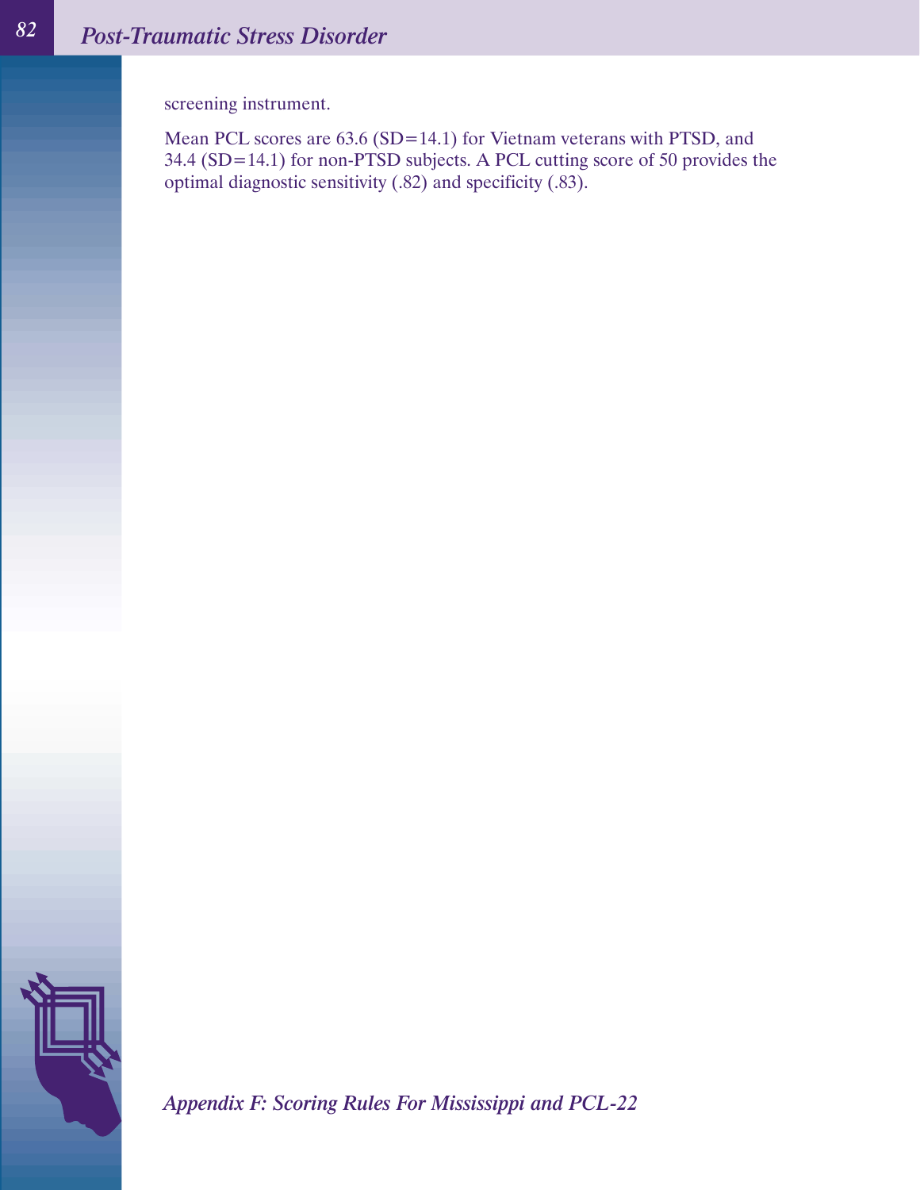screening instrument.

Mean PCL scores are 63.6 (SD=14.1) for Vietnam veterans with PTSD, and 34.4 (SD=14.1) for non-PTSD subjects. A PCL cutting score of 50 provides the optimal diagnostic sensitivity (.82) and specificity (.83).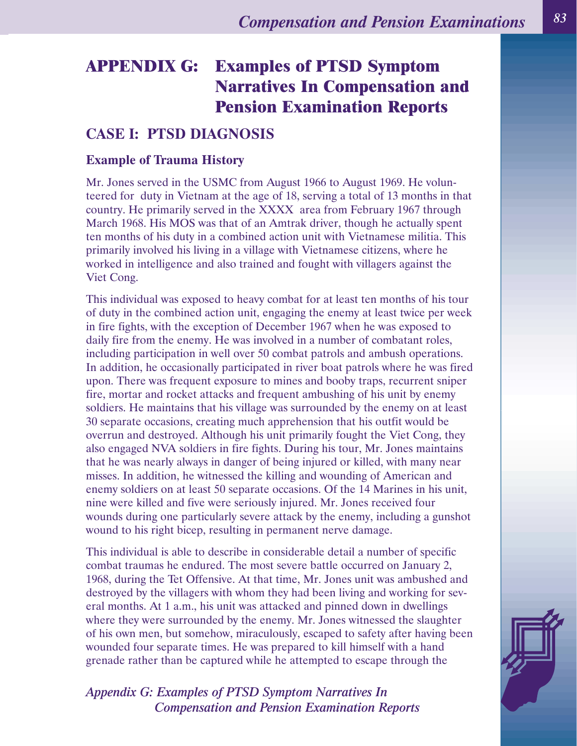# APPENDIX G: Examples of PTSD Symptom Narratives In Compensation and Pension Examination Reports

## CASE I: PTSD DIAGNOSIS

### Example of Trauma History

Mr. Jones served in the USMC from August 1966 to August 1969. He volunteered for duty in Vietnam at the age of 18, serving a total of 13 months in that country. He primarily served in the XXXX area from February 1967 through March 1968. His MOS was that of an Amtrak driver, though he actually spent ten months of his duty in a combined action unit with Vietnamese militia. This primarily involved his living in a village with Vietnamese citizens, where he worked in intelligence and also trained and fought with villagers against the Viet Cong.

This individual was exposed to heavy combat for at least ten months of his tour of duty in the combined action unit, engaging the enemy at least twice per week in fire fights, with the exception of December 1967 when he was exposed to daily fire from the enemy. He was involved in a number of combatant roles, including participation in well over 50 combat patrols and ambush operations. In addition, he occasionally participated in river boat patrols where he was fired upon. There was frequent exposure to mines and booby traps, recurrent sniper fire, mortar and rocket attacks and frequent ambushing of his unit by enemy soldiers. He maintains that his village was surrounded by the enemy on at least 30 separate occasions, creating much apprehension that his outfit would be overrun and destroyed. Although his unit primarily fought the Viet Cong, they also engaged NVA soldiers in fire fights. During his tour, Mr. Jones maintains that he was nearly always in danger of being injured or killed, with many near misses. In addition, he witnessed the killing and wounding of American and enemy soldiers on at least 50 separate occasions. Of the 14 Marines in his unit, nine were killed and five were seriously injured. Mr. Jones received four wounds during one particularly severe attack by the enemy, including a gunshot wound to his right bicep, resulting in permanent nerve damage.

This individual is able to describe in considerable detail a number of specific combat traumas he endured. The most severe battle occurred on January 2, 1968, during the Tet Offensive. At that time, Mr. Jones unit was ambushed and destroyed by the villagers with whom they had been living and working for several months. At 1 a.m., his unit was attacked and pinned down in dwellings where they were surrounded by the enemy. Mr. Jones witnessed the slaughter of his own men, but somehow, miraculously, escaped to safety after having been wounded four separate times. He was prepared to kill himself with a hand grenade rather than be captured while he attempted to escape through the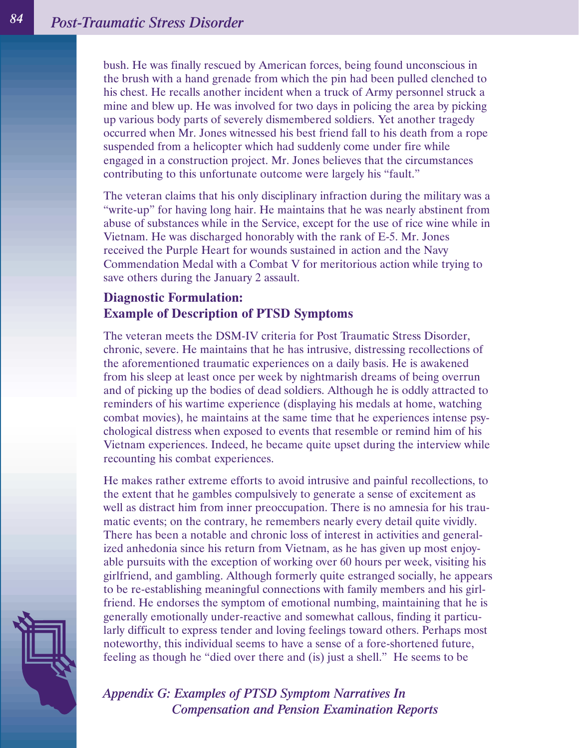bush. He was finally rescued by American forces, being found unconscious in the brush with a hand grenade from which the pin had been pulled clenched to his chest. He recalls another incident when a truck of Army personnel struck a mine and blew up. He was involved for two days in policing the area by picking up various body parts of severely dismembered soldiers. Yet another tragedy occurred when Mr. Jones witnessed his best friend fall to his death from a rope suspended from a helicopter which had suddenly come under fire while engaged in a construction project. Mr. Jones believes that the circumstances contributing to this unfortunate outcome were largely his "fault."

The veteran claims that his only disciplinary infraction during the military was a "write-up" for having long hair. He maintains that he was nearly abstinent from abuse of substances while in the Service, except for the use of rice wine while in Vietnam. He was discharged honorably with the rank of E-5. Mr. Jones received the Purple Heart for wounds sustained in action and the Navy Commendation Medal with a Combat V for meritorious action while trying to save others during the January 2 assault.

### Diagnostic Formulation: Example of Description of PTSD Symptoms

The veteran meets the DSM-IV criteria for Post Traumatic Stress Disorder, chronic, severe. He maintains that he has intrusive, distressing recollections of the aforementioned traumatic experiences on a daily basis. He is awakened from his sleep at least once per week by nightmarish dreams of being overrun and of picking up the bodies of dead soldiers. Although he is oddly attracted to reminders of his wartime experience (displaying his medals at home, watching combat movies), he maintains at the same time that he experiences intense psychological distress when exposed to events that resemble or remind him of his Vietnam experiences. Indeed, he became quite upset during the interview while recounting his combat experiences.

He makes rather extreme efforts to avoid intrusive and painful recollections, to the extent that he gambles compulsively to generate a sense of excitement as well as distract him from inner preoccupation. There is no amnesia for his traumatic events; on the contrary, he remembers nearly every detail quite vividly. There has been a notable and chronic loss of interest in activities and generalized anhedonia since his return from Vietnam, as he has given up most enjoyable pursuits with the exception of working over 60 hours per week, visiting his girlfriend, and gambling. Although formerly quite estranged socially, he appears to be re-establishing meaningful connections with family members and his girlfriend. He endorses the symptom of emotional numbing, maintaining that he is generally emotionally under-reactive and somewhat callous, finding it particularly difficult to express tender and loving feelings toward others. Perhaps most noteworthy, this individual seems to have a sense of a fore-shortened future, feeling as though he "died over there and (is) just a shell." He seems to be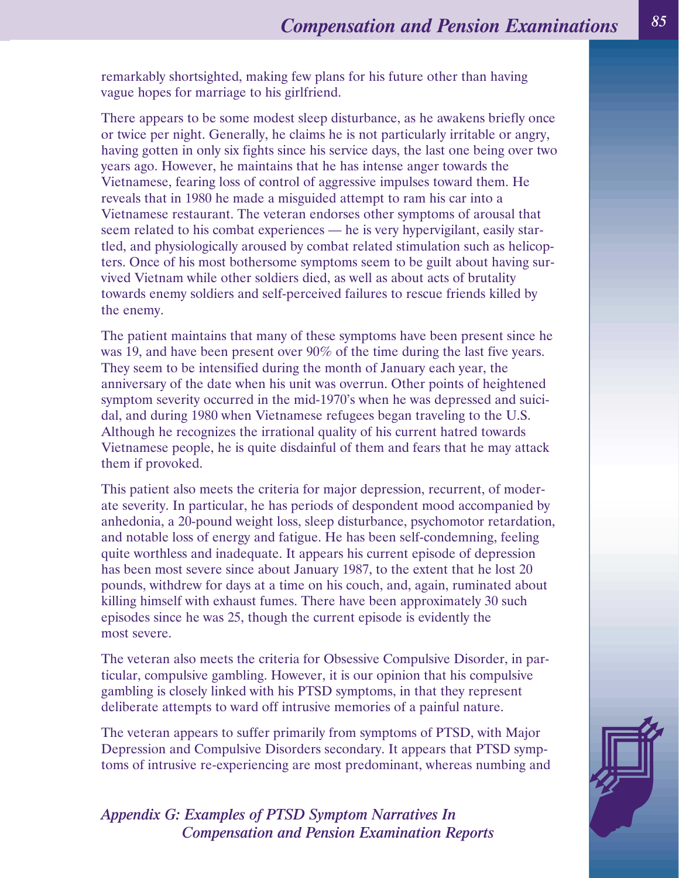remarkably shortsighted, making few plans for his future other than having vague hopes for marriage to his girlfriend.

There appears to be some modest sleep disturbance, as he awakens briefly once or twice per night. Generally, he claims he is not particularly irritable or angry, having gotten in only six fights since his service days, the last one being over two years ago. However, he maintains that he has intense anger towards the Vietnamese, fearing loss of control of aggressive impulses toward them. He reveals that in 1980 he made a misguided attempt to ram his car into a Vietnamese restaurant. The veteran endorses other symptoms of arousal that seem related to his combat experiences — he is very hypervigilant, easily startled, and physiologically aroused by combat related stimulation such as helicopters. Once of his most bothersome symptoms seem to be guilt about having survived Vietnam while other soldiers died, as well as about acts of brutality towards enemy soldiers and self-perceived failures to rescue friends killed by the enemy.

The patient maintains that many of these symptoms have been present since he was 19, and have been present over 90% of the time during the last five years. They seem to be intensified during the month of January each year, the anniversary of the date when his unit was overrun. Other points of heightened symptom severity occurred in the mid-1970's when he was depressed and suicidal, and during 1980 when Vietnamese refugees began traveling to the U.S. Although he recognizes the irrational quality of his current hatred towards Vietnamese people, he is quite disdainful of them and fears that he may attack them if provoked.

This patient also meets the criteria for major depression, recurrent, of moderate severity. In particular, he has periods of despondent mood accompanied by anhedonia, a 20-pound weight loss, sleep disturbance, psychomotor retardation, and notable loss of energy and fatigue. He has been self-condemning, feeling quite worthless and inadequate. It appears his current episode of depression has been most severe since about January 1987, to the extent that he lost 20 pounds, withdrew for days at a time on his couch, and, again, ruminated about killing himself with exhaust fumes. There have been approximately 30 such episodes since he was 25, though the current episode is evidently the most severe.

The veteran also meets the criteria for Obsessive Compulsive Disorder, in particular, compulsive gambling. However, it is our opinion that his compulsive gambling is closely linked with his PTSD symptoms, in that they represent deliberate attempts to ward off intrusive memories of a painful nature.

The veteran appears to suffer primarily from symptoms of PTSD, with Major Depression and Compulsive Disorders secondary. It appears that PTSD symptoms of intrusive re-experiencing are most predominant, whereas numbing and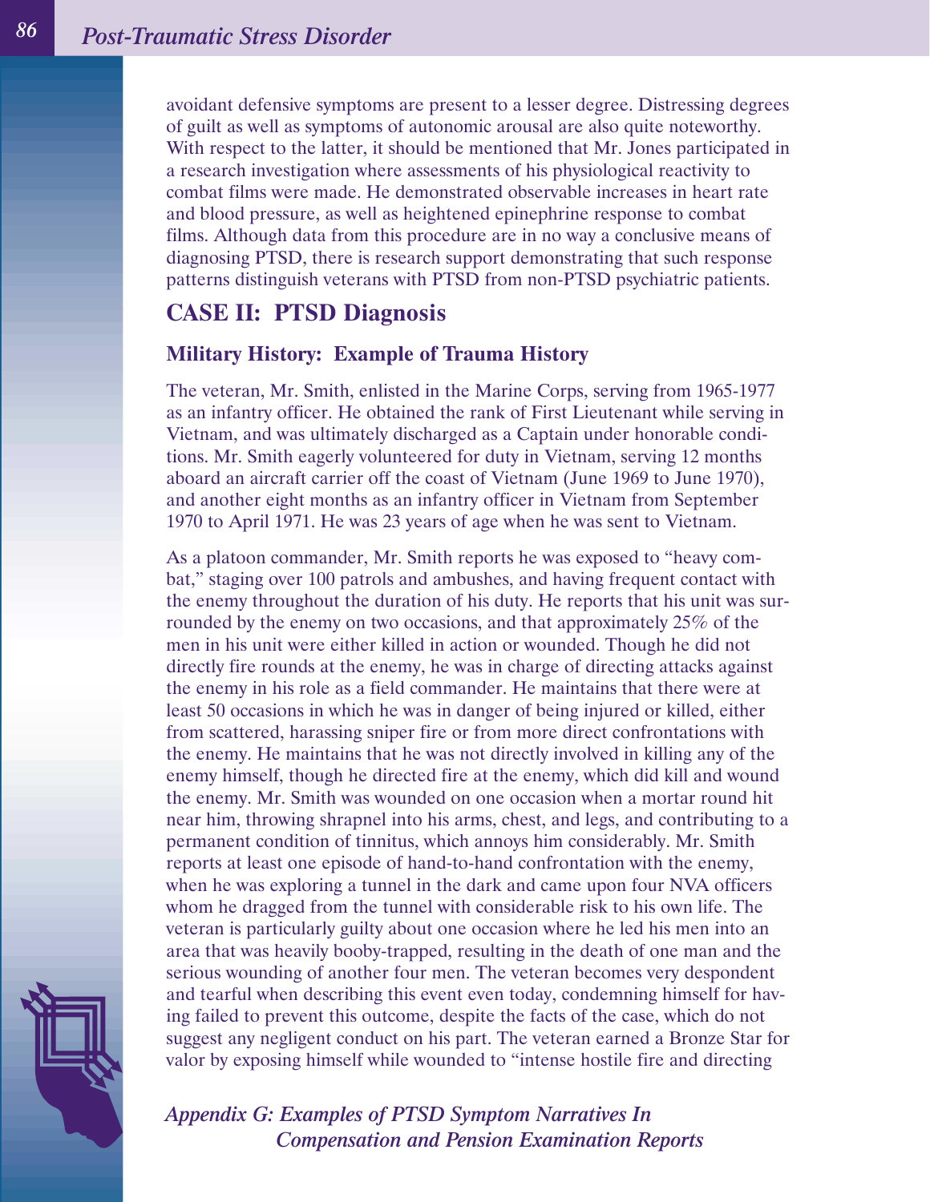avoidant defensive symptoms are present to a lesser degree. Distressing degrees of guilt as well as symptoms of autonomic arousal are also quite noteworthy. With respect to the latter, it should be mentioned that Mr. Jones participated in a research investigation where assessments of his physiological reactivity to combat films were made. He demonstrated observable increases in heart rate and blood pressure, as well as heightened epinephrine response to combat films. Although data from this procedure are in no way a conclusive means of diagnosing PTSD, there is research support demonstrating that such response patterns distinguish veterans with PTSD from non-PTSD psychiatric patients.

## CASE II: PTSD Diagnosis

### Military History: Example of Trauma History

The veteran, Mr. Smith, enlisted in the Marine Corps, serving from 1965-1977 as an infantry officer. He obtained the rank of First Lieutenant while serving in Vietnam, and was ultimately discharged as a Captain under honorable conditions. Mr. Smith eagerly volunteered for duty in Vietnam, serving 12 months aboard an aircraft carrier off the coast of Vietnam (June 1969 to June 1970), and another eight months as an infantry officer in Vietnam from September 1970 to April 1971. He was 23 years of age when he was sent to Vietnam.

As a platoon commander, Mr. Smith reports he was exposed to "heavy combat," staging over 100 patrols and ambushes, and having frequent contact with the enemy throughout the duration of his duty. He reports that his unit was surrounded by the enemy on two occasions, and that approximately 25% of the men in his unit were either killed in action or wounded. Though he did not directly fire rounds at the enemy, he was in charge of directing attacks against the enemy in his role as a field commander. He maintains that there were at least 50 occasions in which he was in danger of being injured or killed, either from scattered, harassing sniper fire or from more direct confrontations with the enemy. He maintains that he was not directly involved in killing any of the enemy himself, though he directed fire at the enemy, which did kill and wound the enemy. Mr. Smith was wounded on one occasion when a mortar round hit near him, throwing shrapnel into his arms, chest, and legs, and contributing to a permanent condition of tinnitus, which annoys him considerably. Mr. Smith reports at least one episode of hand-to-hand confrontation with the enemy, when he was exploring a tunnel in the dark and came upon four NVA officers whom he dragged from the tunnel with considerable risk to his own life. The veteran is particularly guilty about one occasion where he led his men into an area that was heavily booby-trapped, resulting in the death of one man and the serious wounding of another four men. The veteran becomes very despondent and tearful when describing this event even today, condemning himself for having failed to prevent this outcome, despite the facts of the case, which do not suggest any negligent conduct on his part. The veteran earned a Bronze Star for valor by exposing himself while wounded to "intense hostile fire and directing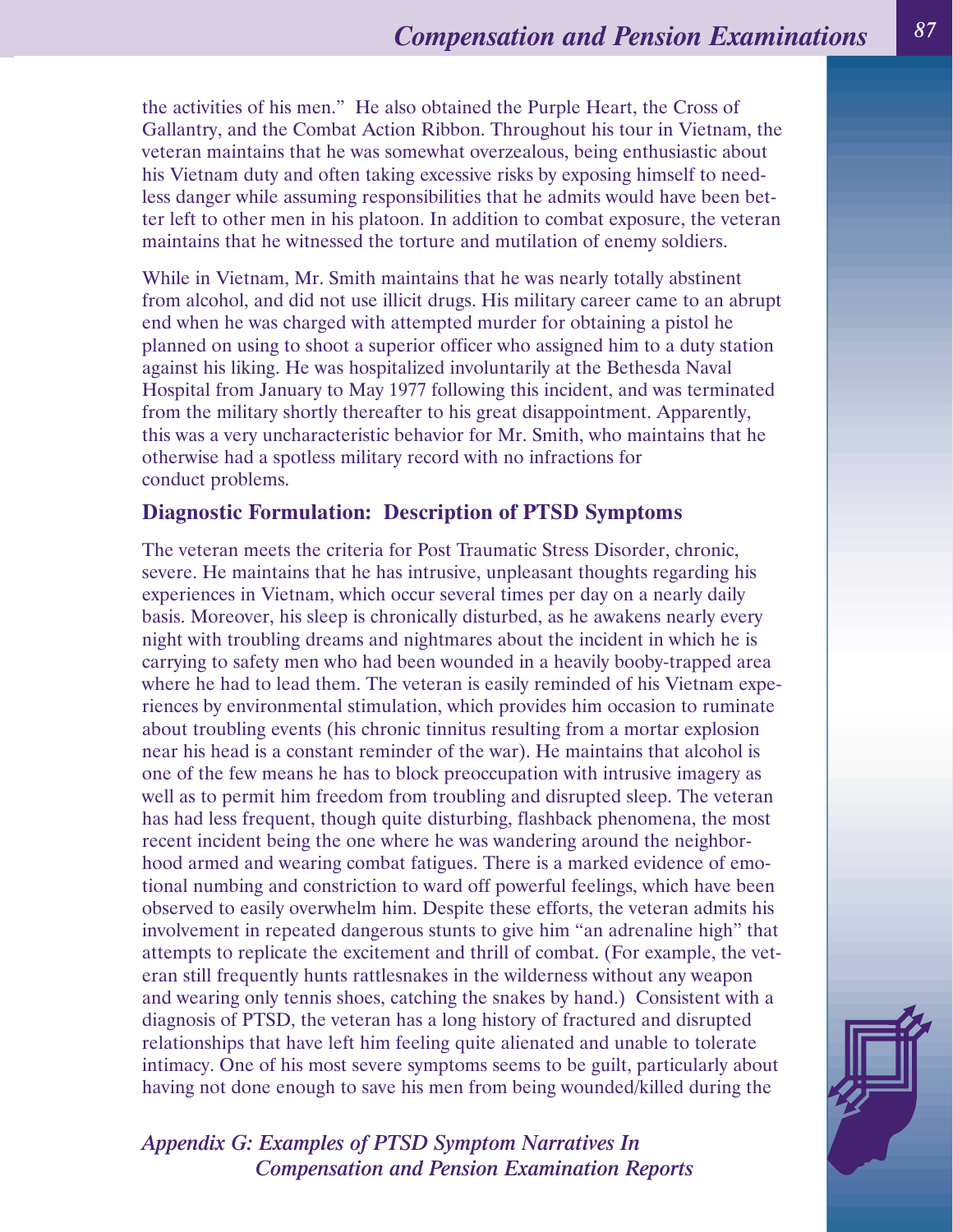the activities of his men." He also obtained the Purple Heart, the Cross of Gallantry, and the Combat Action Ribbon. Throughout his tour in Vietnam, the veteran maintains that he was somewhat overzealous, being enthusiastic about his Vietnam duty and often taking excessive risks by exposing himself to needless danger while assuming responsibilities that he admits would have been better left to other men in his platoon. In addition to combat exposure, the veteran maintains that he witnessed the torture and mutilation of enemy soldiers.

While in Vietnam, Mr. Smith maintains that he was nearly totally abstinent from alcohol, and did not use illicit drugs. His military career came to an abrupt end when he was charged with attempted murder for obtaining a pistol he planned on using to shoot a superior officer who assigned him to a duty station against his liking. He was hospitalized involuntarily at the Bethesda Naval Hospital from January to May 1977 following this incident, and was terminated from the military shortly thereafter to his great disappointment. Apparently, this was a very uncharacteristic behavior for Mr. Smith, who maintains that he otherwise had a spotless military record with no infractions for conduct problems.

### Diagnostic Formulation: Description of PTSD Symptoms

The veteran meets the criteria for Post Traumatic Stress Disorder, chronic, severe. He maintains that he has intrusive, unpleasant thoughts regarding his experiences in Vietnam, which occur several times per day on a nearly daily basis. Moreover, his sleep is chronically disturbed, as he awakens nearly every night with troubling dreams and nightmares about the incident in which he is carrying to safety men who had been wounded in a heavily booby-trapped area where he had to lead them. The veteran is easily reminded of his Vietnam experiences by environmental stimulation, which provides him occasion to ruminate about troubling events (his chronic tinnitus resulting from a mortar explosion near his head is a constant reminder of the war). He maintains that alcohol is one of the few means he has to block preoccupation with intrusive imagery as well as to permit him freedom from troubling and disrupted sleep. The veteran has had less frequent, though quite disturbing, flashback phenomena, the most recent incident being the one where he was wandering around the neighborhood armed and wearing combat fatigues. There is a marked evidence of emotional numbing and constriction to ward off powerful feelings, which have been observed to easily overwhelm him. Despite these efforts, the veteran admits his involvement in repeated dangerous stunts to give him "an adrenaline high" that attempts to replicate the excitement and thrill of combat. (For example, the veteran still frequently hunts rattlesnakes in the wilderness without any weapon and wearing only tennis shoes, catching the snakes by hand.) Consistent with a diagnosis of PTSD, the veteran has a long history of fractured and disrupted relationships that have left him feeling quite alienated and unable to tolerate intimacy. One of his most severe symptoms seems to be guilt, particularly about having not done enough to save his men from being wounded/killed during the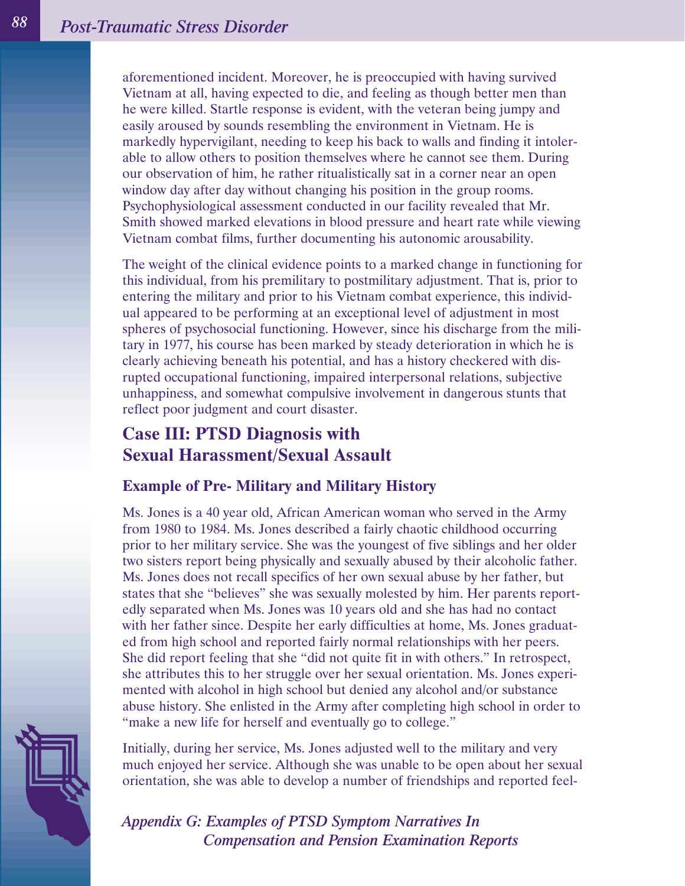aforementioned incident. Moreover, he is preoccupied with having survived Vietnam at all, having expected to die, and feeling as though better men than he were killed. Startle response is evident, with the veteran being jumpy and easily aroused by sounds resembling the environment in Vietnam. He is markedly hypervigilant, needing to keep his back to walls and finding it intolerable to allow others to position themselves where he cannot see them. During our observation of him, he rather ritualistically sat in a corner near an open window day after day without changing his position in the group rooms. Psychophysiological assessment conducted in our facility revealed that Mr. Smith showed marked elevations in blood pressure and heart rate while viewing Vietnam combat films, further documenting his autonomic arousability.

The weight of the clinical evidence points to a marked change in functioning for this individual, from his premilitary to postmilitary adjustment. That is, prior to entering the military and prior to his Vietnam combat experience, this individual appeared to be performing at an exceptional level of adjustment in most spheres of psychosocial functioning. However, since his discharge from the military in 1977, his course has been marked by steady deterioration in which he is clearly achieving beneath his potential, and has a history checkered with disrupted occupational functioning, impaired interpersonal relations, subjective unhappiness, and somewhat compulsive involvement in dangerous stunts that reflect poor judgment and court disaster.

## Case III: PTSD Diagnosis with Sexual Harassment/Sexual Assault

### Example of Pre- Military and Military History

Ms. Jones is a 40 year old, African American woman who served in the Army from 1980 to 1984. Ms. Jones described a fairly chaotic childhood occurring prior to her military service. She was the youngest of five siblings and her older two sisters report being physically and sexually abused by their alcoholic father. Ms. Jones does not recall specifics of her own sexual abuse by her father, but states that she "believes" she was sexually molested by him. Her parents reportedly separated when Ms. Jones was 10 years old and she has had no contact with her father since. Despite her early difficulties at home, Ms. Jones graduated from high school and reported fairly normal relationships with her peers. She did report feeling that she "did not quite fit in with others." In retrospect, she attributes this to her struggle over her sexual orientation. Ms. Jones experimented with alcohol in high school but denied any alcohol and/or substance abuse history. She enlisted in the Army after completing high school in order to "make a new life for herself and eventually go to college."

Initially, during her service, Ms. Jones adjusted well to the military and very much enjoyed her service. Although she was unable to be open about her sexual orientation, she was able to develop a number of friendships and reported feel-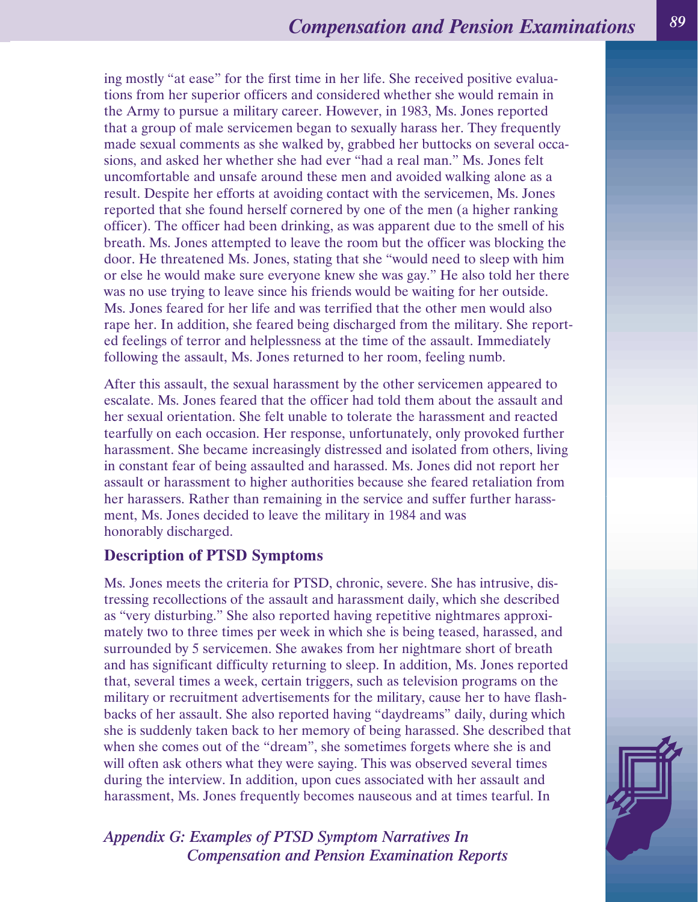ing mostly "at ease" for the first time in her life. She received positive evaluations from her superior officers and considered whether she would remain in the Army to pursue a military career. However, in 1983, Ms. Jones reported that a group of male servicemen began to sexually harass her. They frequently made sexual comments as she walked by, grabbed her buttocks on several occasions, and asked her whether she had ever "had a real man." Ms. Jones felt uncomfortable and unsafe around these men and avoided walking alone as a result. Despite her efforts at avoiding contact with the servicemen, Ms. Jones reported that she found herself cornered by one of the men (a higher ranking officer). The officer had been drinking, as was apparent due to the smell of his breath. Ms. Jones attempted to leave the room but the officer was blocking the door. He threatened Ms. Jones, stating that she "would need to sleep with him or else he would make sure everyone knew she was gay." He also told her there was no use trying to leave since his friends would be waiting for her outside. Ms. Jones feared for her life and was terrified that the other men would also rape her. In addition, she feared being discharged from the military. She reported feelings of terror and helplessness at the time of the assault. Immediately following the assault, Ms. Jones returned to her room, feeling numb.

After this assault, the sexual harassment by the other servicemen appeared to escalate. Ms. Jones feared that the officer had told them about the assault and her sexual orientation. She felt unable to tolerate the harassment and reacted tearfully on each occasion. Her response, unfortunately, only provoked further harassment. She became increasingly distressed and isolated from others, living in constant fear of being assaulted and harassed. Ms. Jones did not report her assault or harassment to higher authorities because she feared retaliation from her harassers. Rather than remaining in the service and suffer further harassment, Ms. Jones decided to leave the military in 1984 and was honorably discharged.

### Description of PTSD Symptoms

Ms. Jones meets the criteria for PTSD, chronic, severe. She has intrusive, distressing recollections of the assault and harassment daily, which she described as "very disturbing." She also reported having repetitive nightmares approximately two to three times per week in which she is being teased, harassed, and surrounded by 5 servicemen. She awakes from her nightmare short of breath and has significant difficulty returning to sleep. In addition, Ms. Jones reported that, several times a week, certain triggers, such as television programs on the military or recruitment advertisements for the military, cause her to have flashbacks of her assault. She also reported having "daydreams" daily, during which she is suddenly taken back to her memory of being harassed. She described that when she comes out of the "dream", she sometimes forgets where she is and will often ask others what they were saying. This was observed several times during the interview. In addition, upon cues associated with her assault and harassment, Ms. Jones frequently becomes nauseous and at times tearful. In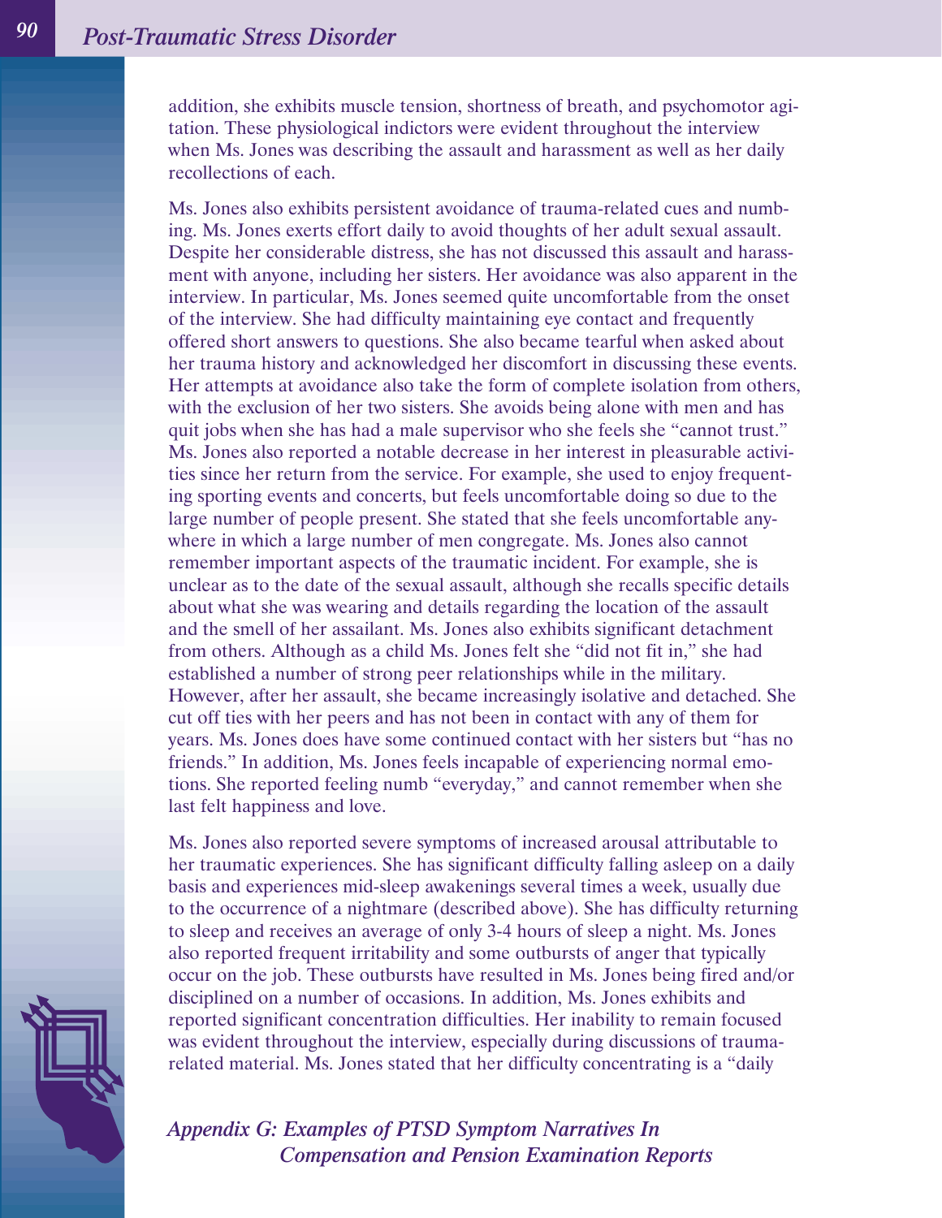addition, she exhibits muscle tension, shortness of breath, and psychomotor agitation. These physiological indictors were evident throughout the interview when Ms. Jones was describing the assault and harassment as well as her daily recollections of each.

Ms. Jones also exhibits persistent avoidance of trauma-related cues and numbing. Ms. Jones exerts effort daily to avoid thoughts of her adult sexual assault. Despite her considerable distress, she has not discussed this assault and harassment with anyone, including her sisters. Her avoidance was also apparent in the interview. In particular, Ms. Jones seemed quite uncomfortable from the onset of the interview. She had difficulty maintaining eye contact and frequently offered short answers to questions. She also became tearful when asked about her trauma history and acknowledged her discomfort in discussing these events. Her attempts at avoidance also take the form of complete isolation from others, with the exclusion of her two sisters. She avoids being alone with men and has quit jobs when she has had a male supervisor who she feels she "cannot trust." Ms. Jones also reported a notable decrease in her interest in pleasurable activities since her return from the service. For example, she used to enjoy frequenting sporting events and concerts, but feels uncomfortable doing so due to the large number of people present. She stated that she feels uncomfortable anywhere in which a large number of men congregate. Ms. Jones also cannot remember important aspects of the traumatic incident. For example, she is unclear as to the date of the sexual assault, although she recalls specific details about what she was wearing and details regarding the location of the assault and the smell of her assailant. Ms. Jones also exhibits significant detachment from others. Although as a child Ms. Jones felt she "did not fit in," she had established a number of strong peer relationships while in the military. However, after her assault, she became increasingly isolative and detached. She cut off ties with her peers and has not been in contact with any of them for years. Ms. Jones does have some continued contact with her sisters but "has no friends." In addition, Ms. Jones feels incapable of experiencing normal emotions. She reported feeling numb "everyday," and cannot remember when she last felt happiness and love.

Ms. Jones also reported severe symptoms of increased arousal attributable to her traumatic experiences. She has significant difficulty falling asleep on a daily basis and experiences mid-sleep awakenings several times a week, usually due to the occurrence of a nightmare (described above). She has difficulty returning to sleep and receives an average of only 3-4 hours of sleep a night. Ms. Jones also reported frequent irritability and some outbursts of anger that typically occur on the job. These outbursts have resulted in Ms. Jones being fired and/or disciplined on a number of occasions. In addition, Ms. Jones exhibits and reported significant concentration difficulties. Her inability to remain focused was evident throughout the interview, especially during discussions of trauma-related material. Ms. Jones stated that her difficulty concentrating is a "daily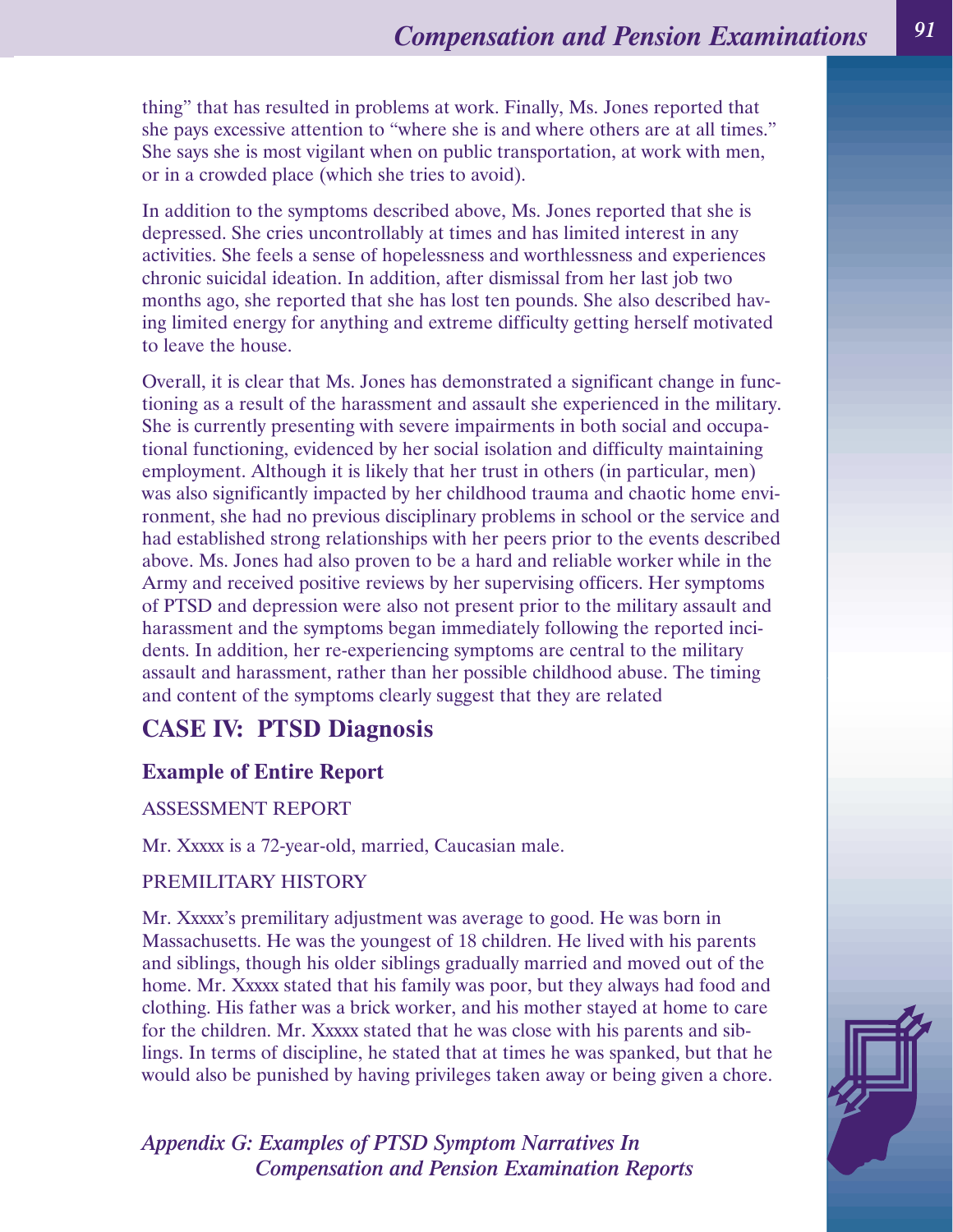thing" that has resulted in problems at work. Finally, Ms. Jones reported that she pays excessive attention to "where she is and where others are at all times." She says she is most vigilant when on public transportation, at work with men, or in a crowded place (which she tries to avoid).

In addition to the symptoms described above, Ms. Jones reported that she is depressed. She cries uncontrollably at times and has limited interest in any activities. She feels a sense of hopelessness and worthlessness and experiences chronic suicidal ideation. In addition, after dismissal from her last job two months ago, she reported that she has lost ten pounds. She also described having limited energy for anything and extreme difficulty getting herself motivated to leave the house.

Overall, it is clear that Ms. Jones has demonstrated a significant change in functioning as a result of the harassment and assault she experienced in the military. She is currently presenting with severe impairments in both social and occupational functioning, evidenced by her social isolation and difficulty maintaining employment. Although it is likely that her trust in others (in particular, men) was also significantly impacted by her childhood trauma and chaotic home environment, she had no previous disciplinary problems in school or the service and had established strong relationships with her peers prior to the events described above. Ms. Jones had also proven to be a hard and reliable worker while in the Army and received positive reviews by her supervising officers. Her symptoms of PTSD and depression were also not present prior to the military assault and harassment and the symptoms began immediately following the reported incidents. In addition, her re-experiencing symptoms are central to the military assault and harassment, rather than her possible childhood abuse. The timing and content of the symptoms clearly suggest that they are related

## CASE IV: PTSD Diagnosis

### Example of Entire Report

ASSESSMENT REPORT

Mr. Xxxxx is a 72-year-old, married, Caucasian male.

PREMILITARY HISTORY

Mr. Xxxxx's premilitary adjustment was average to good. He was born in Massachusetts. He was the youngest of 18 children. He lived with his parents and siblings, though his older siblings gradually married and moved out of the home. Mr. Xxxxx stated that his family was poor, but they always had food and clothing. His father was a brick worker, and his mother stayed at home to care for the children. Mr. Xxxxx stated that he was close with his parents and siblings. In terms of discipline, he stated that at times he was spanked, but that he would also be punished by having privileges taken away or being given a chore.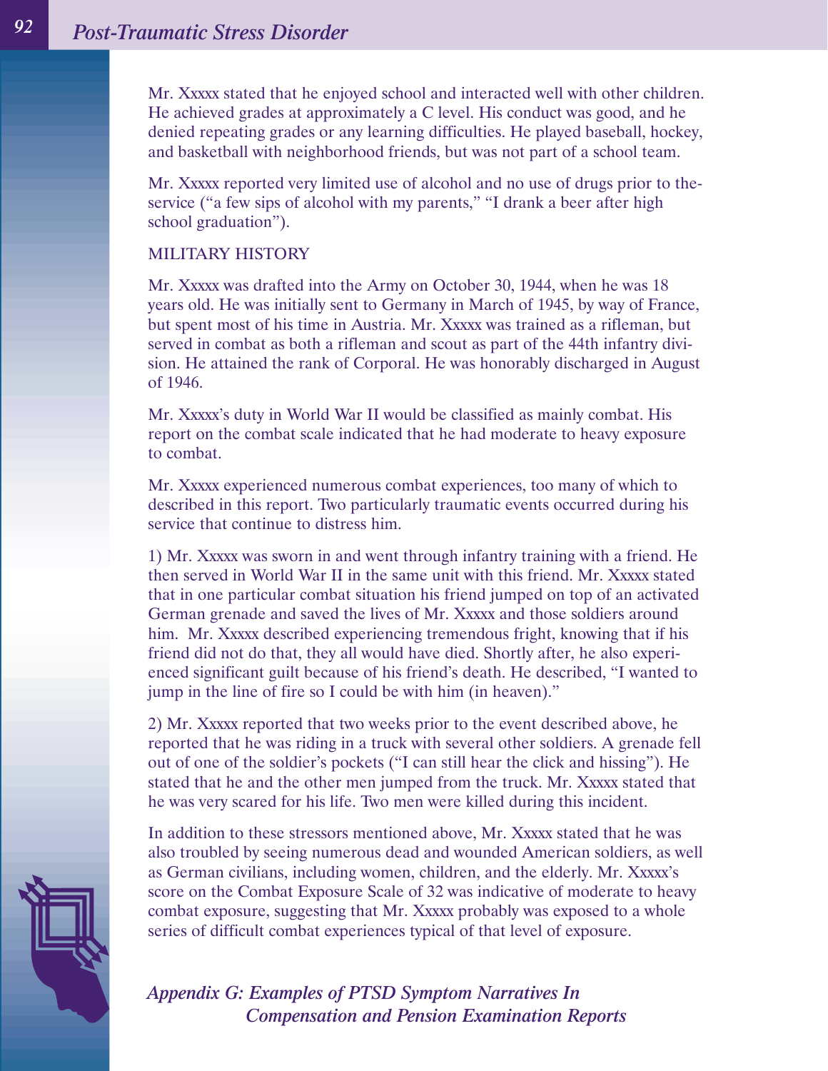Mr. Xxxxx stated that he enjoyed school and interacted well with other children. He achieved grades at approximately a C level. His conduct was good, and he denied repeating grades or any learning difficulties. He played baseball, hockey, and basketball with neighborhood friends, but was not part of a school team.

Mr. Xxxxx reported very limited use of alcohol and no use of drugs prior to the-service ("a few sips of alcohol with my parents," "I drank a beer after high school graduation").

MILITARY HISTORY

Mr. Xxxxx was drafted into the Army on October 30, 1944, when he was 18 years old. He was initially sent to Germany in March of 1945, by way of France, but spent most of his time in Austria. Mr. Xxxxx was trained as a rifleman, but served in combat as both a rifleman and scout as part of the 44th infantry division. He attained the rank of Corporal. He was honorably discharged in August of 1946.

Mr. Xxxxx's duty in World War II would be classified as mainly combat. His report on the combat scale indicated that he had moderate to heavy exposure to combat.

Mr. Xxxxx experienced numerous combat experiences, too many of which to described in this report. Two particularly traumatic events occurred during his service that continue to distress him.

1) Mr. Xxxxx was sworn in and went through infantry training with a friend. He then served in World War II in the same unit with this friend. Mr. Xxxxx stated that in one particular combat situation his friend jumped on top of an activated German grenade and saved the lives of Mr. Xxxxx and those soldiers around him. Mr. Xxxxx described experiencing tremendous fright, knowing that if his friend did not do that, they all would have died. Shortly after, he also experienced significant guilt because of his friend's death. He described, "I wanted to jump in the line of fire so I could be with him (in heaven)."

2) Mr. Xxxxx reported that two weeks prior to the event described above, he reported that he was riding in a truck with several other soldiers. A grenade fell out of one of the soldier's pockets ("I can still hear the click and hissing"). He stated that he and the other men jumped from the truck. Mr. Xxxxx stated that he was very scared for his life. Two men were killed during this incident.

In addition to these stressors mentioned above, Mr. Xxxxx stated that he was also troubled by seeing numerous dead and wounded American soldiers, as well as German civilians, including women, children, and the elderly. Mr. Xxxxx's score on the Combat Exposure Scale of 32 was indicative of moderate to heavy combat exposure, suggesting that Mr. Xxxxx probably was exposed to a whole series of difficult combat experiences typical of that level of exposure.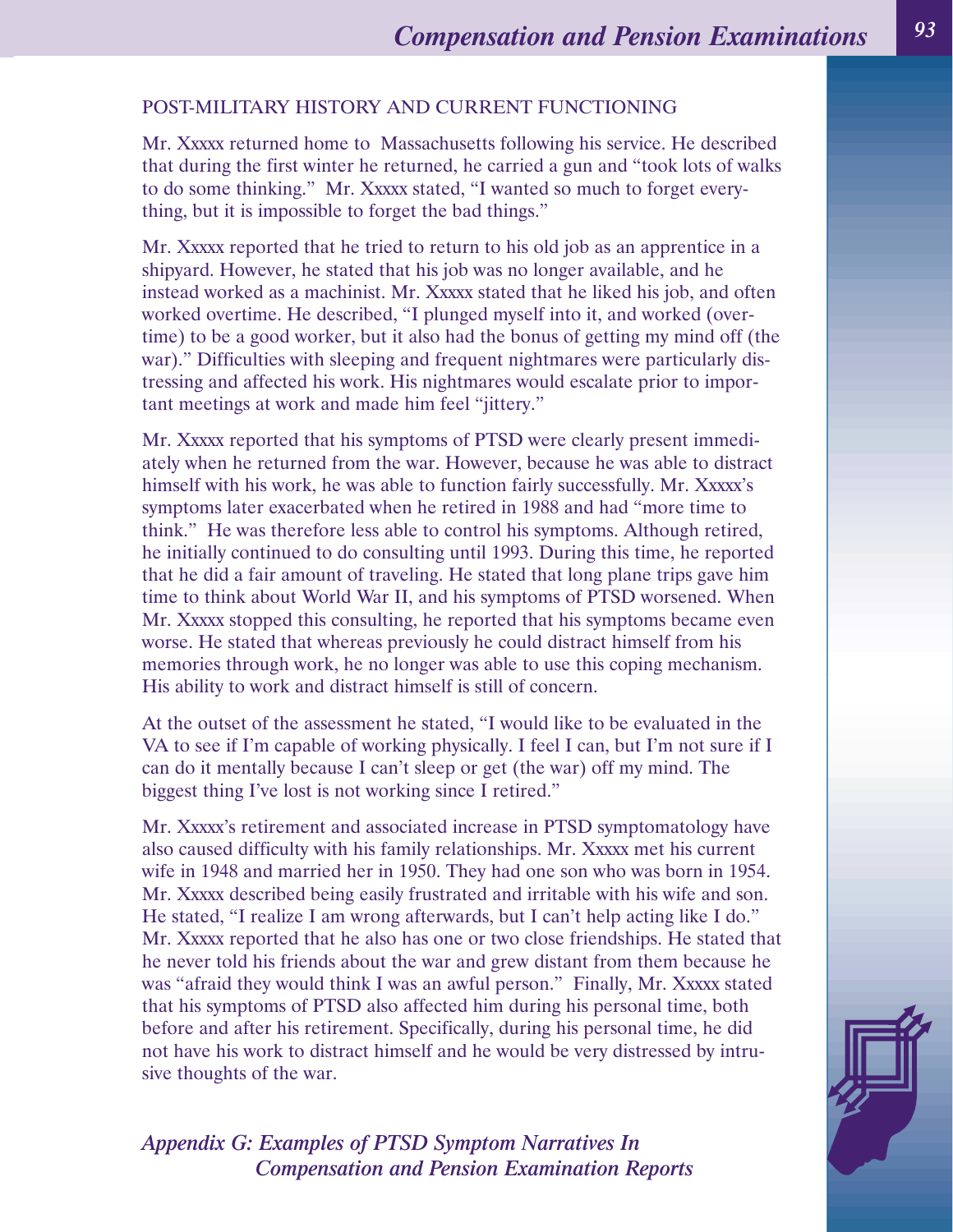## POST-MILITARY HISTORY AND CURRENT FUNCTIONING

Mr. Xxxxx returned home to Massachusetts following his service. He described that during the first winter he returned, he carried a gun and "took lots of walks to do some thinking." Mr. Xxxxx stated, "I wanted so much to forget everything, but it is impossible to forget the bad things."

Mr. Xxxxx reported that he tried to return to his old job as an apprentice in a shipyard. However, he stated that his job was no longer available, and he instead worked as a machinist. Mr. Xxxxx stated that he liked his job, and often worked overtime. He described, "I plunged myself into it, and worked (overtime) to be a good worker, but it also had the bonus of getting my mind off (the war)." Difficulties with sleeping and frequent nightmares were particularly distressing and affected his work. His nightmares would escalate prior to important meetings at work and made him feel "jittery."

Mr. Xxxxx reported that his symptoms of PTSD were clearly present immediately when he returned from the war. However, because he was able to distract himself with his work, he was able to function fairly successfully. Mr. Xxxxx's symptoms later exacerbated when he retired in 1988 and had "more time to think." He was therefore less able to control his symptoms. Although retired, he initially continued to do consulting until 1993. During this time, he reported that he did a fair amount of traveling. He stated that long plane trips gave him time to think about World War II, and his symptoms of PTSD worsened. When Mr. Xxxxx stopped this consulting, he reported that his symptoms became even worse. He stated that whereas previously he could distract himself from his memories through work, he no longer was able to use this coping mechanism. His ability to work and distract himself is still of concern.

At the outset of the assessment he stated, "I would like to be evaluated in the VA to see if I'm capable of working physically. I feel I can, but I'm not sure if I can do it mentally because I can't sleep or get (the war) off my mind. The biggest thing I've lost is not working since I retired."

Mr. Xxxxx's retirement and associated increase in PTSD symptomatology have also caused difficulty with his family relationships. Mr. Xxxxx met his current wife in 1948 and married her in 1950. They had one son who was born in 1954. Mr. Xxxxx described being easily frustrated and irritable with his wife and son. He stated, "I realize I am wrong afterwards, but I can't help acting like I do." Mr. Xxxxx reported that he also has one or two close friendships. He stated that he never told his friends about the war and grew distant from them because he was "afraid they would think I was an awful person." Finally, Mr. Xxxxx stated that his symptoms of PTSD also affected him during his personal time, both before and after his retirement. Specifically, during his personal time, he did not have his work to distract himself and he would be very distressed by intrusive thoughts of the war.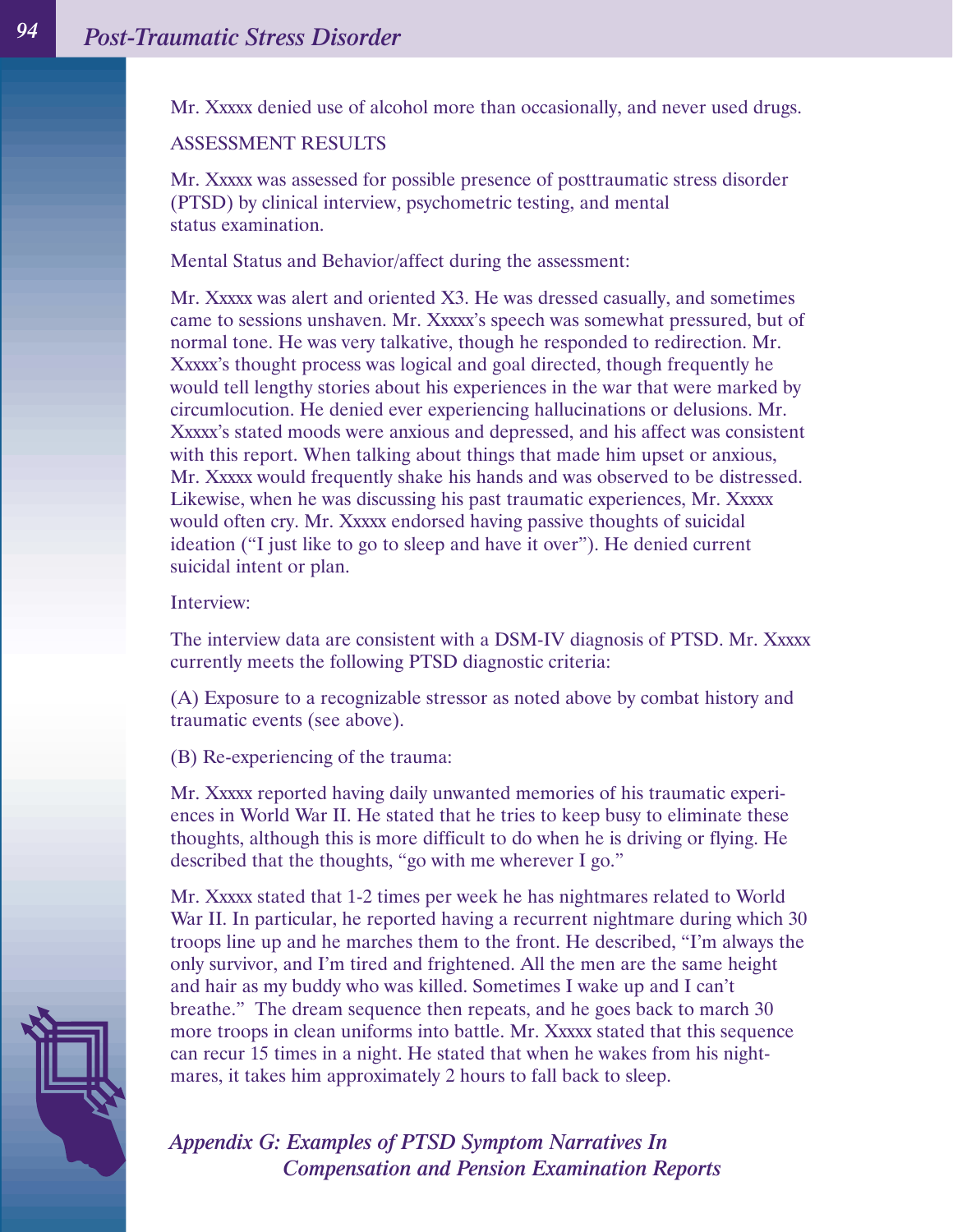Mr. Xxxxx denied use of alcohol more than occasionally, and never used drugs.

ASSESSMENT RESULTS

Mr. Xxxxx was assessed for possible presence of posttraumatic stress disorder (PTSD) by clinical interview, psychometric testing, and mental status examination.

Mental Status and Behavior/affect during the assessment:

Mr. Xxxxx was alert and oriented X3. He was dressed casually, and sometimes came to sessions unshaven. Mr. Xxxxx's speech was somewhat pressured, but of normal tone. He was very talkative, though he responded to redirection. Mr. Xxxxx's thought process was logical and goal directed, though frequently he would tell lengthy stories about his experiences in the war that were marked by circumlocution. He denied ever experiencing hallucinations or delusions. Mr. Xxxxx's stated moods were anxious and depressed, and his affect was consistent with this report. When talking about things that made him upset or anxious, Mr. Xxxxx would frequently shake his hands and was observed to be distressed. Likewise, when he was discussing his past traumatic experiences, Mr. Xxxxx would often cry. Mr. Xxxxx endorsed having passive thoughts of suicidal ideation ("I just like to go to sleep and have it over"). He denied current suicidal intent or plan.

Interview:

The interview data are consistent with a DSM-IV diagnosis of PTSD. Mr. Xxxxx currently meets the following PTSD diagnostic criteria:

(A) Exposure to a recognizable stressor as noted above by combat history and traumatic events (see above).

(B) Re-experiencing of the trauma:

Mr. Xxxxx reported having daily unwanted memories of his traumatic experiences in World War II. He stated that he tries to keep busy to eliminate these thoughts, although this is more difficult to do when he is driving or flying. He described that the thoughts, "go with me wherever I go."

Mr. Xxxxx stated that 1-2 times per week he has nightmares related to World War II. In particular, he reported having a recurrent nightmare during which 30 troops line up and he marches them to the front. He described, "I'm always the only survivor, and I'm tired and frightened. All the men are the same height and hair as my buddy who was killed. Sometimes I wake up and I can't breathe." The dream sequence then repeats, and he goes back to march 30 more troops in clean uniforms into battle. Mr. Xxxxx stated that this sequence can recur 15 times in a night. He stated that when he wakes from his nightmares, it takes him approximately 2 hours to fall back to sleep.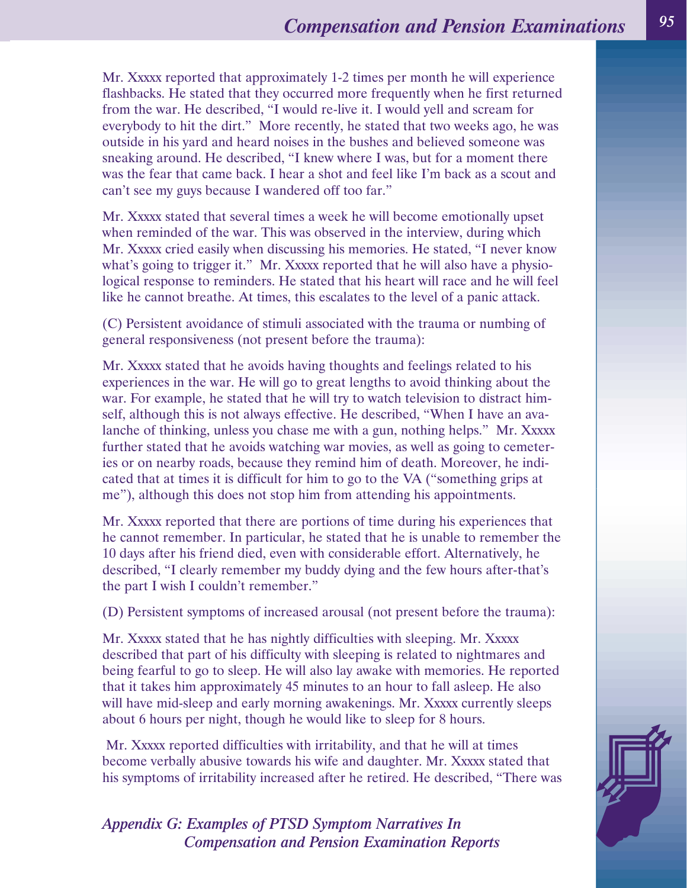Mr. Xxxxx reported that approximately 1-2 times per month he will experience flashbacks. He stated that they occurred more frequently when he first returned from the war. He described, "I would re-live it. I would yell and scream for everybody to hit the dirt." More recently, he stated that two weeks ago, he was outside in his yard and heard noises in the bushes and believed someone was sneaking around. He described, "I knew where I was, but for a moment there was the fear that came back. I hear a shot and feel like I'm back as a scout and can't see my guys because I wandered off too far."

Mr. Xxxxx stated that several times a week he will become emotionally upset when reminded of the war. This was observed in the interview, during which Mr. Xxxxx cried easily when discussing his memories. He stated, "I never know what's going to trigger it." Mr. Xxxxx reported that he will also have a physiological response to reminders. He stated that his heart will race and he will feel like he cannot breathe. At times, this escalates to the level of a panic attack.

(C) Persistent avoidance of stimuli associated with the trauma or numbing of general responsiveness (not present before the trauma):

Mr. Xxxxx stated that he avoids having thoughts and feelings related to his experiences in the war. He will go to great lengths to avoid thinking about the war. For example, he stated that he will try to watch television to distract himself, although this is not always effective. He described, "When I have an avalanche of thinking, unless you chase me with a gun, nothing helps." Mr. Xxxxx further stated that he avoids watching war movies, as well as going to cemeteries or on nearby roads, because they remind him of death. Moreover, he indicated that at times it is difficult for him to go to the VA ("something grips at me"), although this does not stop him from attending his appointments.

Mr. Xxxxx reported that there are portions of time during his experiences that he cannot remember. In particular, he stated that he is unable to remember the 10 days after his friend died, even with considerable effort. Alternatively, he described, "I clearly remember my buddy dying and the few hours after-that's the part I wish I couldn't remember."

(D) Persistent symptoms of increased arousal (not present before the trauma):

Mr. Xxxxx stated that he has nightly difficulties with sleeping. Mr. Xxxxx described that part of his difficulty with sleeping is related to nightmares and being fearful to go to sleep. He will also lay awake with memories. He reported that it takes him approximately 45 minutes to an hour to fall asleep. He also will have mid-sleep and early morning awakenings. Mr. Xxxxx currently sleeps about 6 hours per night, though he would like to sleep for 8 hours.

Mr. Xxxxx reported difficulties with irritability, and that he will at times become verbally abusive towards his wife and daughter. Mr. Xxxxx stated that his symptoms of irritability increased after he retired. He described, "There was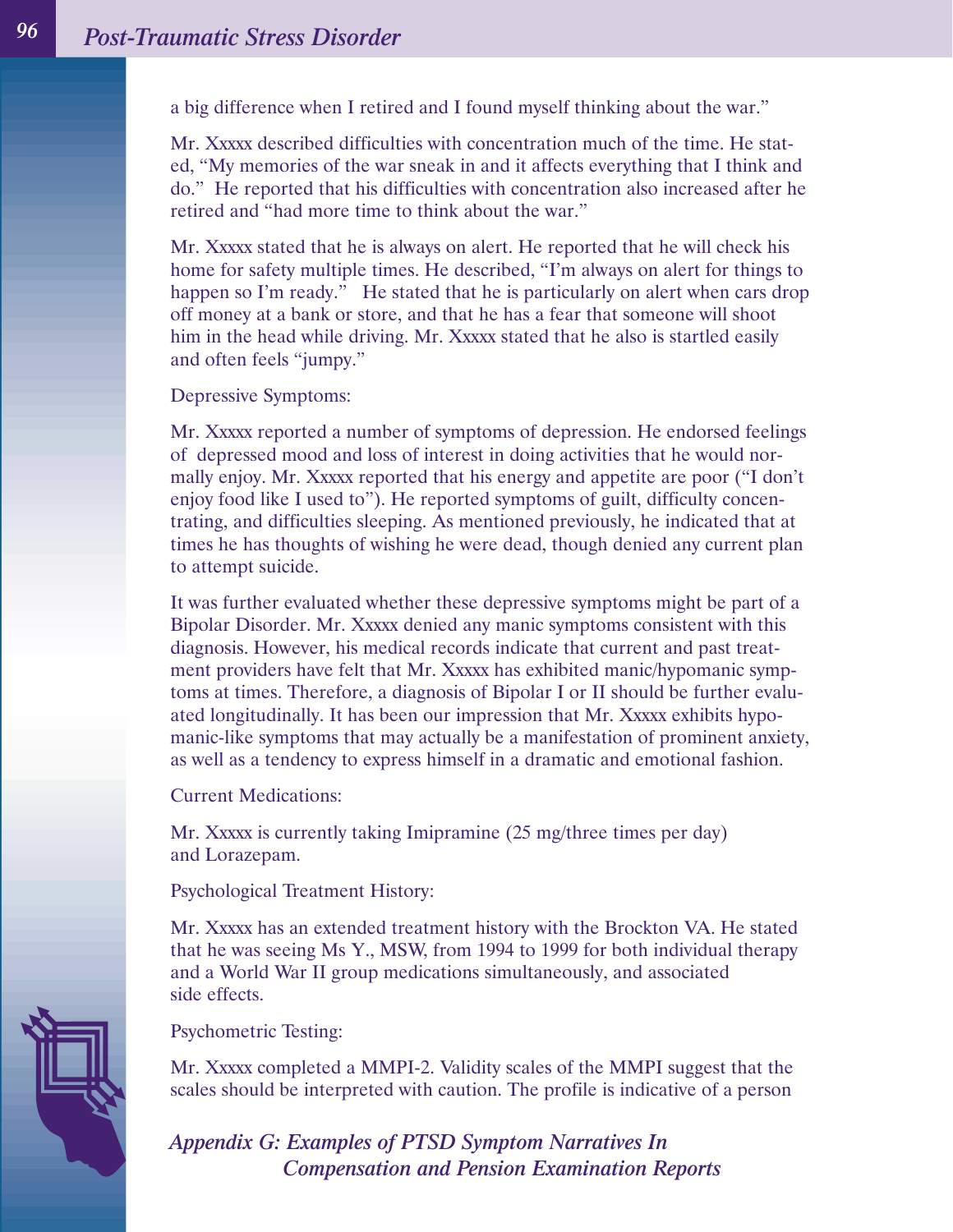a big difference when I retired and I found myself thinking about the war."

Mr. Xxxxx described difficulties with concentration much of the time. He stated, "My memories of the war sneak in and it affects everything that I think and do." He reported that his difficulties with concentration also increased after he retired and "had more time to think about the war."

Mr. Xxxxx stated that he is always on alert. He reported that he will check his home for safety multiple times. He described, "I'm always on alert for things to happen so I'm ready." He stated that he is particularly on alert when cars drop off money at a bank or store, and that he has a fear that someone will shoot him in the head while driving. Mr. Xxxxx stated that he also is startled easily and often feels "jumpy."

Depressive Symptoms:

Mr. Xxxxx reported a number of symptoms of depression. He endorsed feelings of depressed mood and loss of interest in doing activities that he would normally enjoy. Mr. Xxxxx reported that his energy and appetite are poor ("I don't enjoy food like I used to"). He reported symptoms of guilt, difficulty concentrating, and difficulties sleeping. As mentioned previously, he indicated that at times he has thoughts of wishing he were dead, though denied any current plan to attempt suicide.

It was further evaluated whether these depressive symptoms might be part of a Bipolar Disorder. Mr. Xxxxx denied any manic symptoms consistent with this diagnosis. However, his medical records indicate that current and past treatment providers have felt that Mr. Xxxxx has exhibited manic/hypomanic symptoms at times. Therefore, a diagnosis of Bipolar I or II should be further evaluated longitudinally. It has been our impression that Mr. Xxxxx exhibits hypomanic-like symptoms that may actually be a manifestation of prominent anxiety, as well as a tendency to express himself in a dramatic and emotional fashion.

Current Medications:

Mr. Xxxxx is currently taking Imipramine (25 mg/three times per day) and Lorazepam.

Psychological Treatment History:

Mr. Xxxxx has an extended treatment history with the Brockton VA. He stated that he was seeing Ms Y., MSW, from 1994 to 1999 for both individual therapy and a World War II group medications simultaneously, and associated side effects.

Psychometric Testing:

Mr. Xxxxx completed a MMPI-2. Validity scales of the MMPI suggest that the scales should be interpreted with caution. The profile is indicative of a person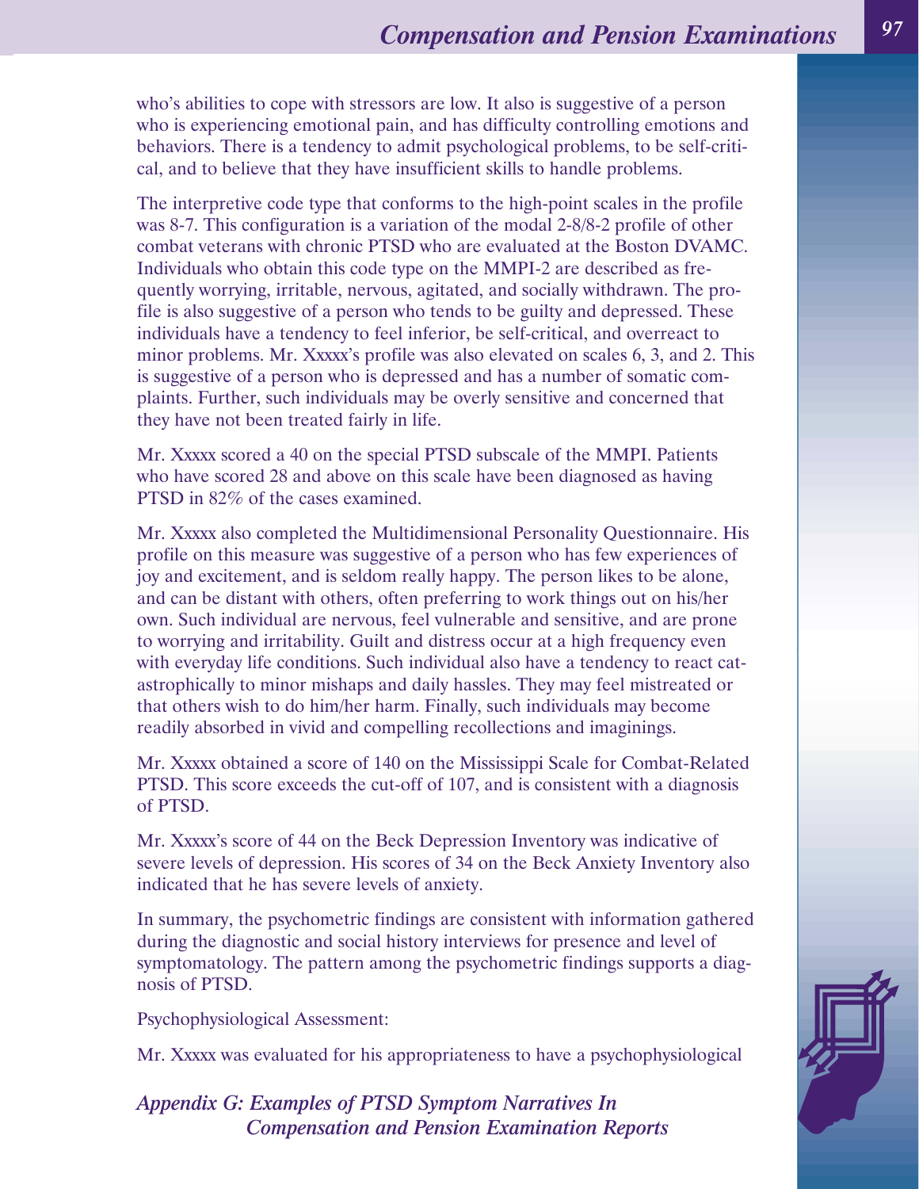who's abilities to cope with stressors are low. It also is suggestive of a person who is experiencing emotional pain, and has difficulty controlling emotions and behaviors. There is a tendency to admit psychological problems, to be self-critical, and to believe that they have insufficient skills to handle problems.

The interpretive code type that conforms to the high-point scales in the profile was 8-7. This configuration is a variation of the modal 2-8/8-2 profile of other combat veterans with chronic PTSD who are evaluated at the Boston DVAMC. Individuals who obtain this code type on the MMPI-2 are described as frequently worrying, irritable, nervous, agitated, and socially withdrawn. The profile is also suggestive of a person who tends to be guilty and depressed. These individuals have a tendency to feel inferior, be self-critical, and overreact to minor problems. Mr. Xxxxx's profile was also elevated on scales 6, 3, and 2. This is suggestive of a person who is depressed and has a number of somatic complaints. Further, such individuals may be overly sensitive and concerned that they have not been treated fairly in life.

Mr. Xxxxx scored a 40 on the special PTSD subscale of the MMPI. Patients who have scored 28 and above on this scale have been diagnosed as having PTSD in 82% of the cases examined.

Mr. Xxxxx also completed the Multidimensional Personality Questionnaire. His profile on this measure was suggestive of a person who has few experiences of joy and excitement, and is seldom really happy. The person likes to be alone, and can be distant with others, often preferring to work things out on his/her own. Such individual are nervous, feel vulnerable and sensitive, and are prone to worrying and irritability. Guilt and distress occur at a high frequency even with everyday life conditions. Such individual also have a tendency to react catastrophically to minor mishaps and daily hassles. They may feel mistreated or that others wish to do him/her harm. Finally, such individuals may become readily absorbed in vivid and compelling recollections and imaginings.

Mr. Xxxxx obtained a score of 140 on the Mississippi Scale for Combat-Related PTSD. This score exceeds the cut-off of 107, and is consistent with a diagnosis of PTSD.

Mr. Xxxxx's score of 44 on the Beck Depression Inventory was indicative of severe levels of depression. His scores of 34 on the Beck Anxiety Inventory also indicated that he has severe levels of anxiety.

In summary, the psychometric findings are consistent with information gathered during the diagnostic and social history interviews for presence and level of symptomatology. The pattern among the psychometric findings supports a diagnosis of PTSD.

Psychophysiological Assessment:

Mr. Xxxxx was evaluated for his appropriateness to have a psychophysiological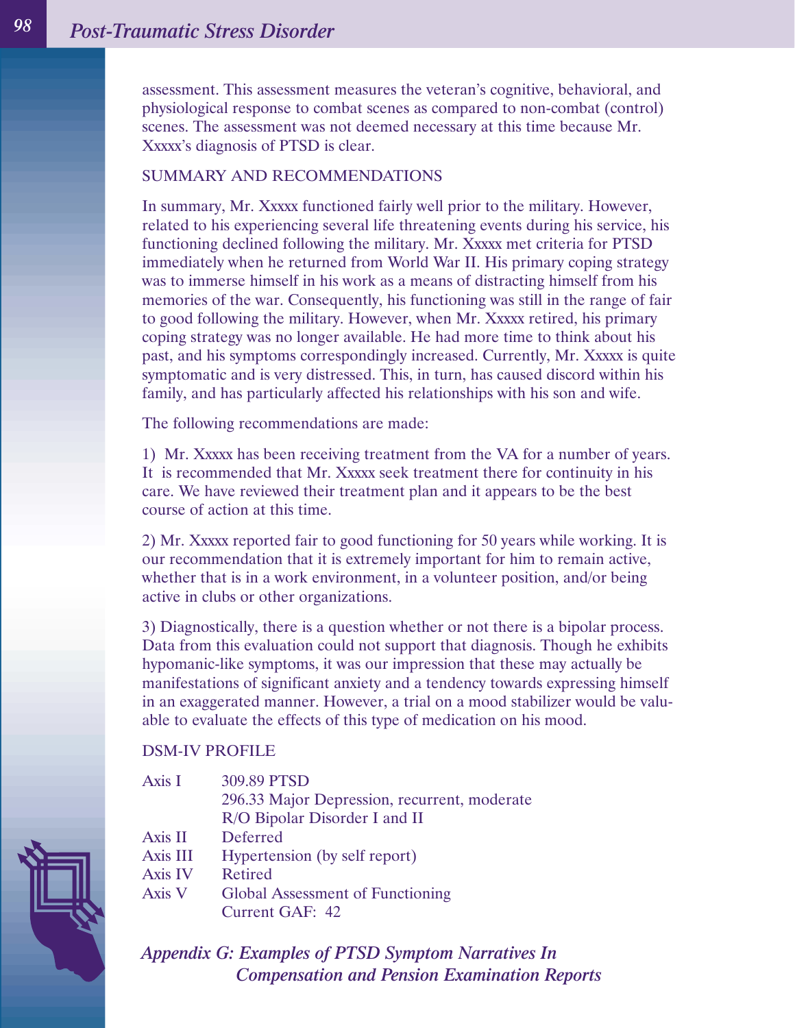assessment. This assessment measures the veteran's cognitive, behavioral, and physiological response to combat scenes as compared to non-combat (control) scenes. The assessment was not deemed necessary at this time because Mr. Xxxxx's diagnosis of PTSD is clear.

SUMMARY AND RECOMMENDATIONS

In summary, Mr. Xxxxx functioned fairly well prior to the military. However, related to his experiencing several life threatening events during his service, his functioning declined following the military. Mr. Xxxxx met criteria for PTSD immediately when he returned from World War II. His primary coping strategy was to immerse himself in his work as a means of distracting himself from his memories of the war. Consequently, his functioning was still in the range of fair to good following the military. However, when Mr. Xxxxx retired, his primary coping strategy was no longer available. He had more time to think about his past, and his symptoms correspondingly increased. Currently, Mr. Xxxxx is quite symptomatic and is very distressed. This, in turn, has caused discord within his family, and has particularly affected his relationships with his son and wife.

The following recommendations are made:

1) Mr. Xxxxx has been receiving treatment from the VA for a number of years. It is recommended that Mr. Xxxxx seek treatment there for continuity in his care. We have reviewed their treatment plan and it appears to be the best course of action at this time.

2) Mr. Xxxxx reported fair to good functioning for 50 years while working. It is our recommendation that it is extremely important for him to remain active, whether that is in a work environment, in a volunteer position, and/or being active in clubs or other organizations.

3) Diagnostically, there is a question whether or not there is a bipolar process. Data from this evaluation could not support that diagnosis. Though he exhibits hypomanic-like symptoms, it was our impression that these may actually be manifestations of significant anxiety and a tendency towards expressing himself in an exaggerated manner. However, a trial on a mood stabilizer would be valuable to evaluate the effects of this type of medication on his mood.

DSM-IV PROFILE

| | |
|---|---|
| Axis I | 309.89 PTSD |
| | 296.33 Major Depression, recurrent, moderate |
| | R/O Bipolar Disorder I and II |
| Axis II | Deferred |
| Axis III | Hypertension (by self report) |
| Axis IV | Retired |
| Axis V | Global Assessment of Functioning |
| | Current GAF: 42 |

*Appendix G: Examples of PTSD Symptom Narratives In Compensation and Pension Examination Reports*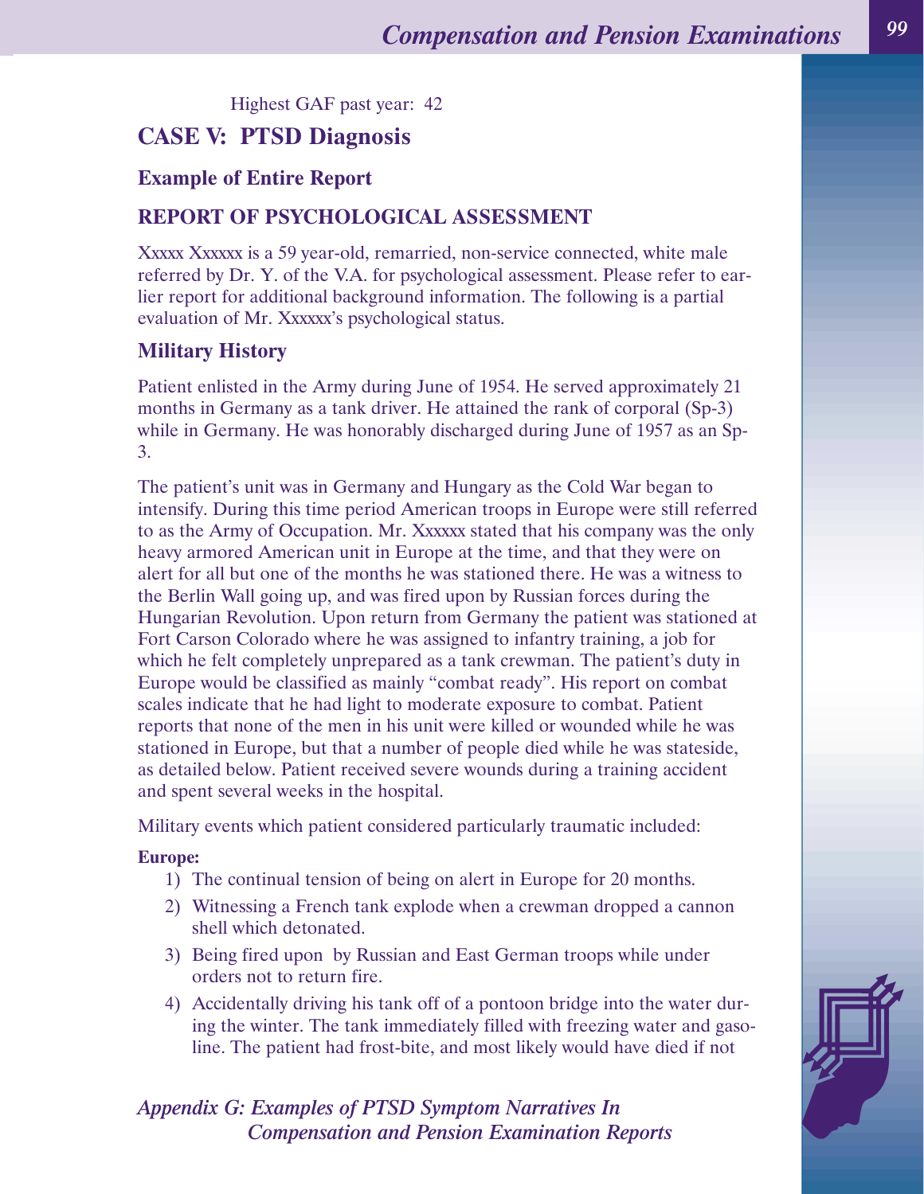Highest GAF past year: 42

## CASE V: PTSD Diagnosis

### Example of Entire Report

### REPORT OF PSYCHOLOGICAL ASSESSMENT

Xxxxx Xxxxxx is a 59 year-old, remarried, non-service connected, white male referred by Dr. Y. of the V.A. for psychological assessment. Please refer to earlier report for additional background information. The following is a partial evaluation of Mr. Xxxxxx's psychological status.

### Military History

Patient enlisted in the Army during June of 1954. He served approximately 21 months in Germany as a tank driver. He attained the rank of corporal (Sp-3) while in Germany. He was honorably discharged during June of 1957 as an Sp-3.

The patient's unit was in Germany and Hungary as the Cold War began to intensify. During this time period American troops in Europe were still referred to as the Army of Occupation. Mr. Xxxxxx stated that his company was the only heavy armored American unit in Europe at the time, and that they were on alert for all but one of the months he was stationed there. He was a witness to the Berlin Wall going up, and was fired upon by Russian forces during the Hungarian Revolution. Upon return from Germany the patient was stationed at Fort Carson Colorado where he was assigned to infantry training, a job for which he felt completely unprepared as a tank crewman. The patient's duty in Europe would be classified as mainly "combat ready". His report on combat scales indicate that he had light to moderate exposure to combat. Patient reports that none of the men in his unit were killed or wounded while he was stationed in Europe, but that a number of people died while he was stateside, as detailed below. Patient received severe wounds during a training accident and spent several weeks in the hospital.

Military events which patient considered particularly traumatic included:

**Europe:**

1) The continual tension of being on alert in Europe for 20 months.
2) Witnessing a French tank explode when a crewman dropped a cannon shell which detonated.
3) Being fired upon by Russian and East German troops while under orders not to return fire.
4) Accidentally driving his tank off of a pontoon bridge into the water during the winter. The tank immediately filled with freezing water and gasoline. The patient had frost-bite, and most likely would have died if not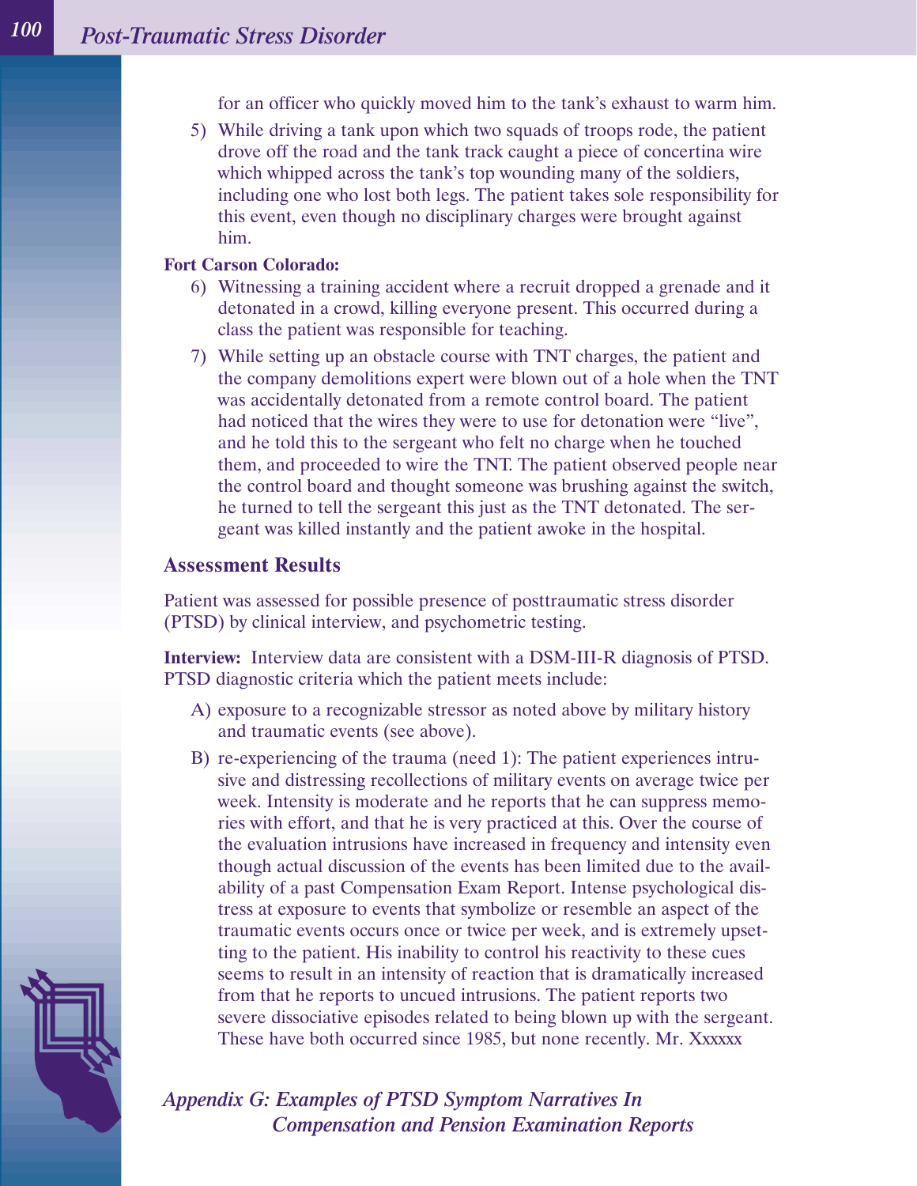for an officer who quickly moved him to the tank's exhaust to warm him.

5) While driving a tank upon which two squads of troops rode, the patient drove off the road and the tank track caught a piece of concertina wire which whipped across the tank's top wounding many of the soldiers, including one who lost both legs. The patient takes sole responsibility for this event, even though no disciplinary charges were brought against him.

**Fort Carson Colorado:**

6) Witnessing a training accident where a recruit dropped a grenade and it detonated in a crowd, killing everyone present. This occurred during a class the patient was responsible for teaching.

7) While setting up an obstacle course with TNT charges, the patient and the company demolitions expert were blown out of a hole when the TNT was accidentally detonated from a remote control board. The patient had noticed that the wires they were to use for detonation were "live", and he told this to the sergeant who felt no charge when he touched them, and proceeded to wire the TNT. The patient observed people near the control board and thought someone was brushing against the switch, he turned to tell the sergeant this just as the TNT detonated. The sergeant was killed instantly and the patient awoke in the hospital.

## Assessment Results

Patient was assessed for possible presence of posttraumatic stress disorder (PTSD) by clinical interview, and psychometric testing.

**Interview:** Interview data are consistent with a DSM-III-R diagnosis of PTSD. PTSD diagnostic criteria which the patient meets include:

A) exposure to a recognizable stressor as noted above by military history and traumatic events (see above).

B) re-experiencing of the trauma (need 1): The patient experiences intrusive and distressing recollections of military events on average twice per week. Intensity is moderate and he reports that he can suppress memories with effort, and that he is very practiced at this. Over the course of the evaluation intrusions have increased in frequency and intensity even though actual discussion of the events has been limited due to the availability of a past Compensation Exam Report. Intense psychological distress at exposure to events that symbolize or resemble an aspect of the traumatic events occurs once or twice per week, and is extremely upsetting to the patient. His inability to control his reactivity to these cues seems to result in an intensity of reaction that is dramatically increased from that he reports to uncued intrusions. The patient reports two severe dissociative episodes related to being blown up with the sergeant. These have both occurred since 1985, but none recently. Mr. Xxxxxx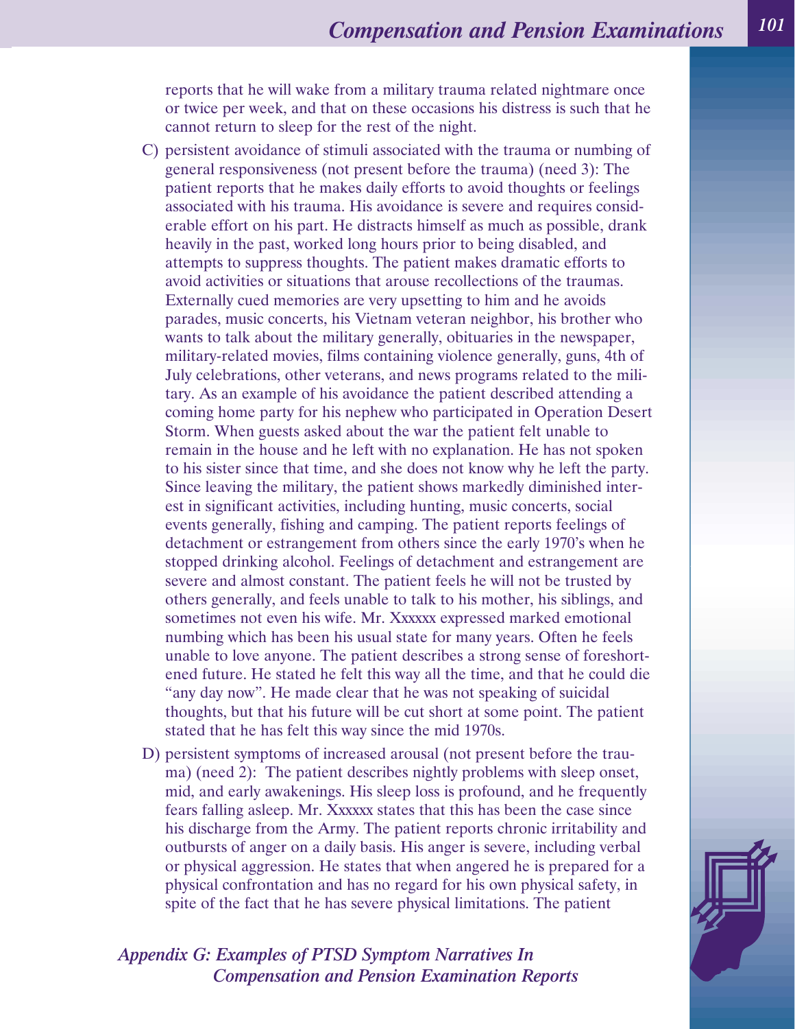reports that he will wake from a military trauma related nightmare once or twice per week, and that on these occasions his distress is such that he cannot return to sleep for the rest of the night.

C) persistent avoidance of stimuli associated with the trauma or numbing of general responsiveness (not present before the trauma) (need 3): The patient reports that he makes daily efforts to avoid thoughts or feelings associated with his trauma. His avoidance is severe and requires considerable effort on his part. He distracts himself as much as possible, drank heavily in the past, worked long hours prior to being disabled, and attempts to suppress thoughts. The patient makes dramatic efforts to avoid activities or situations that arouse recollections of the traumas. Externally cued memories are very upsetting to him and he avoids parades, music concerts, his Vietnam veteran neighbor, his brother who wants to talk about the military generally, obituaries in the newspaper, military-related movies, films containing violence generally, guns, 4th of July celebrations, other veterans, and news programs related to the military. As an example of his avoidance the patient described attending a coming home party for his nephew who participated in Operation Desert Storm. When guests asked about the war the patient felt unable to remain in the house and he left with no explanation. He has not spoken to his sister since that time, and she does not know why he left the party. Since leaving the military, the patient shows markedly diminished interest in significant activities, including hunting, music concerts, social events generally, fishing and camping. The patient reports feelings of detachment or estrangement from others since the early 1970's when he stopped drinking alcohol. Feelings of detachment and estrangement are severe and almost constant. The patient feels he will not be trusted by others generally, and feels unable to talk to his mother, his siblings, and sometimes not even his wife. Mr. Xxxxxx expressed marked emotional numbing which has been his usual state for many years. Often he feels unable to love anyone. The patient describes a strong sense of foreshortened future. He stated he felt this way all the time, and that he could die "any day now". He made clear that he was not speaking of suicidal thoughts, but that his future will be cut short at some point. The patient stated that he has felt this way since the mid 1970s.

D) persistent symptoms of increased arousal (not present before the trauma) (need 2): The patient describes nightly problems with sleep onset, mid, and early awakenings. His sleep loss is profound, and he frequently fears falling asleep. Mr. Xxxxxx states that this has been the case since his discharge from the Army. The patient reports chronic irritability and outbursts of anger on a daily basis. His anger is severe, including verbal or physical aggression. He states that when angered he is prepared for a physical confrontation and has no regard for his own physical safety, in spite of the fact that he has severe physical limitations. The patient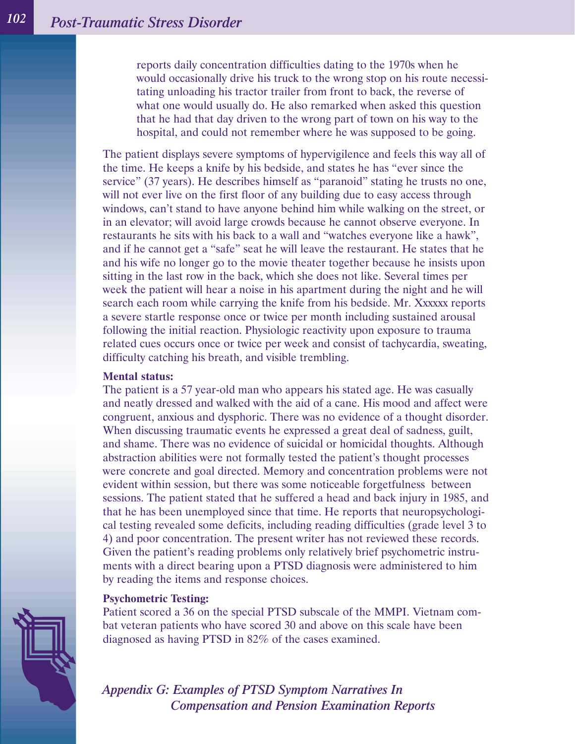reports daily concentration difficulties dating to the 1970s when he would occasionally drive his truck to the wrong stop on his route necessitating unloading his tractor trailer from front to back, the reverse of what one would usually do. He also remarked when asked this question that he had that day driven to the wrong part of town on his way to the hospital, and could not remember where he was supposed to be going.

The patient displays severe symptoms of hypervigilence and feels this way all of the time. He keeps a knife by his bedside, and states he has "ever since the service" (37 years). He describes himself as "paranoid" stating he trusts no one, will not ever live on the first floor of any building due to easy access through windows, can't stand to have anyone behind him while walking on the street, or in an elevator; will avoid large crowds because he cannot observe everyone. In restaurants he sits with his back to a wall and "watches everyone like a hawk", and if he cannot get a "safe" seat he will leave the restaurant. He states that he and his wife no longer go to the movie theater together because he insists upon sitting in the last row in the back, which she does not like. Several times per week the patient will hear a noise in his apartment during the night and he will search each room while carrying the knife from his bedside. Mr. Xxxxxx reports a severe startle response once or twice per month including sustained arousal following the initial reaction. Physiologic reactivity upon exposure to trauma related cues occurs once or twice per week and consist of tachycardia, sweating, difficulty catching his breath, and visible trembling.

**Mental status:**
The patient is a 57 year-old man who appears his stated age. He was casually and neatly dressed and walked with the aid of a cane. His mood and affect were congruent, anxious and dysphoric. There was no evidence of a thought disorder. When discussing traumatic events he expressed a great deal of sadness, guilt, and shame. There was no evidence of suicidal or homicidal thoughts. Although abstraction abilities were not formally tested the patient's thought processes were concrete and goal directed. Memory and concentration problems were not evident within session, but there was some noticeable forgetfulness between sessions. The patient stated that he suffered a head and back injury in 1985, and that he has been unemployed since that time. He reports that neuropsychological testing revealed some deficits, including reading difficulties (grade level 3 to 4) and poor concentration. The present writer has not reviewed these records. Given the patient's reading problems only relatively brief psychometric instruments with a direct bearing upon a PTSD diagnosis were administered to him by reading the items and response choices.

**Psychometric Testing:**
Patient scored a 36 on the special PTSD subscale of the MMPI. Vietnam combat veteran patients who have scored 30 and above on this scale have been diagnosed as having PTSD in 82% of the cases examined.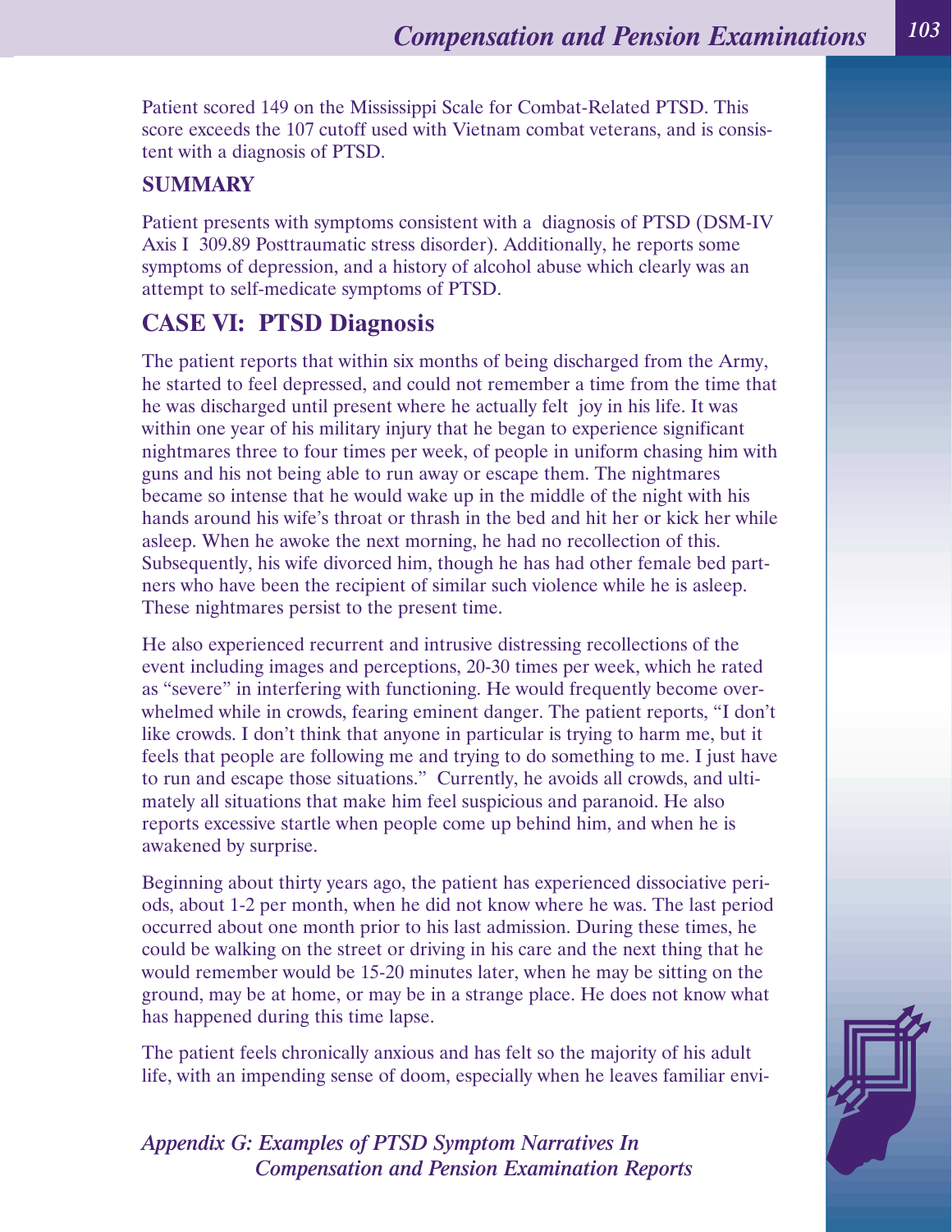Patient scored 149 on the Mississippi Scale for Combat-Related PTSD. This score exceeds the 107 cutoff used with Vietnam combat veterans, and is consistent with a diagnosis of PTSD.

**SUMMARY**

Patient presents with symptoms consistent with a diagnosis of PTSD (DSM-IV Axis I 309.89 Posttraumatic stress disorder). Additionally, he reports some symptoms of depression, and a history of alcohol abuse which clearly was an attempt to self-medicate symptoms of PTSD.

## CASE VI: PTSD Diagnosis

The patient reports that within six months of being discharged from the Army, he started to feel depressed, and could not remember a time from the time that he was discharged until present where he actually felt joy in his life. It was within one year of his military injury that he began to experience significant nightmares three to four times per week, of people in uniform chasing him with guns and his not being able to run away or escape them. The nightmares became so intense that he would wake up in the middle of the night with his hands around his wife's throat or thrash in the bed and hit her or kick her while asleep. When he awoke the next morning, he had no recollection of this. Subsequently, his wife divorced him, though he has had other female bed partners who have been the recipient of similar such violence while he is asleep. These nightmares persist to the present time.

He also experienced recurrent and intrusive distressing recollections of the event including images and perceptions, 20-30 times per week, which he rated as "severe" in interfering with functioning. He would frequently become overwhelmed while in crowds, fearing eminent danger. The patient reports, "I don't like crowds. I don't think that anyone in particular is trying to harm me, but it feels that people are following me and trying to do something to me. I just have to run and escape those situations." Currently, he avoids all crowds, and ultimately all situations that make him feel suspicious and paranoid. He also reports excessive startle when people come up behind him, and when he is awakened by surprise.

Beginning about thirty years ago, the patient has experienced dissociative periods, about 1-2 per month, when he did not know where he was. The last period occurred about one month prior to his last admission. During these times, he could be walking on the street or driving in his care and the next thing that he would remember would be 15-20 minutes later, when he may be sitting on the ground, may be at home, or may be in a strange place. He does not know what has happened during this time lapse.

The patient feels chronically anxious and has felt so the majority of his adult life, with an impending sense of doom, especially when he leaves familiar envi-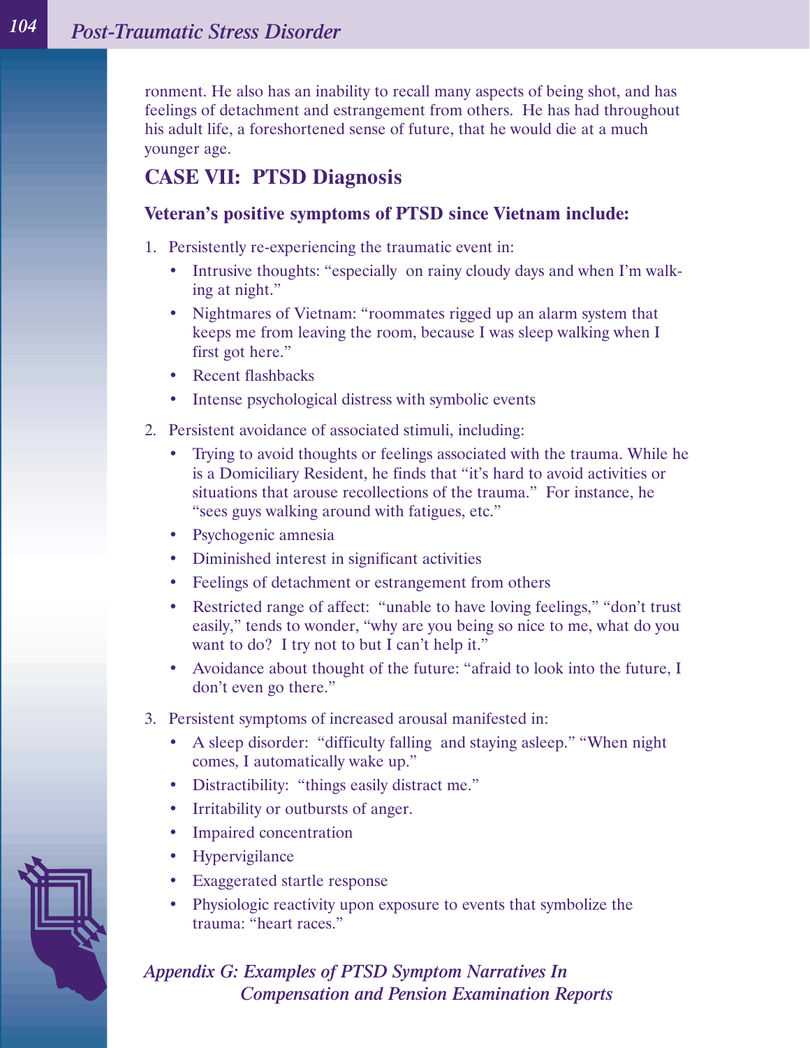ronment. He also has an inability to recall many aspects of being shot, and has feelings of detachment and estrangement from others. He has had throughout his adult life, a foreshortened sense of future, that he would die at a much younger age.

## CASE VII: PTSD Diagnosis

### Veteran's positive symptoms of PTSD since Vietnam include:

1. Persistently re-experiencing the traumatic event in:
   - Intrusive thoughts: "especially on rainy cloudy days and when I'm walking at night."
   - Nightmares of Vietnam: "roommates rigged up an alarm system that keeps me from leaving the room, because I was sleep walking when I first got here."
   - Recent flashbacks
   - Intense psychological distress with symbolic events
2. Persistent avoidance of associated stimuli, including:
   - Trying to avoid thoughts or feelings associated with the trauma. While he is a Domiciliary Resident, he finds that "it's hard to avoid activities or situations that arouse recollections of the trauma." For instance, he "sees guys walking around with fatigues, etc."
   - Psychogenic amnesia
   - Diminished interest in significant activities
   - Feelings of detachment or estrangement from others
   - Restricted range of affect: "unable to have loving feelings," "don't trust easily," tends to wonder, "why are you being so nice to me, what do you want to do? I try not to but I can't help it."
   - Avoidance about thought of the future: "afraid to look into the future, I don't even go there."
3. Persistent symptoms of increased arousal manifested in:
   - A sleep disorder: "difficulty falling and staying asleep." "When night comes, I automatically wake up."
   - Distractibility: "things easily distract me."
   - Irritability or outbursts of anger.
   - Impaired concentration
   - Hypervigilance
   - Exaggerated startle response
   - Physiologic reactivity upon exposure to events that symbolize the trauma: "heart races."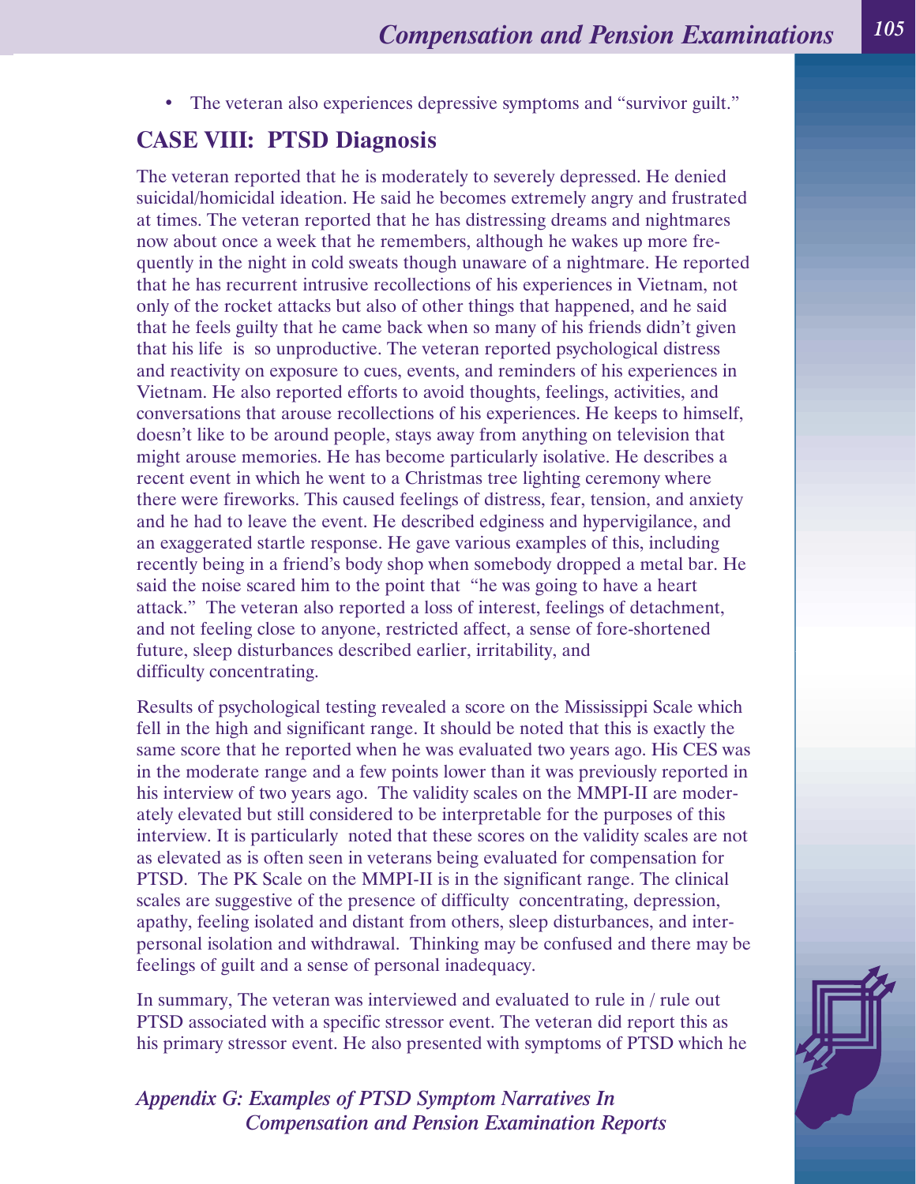- The veteran also experiences depressive symptoms and "survivor guilt."

## CASE VIII: PTSD Diagnosis

The veteran reported that he is moderately to severely depressed. He denied suicidal/homicidal ideation. He said he becomes extremely angry and frustrated at times. The veteran reported that he has distressing dreams and nightmares now about once a week that he remembers, although he wakes up more frequently in the night in cold sweats though unaware of a nightmare. He reported that he has recurrent intrusive recollections of his experiences in Vietnam, not only of the rocket attacks but also of other things that happened, and he said that he feels guilty that he came back when so many of his friends didn't given that his life is so unproductive. The veteran reported psychological distress and reactivity on exposure to cues, events, and reminders of his experiences in Vietnam. He also reported efforts to avoid thoughts, feelings, activities, and conversations that arouse recollections of his experiences. He keeps to himself, doesn't like to be around people, stays away from anything on television that might arouse memories. He has become particularly isolative. He describes a recent event in which he went to a Christmas tree lighting ceremony where there were fireworks. This caused feelings of distress, fear, tension, and anxiety and he had to leave the event. He described edginess and hypervigilance, and an exaggerated startle response. He gave various examples of this, including recently being in a friend's body shop when somebody dropped a metal bar. He said the noise scared him to the point that "he was going to have a heart attack." The veteran also reported a loss of interest, feelings of detachment, and not feeling close to anyone, restricted affect, a sense of fore-shortened future, sleep disturbances described earlier, irritability, and difficulty concentrating.

Results of psychological testing revealed a score on the Mississippi Scale which fell in the high and significant range. It should be noted that this is exactly the same score that he reported when he was evaluated two years ago. His CES was in the moderate range and a few points lower than it was previously reported in his interview of two years ago. The validity scales on the MMPI-II are moderately elevated but still considered to be interpretable for the purposes of this interview. It is particularly noted that these scores on the validity scales are not as elevated as is often seen in veterans being evaluated for compensation for PTSD. The PK Scale on the MMPI-II is in the significant range. The clinical scales are suggestive of the presence of difficulty concentrating, depression, apathy, feeling isolated and distant from others, sleep disturbances, and interpersonal isolation and withdrawal. Thinking may be confused and there may be feelings of guilt and a sense of personal inadequacy.

In summary, The veteran was interviewed and evaluated to rule in / rule out PTSD associated with a specific stressor event. The veteran did report this as his primary stressor event. He also presented with symptoms of PTSD which he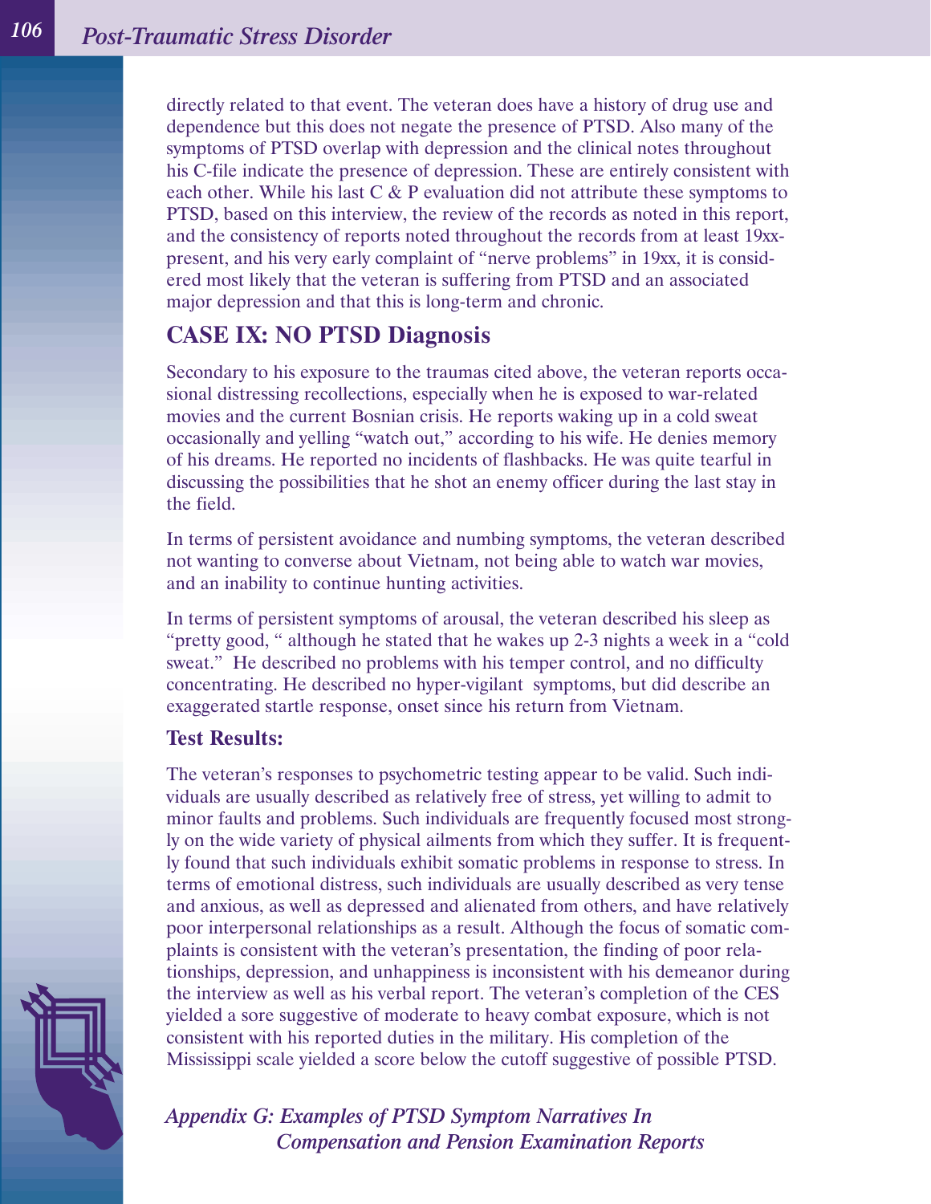directly related to that event. The veteran does have a history of drug use and dependence but this does not negate the presence of PTSD. Also many of the symptoms of PTSD overlap with depression and the clinical notes throughout his C-file indicate the presence of depression. These are entirely consistent with each other. While his last C & P evaluation did not attribute these symptoms to PTSD, based on this interview, the review of the records as noted in this report, and the consistency of reports noted throughout the records from at least 19xx-present, and his very early complaint of "nerve problems" in 19xx, it is considered most likely that the veteran is suffering from PTSD and an associated major depression and that this is long-term and chronic.

## CASE IX: NO PTSD Diagnosis

Secondary to his exposure to the traumas cited above, the veteran reports occasional distressing recollections, especially when he is exposed to war-related movies and the current Bosnian crisis. He reports waking up in a cold sweat occasionally and yelling "watch out," according to his wife. He denies memory of his dreams. He reported no incidents of flashbacks. He was quite tearful in discussing the possibilities that he shot an enemy officer during the last stay in the field.

In terms of persistent avoidance and numbing symptoms, the veteran described not wanting to converse about Vietnam, not being able to watch war movies, and an inability to continue hunting activities.

In terms of persistent symptoms of arousal, the veteran described his sleep as "pretty good, " although he stated that he wakes up 2-3 nights a week in a "cold sweat." He described no problems with his temper control, and no difficulty concentrating. He described no hyper-vigilant symptoms, but did describe an exaggerated startle response, onset since his return from Vietnam.

### Test Results:

The veteran's responses to psychometric testing appear to be valid. Such individuals are usually described as relatively free of stress, yet willing to admit to minor faults and problems. Such individuals are frequently focused most strongly on the wide variety of physical ailments from which they suffer. It is frequently found that such individuals exhibit somatic problems in response to stress. In terms of emotional distress, such individuals are usually described as very tense and anxious, as well as depressed and alienated from others, and have relatively poor interpersonal relationships as a result. Although the focus of somatic complaints is consistent with the veteran's presentation, the finding of poor relationships, depression, and unhappiness is inconsistent with his demeanor during the interview as well as his verbal report. The veteran's completion of the CES yielded a sore suggestive of moderate to heavy combat exposure, which is not consistent with his reported duties in the military. His completion of the Mississippi scale yielded a score below the cutoff suggestive of possible PTSD.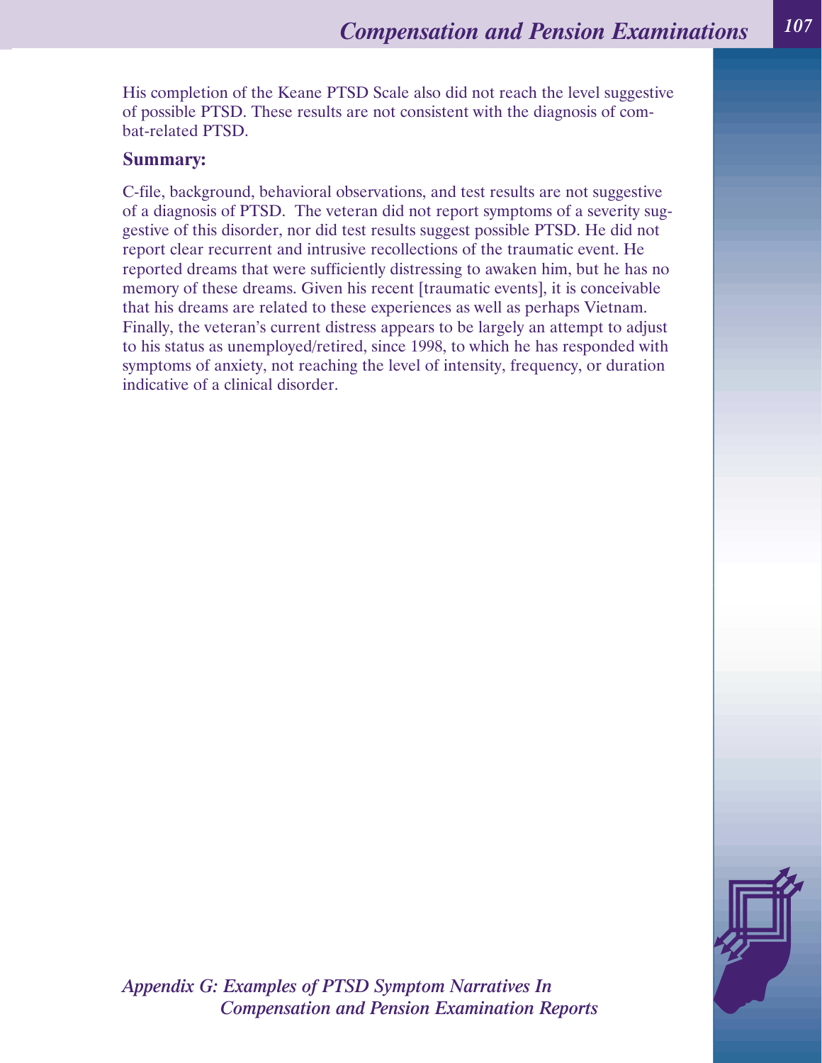His completion of the Keane PTSD Scale also did not reach the level suggestive of possible PTSD. These results are not consistent with the diagnosis of combat-related PTSD.

**Summary:**

C-file, background, behavioral observations, and test results are not suggestive of a diagnosis of PTSD. The veteran did not report symptoms of a severity suggestive of this disorder, nor did test results suggest possible PTSD. He did not report clear recurrent and intrusive recollections of the traumatic event. He reported dreams that were sufficiently distressing to awaken him, but he has no memory of these dreams. Given his recent [traumatic events], it is conceivable that his dreams are related to these experiences as well as perhaps Vietnam. Finally, the veteran's current distress appears to be largely an attempt to adjust to his status as unemployed/retired, since 1998, to which he has responded with symptoms of anxiety, not reaching the level of intensity, frequency, or duration indicative of a clinical disorder.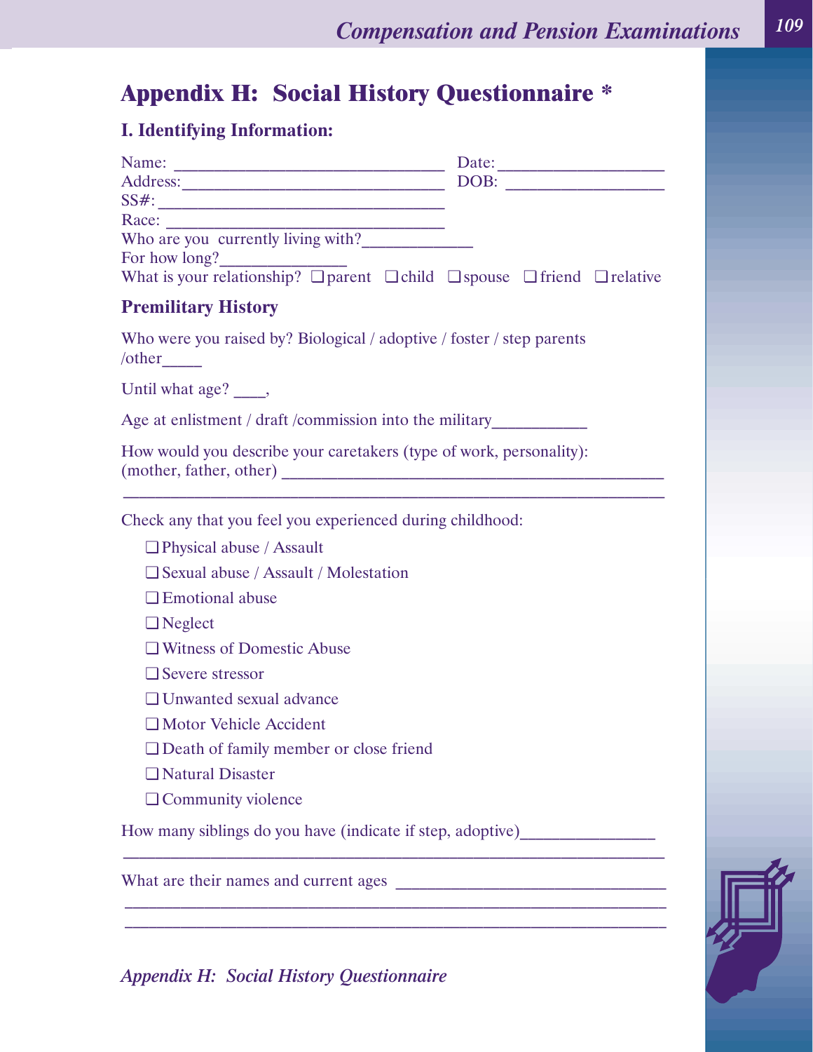# Appendix H: Social History Questionnaire *

## I. Identifying Information:

Name: ________________________________ Date: ___________________

Address: ______________________________ DOB: ___________________

SS#: _________________________________

Race: ________________________________

Who are you currently living with?_____________

For how long?_______________

What is your relationship? ❑ parent ❑ child ❑ spouse ❑ friend ❑ relative

## Premilitary History

Who were you raised by? Biological / adoptive / foster / step parents /other_____

Until what age? ____,

Age at enlistment / draft /commission into the military___________

How would you describe your caretakers (type of work, personality): (mother, father, other) _____________________________________________
________________________________________________________________

Check any that you feel you experienced during childhood:

- ❑ Physical abuse / Assault
- ❑ Sexual abuse / Assault / Molestation
- ❑ Emotional abuse
- ❑ Neglect
- ❑ Witness of Domestic Abuse
- ❑ Severe stressor
- ❑ Unwanted sexual advance
- ❑ Motor Vehicle Accident
- ❑ Death of family member or close friend
- ❑ Natural Disaster
- ❑ Community violence

How many siblings do you have (indicate if step, adoptive)_______________
________________________________________________________________

What are their names and current ages _______________________________
________________________________________________________________
________________________________________________________________

*Appendix H: Social History Questionnaire*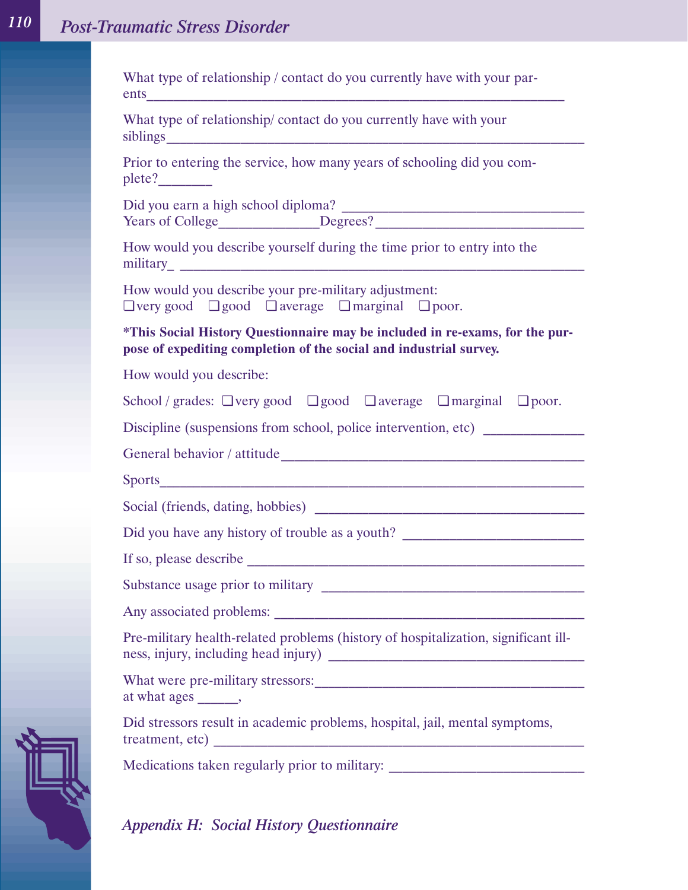What type of relationship / contact do you currently have with your parents_______________________________________________________

What type of relationship/ contact do you currently have with your siblings_________________________________________________________

Prior to entering the service, how many years of schooling did you complete?________

Did you earn a high school diploma? _______________________________
Years of College______________Degrees?_____________________________

How would you describe yourself during the time prior to entry into the military_ _______________________________________________________

How would you describe your pre-military adjustment:
❑very good ❑good ❑average ❑marginal ❑poor.

**\*This Social History Questionnaire may be included in re-exams, for the purpose of expediting completion of the social and industrial survey.**

How would you describe:

School / grades: ❑very good ❑good ❑average ❑marginal ❑poor.

Discipline (suspensions from school, police intervention, etc) ______________

General behavior / attitude____________________________________________

Sports_____________________________________________________________

Social (friends, dating, hobbies) _______________________________________

Did you have any history of trouble as a youth? __________________________

If so, please describe ________________________________________________

Substance usage prior to military ______________________________________

Any associated problems: ____________________________________________

Pre-military health-related problems (history of hospitalization, significant illness, injury, including head injury) ___________________________________

What were pre-military stressors:_______________________________________
at what ages ______,

Did stressors result in academic problems, hospital, jail, mental symptoms, treatment, etc) ____________________________________________________

Medications taken regularly prior to military: ___________________________

*Appendix H: Social History Questionnaire*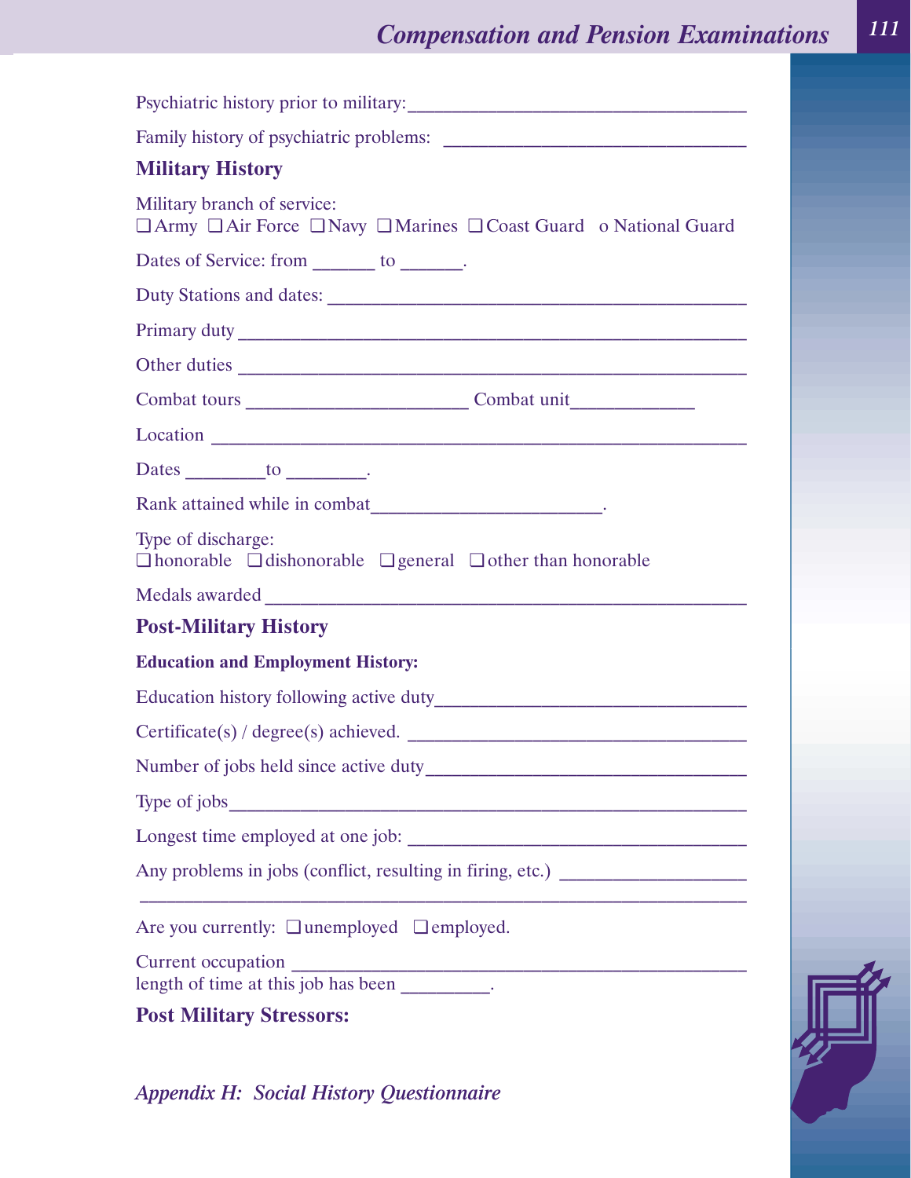Psychiatric history prior to military:___________________________________

Family history of psychiatric problems: ________________________________

## Military History

Military branch of service:
❑ Army ❑ Air Force ❑ Navy ❑ Marines ❑ Coast Guard o National Guard

Dates of Service: from _______ to _______.

Duty Stations and dates: ___________________________________________

Primary duty _____________________________________________________

Other duties _____________________________________________________

Combat tours ______________________ Combat unit_____________

Location ________________________________________________________

Dates _________to _________.

Rank attained while in combat________________________.

Type of discharge:
❑ honorable ❑ dishonorable ❑ general ❑ other than honorable

Medals awarded ___________________________________________________

## Post-Military History

### Education and Employment History:

Education history following active duty_______________________________

Certificate(s) / degree(s) achieved. ___________________________________

Number of jobs held since active duty________________________________

Type of jobs______________________________________________________

Longest time employed at one job: ___________________________________

Any problems in jobs (conflict, resulting in firing, etc.) ___________________

_______________________________________________________________

Are you currently: ❑ unemployed ❑ employed.

Current occupation _______________________________________________
length of time at this job has been _________.

## Post Military Stressors:

*Appendix H: Social History Questionnaire*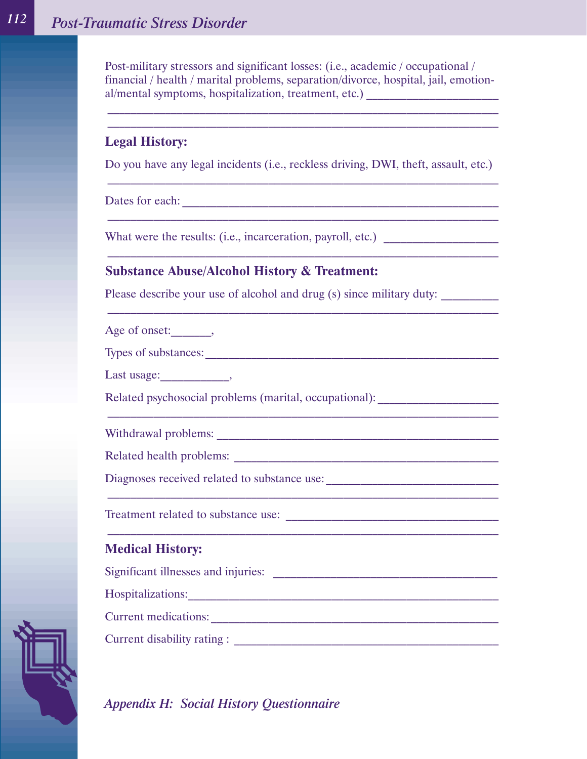Post-military stressors and significant losses: (i.e., academic / occupational / financial / health / marital problems, separation/divorce, hospital, jail, emotional/mental symptoms, hospitalization, treatment, etc.) ____________________

____________________________________________________________

____________________________________________________________

**Legal History:**

Do you have any legal incidents (i.e., reckless driving, DWI, theft, assault, etc.)

____________________________________________________________

Dates for each: ____________________________________________

____________________________________________________________

What were the results: (i.e., incarceration, payroll, etc.) ________________

____________________________________________________________

**Substance Abuse/Alcohol History & Treatment:**

Please describe your use of alcohol and drug (s) since military duty: _________

____________________________________________________________

Age of onset:______,

Types of substances:_________________________________________

Last usage:___________,

Related psychosocial problems (marital, occupational): __________________

____________________________________________________________

Withdrawal problems: ________________________________________

Related health problems: ______________________________________

Diagnoses received related to substance use:__________________________

____________________________________________________________

Treatment related to substance use: ________________________________

____________________________________________________________

**Medical History:**

Significant illnesses and injuries: _________________________________

Hospitalizations:____________________________________________

Current medications:_________________________________________

Current disability rating : _____________________________________

*Appendix H: Social History Questionnaire*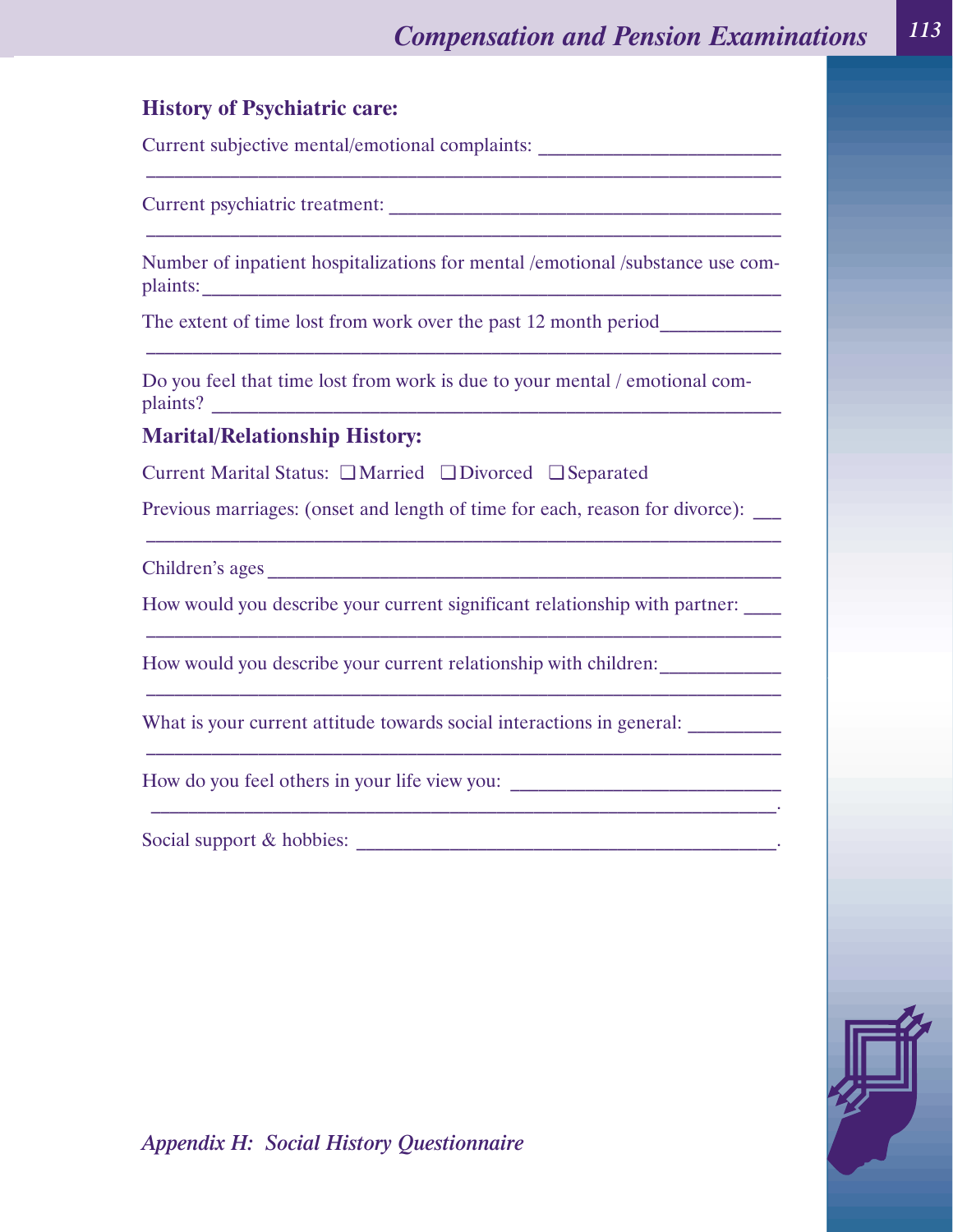**History of Psychiatric care:**

Current subjective mental/emotional complaints: ______________________________________________

Current psychiatric treatment: ______________________________________________

Number of inpatient hospitalizations for mental /emotional /substance use complaints: ______________________________________________

The extent of time lost from work over the past 12 month period ______________________________________________

Do you feel that time lost from work is due to your mental / emotional complaints? ______________________________________________

**Marital/Relationship History:**

Current Marital Status: ❑ Married ❑ Divorced ❑ Separated

Previous marriages: (onset and length of time for each, reason for divorce): ______________________________________________

Children's ages ______________________________________________

How would you describe your current significant relationship with partner: ______________________________________________

How would you describe your current relationship with children: ______________________________________________

What is your current attitude towards social interactions in general: ______________________________________________

How do you feel others in your life view you: ______________________________________________.

Social support & hobbies: ______________________________________________.

*Appendix H: Social History Questionnaire*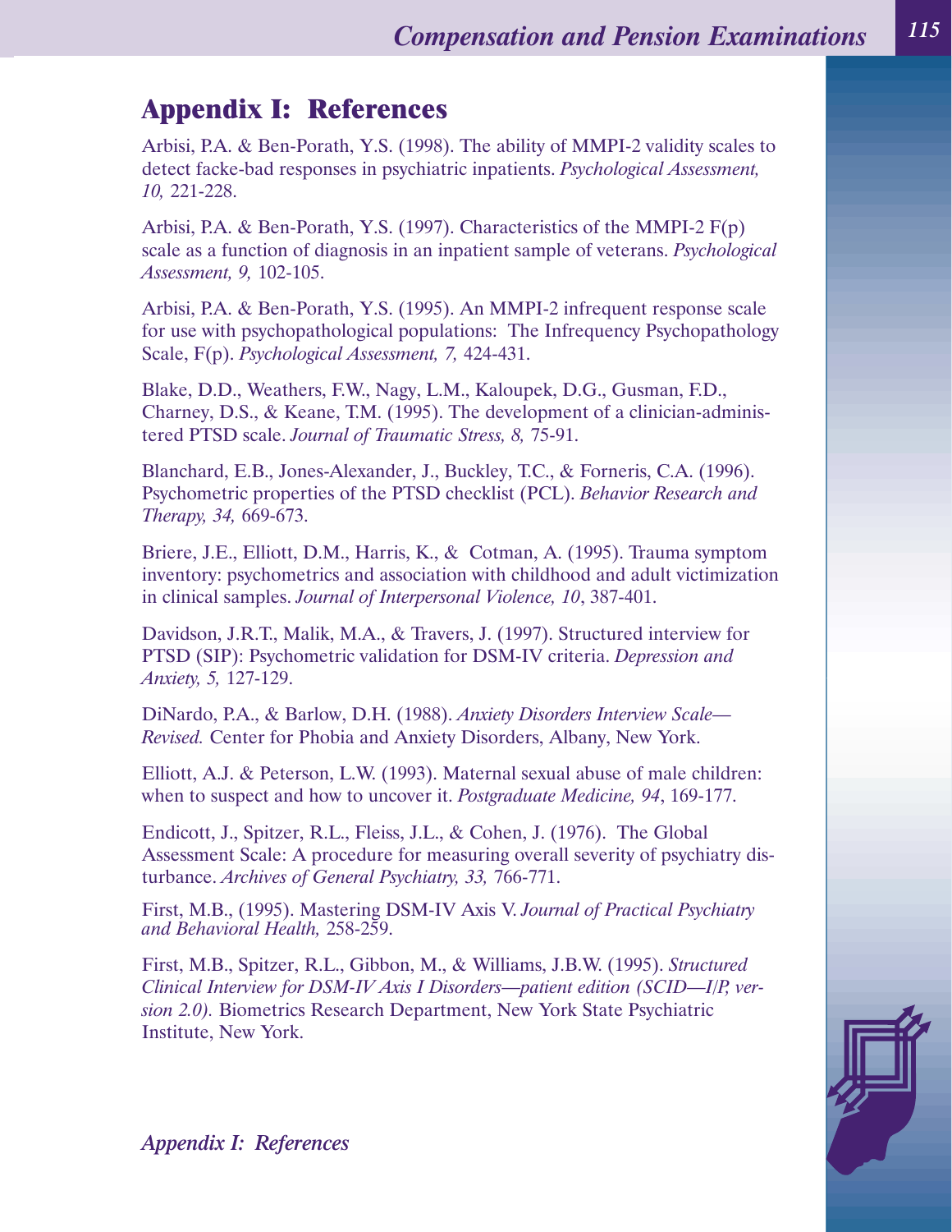## Appendix I: References

Arbisi, P.A. & Ben-Porath, Y.S. (1998). The ability of MMPI-2 validity scales to detect facke-bad responses in psychiatric inpatients. *Psychological Assessment, 10,* 221-228.

Arbisi, P.A. & Ben-Porath, Y.S. (1997). Characteristics of the MMPI-2 F(p) scale as a function of diagnosis in an inpatient sample of veterans. *Psychological Assessment, 9,* 102-105.

Arbisi, P.A. & Ben-Porath, Y.S. (1995). An MMPI-2 infrequent response scale for use with psychopathological populations: The Infrequency Psychopathology Scale, F(p). *Psychological Assessment, 7,* 424-431.

Blake, D.D., Weathers, F.W., Nagy, L.M., Kaloupek, D.G., Gusman, F.D., Charney, D.S., & Keane, T.M. (1995). The development of a clinician-administered PTSD scale. *Journal of Traumatic Stress, 8,* 75-91.

Blanchard, E.B., Jones-Alexander, J., Buckley, T.C., & Forneris, C.A. (1996). Psychometric properties of the PTSD checklist (PCL). *Behavior Research and Therapy, 34,* 669-673.

Briere, J.E., Elliott, D.M., Harris, K., & Cotman, A. (1995). Trauma symptom inventory: psychometrics and association with childhood and adult victimization in clinical samples. *Journal of Interpersonal Violence, 10*, 387-401.

Davidson, J.R.T., Malik, M.A., & Travers, J. (1997). Structured interview for PTSD (SIP): Psychometric validation for DSM-IV criteria. *Depression and Anxiety, 5,* 127-129.

DiNardo, P.A., & Barlow, D.H. (1988). *Anxiety Disorders Interview Scale—Revised.* Center for Phobia and Anxiety Disorders, Albany, New York.

Elliott, A.J. & Peterson, L.W. (1993). Maternal sexual abuse of male children: when to suspect and how to uncover it. *Postgraduate Medicine, 94*, 169-177.

Endicott, J., Spitzer, R.L., Fleiss, J.L., & Cohen, J. (1976). The Global Assessment Scale: A procedure for measuring overall severity of psychiatry disturbance. *Archives of General Psychiatry, 33,* 766-771.

First, M.B., (1995). Mastering DSM-IV Axis V. *Journal of Practical Psychiatry and Behavioral Health,* 258-259.

First, M.B., Spitzer, R.L., Gibbon, M., & Williams, J.B.W. (1995). *Structured Clinical Interview for DSM-IV Axis I Disorders—patient edition (SCID—I/P, version 2.0).* Biometrics Research Department, New York State Psychiatric Institute, New York.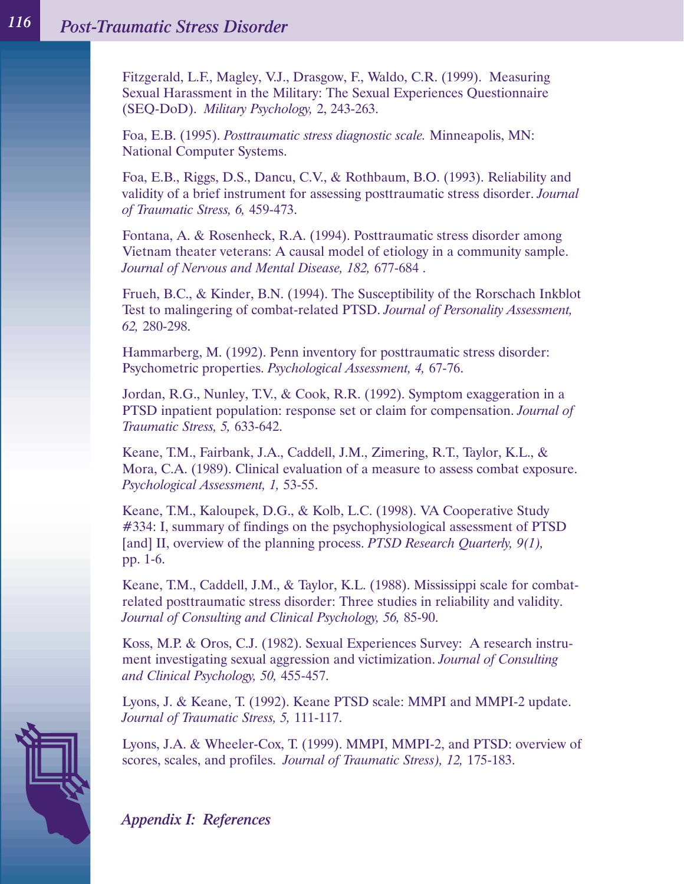Fitzgerald, L.F., Magley, V.J., Drasgow, F., Waldo, C.R. (1999). Measuring Sexual Harassment in the Military: The Sexual Experiences Questionnaire (SEQ-DoD). *Military Psychology,* 2, 243-263.

Foa, E.B. (1995). *Posttraumatic stress diagnostic scale.* Minneapolis, MN: National Computer Systems.

Foa, E.B., Riggs, D.S., Dancu, C.V., & Rothbaum, B.O. (1993). Reliability and validity of a brief instrument for assessing posttraumatic stress disorder. *Journal of Traumatic Stress, 6,* 459-473.

Fontana, A. & Rosenheck, R.A. (1994). Posttraumatic stress disorder among Vietnam theater veterans: A causal model of etiology in a community sample. *Journal of Nervous and Mental Disease, 182,* 677-684 .

Frueh, B.C., & Kinder, B.N. (1994). The Susceptibility of the Rorschach Inkblot Test to malingering of combat-related PTSD. *Journal of Personality Assessment, 62,* 280-298.

Hammarberg, M. (1992). Penn inventory for posttraumatic stress disorder: Psychometric properties. *Psychological Assessment, 4,* 67-76.

Jordan, R.G., Nunley, T.V., & Cook, R.R. (1992). Symptom exaggeration in a PTSD inpatient population: response set or claim for compensation. *Journal of Traumatic Stress, 5,* 633-642.

Keane, T.M., Fairbank, J.A., Caddell, J.M., Zimering, R.T., Taylor, K.L., & Mora, C.A. (1989). Clinical evaluation of a measure to assess combat exposure. *Psychological Assessment, 1,* 53-55.

Keane, T.M., Kaloupek, D.G., & Kolb, L.C. (1998). VA Cooperative Study #334: I, summary of findings on the psychophysiological assessment of PTSD [and] II, overview of the planning process. *PTSD Research Quarterly, 9(1),* pp. 1-6.

Keane, T.M., Caddell, J.M., & Taylor, K.L. (1988). Mississippi scale for combat-related posttraumatic stress disorder: Three studies in reliability and validity. *Journal of Consulting and Clinical Psychology, 56,* 85-90.

Koss, M.P. & Oros, C.J. (1982). Sexual Experiences Survey: A research instrument investigating sexual aggression and victimization. *Journal of Consulting and Clinical Psychology, 50,* 455-457.

Lyons, J. & Keane, T. (1992). Keane PTSD scale: MMPI and MMPI-2 update. *Journal of Traumatic Stress, 5,* 111-117.

Lyons, J.A. & Wheeler-Cox, T. (1999). MMPI, MMPI-2, and PTSD: overview of scores, scales, and profiles. *Journal of Traumatic Stress), 12,* 175-183.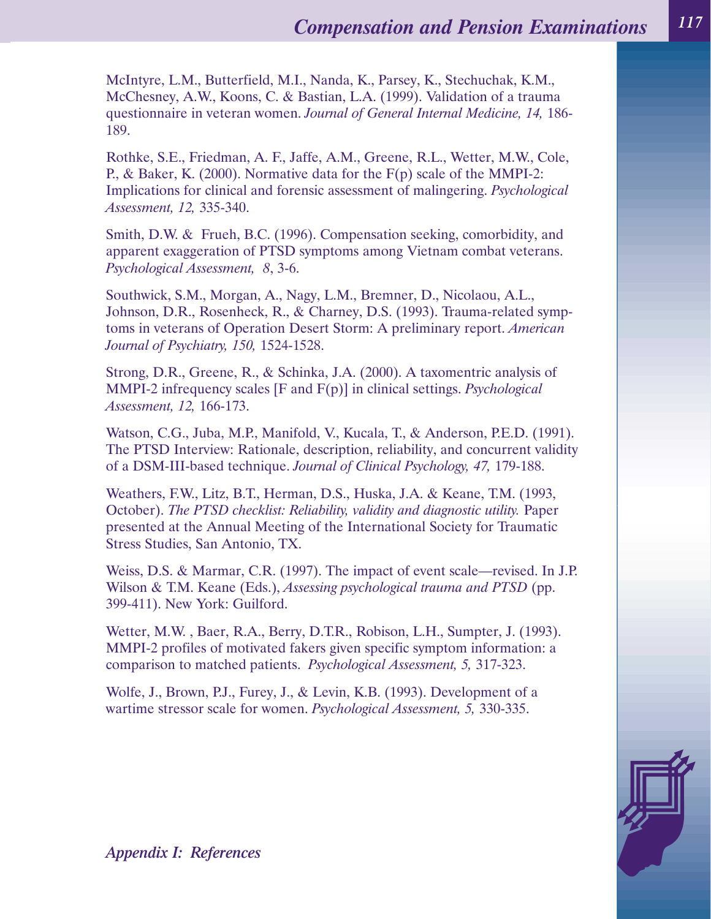McIntyre, L.M., Butterfield, M.I., Nanda, K., Parsey, K., Stechuchak, K.M., McChesney, A.W., Koons, C. & Bastian, L.A. (1999). Validation of a trauma questionnaire in veteran women. *Journal of General Internal Medicine, 14,* 186-189.

Rothke, S.E., Friedman, A. F., Jaffe, A.M., Greene, R.L., Wetter, M.W., Cole, P., & Baker, K. (2000). Normative data for the F(p) scale of the MMPI-2: Implications for clinical and forensic assessment of malingering. *Psychological Assessment, 12,* 335-340.

Smith, D.W. & Frueh, B.C. (1996). Compensation seeking, comorbidity, and apparent exaggeration of PTSD symptoms among Vietnam combat veterans. *Psychological Assessment, 8*, 3-6.

Southwick, S.M., Morgan, A., Nagy, L.M., Bremner, D., Nicolaou, A.L., Johnson, D.R., Rosenheck, R., & Charney, D.S. (1993). Trauma-related symptoms in veterans of Operation Desert Storm: A preliminary report. *American Journal of Psychiatry, 150,* 1524-1528.

Strong, D.R., Greene, R., & Schinka, J.A. (2000). A taxomentric analysis of MMPI-2 infrequency scales [F and F(p)] in clinical settings. *Psychological Assessment, 12,* 166-173.

Watson, C.G., Juba, M.P., Manifold, V., Kucala, T., & Anderson, P.E.D. (1991). The PTSD Interview: Rationale, description, reliability, and concurrent validity of a DSM-III-based technique. *Journal of Clinical Psychology, 47,* 179-188.

Weathers, F.W., Litz, B.T., Herman, D.S., Huska, J.A. & Keane, T.M. (1993, October). *The PTSD checklist: Reliability, validity and diagnostic utility.* Paper presented at the Annual Meeting of the International Society for Traumatic Stress Studies, San Antonio, TX.

Weiss, D.S. & Marmar, C.R. (1997). The impact of event scale—revised. In J.P. Wilson & T.M. Keane (Eds.), *Assessing psychological trauma and PTSD* (pp. 399-411). New York: Guilford.

Wetter, M.W. , Baer, R.A., Berry, D.T.R., Robison, L.H., Sumpter, J. (1993). MMPI-2 profiles of motivated fakers given specific symptom information: a comparison to matched patients. *Psychological Assessment, 5,* 317-323.

Wolfe, J., Brown, P.J., Furey, J., & Levin, K.B. (1993). Development of a wartime stressor scale for women. *Psychological Assessment, 5,* 330-335.